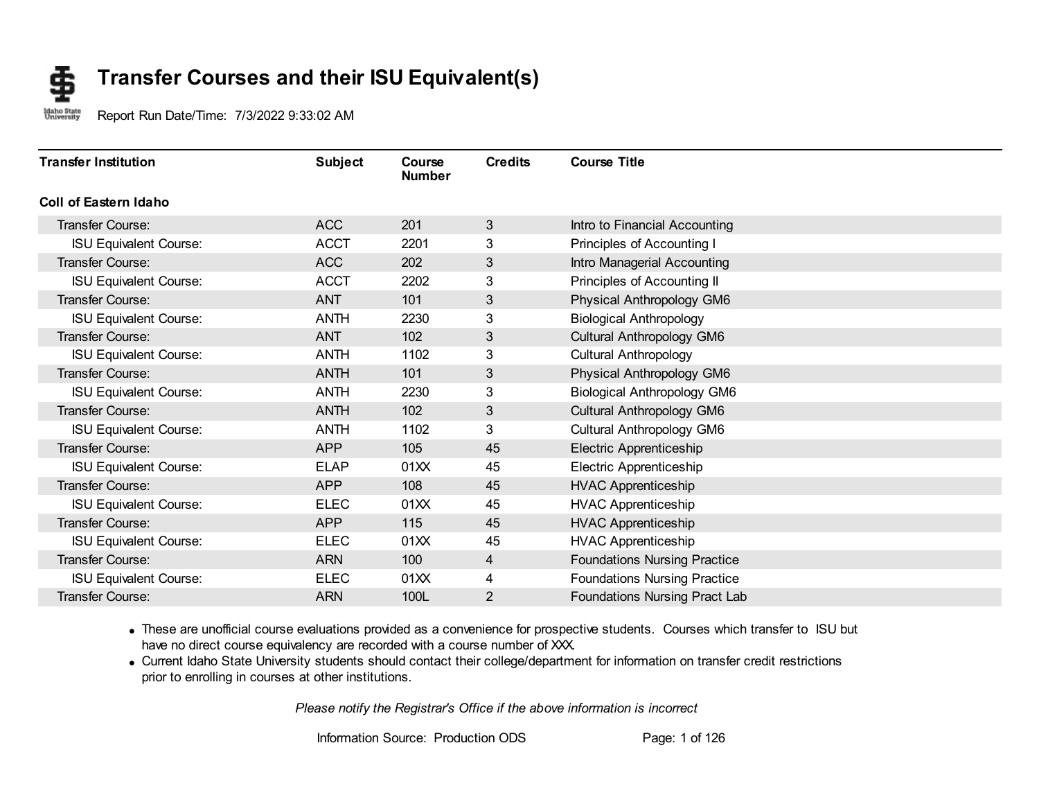# Transfer Courses and their ISU Equivalent(s)

Report Run Date/Time: 7/3/2022 9:33:02 AM

| Transfer Institution | Subject | Course Number | Credits | Course Title |
|---|---|---|---|---|
| **Coll of Eastern Idaho** | | | | |
| Transfer Course: | ACC | 201 | 3 | Intro to Financial Accounting |
| ISU Equivalent Course: | ACCT | 2201 | 3 | Principles of Accounting I |
| Transfer Course: | ACC | 202 | 3 | Intro Managerial Accounting |
| ISU Equivalent Course: | ACCT | 2202 | 3 | Principles of Accounting II |
| Transfer Course: | ANT | 101 | 3 | Physical Anthropology GM6 |
| ISU Equivalent Course: | ANTH | 2230 | 3 | Biological Anthropology |
| Transfer Course: | ANT | 102 | 3 | Cultural Anthropology GM6 |
| ISU Equivalent Course: | ANTH | 1102 | 3 | Cultural Anthropology |
| Transfer Course: | ANTH | 101 | 3 | Physical Anthropology GM6 |
| ISU Equivalent Course: | ANTH | 2230 | 3 | Biological Anthropology GM6 |
| Transfer Course: | ANTH | 102 | 3 | Cultural Anthropology GM6 |
| ISU Equivalent Course: | ANTH | 1102 | 3 | Cultural Anthropology GM6 |
| Transfer Course: | APP | 105 | 45 | Electric Apprenticeship |
| ISU Equivalent Course: | ELAP | 01XX | 45 | Electric Apprenticeship |
| Transfer Course: | APP | 108 | 45 | HVAC Apprenticeship |
| ISU Equivalent Course: | ELEC | 01XX | 45 | HVAC Apprenticeship |
| Transfer Course: | APP | 115 | 45 | HVAC Apprenticeship |
| ISU Equivalent Course: | ELEC | 01XX | 45 | HVAC Apprenticeship |
| Transfer Course: | ARN | 100 | 4 | Foundations Nursing Practice |
| ISU Equivalent Course: | ELEC | 01XX | 4 | Foundations Nursing Practice |
| Transfer Course: | ARN | 100L | 2 | Foundations Nursing Pract Lab |

- These are unofficial course evaluations provided as a convenience for prospective students. Courses which transfer to ISU but have no direct course equivalency are recorded with a course number of XXX.
- Current Idaho State University students should contact their college/department for information on transfer credit restrictions prior to enrolling in courses at other institutions.

*Please notify the Registrar's Office if the above information is incorrect*

Information Source: Production ODS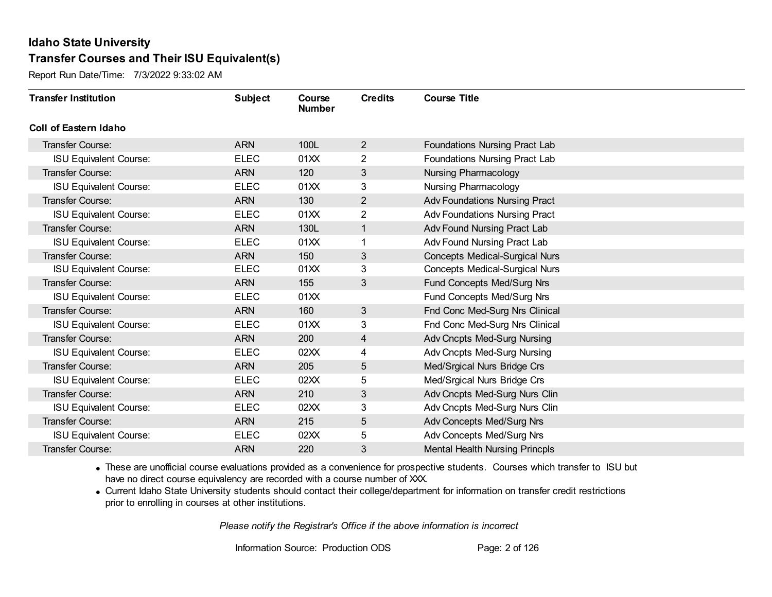## Idaho State University
## Transfer Courses and Their ISU Equivalent(s)

Report Run Date/Time: 7/3/2022 9:33:02 AM

| Transfer Institution | Subject | Course Number | Credits | Course Title |
|---|---|---|---|---|
| **Coll of Eastern Idaho** | | | | |
| Transfer Course: | ARN | 100L | 2 | Foundations Nursing Pract Lab |
| ISU Equivalent Course: | ELEC | 01XX | 2 | Foundations Nursing Pract Lab |
| Transfer Course: | ARN | 120 | 3 | Nursing Pharmacology |
| ISU Equivalent Course: | ELEC | 01XX | 3 | Nursing Pharmacology |
| Transfer Course: | ARN | 130 | 2 | Adv Foundations Nursing Pract |
| ISU Equivalent Course: | ELEC | 01XX | 2 | Adv Foundations Nursing Pract |
| Transfer Course: | ARN | 130L | 1 | Adv Found Nursing Pract Lab |
| ISU Equivalent Course: | ELEC | 01XX | 1 | Adv Found Nursing Pract Lab |
| Transfer Course: | ARN | 150 | 3 | Concepts Medical-Surgical Nurs |
| ISU Equivalent Course: | ELEC | 01XX | 3 | Concepts Medical-Surgical Nurs |
| Transfer Course: | ARN | 155 | 3 | Fund Concepts Med/Surg Nrs |
| ISU Equivalent Course: | ELEC | 01XX | | Fund Concepts Med/Surg Nrs |
| Transfer Course: | ARN | 160 | 3 | Fnd Conc Med-Surg Nrs Clinical |
| ISU Equivalent Course: | ELEC | 01XX | 3 | Fnd Conc Med-Surg Nrs Clinical |
| Transfer Course: | ARN | 200 | 4 | Adv Cncpts Med-Surg Nursing |
| ISU Equivalent Course: | ELEC | 02XX | 4 | Adv Cncpts Med-Surg Nursing |
| Transfer Course: | ARN | 205 | 5 | Med/Srgical Nurs Bridge Crs |
| ISU Equivalent Course: | ELEC | 02XX | 5 | Med/Srgical Nurs Bridge Crs |
| Transfer Course: | ARN | 210 | 3 | Adv Cncpts Med-Surg Nurs Clin |
| ISU Equivalent Course: | ELEC | 02XX | 3 | Adv Cncpts Med-Surg Nurs Clin |
| Transfer Course: | ARN | 215 | 5 | Adv Concepts Med/Surg Nrs |
| ISU Equivalent Course: | ELEC | 02XX | 5 | Adv Concepts Med/Surg Nrs |
| Transfer Course: | ARN | 220 | 3 | Mental Health Nursing Princpls |

- These are unofficial course evaluations provided as a convenience for prospective students. Courses which transfer to ISU but have no direct course equivalency are recorded with a course number of XXX.
- Current Idaho State University students should contact their college/department for information on transfer credit restrictions prior to enrolling in courses at other institutions.

*Please notify the Registrar's Office if the above information is incorrect*

Information Source: Production ODS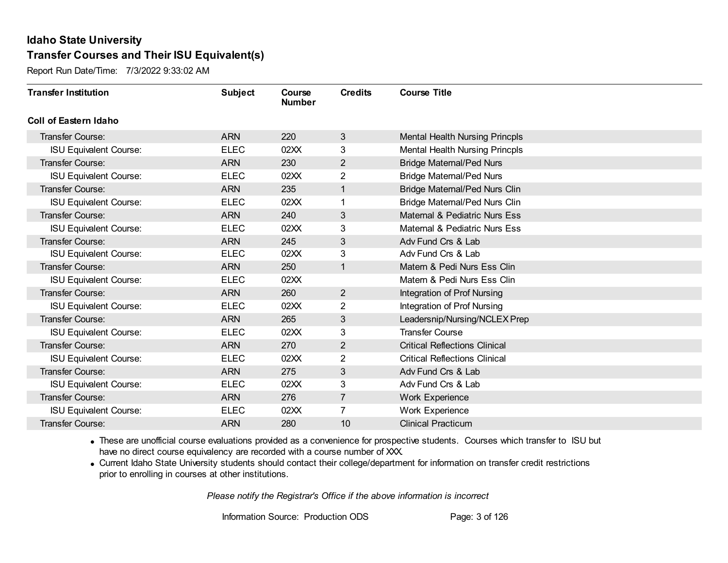## Idaho State University
## Transfer Courses and Their ISU Equivalent(s)

Report Run Date/Time: 7/3/2022 9:33:02 AM

| Transfer Institution | Subject | Course Number | Credits | Course Title |
|---|---|---|---|---|
| **Coll of Eastern Idaho** | | | | |
| Transfer Course: | ARN | 220 | 3 | Mental Health Nursing Princpls |
| ISU Equivalent Course: | ELEC | 02XX | 3 | Mental Health Nursing Princpls |
| Transfer Course: | ARN | 230 | 2 | Bridge Maternal/Ped Nurs |
| ISU Equivalent Course: | ELEC | 02XX | 2 | Bridge Maternal/Ped Nurs |
| Transfer Course: | ARN | 235 | 1 | Bridge Maternal/Ped Nurs Clin |
| ISU Equivalent Course: | ELEC | 02XX | 1 | Bridge Maternal/Ped Nurs Clin |
| Transfer Course: | ARN | 240 | 3 | Maternal & Pediatric Nurs Ess |
| ISU Equivalent Course: | ELEC | 02XX | 3 | Maternal & Pediatric Nurs Ess |
| Transfer Course: | ARN | 245 | 3 | Adv Fund Crs & Lab |
| ISU Equivalent Course: | ELEC | 02XX | 3 | Adv Fund Crs & Lab |
| Transfer Course: | ARN | 250 | 1 | Matern & Pedi Nurs Ess Clin |
| ISU Equivalent Course: | ELEC | 02XX | | Matern & Pedi Nurs Ess Clin |
| Transfer Course: | ARN | 260 | 2 | Integration of Prof Nursing |
| ISU Equivalent Course: | ELEC | 02XX | 2 | Integration of Prof Nursing |
| Transfer Course: | ARN | 265 | 3 | Leadersnip/Nursing/NCLEX Prep |
| ISU Equivalent Course: | ELEC | 02XX | 3 | Transfer Course |
| Transfer Course: | ARN | 270 | 2 | Critical Reflections Clinical |
| ISU Equivalent Course: | ELEC | 02XX | 2 | Critical Reflections Clinical |
| Transfer Course: | ARN | 275 | 3 | Adv Fund Crs & Lab |
| ISU Equivalent Course: | ELEC | 02XX | 3 | Adv Fund Crs & Lab |
| Transfer Course: | ARN | 276 | 7 | Work Experience |
| ISU Equivalent Course: | ELEC | 02XX | 7 | Work Experience |
| Transfer Course: | ARN | 280 | 10 | Clinical Practicum |

- These are unofficial course evaluations provided as a convenience for prospective students. Courses which transfer to ISU but have no direct course equivalency are recorded with a course number of XXX.
- Current Idaho State University students should contact their college/department for information on transfer credit restrictions prior to enrolling in courses at other institutions.

*Please notify the Registrar's Office if the above information is incorrect*

Information Source: Production ODS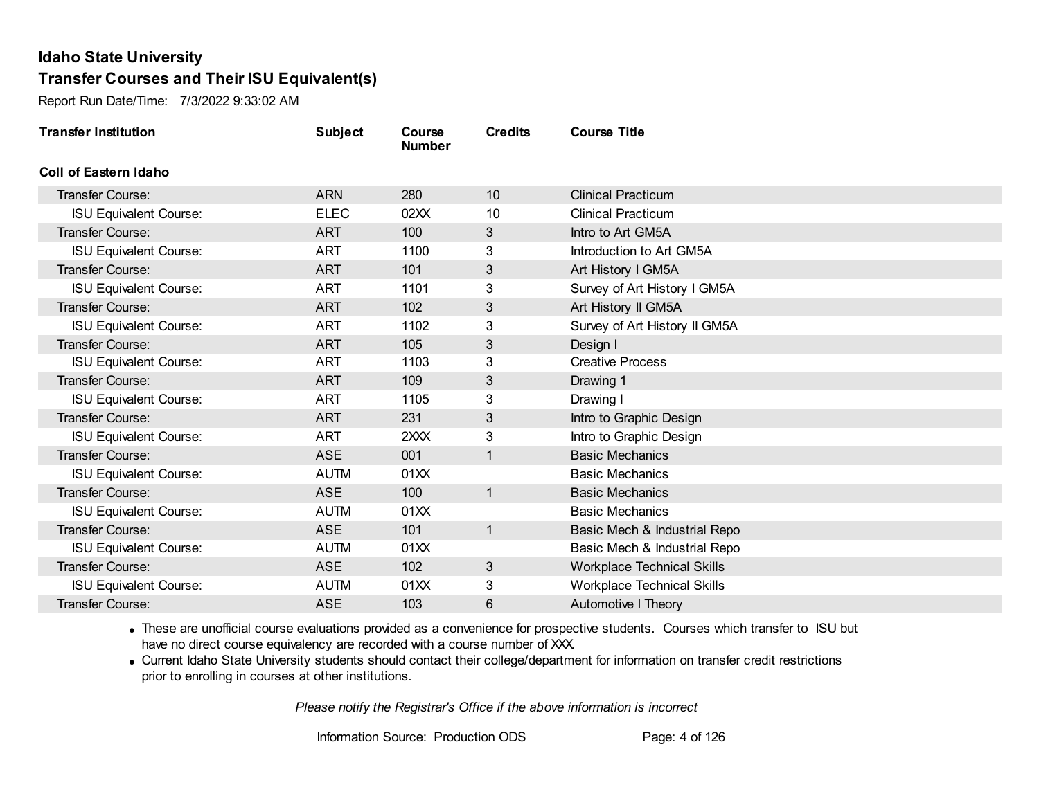**Idaho State University**

**Transfer Courses and Their ISU Equivalent(s)**

Report Run Date/Time: 7/3/2022 9:33:02 AM

| Transfer Institution | Subject | Course Number | Credits | Course Title |
|---|---|---|---|---|
| **Coll of Eastern Idaho** | | | | |
| Transfer Course: | ARN | 280 | 10 | Clinical Practicum |
| ISU Equivalent Course: | ELEC | 02XX | 10 | Clinical Practicum |
| Transfer Course: | ART | 100 | 3 | Intro to Art GM5A |
| ISU Equivalent Course: | ART | 1100 | 3 | Introduction to Art GM5A |
| Transfer Course: | ART | 101 | 3 | Art History I GM5A |
| ISU Equivalent Course: | ART | 1101 | 3 | Survey of Art History I GM5A |
| Transfer Course: | ART | 102 | 3 | Art History II GM5A |
| ISU Equivalent Course: | ART | 1102 | 3 | Survey of Art History II GM5A |
| Transfer Course: | ART | 105 | 3 | Design I |
| ISU Equivalent Course: | ART | 1103 | 3 | Creative Process |
| Transfer Course: | ART | 109 | 3 | Drawing 1 |
| ISU Equivalent Course: | ART | 1105 | 3 | Drawing I |
| Transfer Course: | ART | 231 | 3 | Intro to Graphic Design |
| ISU Equivalent Course: | ART | 2XXX | 3 | Intro to Graphic Design |
| Transfer Course: | ASE | 001 | 1 | Basic Mechanics |
| ISU Equivalent Course: | AUTM | 01XX | | Basic Mechanics |
| Transfer Course: | ASE | 100 | 1 | Basic Mechanics |
| ISU Equivalent Course: | AUTM | 01XX | | Basic Mechanics |
| Transfer Course: | ASE | 101 | 1 | Basic Mech & Industrial Repo |
| ISU Equivalent Course: | AUTM | 01XX | | Basic Mech & Industrial Repo |
| Transfer Course: | ASE | 102 | 3 | Workplace Technical Skills |
| ISU Equivalent Course: | AUTM | 01XX | 3 | Workplace Technical Skills |
| Transfer Course: | ASE | 103 | 6 | Automotive I Theory |

- These are unofficial course evaluations provided as a convenience for prospective students. Courses which transfer to ISU but have no direct course equivalency are recorded with a course number of XXX.
- Current Idaho State University students should contact their college/department for information on transfer credit restrictions prior to enrolling in courses at other institutions.

*Please notify the Registrar's Office if the above information is incorrect*

Information Source: Production ODS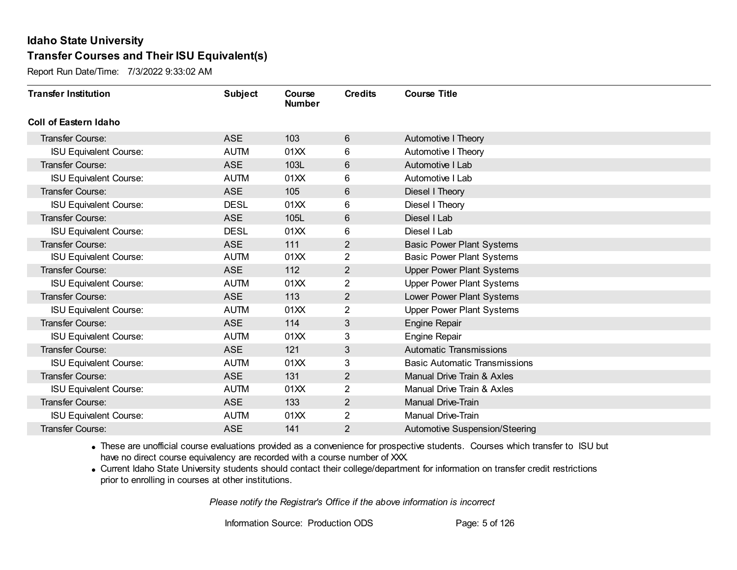# Idaho State University

## Transfer Courses and Their ISU Equivalent(s)

Report Run Date/Time: 7/3/2022 9:33:02 AM

| Transfer Institution | Subject | Course Number | Credits | Course Title |
|---|---|---|---|---|
| **Coll of Eastern Idaho** | | | | |
| Transfer Course: | ASE | 103 | 6 | Automotive I Theory |
| ISU Equivalent Course: | AUTM | 01XX | 6 | Automotive I Theory |
| Transfer Course: | ASE | 103L | 6 | Automotive I Lab |
| ISU Equivalent Course: | AUTM | 01XX | 6 | Automotive I Lab |
| Transfer Course: | ASE | 105 | 6 | Diesel I Theory |
| ISU Equivalent Course: | DESL | 01XX | 6 | Diesel I Theory |
| Transfer Course: | ASE | 105L | 6 | Diesel I Lab |
| ISU Equivalent Course: | DESL | 01XX | 6 | Diesel I Lab |
| Transfer Course: | ASE | 111 | 2 | Basic Power Plant Systems |
| ISU Equivalent Course: | AUTM | 01XX | 2 | Basic Power Plant Systems |
| Transfer Course: | ASE | 112 | 2 | Upper Power Plant Systems |
| ISU Equivalent Course: | AUTM | 01XX | 2 | Upper Power Plant Systems |
| Transfer Course: | ASE | 113 | 2 | Lower Power Plant Systems |
| ISU Equivalent Course: | AUTM | 01XX | 2 | Upper Power Plant Systems |
| Transfer Course: | ASE | 114 | 3 | Engine Repair |
| ISU Equivalent Course: | AUTM | 01XX | 3 | Engine Repair |
| Transfer Course: | ASE | 121 | 3 | Automatic Transmissions |
| ISU Equivalent Course: | AUTM | 01XX | 3 | Basic Automatic Transmissions |
| Transfer Course: | ASE | 131 | 2 | Manual Drive Train & Axles |
| ISU Equivalent Course: | AUTM | 01XX | 2 | Manual Drive Train & Axles |
| Transfer Course: | ASE | 133 | 2 | Manual Drive-Train |
| ISU Equivalent Course: | AUTM | 01XX | 2 | Manual Drive-Train |
| Transfer Course: | ASE | 141 | 2 | Automotive Suspension/Steering |

- These are unofficial course evaluations provided as a convenience for prospective students. Courses which transfer to ISU but have no direct course equivalency are recorded with a course number of XXX.
- Current Idaho State University students should contact their college/department for information on transfer credit restrictions prior to enrolling in courses at other institutions.

*Please notify the Registrar's Office if the above information is incorrect*

Information Source: Production ODS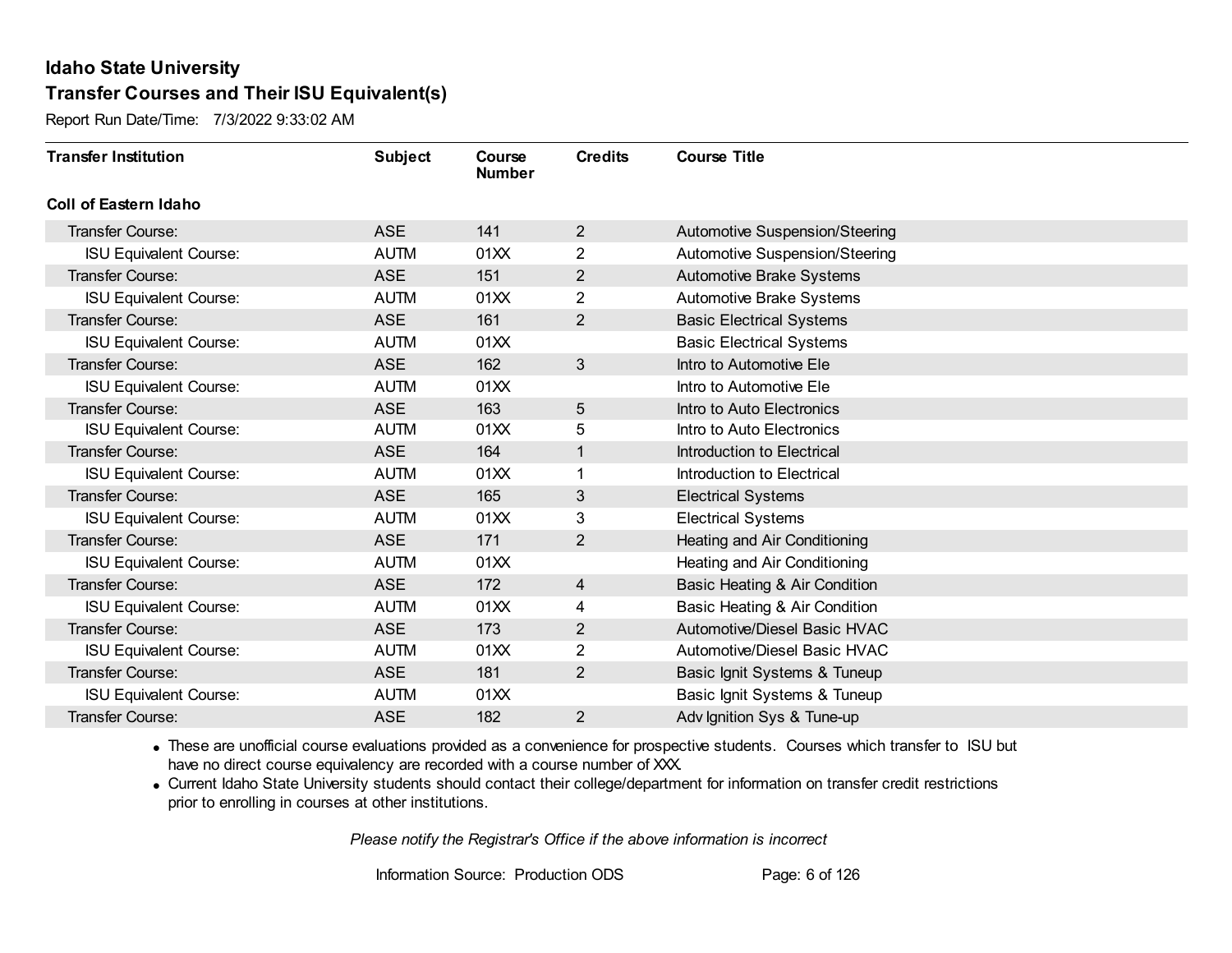# Idaho State University

## Transfer Courses and Their ISU Equivalent(s)

Report Run Date/Time: 7/3/2022 9:33:02 AM

| Transfer Institution | Subject | Course Number | Credits | Course Title |
|---|---|---|---|---|
| **Coll of Eastern Idaho** | | | | |
| Transfer Course: | ASE | 141 | 2 | Automotive Suspension/Steering |
| ISU Equivalent Course: | AUTM | 01XX | 2 | Automotive Suspension/Steering |
| Transfer Course: | ASE | 151 | 2 | Automotive Brake Systems |
| ISU Equivalent Course: | AUTM | 01XX | 2 | Automotive Brake Systems |
| Transfer Course: | ASE | 161 | 2 | Basic Electrical Systems |
| ISU Equivalent Course: | AUTM | 01XX | | Basic Electrical Systems |
| Transfer Course: | ASE | 162 | 3 | Intro to Automotive Ele |
| ISU Equivalent Course: | AUTM | 01XX | | Intro to Automotive Ele |
| Transfer Course: | ASE | 163 | 5 | Intro to Auto Electronics |
| ISU Equivalent Course: | AUTM | 01XX | 5 | Intro to Auto Electronics |
| Transfer Course: | ASE | 164 | 1 | Introduction to Electrical |
| ISU Equivalent Course: | AUTM | 01XX | 1 | Introduction to Electrical |
| Transfer Course: | ASE | 165 | 3 | Electrical Systems |
| ISU Equivalent Course: | AUTM | 01XX | 3 | Electrical Systems |
| Transfer Course: | ASE | 171 | 2 | Heating and Air Conditioning |
| ISU Equivalent Course: | AUTM | 01XX | | Heating and Air Conditioning |
| Transfer Course: | ASE | 172 | 4 | Basic Heating & Air Condition |
| ISU Equivalent Course: | AUTM | 01XX | 4 | Basic Heating & Air Condition |
| Transfer Course: | ASE | 173 | 2 | Automotive/Diesel Basic HVAC |
| ISU Equivalent Course: | AUTM | 01XX | 2 | Automotive/Diesel Basic HVAC |
| Transfer Course: | ASE | 181 | 2 | Basic Ignit Systems & Tuneup |
| ISU Equivalent Course: | AUTM | 01XX | | Basic Ignit Systems & Tuneup |
| Transfer Course: | ASE | 182 | 2 | Adv Ignition Sys & Tune-up |

- These are unofficial course evaluations provided as a convenience for prospective students. Courses which transfer to ISU but have no direct course equivalency are recorded with a course number of XXX.
- Current Idaho State University students should contact their college/department for information on transfer credit restrictions prior to enrolling in courses at other institutions.

*Please notify the Registrar's Office if the above information is incorrect*

Information Source: Production ODS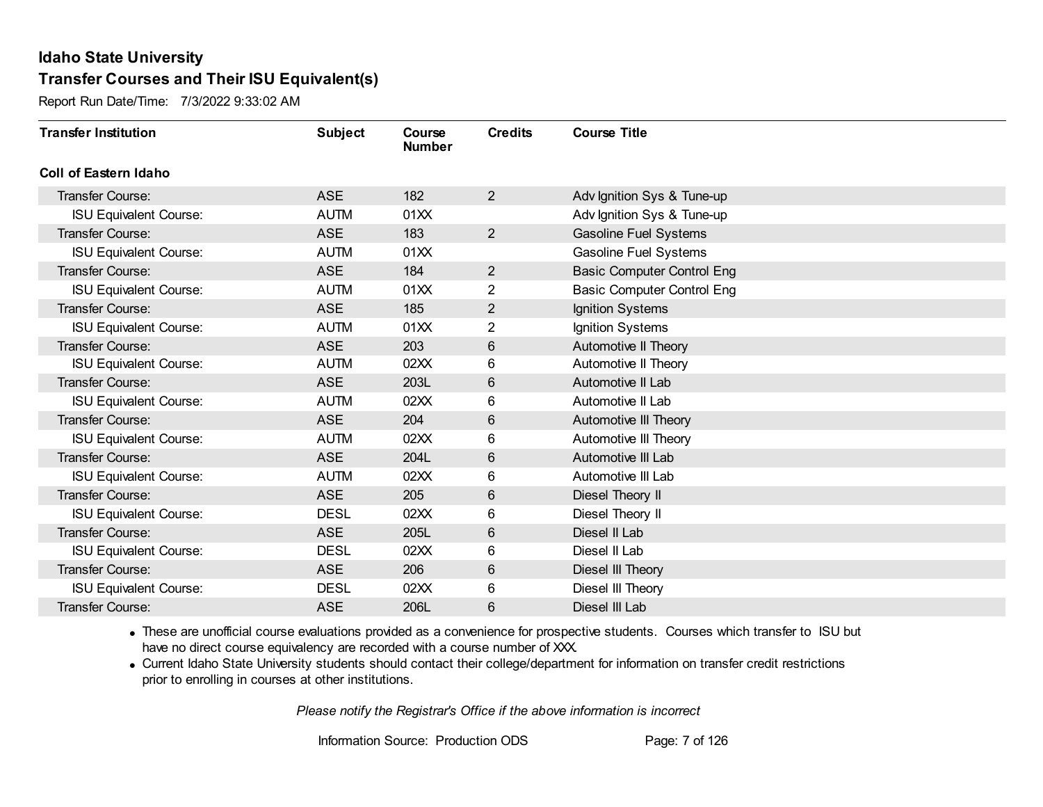# Idaho State University

## Transfer Courses and Their ISU Equivalent(s)

Report Run Date/Time: 7/3/2022 9:33:02 AM

| Transfer Institution | Subject | Course Number | Credits | Course Title |
|---|---|---|---|---|
| **Coll of Eastern Idaho** | | | | |
| Transfer Course: | ASE | 182 | 2 | Adv Ignition Sys & Tune-up |
| ISU Equivalent Course: | AUTM | 01XX | | Adv Ignition Sys & Tune-up |
| Transfer Course: | ASE | 183 | 2 | Gasoline Fuel Systems |
| ISU Equivalent Course: | AUTM | 01XX | | Gasoline Fuel Systems |
| Transfer Course: | ASE | 184 | 2 | Basic Computer Control Eng |
| ISU Equivalent Course: | AUTM | 01XX | 2 | Basic Computer Control Eng |
| Transfer Course: | ASE | 185 | 2 | Ignition Systems |
| ISU Equivalent Course: | AUTM | 01XX | 2 | Ignition Systems |
| Transfer Course: | ASE | 203 | 6 | Automotive II Theory |
| ISU Equivalent Course: | AUTM | 02XX | 6 | Automotive II Theory |
| Transfer Course: | ASE | 203L | 6 | Automotive II Lab |
| ISU Equivalent Course: | AUTM | 02XX | 6 | Automotive II Lab |
| Transfer Course: | ASE | 204 | 6 | Automotive III Theory |
| ISU Equivalent Course: | AUTM | 02XX | 6 | Automotive III Theory |
| Transfer Course: | ASE | 204L | 6 | Automotive III Lab |
| ISU Equivalent Course: | AUTM | 02XX | 6 | Automotive III Lab |
| Transfer Course: | ASE | 205 | 6 | Diesel Theory II |
| ISU Equivalent Course: | DESL | 02XX | 6 | Diesel Theory II |
| Transfer Course: | ASE | 205L | 6 | Diesel II Lab |
| ISU Equivalent Course: | DESL | 02XX | 6 | Diesel II Lab |
| Transfer Course: | ASE | 206 | 6 | Diesel III Theory |
| ISU Equivalent Course: | DESL | 02XX | 6 | Diesel III Theory |
| Transfer Course: | ASE | 206L | 6 | Diesel III Lab |

- These are unofficial course evaluations provided as a convenience for prospective students. Courses which transfer to ISU but have no direct course equivalency are recorded with a course number of XXX.
- Current Idaho State University students should contact their college/department for information on transfer credit restrictions prior to enrolling in courses at other institutions.

*Please notify the Registrar's Office if the above information is incorrect*

Information Source: Production ODS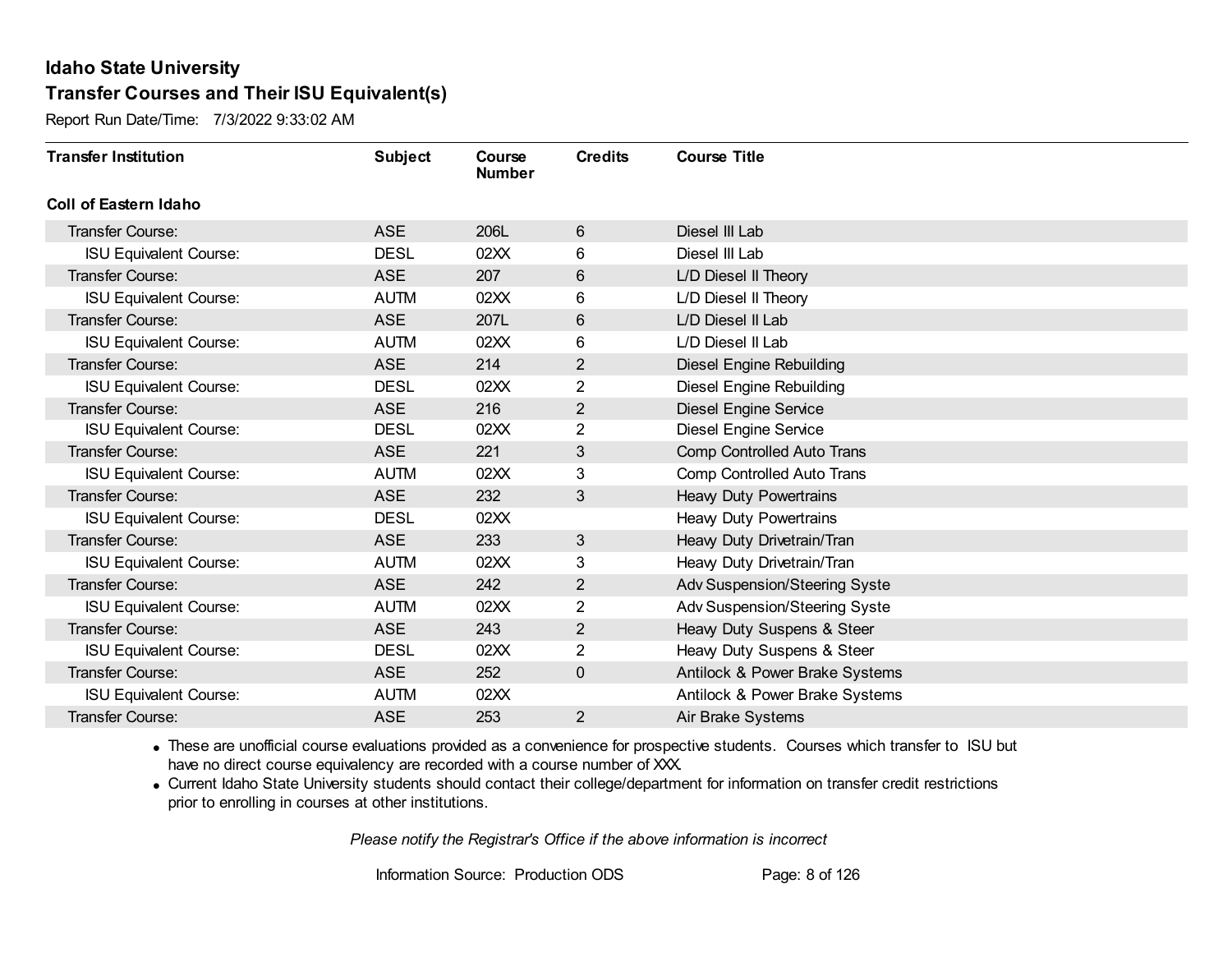# Idaho State University

## Transfer Courses and Their ISU Equivalent(s)

Report Run Date/Time: 7/3/2022 9:33:02 AM

| Transfer Institution | Subject | Course Number | Credits | Course Title |
|---|---|---|---|---|
| **Coll of Eastern Idaho** | | | | |
| Transfer Course: | ASE | 206L | 6 | Diesel III Lab |
| ISU Equivalent Course: | DESL | 02XX | 6 | Diesel III Lab |
| Transfer Course: | ASE | 207 | 6 | L/D Diesel II Theory |
| ISU Equivalent Course: | AUTM | 02XX | 6 | L/D Diesel II Theory |
| Transfer Course: | ASE | 207L | 6 | L/D Diesel II Lab |
| ISU Equivalent Course: | AUTM | 02XX | 6 | L/D Diesel II Lab |
| Transfer Course: | ASE | 214 | 2 | Diesel Engine Rebuilding |
| ISU Equivalent Course: | DESL | 02XX | 2 | Diesel Engine Rebuilding |
| Transfer Course: | ASE | 216 | 2 | Diesel Engine Service |
| ISU Equivalent Course: | DESL | 02XX | 2 | Diesel Engine Service |
| Transfer Course: | ASE | 221 | 3 | Comp Controlled Auto Trans |
| ISU Equivalent Course: | AUTM | 02XX | 3 | Comp Controlled Auto Trans |
| Transfer Course: | ASE | 232 | 3 | Heavy Duty Powertrains |
| ISU Equivalent Course: | DESL | 02XX | | Heavy Duty Powertrains |
| Transfer Course: | ASE | 233 | 3 | Heavy Duty Drivetrain/Tran |
| ISU Equivalent Course: | AUTM | 02XX | 3 | Heavy Duty Drivetrain/Tran |
| Transfer Course: | ASE | 242 | 2 | Adv Suspension/Steering Syste |
| ISU Equivalent Course: | AUTM | 02XX | 2 | Adv Suspension/Steering Syste |
| Transfer Course: | ASE | 243 | 2 | Heavy Duty Suspens & Steer |
| ISU Equivalent Course: | DESL | 02XX | 2 | Heavy Duty Suspens & Steer |
| Transfer Course: | ASE | 252 | 0 | Antilock & Power Brake Systems |
| ISU Equivalent Course: | AUTM | 02XX | | Antilock & Power Brake Systems |
| Transfer Course: | ASE | 253 | 2 | Air Brake Systems |

- These are unofficial course evaluations provided as a convenience for prospective students. Courses which transfer to ISU but have no direct course equivalency are recorded with a course number of XXX.
- Current Idaho State University students should contact their college/department for information on transfer credit restrictions prior to enrolling in courses at other institutions.

*Please notify the Registrar's Office if the above information is incorrect*

Information Source: Production ODS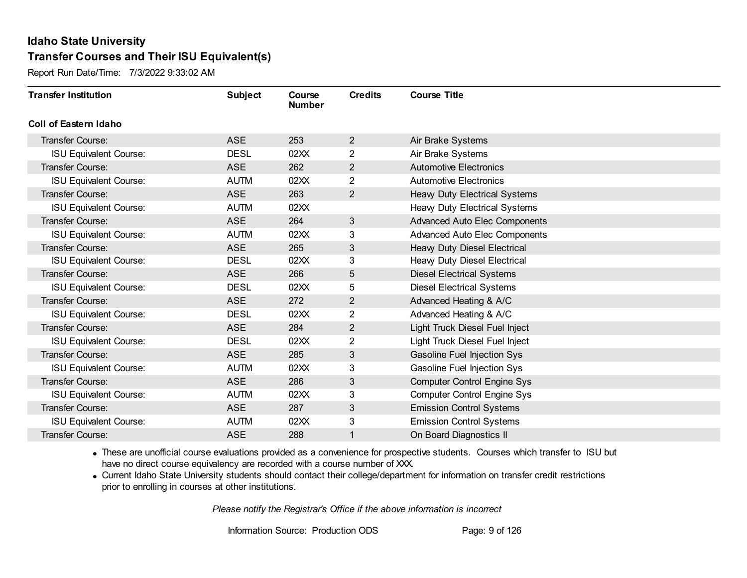# Idaho State University

## Transfer Courses and Their ISU Equivalent(s)

Report Run Date/Time: 7/3/2022 9:33:02 AM

| Transfer Institution | Subject | Course Number | Credits | Course Title |
|---|---|---|---|---|
| **Coll of Eastern Idaho** | | | | |
| Transfer Course: | ASE | 253 | 2 | Air Brake Systems |
| ISU Equivalent Course: | DESL | 02XX | 2 | Air Brake Systems |
| Transfer Course: | ASE | 262 | 2 | Automotive Electronics |
| ISU Equivalent Course: | AUTM | 02XX | 2 | Automotive Electronics |
| Transfer Course: | ASE | 263 | 2 | Heavy Duty Electrical Systems |
| ISU Equivalent Course: | AUTM | 02XX | | Heavy Duty Electrical Systems |
| Transfer Course: | ASE | 264 | 3 | Advanced Auto Elec Components |
| ISU Equivalent Course: | AUTM | 02XX | 3 | Advanced Auto Elec Components |
| Transfer Course: | ASE | 265 | 3 | Heavy Duty Diesel Electrical |
| ISU Equivalent Course: | DESL | 02XX | 3 | Heavy Duty Diesel Electrical |
| Transfer Course: | ASE | 266 | 5 | Diesel Electrical Systems |
| ISU Equivalent Course: | DESL | 02XX | 5 | Diesel Electrical Systems |
| Transfer Course: | ASE | 272 | 2 | Advanced Heating & A/C |
| ISU Equivalent Course: | DESL | 02XX | 2 | Advanced Heating & A/C |
| Transfer Course: | ASE | 284 | 2 | Light Truck Diesel Fuel Inject |
| ISU Equivalent Course: | DESL | 02XX | 2 | Light Truck Diesel Fuel Inject |
| Transfer Course: | ASE | 285 | 3 | Gasoline Fuel Injection Sys |
| ISU Equivalent Course: | AUTM | 02XX | 3 | Gasoline Fuel Injection Sys |
| Transfer Course: | ASE | 286 | 3 | Computer Control Engine Sys |
| ISU Equivalent Course: | AUTM | 02XX | 3 | Computer Control Engine Sys |
| Transfer Course: | ASE | 287 | 3 | Emission Control Systems |
| ISU Equivalent Course: | AUTM | 02XX | 3 | Emission Control Systems |
| Transfer Course: | ASE | 288 | 1 | On Board Diagnostics II |

- These are unofficial course evaluations provided as a convenience for prospective students. Courses which transfer to ISU but have no direct course equivalency are recorded with a course number of XXX.
- Current Idaho State University students should contact their college/department for information on transfer credit restrictions prior to enrolling in courses at other institutions.

*Please notify the Registrar's Office if the above information is incorrect*

Information Source: Production ODS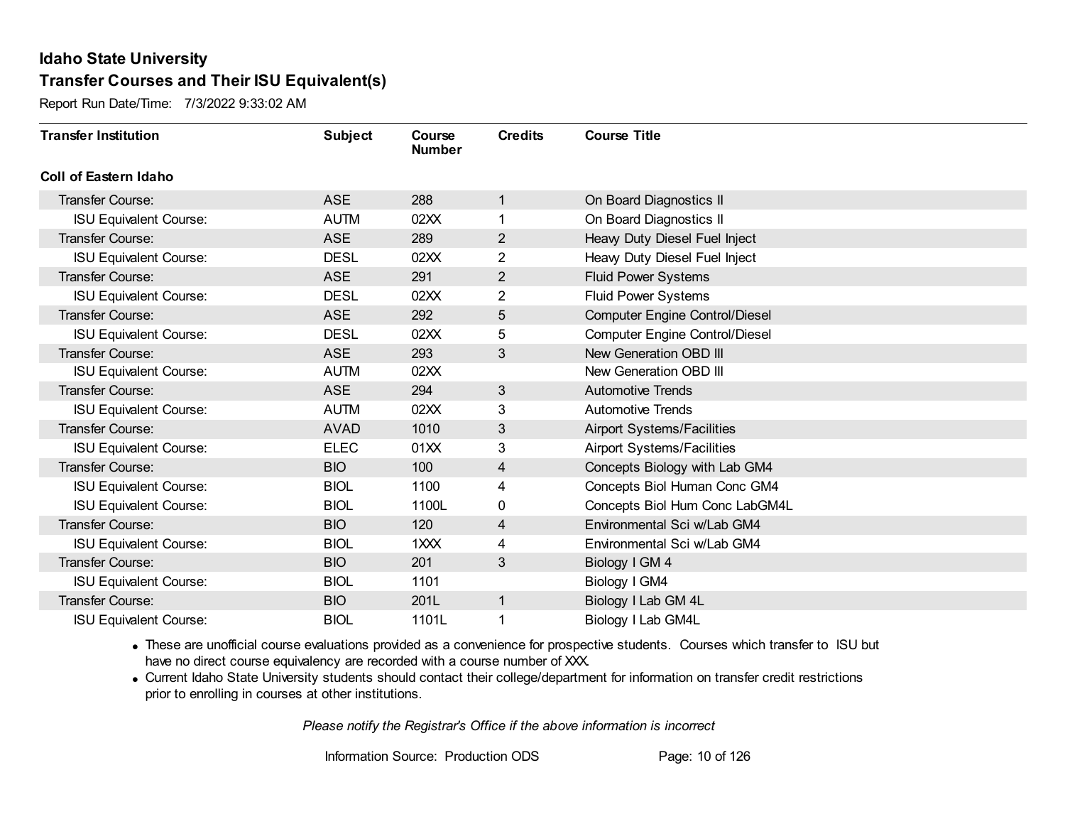# Idaho State University

## Transfer Courses and Their ISU Equivalent(s)

Report Run Date/Time: 7/3/2022 9:33:02 AM

| Transfer Institution | Subject | Course Number | Credits | Course Title |
|---|---|---|---|---|
| **Coll of Eastern Idaho** | | | | |
| Transfer Course: | ASE | 288 | 1 | On Board Diagnostics II |
| ISU Equivalent Course: | AUTM | 02XX | 1 | On Board Diagnostics II |
| Transfer Course: | ASE | 289 | 2 | Heavy Duty Diesel Fuel Inject |
| ISU Equivalent Course: | DESL | 02XX | 2 | Heavy Duty Diesel Fuel Inject |
| Transfer Course: | ASE | 291 | 2 | Fluid Power Systems |
| ISU Equivalent Course: | DESL | 02XX | 2 | Fluid Power Systems |
| Transfer Course: | ASE | 292 | 5 | Computer Engine Control/Diesel |
| ISU Equivalent Course: | DESL | 02XX | 5 | Computer Engine Control/Diesel |
| Transfer Course: | ASE | 293 | 3 | New Generation OBD III |
| ISU Equivalent Course: | AUTM | 02XX | | New Generation OBD III |
| Transfer Course: | ASE | 294 | 3 | Automotive Trends |
| ISU Equivalent Course: | AUTM | 02XX | 3 | Automotive Trends |
| Transfer Course: | AVAD | 1010 | 3 | Airport Systems/Facilities |
| ISU Equivalent Course: | ELEC | 01XX | 3 | Airport Systems/Facilities |
| Transfer Course: | BIO | 100 | 4 | Concepts Biology with Lab GM4 |
| ISU Equivalent Course: | BIOL | 1100 | 4 | Concepts Biol Human Conc GM4 |
| ISU Equivalent Course: | BIOL | 1100L | 0 | Concepts Biol Hum Conc LabGM4L |
| Transfer Course: | BIO | 120 | 4 | Environmental Sci w/Lab GM4 |
| ISU Equivalent Course: | BIOL | 1XXX | 4 | Environmental Sci w/Lab GM4 |
| Transfer Course: | BIO | 201 | 3 | Biology I GM 4 |
| ISU Equivalent Course: | BIOL | 1101 | | Biology I GM4 |
| Transfer Course: | BIO | 201L | 1 | Biology I Lab GM 4L |
| ISU Equivalent Course: | BIOL | 1101L | 1 | Biology I Lab GM4L |

- These are unofficial course evaluations provided as a convenience for prospective students. Courses which transfer to ISU but have no direct course equivalency are recorded with a course number of XXX.
- Current Idaho State University students should contact their college/department for information on transfer credit restrictions prior to enrolling in courses at other institutions.

*Please notify the Registrar's Office if the above information is incorrect*

Information Source: Production ODS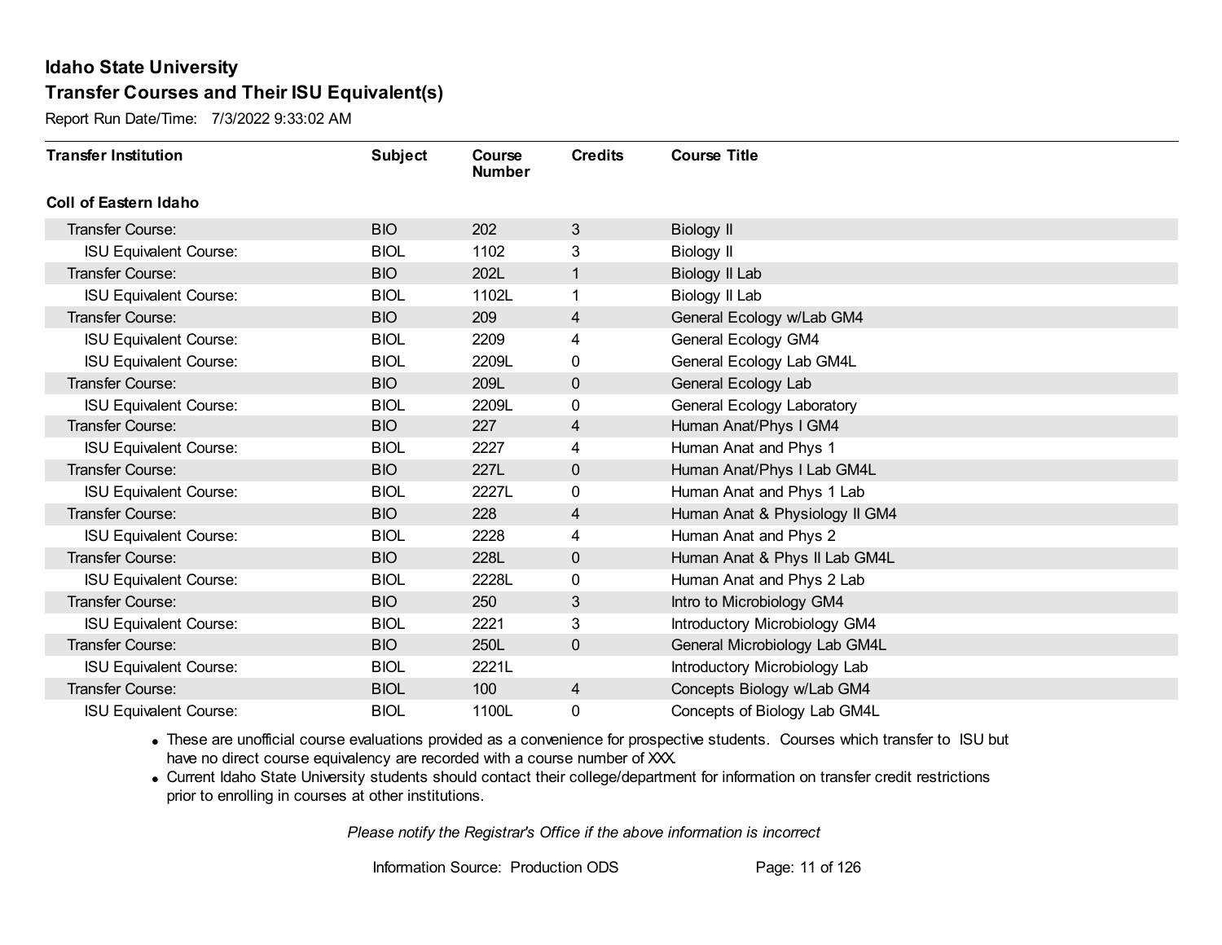# Idaho State University

## Transfer Courses and Their ISU Equivalent(s)

Report Run Date/Time: 7/3/2022 9:33:02 AM

| Transfer Institution | Subject | Course Number | Credits | Course Title |
|---|---|---|---|---|
| **Coll of Eastern Idaho** | | | | |
| Transfer Course: | BIO | 202 | 3 | Biology II |
| ISU Equivalent Course: | BIOL | 1102 | 3 | Biology II |
| Transfer Course: | BIO | 202L | 1 | Biology II Lab |
| ISU Equivalent Course: | BIOL | 1102L | 1 | Biology II Lab |
| Transfer Course: | BIO | 209 | 4 | General Ecology w/Lab GM4 |
| ISU Equivalent Course: | BIOL | 2209 | 4 | General Ecology GM4 |
| ISU Equivalent Course: | BIOL | 2209L | 0 | General Ecology Lab GM4L |
| Transfer Course: | BIO | 209L | 0 | General Ecology Lab |
| ISU Equivalent Course: | BIOL | 2209L | 0 | General Ecology Laboratory |
| Transfer Course: | BIO | 227 | 4 | Human Anat/Phys I GM4 |
| ISU Equivalent Course: | BIOL | 2227 | 4 | Human Anat and Phys 1 |
| Transfer Course: | BIO | 227L | 0 | Human Anat/Phys I Lab GM4L |
| ISU Equivalent Course: | BIOL | 2227L | 0 | Human Anat and Phys 1 Lab |
| Transfer Course: | BIO | 228 | 4 | Human Anat & Physiology II GM4 |
| ISU Equivalent Course: | BIOL | 2228 | 4 | Human Anat and Phys 2 |
| Transfer Course: | BIO | 228L | 0 | Human Anat & Phys II Lab GM4L |
| ISU Equivalent Course: | BIOL | 2228L | 0 | Human Anat and Phys 2 Lab |
| Transfer Course: | BIO | 250 | 3 | Intro to Microbiology GM4 |
| ISU Equivalent Course: | BIOL | 2221 | 3 | Introductory Microbiology GM4 |
| Transfer Course: | BIO | 250L | 0 | General Microbiology Lab GM4L |
| ISU Equivalent Course: | BIOL | 2221L | | Introductory Microbiology Lab |
| Transfer Course: | BIOL | 100 | 4 | Concepts Biology w/Lab GM4 |
| ISU Equivalent Course: | BIOL | 1100L | 0 | Concepts of Biology Lab GM4L |

- These are unofficial course evaluations provided as a convenience for prospective students. Courses which transfer to ISU but have no direct course equivalency are recorded with a course number of XXX.
- Current Idaho State University students should contact their college/department for information on transfer credit restrictions prior to enrolling in courses at other institutions.

*Please notify the Registrar's Office if the above information is incorrect*

Information Source: Production ODS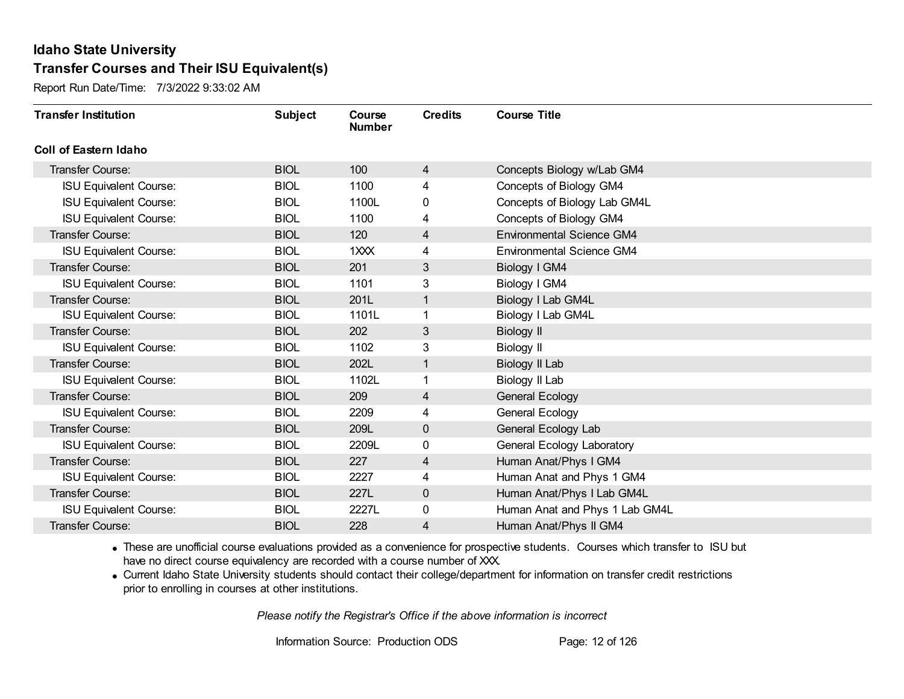# Idaho State University

## Transfer Courses and Their ISU Equivalent(s)

Report Run Date/Time: 7/3/2022 9:33:02 AM

| Transfer Institution | Subject | Course Number | Credits | Course Title |
|---|---|---|---|---|
| **Coll of Eastern Idaho** | | | | |
| Transfer Course: | BIOL | 100 | 4 | Concepts Biology w/Lab GM4 |
| ISU Equivalent Course: | BIOL | 1100 | 4 | Concepts of Biology GM4 |
| ISU Equivalent Course: | BIOL | 1100L | 0 | Concepts of Biology Lab GM4L |
| ISU Equivalent Course: | BIOL | 1100 | 4 | Concepts of Biology GM4 |
| Transfer Course: | BIOL | 120 | 4 | Environmental Science GM4 |
| ISU Equivalent Course: | BIOL | 1XXX | 4 | Environmental Science GM4 |
| Transfer Course: | BIOL | 201 | 3 | Biology I GM4 |
| ISU Equivalent Course: | BIOL | 1101 | 3 | Biology I GM4 |
| Transfer Course: | BIOL | 201L | 1 | Biology I Lab GM4L |
| ISU Equivalent Course: | BIOL | 1101L | 1 | Biology I Lab GM4L |
| Transfer Course: | BIOL | 202 | 3 | Biology II |
| ISU Equivalent Course: | BIOL | 1102 | 3 | Biology II |
| Transfer Course: | BIOL | 202L | 1 | Biology II Lab |
| ISU Equivalent Course: | BIOL | 1102L | 1 | Biology II Lab |
| Transfer Course: | BIOL | 209 | 4 | General Ecology |
| ISU Equivalent Course: | BIOL | 2209 | 4 | General Ecology |
| Transfer Course: | BIOL | 209L | 0 | General Ecology Lab |
| ISU Equivalent Course: | BIOL | 2209L | 0 | General Ecology Laboratory |
| Transfer Course: | BIOL | 227 | 4 | Human Anat/Phys I GM4 |
| ISU Equivalent Course: | BIOL | 2227 | 4 | Human Anat and Phys 1 GM4 |
| Transfer Course: | BIOL | 227L | 0 | Human Anat/Phys I Lab GM4L |
| ISU Equivalent Course: | BIOL | 2227L | 0 | Human Anat and Phys 1 Lab GM4L |
| Transfer Course: | BIOL | 228 | 4 | Human Anat/Phys II GM4 |

- These are unofficial course evaluations provided as a convenience for prospective students. Courses which transfer to ISU but have no direct course equivalency are recorded with a course number of XXX.
- Current Idaho State University students should contact their college/department for information on transfer credit restrictions prior to enrolling in courses at other institutions.

*Please notify the Registrar's Office if the above information is incorrect*

Information Source: Production ODS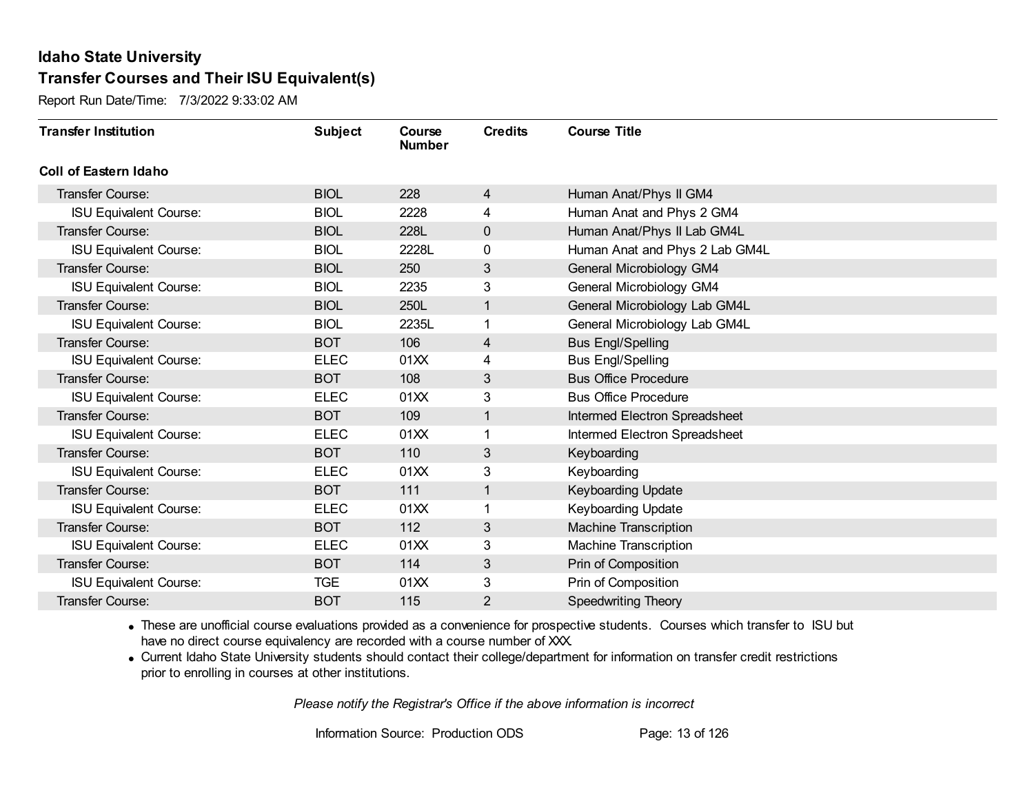# Idaho State University

## Transfer Courses and Their ISU Equivalent(s)

Report Run Date/Time: 7/3/2022 9:33:02 AM

| Transfer Institution | Subject | Course Number | Credits | Course Title |
|---|---|---|---|---|
| **Coll of Eastern Idaho** | | | | |
| Transfer Course: | BIOL | 228 | 4 | Human Anat/Phys II GM4 |
| ISU Equivalent Course: | BIOL | 2228 | 4 | Human Anat and Phys 2 GM4 |
| Transfer Course: | BIOL | 228L | 0 | Human Anat/Phys II Lab GM4L |
| ISU Equivalent Course: | BIOL | 2228L | 0 | Human Anat and Phys 2 Lab GM4L |
| Transfer Course: | BIOL | 250 | 3 | General Microbiology GM4 |
| ISU Equivalent Course: | BIOL | 2235 | 3 | General Microbiology GM4 |
| Transfer Course: | BIOL | 250L | 1 | General Microbiology Lab GM4L |
| ISU Equivalent Course: | BIOL | 2235L | 1 | General Microbiology Lab GM4L |
| Transfer Course: | BOT | 106 | 4 | Bus Engl/Spelling |
| ISU Equivalent Course: | ELEC | 01XX | 4 | Bus Engl/Spelling |
| Transfer Course: | BOT | 108 | 3 | Bus Office Procedure |
| ISU Equivalent Course: | ELEC | 01XX | 3 | Bus Office Procedure |
| Transfer Course: | BOT | 109 | 1 | Intermed Electron Spreadsheet |
| ISU Equivalent Course: | ELEC | 01XX | 1 | Intermed Electron Spreadsheet |
| Transfer Course: | BOT | 110 | 3 | Keyboarding |
| ISU Equivalent Course: | ELEC | 01XX | 3 | Keyboarding |
| Transfer Course: | BOT | 111 | 1 | Keyboarding Update |
| ISU Equivalent Course: | ELEC | 01XX | 1 | Keyboarding Update |
| Transfer Course: | BOT | 112 | 3 | Machine Transcription |
| ISU Equivalent Course: | ELEC | 01XX | 3 | Machine Transcription |
| Transfer Course: | BOT | 114 | 3 | Prin of Composition |
| ISU Equivalent Course: | TGE | 01XX | 3 | Prin of Composition |
| Transfer Course: | BOT | 115 | 2 | Speedwriting Theory |

- These are unofficial course evaluations provided as a convenience for prospective students. Courses which transfer to ISU but have no direct course equivalency are recorded with a course number of XXX.
- Current Idaho State University students should contact their college/department for information on transfer credit restrictions prior to enrolling in courses at other institutions.

*Please notify the Registrar's Office if the above information is incorrect*

Information Source: Production ODS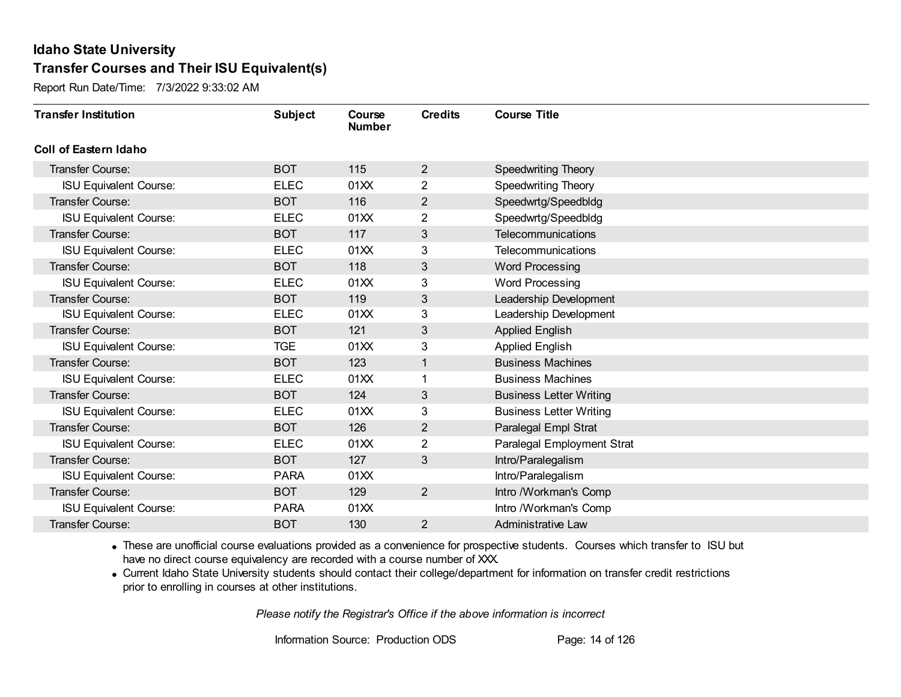# Idaho State University

## Transfer Courses and Their ISU Equivalent(s)

Report Run Date/Time: 7/3/2022 9:33:02 AM

| Transfer Institution | Subject | Course Number | Credits | Course Title |
|---|---|---|---|---|
| **Coll of Eastern Idaho** | | | | |
| Transfer Course: | BOT | 115 | 2 | Speedwriting Theory |
| ISU Equivalent Course: | ELEC | 01XX | 2 | Speedwriting Theory |
| Transfer Course: | BOT | 116 | 2 | Speedwrtg/Speedbldg |
| ISU Equivalent Course: | ELEC | 01XX | 2 | Speedwrtg/Speedbldg |
| Transfer Course: | BOT | 117 | 3 | Telecommunications |
| ISU Equivalent Course: | ELEC | 01XX | 3 | Telecommunications |
| Transfer Course: | BOT | 118 | 3 | Word Processing |
| ISU Equivalent Course: | ELEC | 01XX | 3 | Word Processing |
| Transfer Course: | BOT | 119 | 3 | Leadership Development |
| ISU Equivalent Course: | ELEC | 01XX | 3 | Leadership Development |
| Transfer Course: | BOT | 121 | 3 | Applied English |
| ISU Equivalent Course: | TGE | 01XX | 3 | Applied English |
| Transfer Course: | BOT | 123 | 1 | Business Machines |
| ISU Equivalent Course: | ELEC | 01XX | 1 | Business Machines |
| Transfer Course: | BOT | 124 | 3 | Business Letter Writing |
| ISU Equivalent Course: | ELEC | 01XX | 3 | Business Letter Writing |
| Transfer Course: | BOT | 126 | 2 | Paralegal Empl Strat |
| ISU Equivalent Course: | ELEC | 01XX | 2 | Paralegal Employment Strat |
| Transfer Course: | BOT | 127 | 3 | Intro/Paralegalism |
| ISU Equivalent Course: | PARA | 01XX | | Intro/Paralegalism |
| Transfer Course: | BOT | 129 | 2 | Intro /Workman's Comp |
| ISU Equivalent Course: | PARA | 01XX | | Intro /Workman's Comp |
| Transfer Course: | BOT | 130 | 2 | Administrative Law |

- These are unofficial course evaluations provided as a convenience for prospective students. Courses which transfer to ISU but have no direct course equivalency are recorded with a course number of XXX.
- Current Idaho State University students should contact their college/department for information on transfer credit restrictions prior to enrolling in courses at other institutions.

*Please notify the Registrar's Office if the above information is incorrect*

Information Source: Production ODS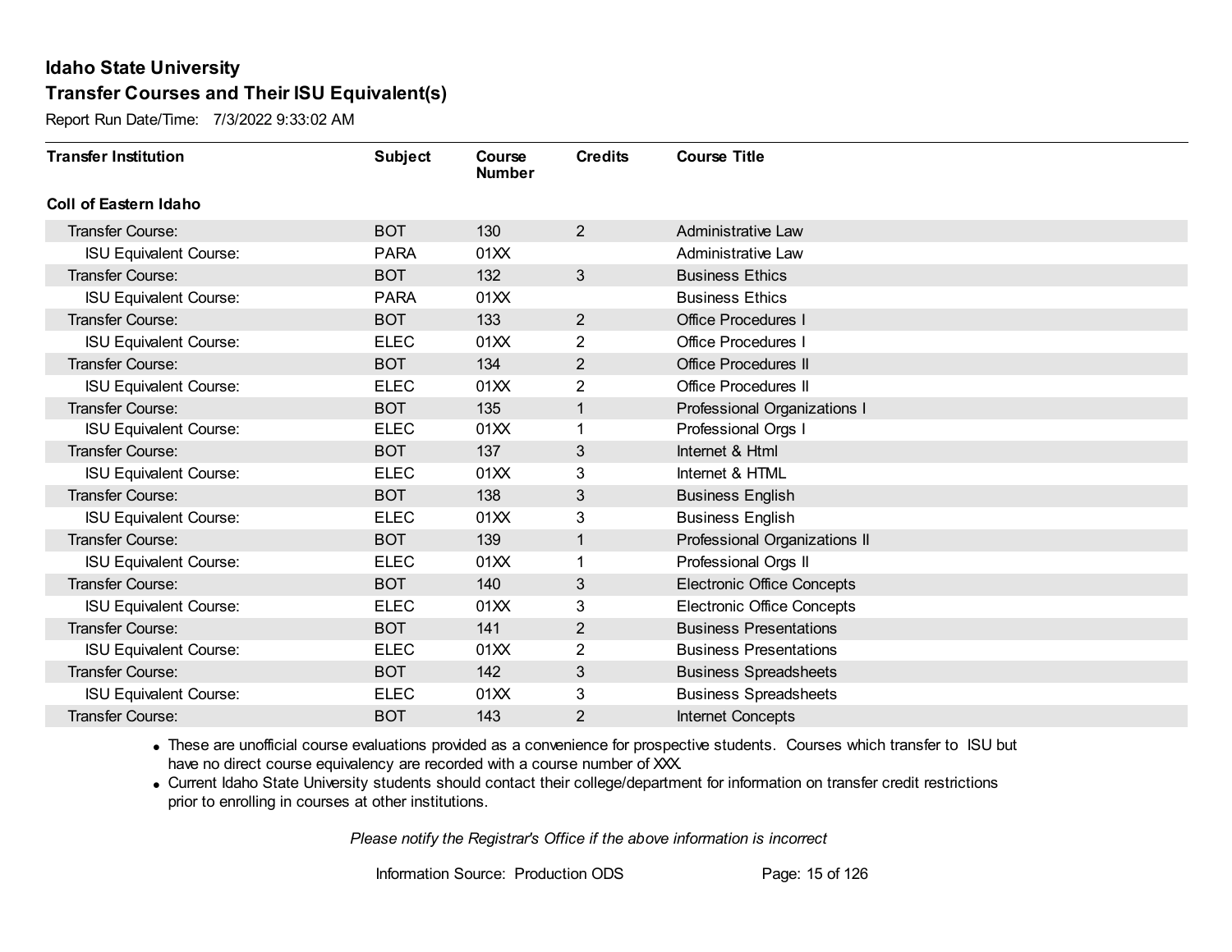# Idaho State University

## Transfer Courses and Their ISU Equivalent(s)

Report Run Date/Time: 7/3/2022 9:33:02 AM

| Transfer Institution | Subject | Course Number | Credits | Course Title |
|---|---|---|---|---|
| **Coll of Eastern Idaho** | | | | |
| Transfer Course: | BOT | 130 | 2 | Administrative Law |
| ISU Equivalent Course: | PARA | 01XX | | Administrative Law |
| Transfer Course: | BOT | 132 | 3 | Business Ethics |
| ISU Equivalent Course: | PARA | 01XX | | Business Ethics |
| Transfer Course: | BOT | 133 | 2 | Office Procedures I |
| ISU Equivalent Course: | ELEC | 01XX | 2 | Office Procedures I |
| Transfer Course: | BOT | 134 | 2 | Office Procedures II |
| ISU Equivalent Course: | ELEC | 01XX | 2 | Office Procedures II |
| Transfer Course: | BOT | 135 | 1 | Professional Organizations I |
| ISU Equivalent Course: | ELEC | 01XX | 1 | Professional Orgs I |
| Transfer Course: | BOT | 137 | 3 | Internet & Html |
| ISU Equivalent Course: | ELEC | 01XX | 3 | Internet & HTML |
| Transfer Course: | BOT | 138 | 3 | Business English |
| ISU Equivalent Course: | ELEC | 01XX | 3 | Business English |
| Transfer Course: | BOT | 139 | 1 | Professional Organizations II |
| ISU Equivalent Course: | ELEC | 01XX | 1 | Professional Orgs II |
| Transfer Course: | BOT | 140 | 3 | Electronic Office Concepts |
| ISU Equivalent Course: | ELEC | 01XX | 3 | Electronic Office Concepts |
| Transfer Course: | BOT | 141 | 2 | Business Presentations |
| ISU Equivalent Course: | ELEC | 01XX | 2 | Business Presentations |
| Transfer Course: | BOT | 142 | 3 | Business Spreadsheets |
| ISU Equivalent Course: | ELEC | 01XX | 3 | Business Spreadsheets |
| Transfer Course: | BOT | 143 | 2 | Internet Concepts |

- These are unofficial course evaluations provided as a convenience for prospective students. Courses which transfer to ISU but have no direct course equivalency are recorded with a course number of XXX.
- Current Idaho State University students should contact their college/department for information on transfer credit restrictions prior to enrolling in courses at other institutions.

*Please notify the Registrar's Office if the above information is incorrect*

Information Source: Production ODS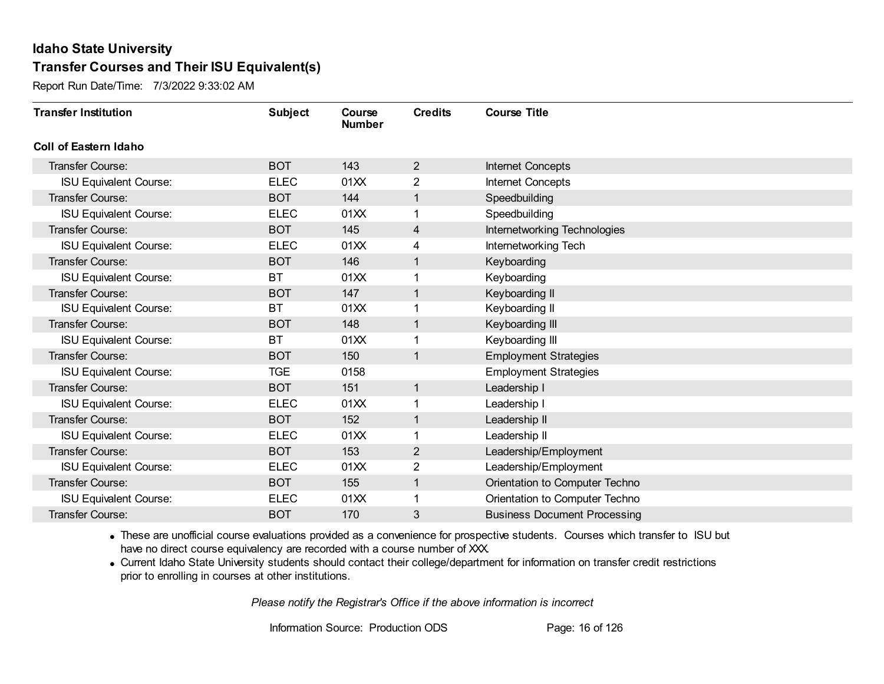# Idaho State University

## Transfer Courses and Their ISU Equivalent(s)

Report Run Date/Time: 7/3/2022 9:33:02 AM

| Transfer Institution | Subject | Course Number | Credits | Course Title |
|---|---|---|---|---|
| **Coll of Eastern Idaho** | | | | |
| Transfer Course: | BOT | 143 | 2 | Internet Concepts |
| ISU Equivalent Course: | ELEC | 01XX | 2 | Internet Concepts |
| Transfer Course: | BOT | 144 | 1 | Speedbuilding |
| ISU Equivalent Course: | ELEC | 01XX | 1 | Speedbuilding |
| Transfer Course: | BOT | 145 | 4 | Internetworking Technologies |
| ISU Equivalent Course: | ELEC | 01XX | 4 | Internetworking Tech |
| Transfer Course: | BOT | 146 | 1 | Keyboarding |
| ISU Equivalent Course: | BT | 01XX | 1 | Keyboarding |
| Transfer Course: | BOT | 147 | 1 | Keyboarding II |
| ISU Equivalent Course: | BT | 01XX | 1 | Keyboarding II |
| Transfer Course: | BOT | 148 | 1 | Keyboarding III |
| ISU Equivalent Course: | BT | 01XX | 1 | Keyboarding III |
| Transfer Course: | BOT | 150 | 1 | Employment Strategies |
| ISU Equivalent Course: | TGE | 0158 | | Employment Strategies |
| Transfer Course: | BOT | 151 | 1 | Leadership I |
| ISU Equivalent Course: | ELEC | 01XX | 1 | Leadership I |
| Transfer Course: | BOT | 152 | 1 | Leadership II |
| ISU Equivalent Course: | ELEC | 01XX | 1 | Leadership II |
| Transfer Course: | BOT | 153 | 2 | Leadership/Employment |
| ISU Equivalent Course: | ELEC | 01XX | 2 | Leadership/Employment |
| Transfer Course: | BOT | 155 | 1 | Orientation to Computer Techno |
| ISU Equivalent Course: | ELEC | 01XX | 1 | Orientation to Computer Techno |
| Transfer Course: | BOT | 170 | 3 | Business Document Processing |

- These are unofficial course evaluations provided as a convenience for prospective students. Courses which transfer to ISU but have no direct course equivalency are recorded with a course number of XXX.
- Current Idaho State University students should contact their college/department for information on transfer credit restrictions prior to enrolling in courses at other institutions.

*Please notify the Registrar's Office if the above information is incorrect*

Information Source: Production ODS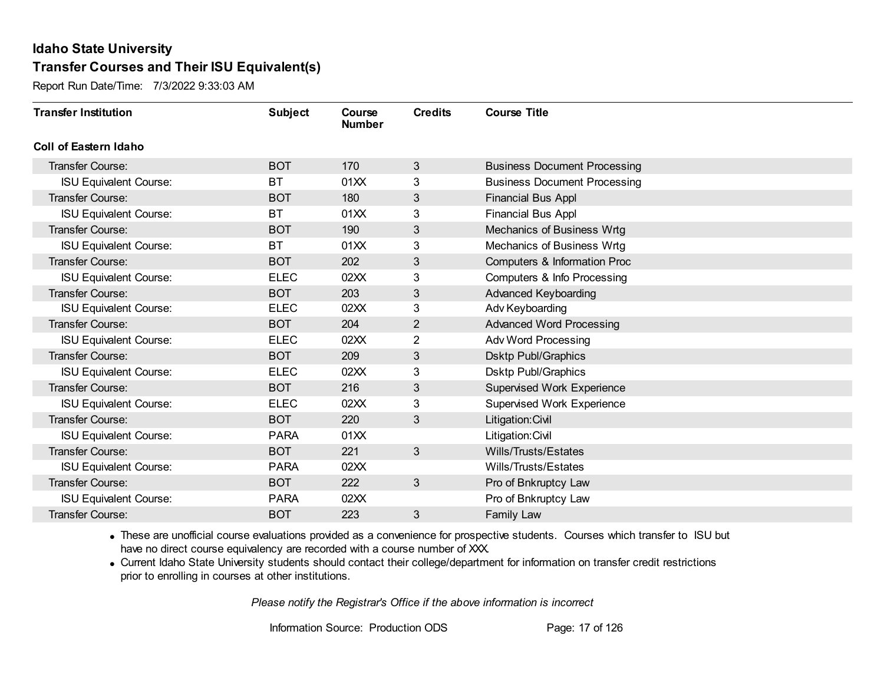# Idaho State University

## Transfer Courses and Their ISU Equivalent(s)

Report Run Date/Time: 7/3/2022 9:33:03 AM

| Transfer Institution | Subject | Course Number | Credits | Course Title |
|---|---|---|---|---|
| **Coll of Eastern Idaho** | | | | |
| Transfer Course: | BOT | 170 | 3 | Business Document Processing |
| ISU Equivalent Course: | BT | 01XX | 3 | Business Document Processing |
| Transfer Course: | BOT | 180 | 3 | Financial Bus Appl |
| ISU Equivalent Course: | BT | 01XX | 3 | Financial Bus Appl |
| Transfer Course: | BOT | 190 | 3 | Mechanics of Business Wrtg |
| ISU Equivalent Course: | BT | 01XX | 3 | Mechanics of Business Wrtg |
| Transfer Course: | BOT | 202 | 3 | Computers & Information Proc |
| ISU Equivalent Course: | ELEC | 02XX | 3 | Computers & Info Processing |
| Transfer Course: | BOT | 203 | 3 | Advanced Keyboarding |
| ISU Equivalent Course: | ELEC | 02XX | 3 | Adv Keyboarding |
| Transfer Course: | BOT | 204 | 2 | Advanced Word Processing |
| ISU Equivalent Course: | ELEC | 02XX | 2 | Adv Word Processing |
| Transfer Course: | BOT | 209 | 3 | Dsktp Publ/Graphics |
| ISU Equivalent Course: | ELEC | 02XX | 3 | Dsktp Publ/Graphics |
| Transfer Course: | BOT | 216 | 3 | Supervised Work Experience |
| ISU Equivalent Course: | ELEC | 02XX | 3 | Supervised Work Experience |
| Transfer Course: | BOT | 220 | 3 | Litigation:Civil |
| ISU Equivalent Course: | PARA | 01XX | | Litigation:Civil |
| Transfer Course: | BOT | 221 | 3 | Wills/Trusts/Estates |
| ISU Equivalent Course: | PARA | 02XX | | Wills/Trusts/Estates |
| Transfer Course: | BOT | 222 | 3 | Pro of Bnkruptcy Law |
| ISU Equivalent Course: | PARA | 02XX | | Pro of Bnkruptcy Law |
| Transfer Course: | BOT | 223 | 3 | Family Law |

- These are unofficial course evaluations provided as a convenience for prospective students. Courses which transfer to ISU but have no direct course equivalency are recorded with a course number of XXX.
- Current Idaho State University students should contact their college/department for information on transfer credit restrictions prior to enrolling in courses at other institutions.

*Please notify the Registrar's Office if the above information is incorrect*

Information Source: Production ODS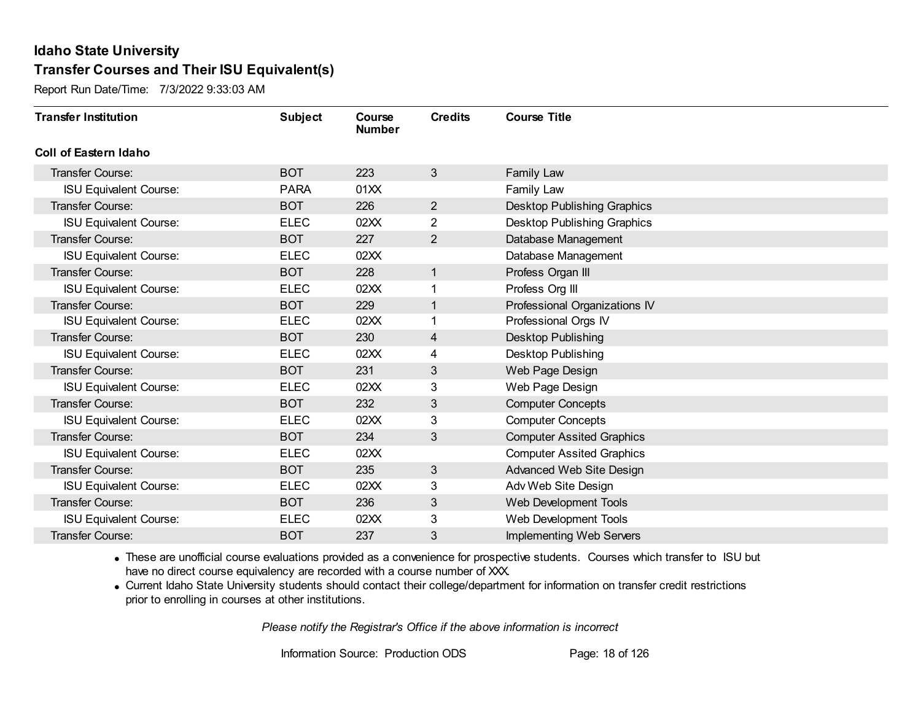# Idaho State University

## Transfer Courses and Their ISU Equivalent(s)

Report Run Date/Time: 7/3/2022 9:33:03 AM

| Transfer Institution | Subject | Course Number | Credits | Course Title |
|---|---|---|---|---|
| **Coll of Eastern Idaho** | | | | |
| Transfer Course: | BOT | 223 | 3 | Family Law |
| ISU Equivalent Course: | PARA | 01XX | | Family Law |
| Transfer Course: | BOT | 226 | 2 | Desktop Publishing Graphics |
| ISU Equivalent Course: | ELEC | 02XX | 2 | Desktop Publishing Graphics |
| Transfer Course: | BOT | 227 | 2 | Database Management |
| ISU Equivalent Course: | ELEC | 02XX | | Database Management |
| Transfer Course: | BOT | 228 | 1 | Profess Organ III |
| ISU Equivalent Course: | ELEC | 02XX | 1 | Profess Org III |
| Transfer Course: | BOT | 229 | 1 | Professional Organizations IV |
| ISU Equivalent Course: | ELEC | 02XX | 1 | Professional Orgs IV |
| Transfer Course: | BOT | 230 | 4 | Desktop Publishing |
| ISU Equivalent Course: | ELEC | 02XX | 4 | Desktop Publishing |
| Transfer Course: | BOT | 231 | 3 | Web Page Design |
| ISU Equivalent Course: | ELEC | 02XX | 3 | Web Page Design |
| Transfer Course: | BOT | 232 | 3 | Computer Concepts |
| ISU Equivalent Course: | ELEC | 02XX | 3 | Computer Concepts |
| Transfer Course: | BOT | 234 | 3 | Computer Assited Graphics |
| ISU Equivalent Course: | ELEC | 02XX | | Computer Assited Graphics |
| Transfer Course: | BOT | 235 | 3 | Advanced Web Site Design |
| ISU Equivalent Course: | ELEC | 02XX | 3 | Adv Web Site Design |
| Transfer Course: | BOT | 236 | 3 | Web Development Tools |
| ISU Equivalent Course: | ELEC | 02XX | 3 | Web Development Tools |
| Transfer Course: | BOT | 237 | 3 | Implementing Web Servers |

- These are unofficial course evaluations provided as a convenience for prospective students. Courses which transfer to ISU but have no direct course equivalency are recorded with a course number of XXX.
- Current Idaho State University students should contact their college/department for information on transfer credit restrictions prior to enrolling in courses at other institutions.

*Please notify the Registrar's Office if the above information is incorrect*

Information Source: Production ODS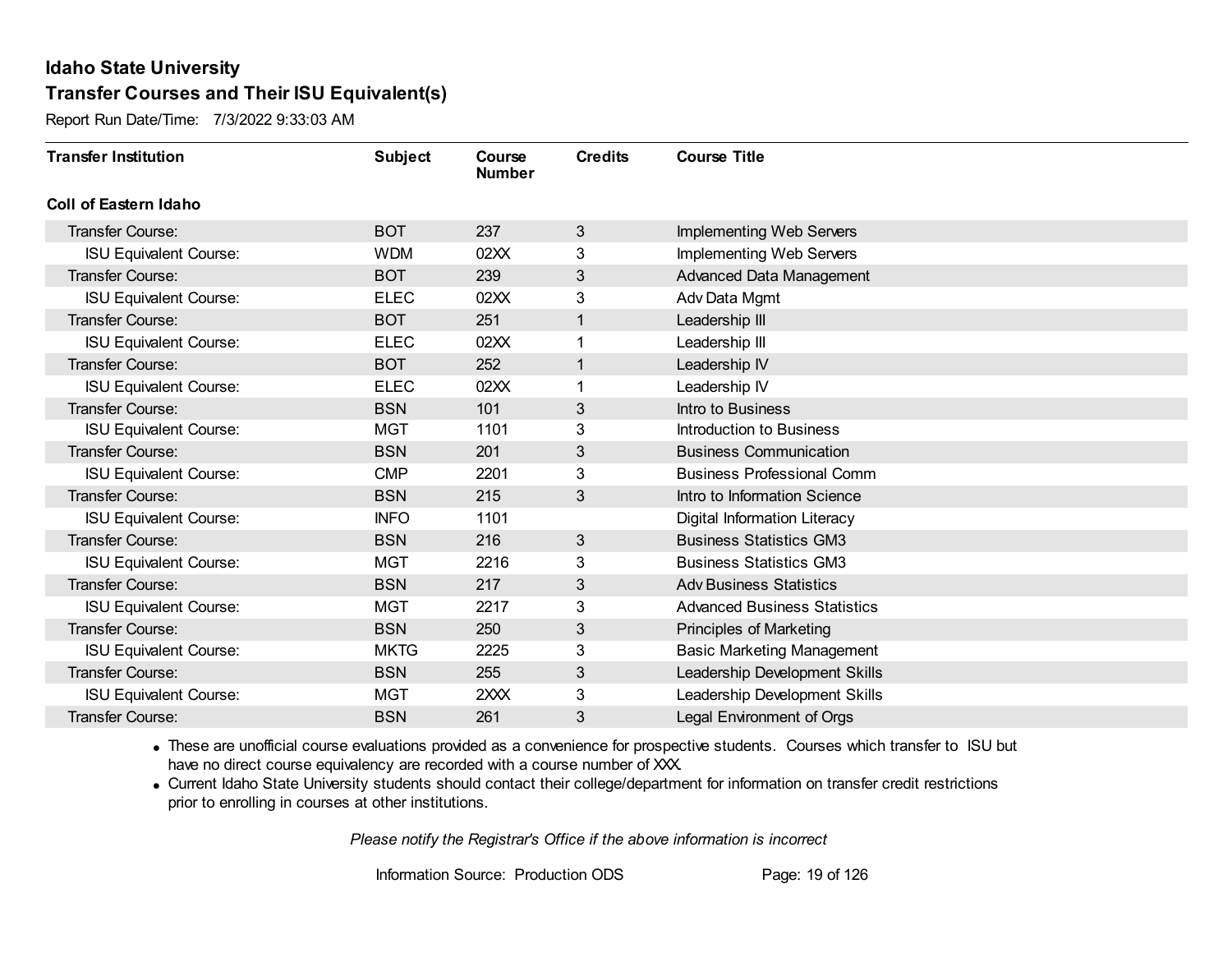# Idaho State University

## Transfer Courses and Their ISU Equivalent(s)

Report Run Date/Time: 7/3/2022 9:33:03 AM

| Transfer Institution | Subject | Course Number | Credits | Course Title |
|---|---|---|---|---|
| **Coll of Eastern Idaho** | | | | |
| Transfer Course: | BOT | 237 | 3 | Implementing Web Servers |
| ISU Equivalent Course: | WDM | 02XX | 3 | Implementing Web Servers |
| Transfer Course: | BOT | 239 | 3 | Advanced Data Management |
| ISU Equivalent Course: | ELEC | 02XX | 3 | Adv Data Mgmt |
| Transfer Course: | BOT | 251 | 1 | Leadership III |
| ISU Equivalent Course: | ELEC | 02XX | 1 | Leadership III |
| Transfer Course: | BOT | 252 | 1 | Leadership IV |
| ISU Equivalent Course: | ELEC | 02XX | 1 | Leadership IV |
| Transfer Course: | BSN | 101 | 3 | Intro to Business |
| ISU Equivalent Course: | MGT | 1101 | 3 | Introduction to Business |
| Transfer Course: | BSN | 201 | 3 | Business Communication |
| ISU Equivalent Course: | CMP | 2201 | 3 | Business Professional Comm |
| Transfer Course: | BSN | 215 | 3 | Intro to Information Science |
| ISU Equivalent Course: | INFO | 1101 | | Digital Information Literacy |
| Transfer Course: | BSN | 216 | 3 | Business Statistics GM3 |
| ISU Equivalent Course: | MGT | 2216 | 3 | Business Statistics GM3 |
| Transfer Course: | BSN | 217 | 3 | Adv Business Statistics |
| ISU Equivalent Course: | MGT | 2217 | 3 | Advanced Business Statistics |
| Transfer Course: | BSN | 250 | 3 | Principles of Marketing |
| ISU Equivalent Course: | MKTG | 2225 | 3 | Basic Marketing Management |
| Transfer Course: | BSN | 255 | 3 | Leadership Development Skills |
| ISU Equivalent Course: | MGT | 2XXX | 3 | Leadership Development Skills |
| Transfer Course: | BSN | 261 | 3 | Legal Environment of Orgs |

- These are unofficial course evaluations provided as a convenience for prospective students. Courses which transfer to ISU but have no direct course equivalency are recorded with a course number of XXX.
- Current Idaho State University students should contact their college/department for information on transfer credit restrictions prior to enrolling in courses at other institutions.

*Please notify the Registrar's Office if the above information is incorrect*

Information Source: Production ODS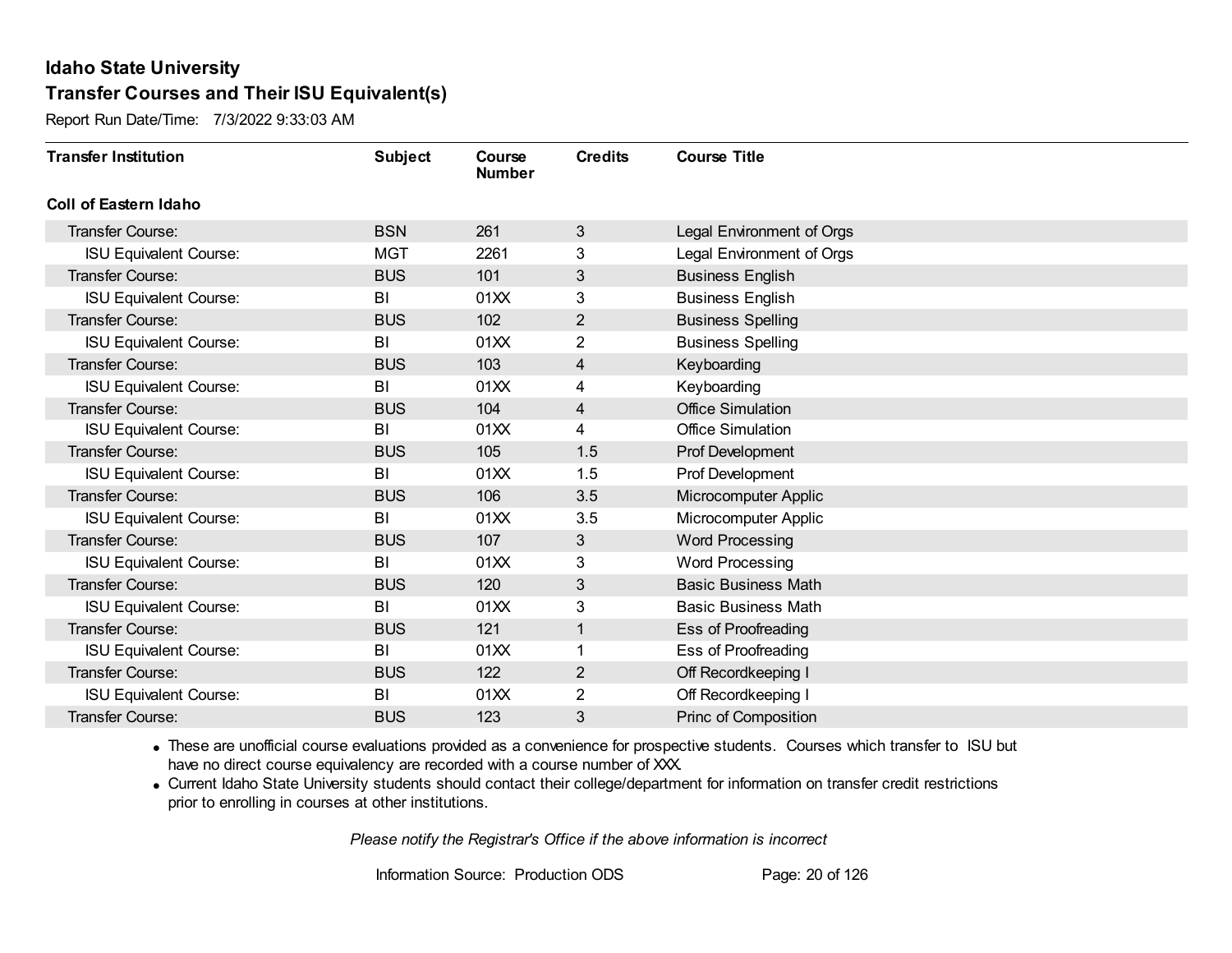# Idaho State University

## Transfer Courses and Their ISU Equivalent(s)

Report Run Date/Time: 7/3/2022 9:33:03 AM

| Transfer Institution | Subject | Course Number | Credits | Course Title |
|---|---|---|---|---|
| **Coll of Eastern Idaho** | | | | |
| Transfer Course: | BSN | 261 | 3 | Legal Environment of Orgs |
| ISU Equivalent Course: | MGT | 2261 | 3 | Legal Environment of Orgs |
| Transfer Course: | BUS | 101 | 3 | Business English |
| ISU Equivalent Course: | BI | 01XX | 3 | Business English |
| Transfer Course: | BUS | 102 | 2 | Business Spelling |
| ISU Equivalent Course: | BI | 01XX | 2 | Business Spelling |
| Transfer Course: | BUS | 103 | 4 | Keyboarding |
| ISU Equivalent Course: | BI | 01XX | 4 | Keyboarding |
| Transfer Course: | BUS | 104 | 4 | Office Simulation |
| ISU Equivalent Course: | BI | 01XX | 4 | Office Simulation |
| Transfer Course: | BUS | 105 | 1.5 | Prof Development |
| ISU Equivalent Course: | BI | 01XX | 1.5 | Prof Development |
| Transfer Course: | BUS | 106 | 3.5 | Microcomputer Applic |
| ISU Equivalent Course: | BI | 01XX | 3.5 | Microcomputer Applic |
| Transfer Course: | BUS | 107 | 3 | Word Processing |
| ISU Equivalent Course: | BI | 01XX | 3 | Word Processing |
| Transfer Course: | BUS | 120 | 3 | Basic Business Math |
| ISU Equivalent Course: | BI | 01XX | 3 | Basic Business Math |
| Transfer Course: | BUS | 121 | 1 | Ess of Proofreading |
| ISU Equivalent Course: | BI | 01XX | 1 | Ess of Proofreading |
| Transfer Course: | BUS | 122 | 2 | Off Recordkeeping I |
| ISU Equivalent Course: | BI | 01XX | 2 | Off Recordkeeping I |
| Transfer Course: | BUS | 123 | 3 | Princ of Composition |

- These are unofficial course evaluations provided as a convenience for prospective students. Courses which transfer to ISU but have no direct course equivalency are recorded with a course number of XXX.
- Current Idaho State University students should contact their college/department for information on transfer credit restrictions prior to enrolling in courses at other institutions.

*Please notify the Registrar's Office if the above information is incorrect*

Information Source: Production ODS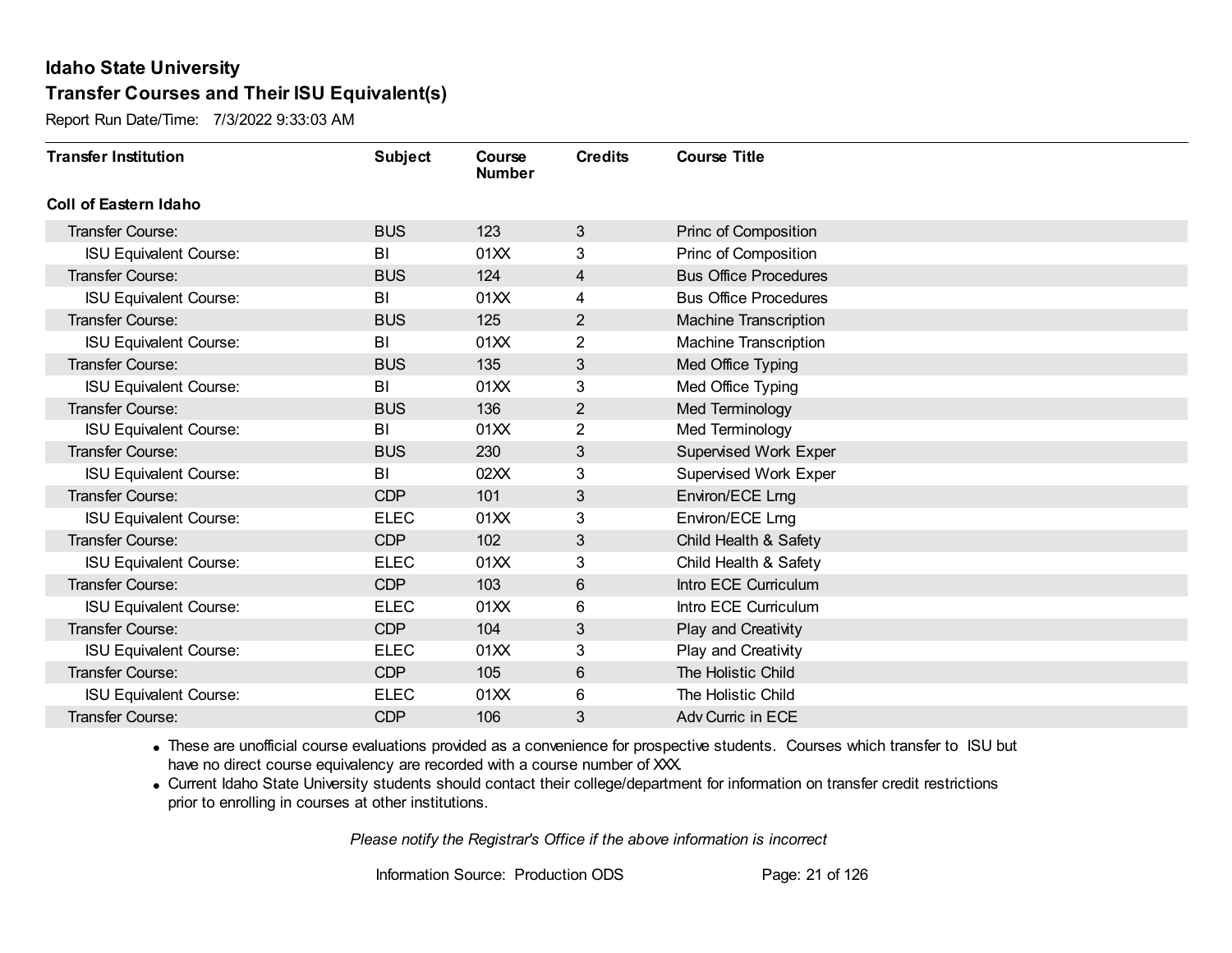# Idaho State University

## Transfer Courses and Their ISU Equivalent(s)

Report Run Date/Time: 7/3/2022 9:33:03 AM

| Transfer Institution | Subject | Course Number | Credits | Course Title |
|---|---|---|---|---|
| **Coll of Eastern Idaho** | | | | |
| Transfer Course: | BUS | 123 | 3 | Princ of Composition |
| ISU Equivalent Course: | BI | 01XX | 3 | Princ of Composition |
| Transfer Course: | BUS | 124 | 4 | Bus Office Procedures |
| ISU Equivalent Course: | BI | 01XX | 4 | Bus Office Procedures |
| Transfer Course: | BUS | 125 | 2 | Machine Transcription |
| ISU Equivalent Course: | BI | 01XX | 2 | Machine Transcription |
| Transfer Course: | BUS | 135 | 3 | Med Office Typing |
| ISU Equivalent Course: | BI | 01XX | 3 | Med Office Typing |
| Transfer Course: | BUS | 136 | 2 | Med Terminology |
| ISU Equivalent Course: | BI | 01XX | 2 | Med Terminology |
| Transfer Course: | BUS | 230 | 3 | Supervised Work Exper |
| ISU Equivalent Course: | BI | 02XX | 3 | Supervised Work Exper |
| Transfer Course: | CDP | 101 | 3 | Environ/ECE Lrng |
| ISU Equivalent Course: | ELEC | 01XX | 3 | Environ/ECE Lrng |
| Transfer Course: | CDP | 102 | 3 | Child Health & Safety |
| ISU Equivalent Course: | ELEC | 01XX | 3 | Child Health & Safety |
| Transfer Course: | CDP | 103 | 6 | Intro ECE Curriculum |
| ISU Equivalent Course: | ELEC | 01XX | 6 | Intro ECE Curriculum |
| Transfer Course: | CDP | 104 | 3 | Play and Creativity |
| ISU Equivalent Course: | ELEC | 01XX | 3 | Play and Creativity |
| Transfer Course: | CDP | 105 | 6 | The Holistic Child |
| ISU Equivalent Course: | ELEC | 01XX | 6 | The Holistic Child |
| Transfer Course: | CDP | 106 | 3 | Adv Curric in ECE |

- These are unofficial course evaluations provided as a convenience for prospective students. Courses which transfer to ISU but have no direct course equivalency are recorded with a course number of XXX.
- Current Idaho State University students should contact their college/department for information on transfer credit restrictions prior to enrolling in courses at other institutions.

*Please notify the Registrar's Office if the above information is incorrect*

Information Source: Production ODS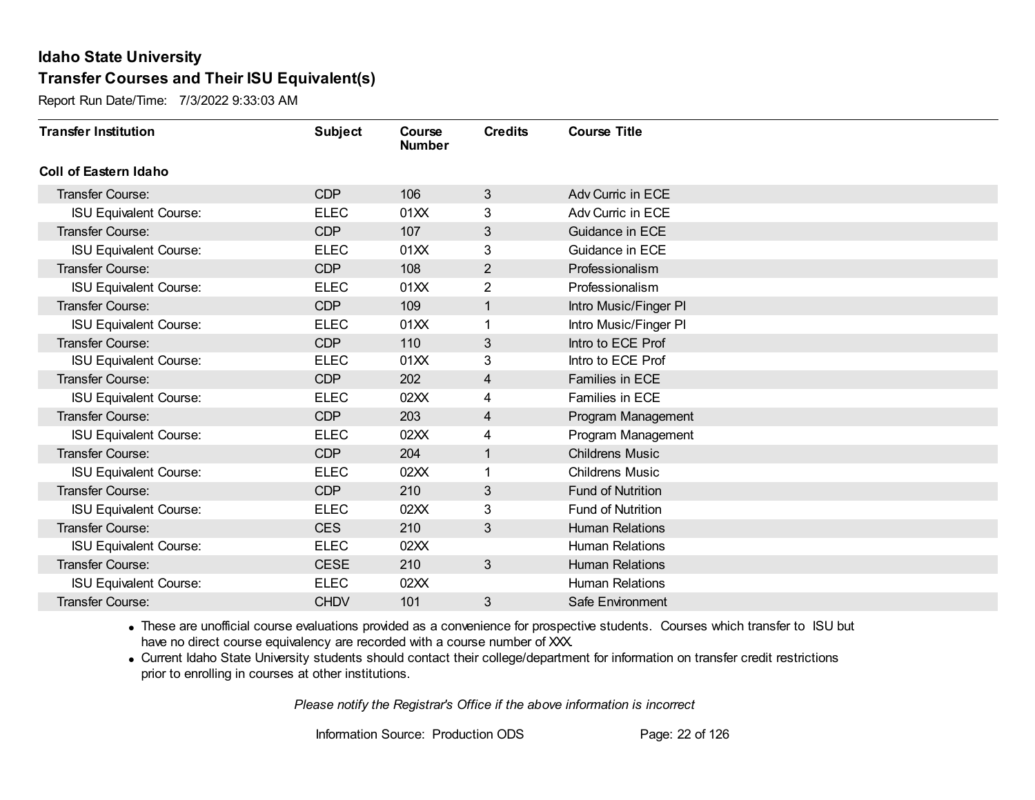# Idaho State University

## Transfer Courses and Their ISU Equivalent(s)

Report Run Date/Time: 7/3/2022 9:33:03 AM

| Transfer Institution | Subject | Course Number | Credits | Course Title |
|---|---|---|---|---|
| **Coll of Eastern Idaho** | | | | |
| Transfer Course: | CDP | 106 | 3 | Adv Curric in ECE |
| ISU Equivalent Course: | ELEC | 01XX | 3 | Adv Curric in ECE |
| Transfer Course: | CDP | 107 | 3 | Guidance in ECE |
| ISU Equivalent Course: | ELEC | 01XX | 3 | Guidance in ECE |
| Transfer Course: | CDP | 108 | 2 | Professionalism |
| ISU Equivalent Course: | ELEC | 01XX | 2 | Professionalism |
| Transfer Course: | CDP | 109 | 1 | Intro Music/Finger Pl |
| ISU Equivalent Course: | ELEC | 01XX | 1 | Intro Music/Finger Pl |
| Transfer Course: | CDP | 110 | 3 | Intro to ECE Prof |
| ISU Equivalent Course: | ELEC | 01XX | 3 | Intro to ECE Prof |
| Transfer Course: | CDP | 202 | 4 | Families in ECE |
| ISU Equivalent Course: | ELEC | 02XX | 4 | Families in ECE |
| Transfer Course: | CDP | 203 | 4 | Program Management |
| ISU Equivalent Course: | ELEC | 02XX | 4 | Program Management |
| Transfer Course: | CDP | 204 | 1 | Childrens Music |
| ISU Equivalent Course: | ELEC | 02XX | 1 | Childrens Music |
| Transfer Course: | CDP | 210 | 3 | Fund of Nutrition |
| ISU Equivalent Course: | ELEC | 02XX | 3 | Fund of Nutrition |
| Transfer Course: | CES | 210 | 3 | Human Relations |
| ISU Equivalent Course: | ELEC | 02XX | | Human Relations |
| Transfer Course: | CESE | 210 | 3 | Human Relations |
| ISU Equivalent Course: | ELEC | 02XX | | Human Relations |
| Transfer Course: | CHDV | 101 | 3 | Safe Environment |

- These are unofficial course evaluations provided as a convenience for prospective students. Courses which transfer to ISU but have no direct course equivalency are recorded with a course number of XXX.
- Current Idaho State University students should contact their college/department for information on transfer credit restrictions prior to enrolling in courses at other institutions.

*Please notify the Registrar's Office if the above information is incorrect*

Information Source: Production ODS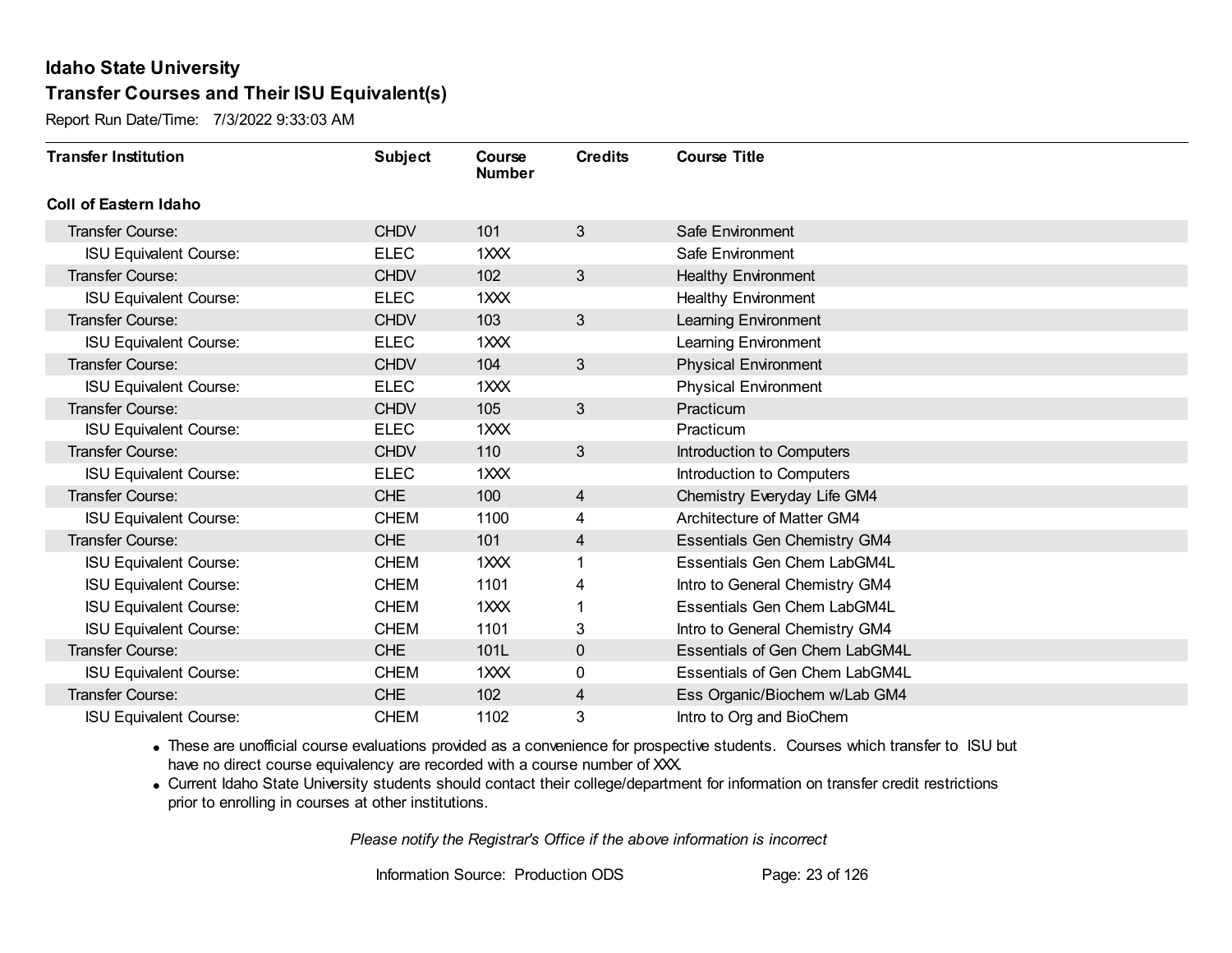# Idaho State University

## Transfer Courses and Their ISU Equivalent(s)

Report Run Date/Time: 7/3/2022 9:33:03 AM

| Transfer Institution | Subject | Course Number | Credits | Course Title |
|---|---|---|---|---|
| **Coll of Eastern Idaho** | | | | |
| Transfer Course: | CHDV | 101 | 3 | Safe Environment |
| ISU Equivalent Course: | ELEC | 1XXX | | Safe Environment |
| Transfer Course: | CHDV | 102 | 3 | Healthy Environment |
| ISU Equivalent Course: | ELEC | 1XXX | | Healthy Environment |
| Transfer Course: | CHDV | 103 | 3 | Learning Environment |
| ISU Equivalent Course: | ELEC | 1XXX | | Learning Environment |
| Transfer Course: | CHDV | 104 | 3 | Physical Environment |
| ISU Equivalent Course: | ELEC | 1XXX | | Physical Environment |
| Transfer Course: | CHDV | 105 | 3 | Practicum |
| ISU Equivalent Course: | ELEC | 1XXX | | Practicum |
| Transfer Course: | CHDV | 110 | 3 | Introduction to Computers |
| ISU Equivalent Course: | ELEC | 1XXX | | Introduction to Computers |
| Transfer Course: | CHE | 100 | 4 | Chemistry Everyday Life GM4 |
| ISU Equivalent Course: | CHEM | 1100 | 4 | Architecture of Matter GM4 |
| Transfer Course: | CHE | 101 | 4 | Essentials Gen Chemistry GM4 |
| ISU Equivalent Course: | CHEM | 1XXX | 1 | Essentials Gen Chem LabGM4L |
| ISU Equivalent Course: | CHEM | 1101 | 4 | Intro to General Chemistry GM4 |
| ISU Equivalent Course: | CHEM | 1XXX | 1 | Essentials Gen Chem LabGM4L |
| ISU Equivalent Course: | CHEM | 1101 | 3 | Intro to General Chemistry GM4 |
| Transfer Course: | CHE | 101L | 0 | Essentials of Gen Chem LabGM4L |
| ISU Equivalent Course: | CHEM | 1XXX | 0 | Essentials of Gen Chem LabGM4L |
| Transfer Course: | CHE | 102 | 4 | Ess Organic/Biochem w/Lab GM4 |
| ISU Equivalent Course: | CHEM | 1102 | 3 | Intro to Org and BioChem |

- These are unofficial course evaluations provided as a convenience for prospective students. Courses which transfer to ISU but have no direct course equivalency are recorded with a course number of XXX.
- Current Idaho State University students should contact their college/department for information on transfer credit restrictions prior to enrolling in courses at other institutions.

*Please notify the Registrar's Office if the above information is incorrect*

Information Source: Production ODS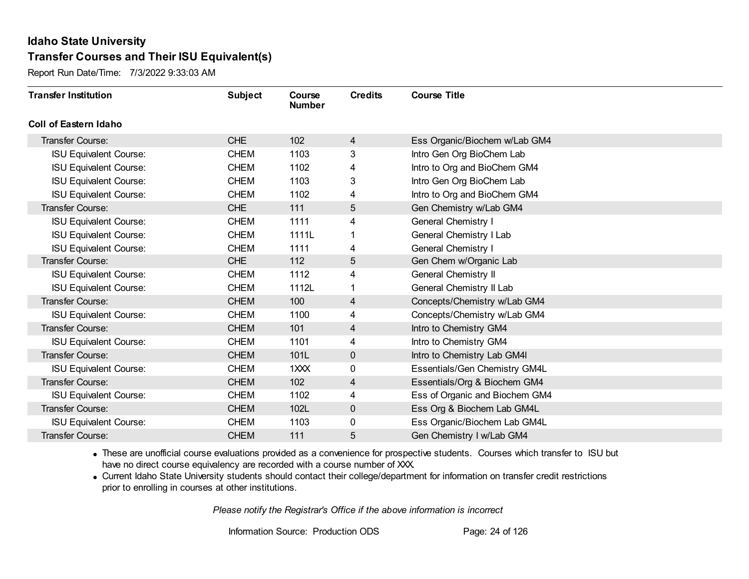# Idaho State University

## Transfer Courses and Their ISU Equivalent(s)

Report Run Date/Time: 7/3/2022 9:33:03 AM

| Transfer Institution | Subject | Course Number | Credits | Course Title |
|---|---|---|---|---|
| **Coll of Eastern Idaho** | | | | |
| Transfer Course: | CHE | 102 | 4 | Ess Organic/Biochem w/Lab GM4 |
| ISU Equivalent Course: | CHEM | 1103 | 3 | Intro Gen Org BioChem Lab |
| ISU Equivalent Course: | CHEM | 1102 | 4 | Intro to Org and BioChem GM4 |
| ISU Equivalent Course: | CHEM | 1103 | 3 | Intro Gen Org BioChem Lab |
| ISU Equivalent Course: | CHEM | 1102 | 4 | Intro to Org and BioChem GM4 |
| Transfer Course: | CHE | 111 | 5 | Gen Chemistry w/Lab GM4 |
| ISU Equivalent Course: | CHEM | 1111 | 4 | General Chemistry I |
| ISU Equivalent Course: | CHEM | 1111L | 1 | General Chemistry I Lab |
| ISU Equivalent Course: | CHEM | 1111 | 4 | General Chemistry I |
| Transfer Course: | CHE | 112 | 5 | Gen Chem w/Organic Lab |
| ISU Equivalent Course: | CHEM | 1112 | 4 | General Chemistry II |
| ISU Equivalent Course: | CHEM | 1112L | 1 | General Chemistry II Lab |
| Transfer Course: | CHEM | 100 | 4 | Concepts/Chemistry w/Lab GM4 |
| ISU Equivalent Course: | CHEM | 1100 | 4 | Concepts/Chemistry w/Lab GM4 |
| Transfer Course: | CHEM | 101 | 4 | Intro to Chemistry GM4 |
| ISU Equivalent Course: | CHEM | 1101 | 4 | Intro to Chemistry GM4 |
| Transfer Course: | CHEM | 101L | 0 | Intro to Chemistry Lab GM4l |
| ISU Equivalent Course: | CHEM | 1XXX | 0 | Essentials/Gen Chemistry GM4L |
| Transfer Course: | CHEM | 102 | 4 | Essentials/Org & Biochem GM4 |
| ISU Equivalent Course: | CHEM | 1102 | 4 | Ess of Organic and Biochem GM4 |
| Transfer Course: | CHEM | 102L | 0 | Ess Org & Biochem Lab GM4L |
| ISU Equivalent Course: | CHEM | 1103 | 0 | Ess Organic/Biochem Lab GM4L |
| Transfer Course: | CHEM | 111 | 5 | Gen Chemistry I w/Lab GM4 |

- These are unofficial course evaluations provided as a convenience for prospective students. Courses which transfer to ISU but have no direct course equivalency are recorded with a course number of XXX.
- Current Idaho State University students should contact their college/department for information on transfer credit restrictions prior to enrolling in courses at other institutions.

*Please notify the Registrar's Office if the above information is incorrect*

Information Source: Production ODS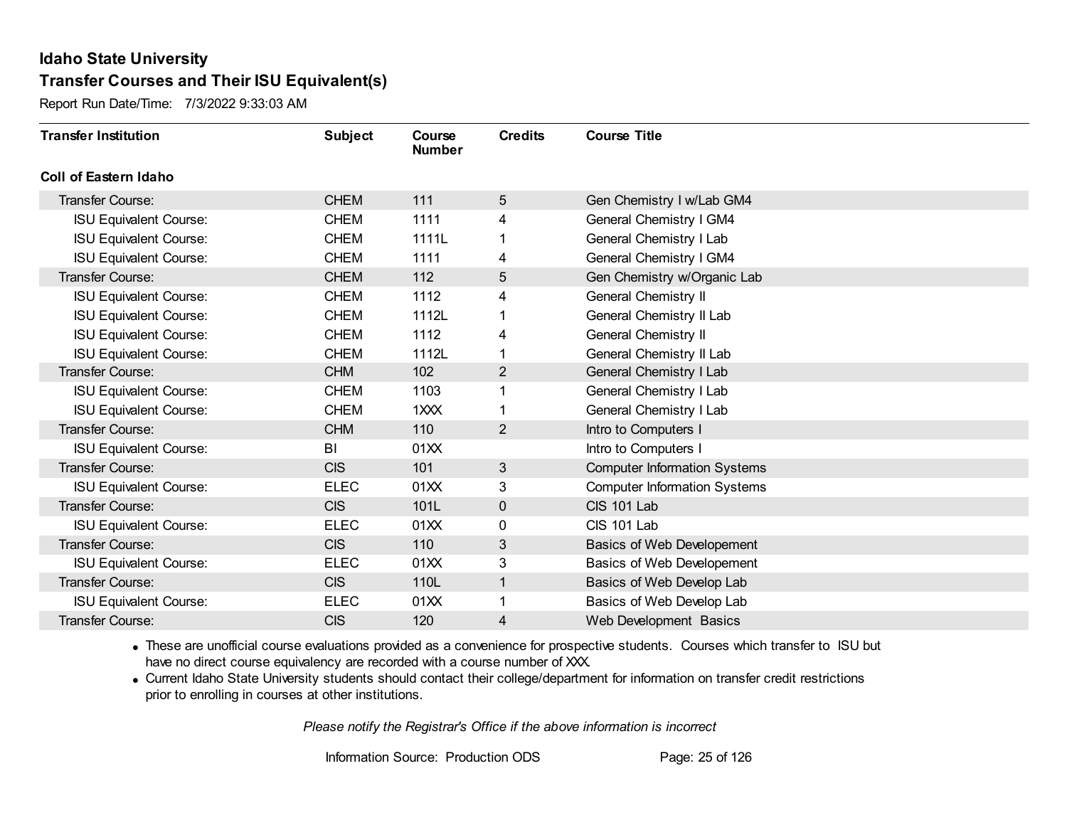# Idaho State University

## Transfer Courses and Their ISU Equivalent(s)

Report Run Date/Time: 7/3/2022 9:33:03 AM

| Transfer Institution | Subject | Course Number | Credits | Course Title |
|---|---|---|---|---|
| **Coll of Eastern Idaho** | | | | |
| Transfer Course: | CHEM | 111 | 5 | Gen Chemistry I w/Lab GM4 |
| ISU Equivalent Course: | CHEM | 1111 | 4 | General Chemistry I GM4 |
| ISU Equivalent Course: | CHEM | 1111L | 1 | General Chemistry I Lab |
| ISU Equivalent Course: | CHEM | 1111 | 4 | General Chemistry I GM4 |
| Transfer Course: | CHEM | 112 | 5 | Gen Chemistry w/Organic Lab |
| ISU Equivalent Course: | CHEM | 1112 | 4 | General Chemistry II |
| ISU Equivalent Course: | CHEM | 1112L | 1 | General Chemistry II Lab |
| ISU Equivalent Course: | CHEM | 1112 | 4 | General Chemistry II |
| ISU Equivalent Course: | CHEM | 1112L | 1 | General Chemistry II Lab |
| Transfer Course: | CHM | 102 | 2 | General Chemistry I Lab |
| ISU Equivalent Course: | CHEM | 1103 | 1 | General Chemistry I Lab |
| ISU Equivalent Course: | CHEM | 1XXX | 1 | General Chemistry I Lab |
| Transfer Course: | CHM | 110 | 2 | Intro to Computers I |
| ISU Equivalent Course: | BI | 01XX | | Intro to Computers I |
| Transfer Course: | CIS | 101 | 3 | Computer Information Systems |
| ISU Equivalent Course: | ELEC | 01XX | 3 | Computer Information Systems |
| Transfer Course: | CIS | 101L | 0 | CIS 101 Lab |
| ISU Equivalent Course: | ELEC | 01XX | 0 | CIS 101 Lab |
| Transfer Course: | CIS | 110 | 3 | Basics of Web Developement |
| ISU Equivalent Course: | ELEC | 01XX | 3 | Basics of Web Developement |
| Transfer Course: | CIS | 110L | 1 | Basics of Web Develop Lab |
| ISU Equivalent Course: | ELEC | 01XX | 1 | Basics of Web Develop Lab |
| Transfer Course: | CIS | 120 | 4 | Web Development Basics |

- These are unofficial course evaluations provided as a convenience for prospective students. Courses which transfer to ISU but have no direct course equivalency are recorded with a course number of XXX.
- Current Idaho State University students should contact their college/department for information on transfer credit restrictions prior to enrolling in courses at other institutions.

*Please notify the Registrar's Office if the above information is incorrect*

Information Source: Production ODS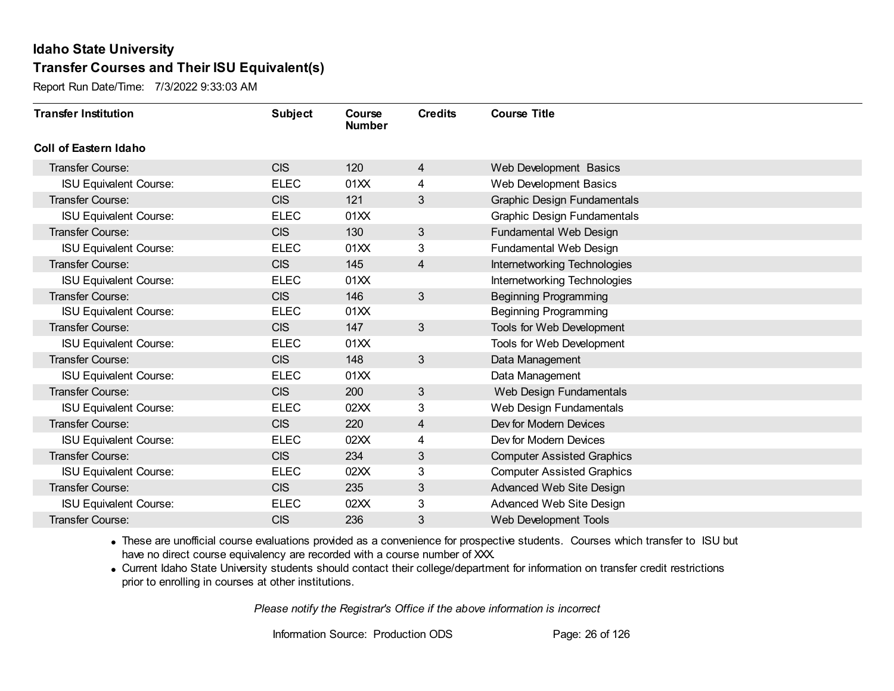## Idaho State University

## Transfer Courses and Their ISU Equivalent(s)

Report Run Date/Time: 7/3/2022 9:33:03 AM

| Transfer Institution | Subject | Course Number | Credits | Course Title |
|---|---|---|---|---|
| **Coll of Eastern Idaho** | | | | |
| Transfer Course: | CIS | 120 | 4 | Web Development Basics |
| ISU Equivalent Course: | ELEC | 01XX | 4 | Web Development Basics |
| Transfer Course: | CIS | 121 | 3 | Graphic Design Fundamentals |
| ISU Equivalent Course: | ELEC | 01XX | | Graphic Design Fundamentals |
| Transfer Course: | CIS | 130 | 3 | Fundamental Web Design |
| ISU Equivalent Course: | ELEC | 01XX | 3 | Fundamental Web Design |
| Transfer Course: | CIS | 145 | 4 | Internetworking Technologies |
| ISU Equivalent Course: | ELEC | 01XX | | Internetworking Technologies |
| Transfer Course: | CIS | 146 | 3 | Beginning Programming |
| ISU Equivalent Course: | ELEC | 01XX | | Beginning Programming |
| Transfer Course: | CIS | 147 | 3 | Tools for Web Development |
| ISU Equivalent Course: | ELEC | 01XX | | Tools for Web Development |
| Transfer Course: | CIS | 148 | 3 | Data Management |
| ISU Equivalent Course: | ELEC | 01XX | | Data Management |
| Transfer Course: | CIS | 200 | 3 | Web Design Fundamentals |
| ISU Equivalent Course: | ELEC | 02XX | 3 | Web Design Fundamentals |
| Transfer Course: | CIS | 220 | 4 | Dev for Modern Devices |
| ISU Equivalent Course: | ELEC | 02XX | 4 | Dev for Modern Devices |
| Transfer Course: | CIS | 234 | 3 | Computer Assisted Graphics |
| ISU Equivalent Course: | ELEC | 02XX | 3 | Computer Assisted Graphics |
| Transfer Course: | CIS | 235 | 3 | Advanced Web Site Design |
| ISU Equivalent Course: | ELEC | 02XX | 3 | Advanced Web Site Design |
| Transfer Course: | CIS | 236 | 3 | Web Development Tools |

- These are unofficial course evaluations provided as a convenience for prospective students. Courses which transfer to ISU but have no direct course equivalency are recorded with a course number of XXX.
- Current Idaho State University students should contact their college/department for information on transfer credit restrictions prior to enrolling in courses at other institutions.

*Please notify the Registrar's Office if the above information is incorrect*

Information Source: Production ODS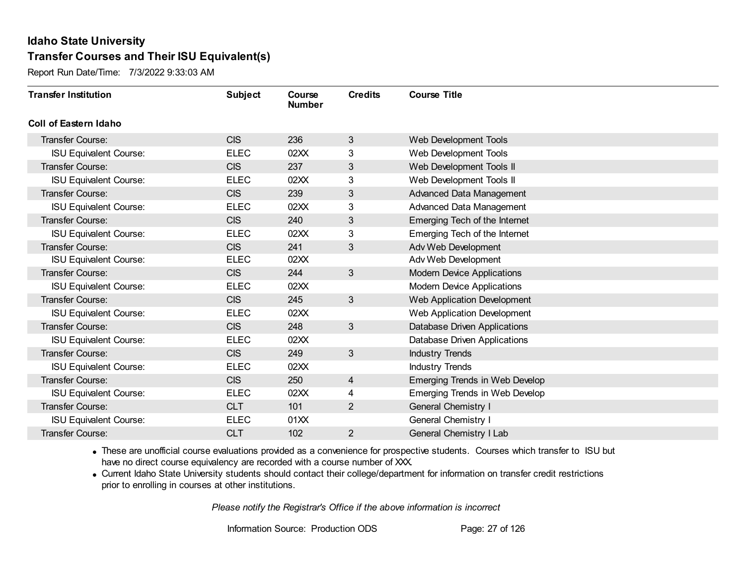# Idaho State University

## Transfer Courses and Their ISU Equivalent(s)

Report Run Date/Time: 7/3/2022 9:33:03 AM

| Transfer Institution | Subject | Course Number | Credits | Course Title |
|---|---|---|---|---|
| **Coll of Eastern Idaho** | | | | |
| Transfer Course: | CIS | 236 | 3 | Web Development Tools |
| ISU Equivalent Course: | ELEC | 02XX | 3 | Web Development Tools |
| Transfer Course: | CIS | 237 | 3 | Web Development Tools II |
| ISU Equivalent Course: | ELEC | 02XX | 3 | Web Development Tools II |
| Transfer Course: | CIS | 239 | 3 | Advanced Data Management |
| ISU Equivalent Course: | ELEC | 02XX | 3 | Advanced Data Management |
| Transfer Course: | CIS | 240 | 3 | Emerging Tech of the Internet |
| ISU Equivalent Course: | ELEC | 02XX | 3 | Emerging Tech of the Internet |
| Transfer Course: | CIS | 241 | 3 | Adv Web Development |
| ISU Equivalent Course: | ELEC | 02XX | | Adv Web Development |
| Transfer Course: | CIS | 244 | 3 | Modern Device Applications |
| ISU Equivalent Course: | ELEC | 02XX | | Modern Device Applications |
| Transfer Course: | CIS | 245 | 3 | Web Application Development |
| ISU Equivalent Course: | ELEC | 02XX | | Web Application Development |
| Transfer Course: | CIS | 248 | 3 | Database Driven Applications |
| ISU Equivalent Course: | ELEC | 02XX | | Database Driven Applications |
| Transfer Course: | CIS | 249 | 3 | Industry Trends |
| ISU Equivalent Course: | ELEC | 02XX | | Industry Trends |
| Transfer Course: | CIS | 250 | 4 | Emerging Trends in Web Develop |
| ISU Equivalent Course: | ELEC | 02XX | 4 | Emerging Trends in Web Develop |
| Transfer Course: | CLT | 101 | 2 | General Chemistry I |
| ISU Equivalent Course: | ELEC | 01XX | | General Chemistry I |
| Transfer Course: | CLT | 102 | 2 | General Chemistry I Lab |

- These are unofficial course evaluations provided as a convenience for prospective students. Courses which transfer to ISU but have no direct course equivalency are recorded with a course number of XXX.
- Current Idaho State University students should contact their college/department for information on transfer credit restrictions prior to enrolling in courses at other institutions.

*Please notify the Registrar's Office if the above information is incorrect*

Information Source: Production ODS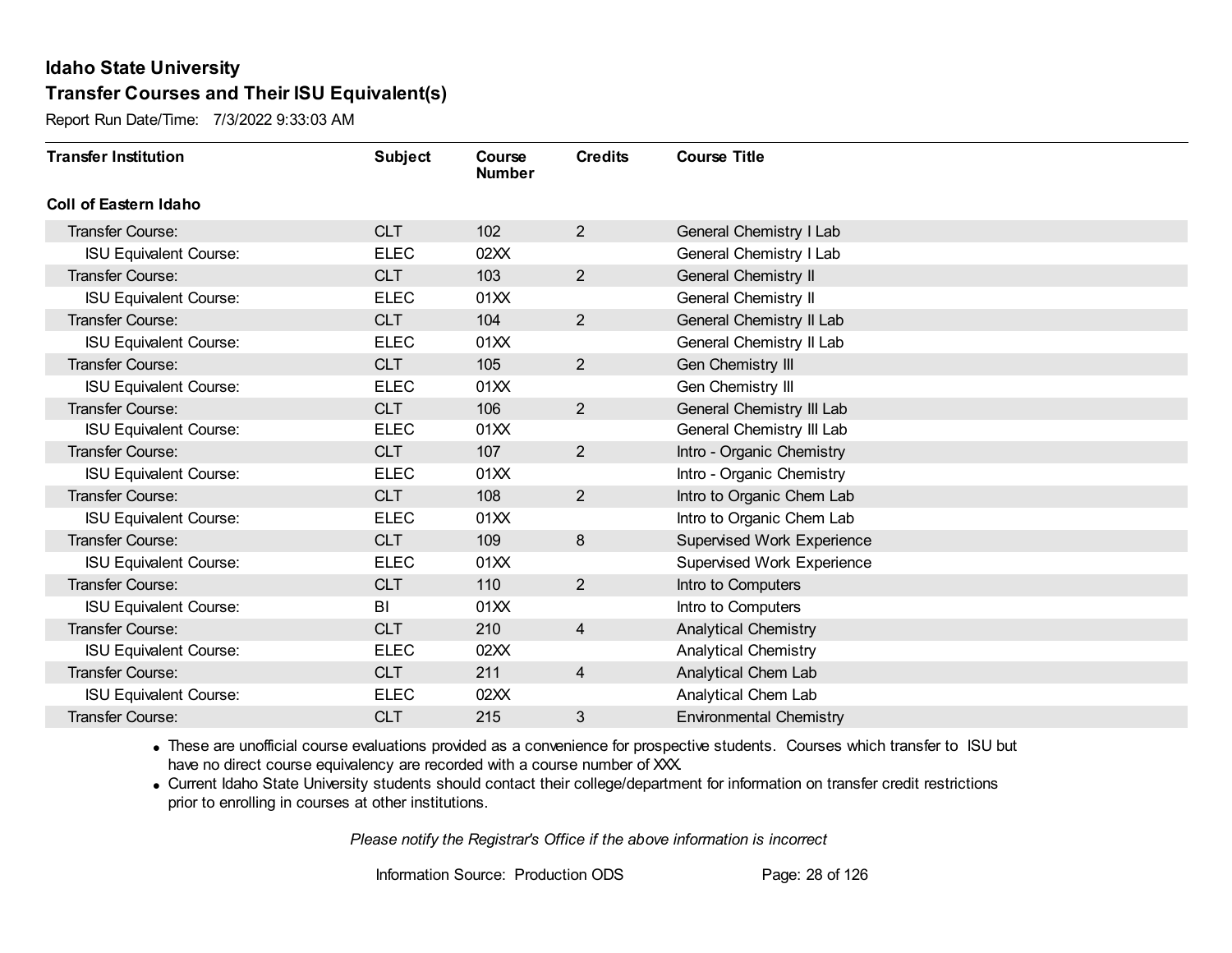# Idaho State University

## Transfer Courses and Their ISU Equivalent(s)

Report Run Date/Time: 7/3/2022 9:33:03 AM

| Transfer Institution | Subject | Course Number | Credits | Course Title |
|---|---|---|---|---|
| **Coll of Eastern Idaho** | | | | |
| Transfer Course: | CLT | 102 | 2 | General Chemistry I Lab |
| ISU Equivalent Course: | ELEC | 02XX | | General Chemistry I Lab |
| Transfer Course: | CLT | 103 | 2 | General Chemistry II |
| ISU Equivalent Course: | ELEC | 01XX | | General Chemistry II |
| Transfer Course: | CLT | 104 | 2 | General Chemistry II Lab |
| ISU Equivalent Course: | ELEC | 01XX | | General Chemistry II Lab |
| Transfer Course: | CLT | 105 | 2 | Gen Chemistry III |
| ISU Equivalent Course: | ELEC | 01XX | | Gen Chemistry III |
| Transfer Course: | CLT | 106 | 2 | General Chemistry III Lab |
| ISU Equivalent Course: | ELEC | 01XX | | General Chemistry III Lab |
| Transfer Course: | CLT | 107 | 2 | Intro - Organic Chemistry |
| ISU Equivalent Course: | ELEC | 01XX | | Intro - Organic Chemistry |
| Transfer Course: | CLT | 108 | 2 | Intro to Organic Chem Lab |
| ISU Equivalent Course: | ELEC | 01XX | | Intro to Organic Chem Lab |
| Transfer Course: | CLT | 109 | 8 | Supervised Work Experience |
| ISU Equivalent Course: | ELEC | 01XX | | Supervised Work Experience |
| Transfer Course: | CLT | 110 | 2 | Intro to Computers |
| ISU Equivalent Course: | BI | 01XX | | Intro to Computers |
| Transfer Course: | CLT | 210 | 4 | Analytical Chemistry |
| ISU Equivalent Course: | ELEC | 02XX | | Analytical Chemistry |
| Transfer Course: | CLT | 211 | 4 | Analytical Chem Lab |
| ISU Equivalent Course: | ELEC | 02XX | | Analytical Chem Lab |
| Transfer Course: | CLT | 215 | 3 | Environmental Chemistry |

- These are unofficial course evaluations provided as a convenience for prospective students. Courses which transfer to ISU but have no direct course equivalency are recorded with a course number of XXX.
- Current Idaho State University students should contact their college/department for information on transfer credit restrictions prior to enrolling in courses at other institutions.

*Please notify the Registrar's Office if the above information is incorrect*

Information Source: Production ODS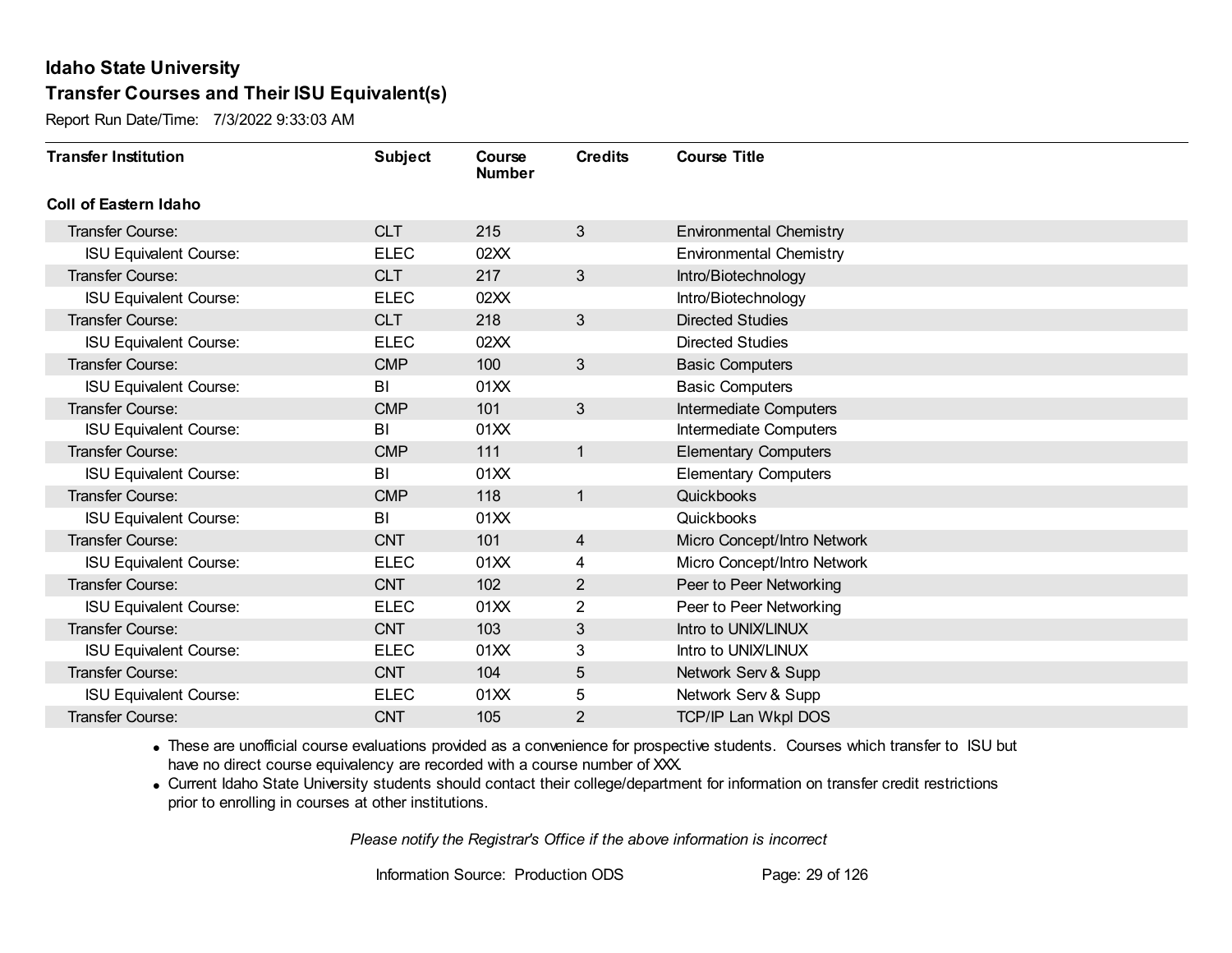# Idaho State University

## Transfer Courses and Their ISU Equivalent(s)

Report Run Date/Time: 7/3/2022 9:33:03 AM

| Transfer Institution | Subject | Course Number | Credits | Course Title |
|---|---|---|---|---|
| **Coll of Eastern Idaho** | | | | |
| Transfer Course: | CLT | 215 | 3 | Environmental Chemistry |
| ISU Equivalent Course: | ELEC | 02XX | | Environmental Chemistry |
| Transfer Course: | CLT | 217 | 3 | Intro/Biotechnology |
| ISU Equivalent Course: | ELEC | 02XX | | Intro/Biotechnology |
| Transfer Course: | CLT | 218 | 3 | Directed Studies |
| ISU Equivalent Course: | ELEC | 02XX | | Directed Studies |
| Transfer Course: | CMP | 100 | 3 | Basic Computers |
| ISU Equivalent Course: | BI | 01XX | | Basic Computers |
| Transfer Course: | CMP | 101 | 3 | Intermediate Computers |
| ISU Equivalent Course: | BI | 01XX | | Intermediate Computers |
| Transfer Course: | CMP | 111 | 1 | Elementary Computers |
| ISU Equivalent Course: | BI | 01XX | | Elementary Computers |
| Transfer Course: | CMP | 118 | 1 | Quickbooks |
| ISU Equivalent Course: | BI | 01XX | | Quickbooks |
| Transfer Course: | CNT | 101 | 4 | Micro Concept/Intro Network |
| ISU Equivalent Course: | ELEC | 01XX | 4 | Micro Concept/Intro Network |
| Transfer Course: | CNT | 102 | 2 | Peer to Peer Networking |
| ISU Equivalent Course: | ELEC | 01XX | 2 | Peer to Peer Networking |
| Transfer Course: | CNT | 103 | 3 | Intro to UNIX/LINUX |
| ISU Equivalent Course: | ELEC | 01XX | 3 | Intro to UNIX/LINUX |
| Transfer Course: | CNT | 104 | 5 | Network Serv & Supp |
| ISU Equivalent Course: | ELEC | 01XX | 5 | Network Serv & Supp |
| Transfer Course: | CNT | 105 | 2 | TCP/IP Lan Wkpl DOS |

- These are unofficial course evaluations provided as a convenience for prospective students. Courses which transfer to ISU but have no direct course equivalency are recorded with a course number of XXX.
- Current Idaho State University students should contact their college/department for information on transfer credit restrictions prior to enrolling in courses at other institutions.

*Please notify the Registrar's Office if the above information is incorrect*

Information Source: Production ODS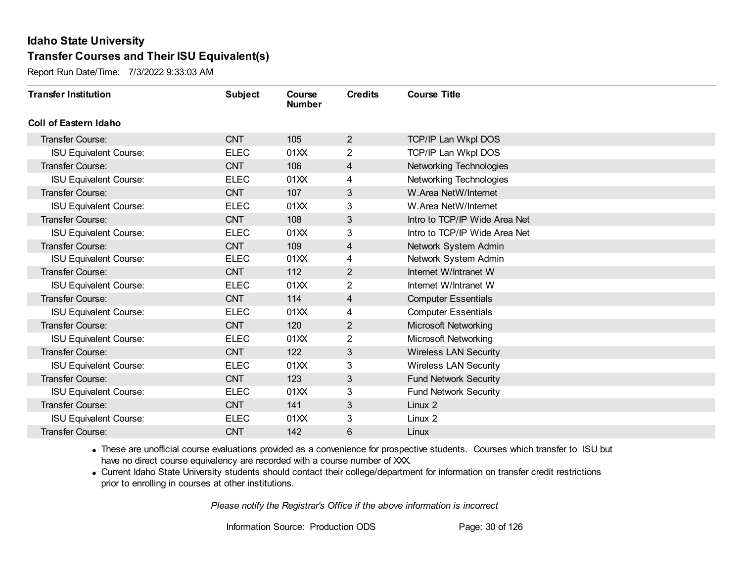# Idaho State University

## Transfer Courses and Their ISU Equivalent(s)

Report Run Date/Time: 7/3/2022 9:33:03 AM

| Transfer Institution | Subject | Course Number | Credits | Course Title |
|---|---|---|---|---|
| **Coll of Eastern Idaho** | | | | |
| Transfer Course: | CNT | 105 | 2 | TCP/IP Lan Wkpl DOS |
| ISU Equivalent Course: | ELEC | 01XX | 2 | TCP/IP Lan Wkpl DOS |
| Transfer Course: | CNT | 106 | 4 | Networking Technologies |
| ISU Equivalent Course: | ELEC | 01XX | 4 | Networking Technologies |
| Transfer Course: | CNT | 107 | 3 | W.Area NetW/Internet |
| ISU Equivalent Course: | ELEC | 01XX | 3 | W.Area NetW/Internet |
| Transfer Course: | CNT | 108 | 3 | Intro to TCP/IP Wide Area Net |
| ISU Equivalent Course: | ELEC | 01XX | 3 | Intro to TCP/IP Wide Area Net |
| Transfer Course: | CNT | 109 | 4 | Network System Admin |
| ISU Equivalent Course: | ELEC | 01XX | 4 | Network System Admin |
| Transfer Course: | CNT | 112 | 2 | Internet W/Intranet W |
| ISU Equivalent Course: | ELEC | 01XX | 2 | Internet W/Intranet W |
| Transfer Course: | CNT | 114 | 4 | Computer Essentials |
| ISU Equivalent Course: | ELEC | 01XX | 4 | Computer Essentials |
| Transfer Course: | CNT | 120 | 2 | Microsoft Networking |
| ISU Equivalent Course: | ELEC | 01XX | 2 | Microsoft Networking |
| Transfer Course: | CNT | 122 | 3 | Wireless LAN Security |
| ISU Equivalent Course: | ELEC | 01XX | 3 | Wireless LAN Security |
| Transfer Course: | CNT | 123 | 3 | Fund Network Security |
| ISU Equivalent Course: | ELEC | 01XX | 3 | Fund Network Security |
| Transfer Course: | CNT | 141 | 3 | Linux 2 |
| ISU Equivalent Course: | ELEC | 01XX | 3 | Linux 2 |
| Transfer Course: | CNT | 142 | 6 | Linux |

- These are unofficial course evaluations provided as a convenience for prospective students. Courses which transfer to ISU but have no direct course equivalency are recorded with a course number of XXX.
- Current Idaho State University students should contact their college/department for information on transfer credit restrictions prior to enrolling in courses at other institutions.

*Please notify the Registrar's Office if the above information is incorrect*

Information Source: Production ODS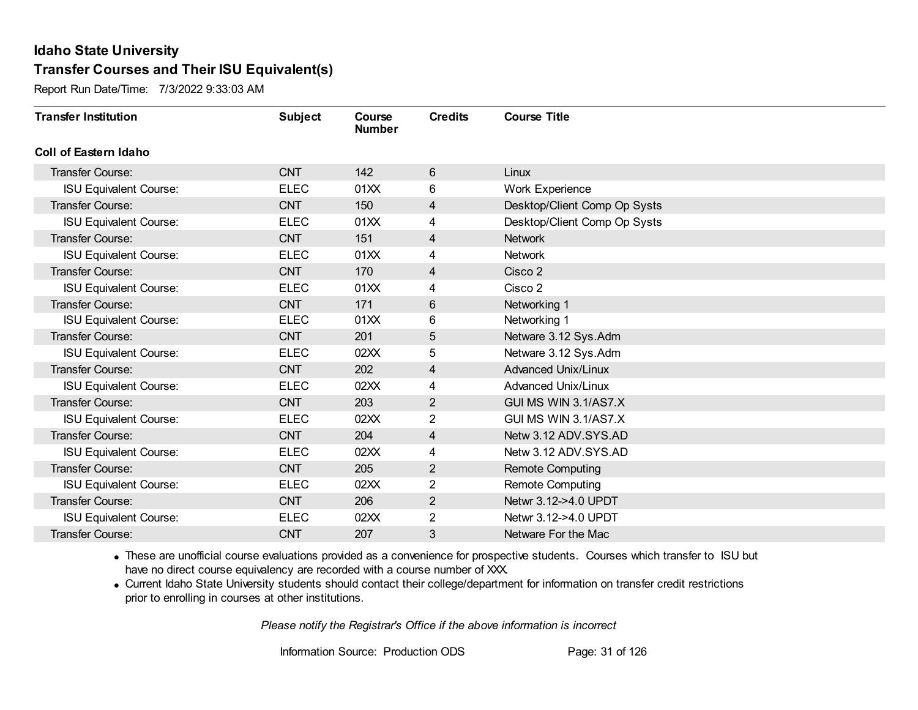# Idaho State University

## Transfer Courses and Their ISU Equivalent(s)

Report Run Date/Time: 7/3/2022 9:33:03 AM

| Transfer Institution | Subject | Course Number | Credits | Course Title |
|---|---|---|---|---|
| **Coll of Eastern Idaho** | | | | |
| Transfer Course: | CNT | 142 | 6 | Linux |
| ISU Equivalent Course: | ELEC | 01XX | 6 | Work Experience |
| Transfer Course: | CNT | 150 | 4 | Desktop/Client Comp Op Systs |
| ISU Equivalent Course: | ELEC | 01XX | 4 | Desktop/Client Comp Op Systs |
| Transfer Course: | CNT | 151 | 4 | Network |
| ISU Equivalent Course: | ELEC | 01XX | 4 | Network |
| Transfer Course: | CNT | 170 | 4 | Cisco 2 |
| ISU Equivalent Course: | ELEC | 01XX | 4 | Cisco 2 |
| Transfer Course: | CNT | 171 | 6 | Networking 1 |
| ISU Equivalent Course: | ELEC | 01XX | 6 | Networking 1 |
| Transfer Course: | CNT | 201 | 5 | Netware 3.12 Sys.Adm |
| ISU Equivalent Course: | ELEC | 02XX | 5 | Netware 3.12 Sys.Adm |
| Transfer Course: | CNT | 202 | 4 | Advanced Unix/Linux |
| ISU Equivalent Course: | ELEC | 02XX | 4 | Advanced Unix/Linux |
| Transfer Course: | CNT | 203 | 2 | GUI MS WIN 3.1/AS7.X |
| ISU Equivalent Course: | ELEC | 02XX | 2 | GUI MS WIN 3.1/AS7.X |
| Transfer Course: | CNT | 204 | 4 | Netw 3.12 ADV.SYS.AD |
| ISU Equivalent Course: | ELEC | 02XX | 4 | Netw 3.12 ADV.SYS.AD |
| Transfer Course: | CNT | 205 | 2 | Remote Computing |
| ISU Equivalent Course: | ELEC | 02XX | 2 | Remote Computing |
| Transfer Course: | CNT | 206 | 2 | Netwr 3.12->4.0 UPDT |
| ISU Equivalent Course: | ELEC | 02XX | 2 | Netwr 3.12->4.0 UPDT |
| Transfer Course: | CNT | 207 | 3 | Netware For the Mac |

- These are unofficial course evaluations provided as a convenience for prospective students. Courses which transfer to ISU but have no direct course equivalency are recorded with a course number of XXX.
- Current Idaho State University students should contact their college/department for information on transfer credit restrictions prior to enrolling in courses at other institutions.

*Please notify the Registrar's Office if the above information is incorrect*

Information Source: Production ODS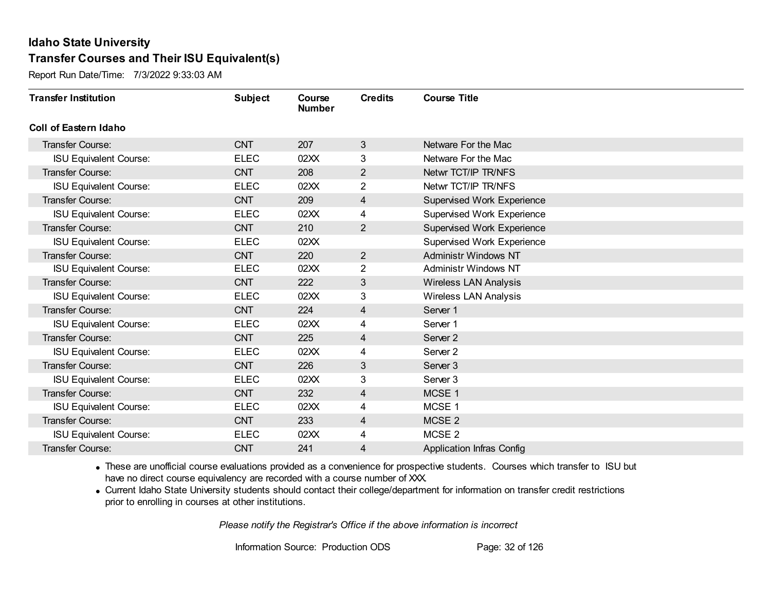# Idaho State University

## Transfer Courses and Their ISU Equivalent(s)

Report Run Date/Time: 7/3/2022 9:33:03 AM

| Transfer Institution | Subject | Course Number | Credits | Course Title |
|---|---|---|---|---|
| **Coll of Eastern Idaho** | | | | |
| Transfer Course: | CNT | 207 | 3 | Netware For the Mac |
| ISU Equivalent Course: | ELEC | 02XX | 3 | Netware For the Mac |
| Transfer Course: | CNT | 208 | 2 | Netwr TCT/IP TR/NFS |
| ISU Equivalent Course: | ELEC | 02XX | 2 | Netwr TCT/IP TR/NFS |
| Transfer Course: | CNT | 209 | 4 | Supervised Work Experience |
| ISU Equivalent Course: | ELEC | 02XX | 4 | Supervised Work Experience |
| Transfer Course: | CNT | 210 | 2 | Supervised Work Experience |
| ISU Equivalent Course: | ELEC | 02XX | | Supervised Work Experience |
| Transfer Course: | CNT | 220 | 2 | Administr Windows NT |
| ISU Equivalent Course: | ELEC | 02XX | 2 | Administr Windows NT |
| Transfer Course: | CNT | 222 | 3 | Wireless LAN Analysis |
| ISU Equivalent Course: | ELEC | 02XX | 3 | Wireless LAN Analysis |
| Transfer Course: | CNT | 224 | 4 | Server 1 |
| ISU Equivalent Course: | ELEC | 02XX | 4 | Server 1 |
| Transfer Course: | CNT | 225 | 4 | Server 2 |
| ISU Equivalent Course: | ELEC | 02XX | 4 | Server 2 |
| Transfer Course: | CNT | 226 | 3 | Server 3 |
| ISU Equivalent Course: | ELEC | 02XX | 3 | Server 3 |
| Transfer Course: | CNT | 232 | 4 | MCSE 1 |
| ISU Equivalent Course: | ELEC | 02XX | 4 | MCSE 1 |
| Transfer Course: | CNT | 233 | 4 | MCSE 2 |
| ISU Equivalent Course: | ELEC | 02XX | 4 | MCSE 2 |
| Transfer Course: | CNT | 241 | 4 | Application Infras Config |

- These are unofficial course evaluations provided as a convenience for prospective students. Courses which transfer to ISU but have no direct course equivalency are recorded with a course number of XXX.
- Current Idaho State University students should contact their college/department for information on transfer credit restrictions prior to enrolling in courses at other institutions.

*Please notify the Registrar's Office if the above information is incorrect*

Information Source: Production ODS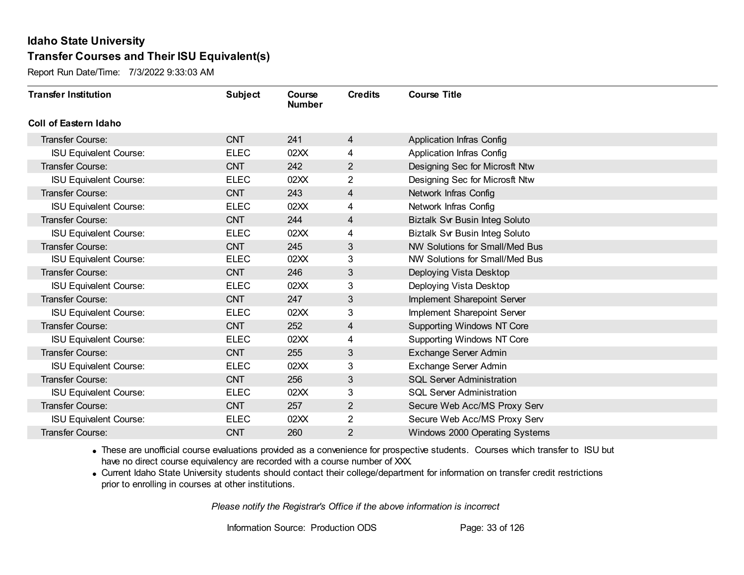# Idaho State University

## Transfer Courses and Their ISU Equivalent(s)

Report Run Date/Time: 7/3/2022 9:33:03 AM

| Transfer Institution | Subject | Course Number | Credits | Course Title |
|---|---|---|---|---|
| **Coll of Eastern Idaho** | | | | |
| Transfer Course: | CNT | 241 | 4 | Application Infras Config |
| ISU Equivalent Course: | ELEC | 02XX | 4 | Application Infras Config |
| Transfer Course: | CNT | 242 | 2 | Designing Sec for Microsft Ntw |
| ISU Equivalent Course: | ELEC | 02XX | 2 | Designing Sec for Microsft Ntw |
| Transfer Course: | CNT | 243 | 4 | Network Infras Config |
| ISU Equivalent Course: | ELEC | 02XX | 4 | Network Infras Config |
| Transfer Course: | CNT | 244 | 4 | Biztalk Svr Busin Integ Soluto |
| ISU Equivalent Course: | ELEC | 02XX | 4 | Biztalk Svr Busin Integ Soluto |
| Transfer Course: | CNT | 245 | 3 | NW Solutions for Small/Med Bus |
| ISU Equivalent Course: | ELEC | 02XX | 3 | NW Solutions for Small/Med Bus |
| Transfer Course: | CNT | 246 | 3 | Deploying Vista Desktop |
| ISU Equivalent Course: | ELEC | 02XX | 3 | Deploying Vista Desktop |
| Transfer Course: | CNT | 247 | 3 | Implement Sharepoint Server |
| ISU Equivalent Course: | ELEC | 02XX | 3 | Implement Sharepoint Server |
| Transfer Course: | CNT | 252 | 4 | Supporting Windows NT Core |
| ISU Equivalent Course: | ELEC | 02XX | 4 | Supporting Windows NT Core |
| Transfer Course: | CNT | 255 | 3 | Exchange Server Admin |
| ISU Equivalent Course: | ELEC | 02XX | 3 | Exchange Server Admin |
| Transfer Course: | CNT | 256 | 3 | SQL Server Administration |
| ISU Equivalent Course: | ELEC | 02XX | 3 | SQL Server Administration |
| Transfer Course: | CNT | 257 | 2 | Secure Web Acc/MS Proxy Serv |
| ISU Equivalent Course: | ELEC | 02XX | 2 | Secure Web Acc/MS Proxy Serv |
| Transfer Course: | CNT | 260 | 2 | Windows 2000 Operating Systems |

- These are unofficial course evaluations provided as a convenience for prospective students. Courses which transfer to ISU but have no direct course equivalency are recorded with a course number of XXX.
- Current Idaho State University students should contact their college/department for information on transfer credit restrictions prior to enrolling in courses at other institutions.

*Please notify the Registrar's Office if the above information is incorrect*

Information Source: Production ODS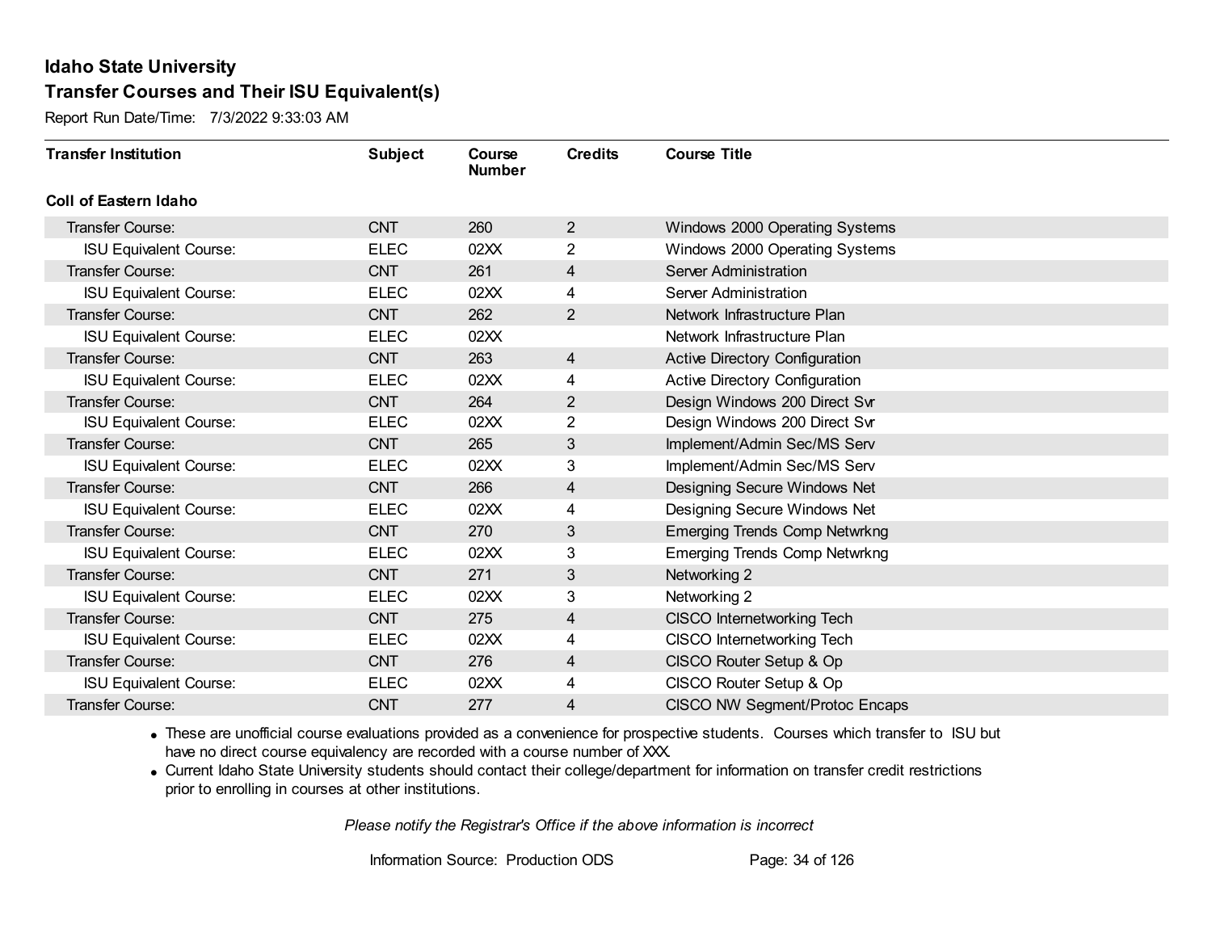# Idaho State University

## Transfer Courses and Their ISU Equivalent(s)

Report Run Date/Time: 7/3/2022 9:33:03 AM

| Transfer Institution | Subject | Course Number | Credits | Course Title |
|---|---|---|---|---|
| **Coll of Eastern Idaho** | | | | |
| Transfer Course: | CNT | 260 | 2 | Windows 2000 Operating Systems |
| ISU Equivalent Course: | ELEC | 02XX | 2 | Windows 2000 Operating Systems |
| Transfer Course: | CNT | 261 | 4 | Server Administration |
| ISU Equivalent Course: | ELEC | 02XX | 4 | Server Administration |
| Transfer Course: | CNT | 262 | 2 | Network Infrastructure Plan |
| ISU Equivalent Course: | ELEC | 02XX | | Network Infrastructure Plan |
| Transfer Course: | CNT | 263 | 4 | Active Directory Configuration |
| ISU Equivalent Course: | ELEC | 02XX | 4 | Active Directory Configuration |
| Transfer Course: | CNT | 264 | 2 | Design Windows 200 Direct Svr |
| ISU Equivalent Course: | ELEC | 02XX | 2 | Design Windows 200 Direct Svr |
| Transfer Course: | CNT | 265 | 3 | Implement/Admin Sec/MS Serv |
| ISU Equivalent Course: | ELEC | 02XX | 3 | Implement/Admin Sec/MS Serv |
| Transfer Course: | CNT | 266 | 4 | Designing Secure Windows Net |
| ISU Equivalent Course: | ELEC | 02XX | 4 | Designing Secure Windows Net |
| Transfer Course: | CNT | 270 | 3 | Emerging Trends Comp Netwrkng |
| ISU Equivalent Course: | ELEC | 02XX | 3 | Emerging Trends Comp Netwrkng |
| Transfer Course: | CNT | 271 | 3 | Networking 2 |
| ISU Equivalent Course: | ELEC | 02XX | 3 | Networking 2 |
| Transfer Course: | CNT | 275 | 4 | CISCO Internetworking Tech |
| ISU Equivalent Course: | ELEC | 02XX | 4 | CISCO Internetworking Tech |
| Transfer Course: | CNT | 276 | 4 | CISCO Router Setup & Op |
| ISU Equivalent Course: | ELEC | 02XX | 4 | CISCO Router Setup & Op |
| Transfer Course: | CNT | 277 | 4 | CISCO NW Segment/Protoc Encaps |

- These are unofficial course evaluations provided as a convenience for prospective students. Courses which transfer to ISU but have no direct course equivalency are recorded with a course number of XXX.
- Current Idaho State University students should contact their college/department for information on transfer credit restrictions prior to enrolling in courses at other institutions.

*Please notify the Registrar's Office if the above information is incorrect*

Information Source: Production ODS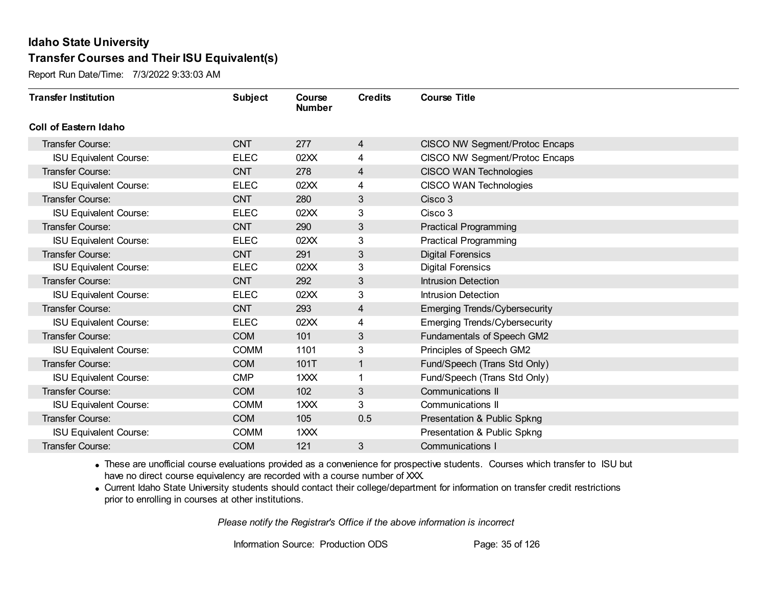# Idaho State University

## Transfer Courses and Their ISU Equivalent(s)

Report Run Date/Time: 7/3/2022 9:33:03 AM

| Transfer Institution | Subject | Course Number | Credits | Course Title |
|---|---|---|---|---|
| **Coll of Eastern Idaho** | | | | |
| Transfer Course: | CNT | 277 | 4 | CISCO NW Segment/Protoc Encaps |
| ISU Equivalent Course: | ELEC | 02XX | 4 | CISCO NW Segment/Protoc Encaps |
| Transfer Course: | CNT | 278 | 4 | CISCO WAN Technologies |
| ISU Equivalent Course: | ELEC | 02XX | 4 | CISCO WAN Technologies |
| Transfer Course: | CNT | 280 | 3 | Cisco 3 |
| ISU Equivalent Course: | ELEC | 02XX | 3 | Cisco 3 |
| Transfer Course: | CNT | 290 | 3 | Practical Programming |
| ISU Equivalent Course: | ELEC | 02XX | 3 | Practical Programming |
| Transfer Course: | CNT | 291 | 3 | Digital Forensics |
| ISU Equivalent Course: | ELEC | 02XX | 3 | Digital Forensics |
| Transfer Course: | CNT | 292 | 3 | Intrusion Detection |
| ISU Equivalent Course: | ELEC | 02XX | 3 | Intrusion Detection |
| Transfer Course: | CNT | 293 | 4 | Emerging Trends/Cybersecurity |
| ISU Equivalent Course: | ELEC | 02XX | 4 | Emerging Trends/Cybersecurity |
| Transfer Course: | COM | 101 | 3 | Fundamentals of Speech GM2 |
| ISU Equivalent Course: | COMM | 1101 | 3 | Principles of Speech GM2 |
| Transfer Course: | COM | 101T | 1 | Fund/Speech (Trans Std Only) |
| ISU Equivalent Course: | CMP | 1XXX | 1 | Fund/Speech (Trans Std Only) |
| Transfer Course: | COM | 102 | 3 | Communications II |
| ISU Equivalent Course: | COMM | 1XXX | 3 | Communications II |
| Transfer Course: | COM | 105 | 0.5 | Presentation & Public Spkng |
| ISU Equivalent Course: | COMM | 1XXX | | Presentation & Public Spkng |
| Transfer Course: | COM | 121 | 3 | Communications I |

- These are unofficial course evaluations provided as a convenience for prospective students. Courses which transfer to ISU but have no direct course equivalency are recorded with a course number of XXX.
- Current Idaho State University students should contact their college/department for information on transfer credit restrictions prior to enrolling in courses at other institutions.

*Please notify the Registrar's Office if the above information is incorrect*

Information Source: Production ODS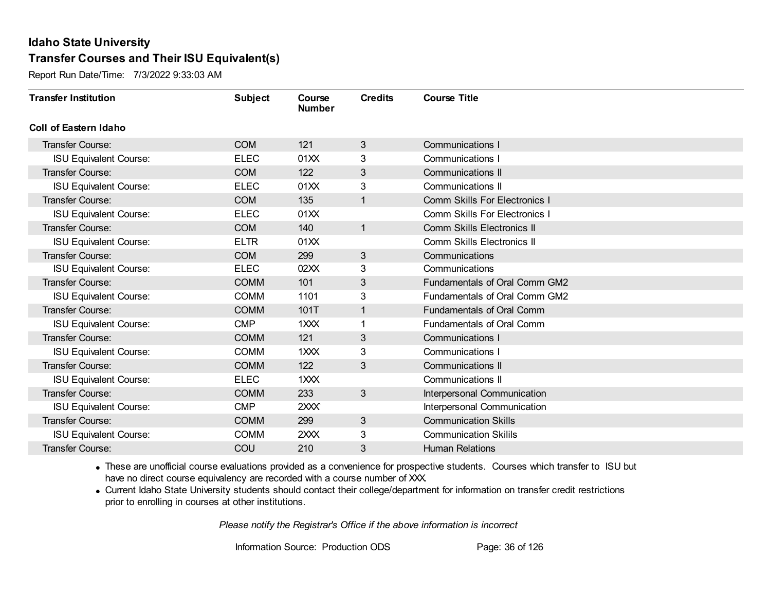# Idaho State University

## Transfer Courses and Their ISU Equivalent(s)

Report Run Date/Time: 7/3/2022 9:33:03 AM

| Transfer Institution | Subject | Course Number | Credits | Course Title |
|---|---|---|---|---|
| **Coll of Eastern Idaho** | | | | |
| Transfer Course: | COM | 121 | 3 | Communications I |
| ISU Equivalent Course: | ELEC | 01XX | 3 | Communications I |
| Transfer Course: | COM | 122 | 3 | Communications II |
| ISU Equivalent Course: | ELEC | 01XX | 3 | Communications II |
| Transfer Course: | COM | 135 | 1 | Comm Skills For Electronics I |
| ISU Equivalent Course: | ELEC | 01XX | | Comm Skills For Electronics I |
| Transfer Course: | COM | 140 | 1 | Comm Skills Electronics II |
| ISU Equivalent Course: | ELTR | 01XX | | Comm Skills Electronics II |
| Transfer Course: | COM | 299 | 3 | Communications |
| ISU Equivalent Course: | ELEC | 02XX | 3 | Communications |
| Transfer Course: | COMM | 101 | 3 | Fundamentals of Oral Comm GM2 |
| ISU Equivalent Course: | COMM | 1101 | 3 | Fundamentals of Oral Comm GM2 |
| Transfer Course: | COMM | 101T | 1 | Fundamentals of Oral Comm |
| ISU Equivalent Course: | CMP | 1XXX | 1 | Fundamentals of Oral Comm |
| Transfer Course: | COMM | 121 | 3 | Communications I |
| ISU Equivalent Course: | COMM | 1XXX | 3 | Communications I |
| Transfer Course: | COMM | 122 | 3 | Communications II |
| ISU Equivalent Course: | ELEC | 1XXX | | Communications II |
| Transfer Course: | COMM | 233 | 3 | Interpersonal Communication |
| ISU Equivalent Course: | CMP | 2XXX` | | Interpersonal Communication |
| Transfer Course: | COMM | 299 | 3 | Communication Skills |
| ISU Equivalent Course: | COMM | 2XXX | 3 | Communication Skilils |
| Transfer Course: | COU | 210 | 3 | Human Relations |

- These are unofficial course evaluations provided as a convenience for prospective students. Courses which transfer to ISU but have no direct course equivalency are recorded with a course number of XXX.
- Current Idaho State University students should contact their college/department for information on transfer credit restrictions prior to enrolling in courses at other institutions.

*Please notify the Registrar's Office if the above information is incorrect*

Information Source: Production ODS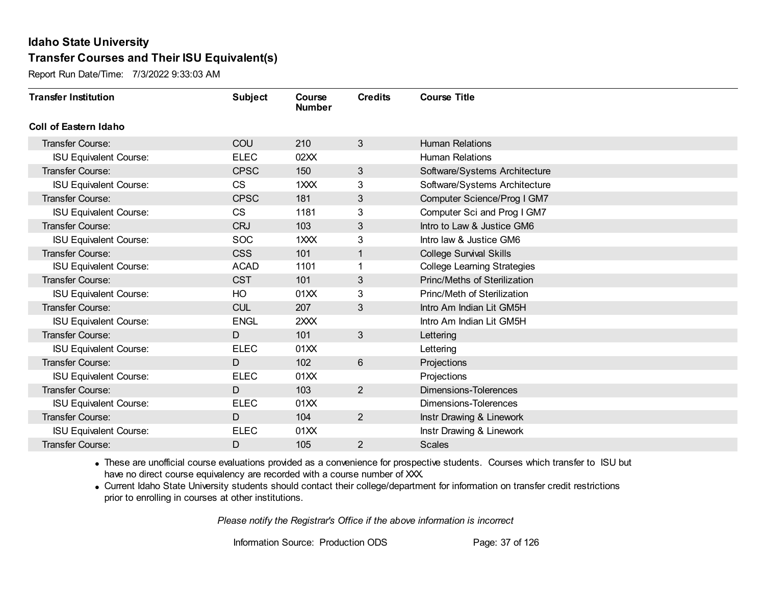# Idaho State University

## Transfer Courses and Their ISU Equivalent(s)

Report Run Date/Time: 7/3/2022 9:33:03 AM

| Transfer Institution | Subject | Course Number | Credits | Course Title |
|---|---|---|---|---|
| **Coll of Eastern Idaho** | | | | |
| Transfer Course: | COU | 210 | 3 | Human Relations |
| ISU Equivalent Course: | ELEC | 02XX | | Human Relations |
| Transfer Course: | CPSC | 150 | 3 | Software/Systems Architecture |
| ISU Equivalent Course: | CS | 1XXX | 3 | Software/Systems Architecture |
| Transfer Course: | CPSC | 181 | 3 | Computer Science/Prog I GM7 |
| ISU Equivalent Course: | CS | 1181 | 3 | Computer Sci and Prog I GM7 |
| Transfer Course: | CRJ | 103 | 3 | Intro to Law & Justice GM6 |
| ISU Equivalent Course: | SOC | 1XXX | 3 | Intro law & Justice GM6 |
| Transfer Course: | CSS | 101 | 1 | College Survival Skills |
| ISU Equivalent Course: | ACAD | 1101 | 1 | College Learning Strategies |
| Transfer Course: | CST | 101 | 3 | Princ/Meths of Sterilization |
| ISU Equivalent Course: | HO | 01XX | 3 | Princ/Meth of Sterilization |
| Transfer Course: | CUL | 207 | 3 | Intro Am Indian Lit GM5H |
| ISU Equivalent Course: | ENGL | 2XXX | | Intro Am Indian Lit GM5H |
| Transfer Course: | D | 101 | 3 | Lettering |
| ISU Equivalent Course: | ELEC | 01XX | | Lettering |
| Transfer Course: | D | 102 | 6 | Projections |
| ISU Equivalent Course: | ELEC | 01XX | | Projections |
| Transfer Course: | D | 103 | 2 | Dimensions-Tolerences |
| ISU Equivalent Course: | ELEC | 01XX | | Dimensions-Tolerences |
| Transfer Course: | D | 104 | 2 | Instr Drawing & Linework |
| ISU Equivalent Course: | ELEC | 01XX | | Instr Drawing & Linework |
| Transfer Course: | D | 105 | 2 | Scales |

- These are unofficial course evaluations provided as a convenience for prospective students. Courses which transfer to ISU but have no direct course equivalency are recorded with a course number of XXX.
- Current Idaho State University students should contact their college/department for information on transfer credit restrictions prior to enrolling in courses at other institutions.

*Please notify the Registrar's Office if the above information is incorrect*

Information Source: Production ODS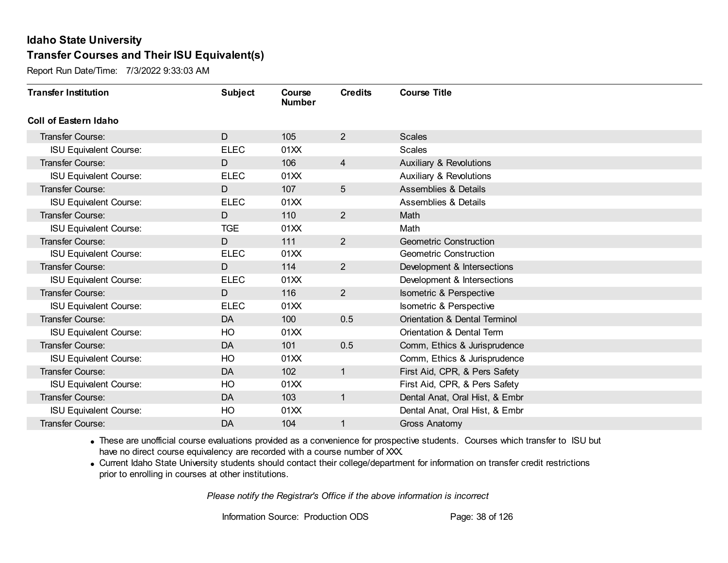## Idaho State University
## Transfer Courses and Their ISU Equivalent(s)

Report Run Date/Time: 7/3/2022 9:33:03 AM

| Transfer Institution | Subject | Course Number | Credits | Course Title |
|---|---|---|---|---|
| **Coll of Eastern Idaho** | | | | |
| Transfer Course: | D | 105 | 2 | Scales |
| ISU Equivalent Course: | ELEC | 01XX | | Scales |
| Transfer Course: | D | 106 | 4 | Auxiliary & Revolutions |
| ISU Equivalent Course: | ELEC | 01XX | | Auxiliary & Revolutions |
| Transfer Course: | D | 107 | 5 | Assemblies & Details |
| ISU Equivalent Course: | ELEC | 01XX | | Assemblies & Details |
| Transfer Course: | D | 110 | 2 | Math |
| ISU Equivalent Course: | TGE | 01XX | | Math |
| Transfer Course: | D | 111 | 2 | Geometric Construction |
| ISU Equivalent Course: | ELEC | 01XX | | Geometric Construction |
| Transfer Course: | D | 114 | 2 | Development & Intersections |
| ISU Equivalent Course: | ELEC | 01XX | | Development & Intersections |
| Transfer Course: | D | 116 | 2 | Isometric & Perspective |
| ISU Equivalent Course: | ELEC | 01XX | | Isometric & Perspective |
| Transfer Course: | DA | 100 | 0.5 | Orientation & Dental Terminol |
| ISU Equivalent Course: | HO | 01XX | | Orientation & Dental Term |
| Transfer Course: | DA | 101 | 0.5 | Comm, Ethics & Jurisprudence |
| ISU Equivalent Course: | HO | 01XX | | Comm, Ethics & Jurisprudence |
| Transfer Course: | DA | 102 | 1 | First Aid, CPR, & Pers Safety |
| ISU Equivalent Course: | HO | 01XX | | First Aid, CPR, & Pers Safety |
| Transfer Course: | DA | 103 | 1 | Dental Anat, Oral Hist, & Embr |
| ISU Equivalent Course: | HO | 01XX | | Dental Anat, Oral Hist, & Embr |
| Transfer Course: | DA | 104 | 1 | Gross Anatomy |

- These are unofficial course evaluations provided as a convenience for prospective students. Courses which transfer to ISU but have no direct course equivalency are recorded with a course number of XXX.
- Current Idaho State University students should contact their college/department for information on transfer credit restrictions prior to enrolling in courses at other institutions.

*Please notify the Registrar's Office if the above information is incorrect*

Information Source: Production ODS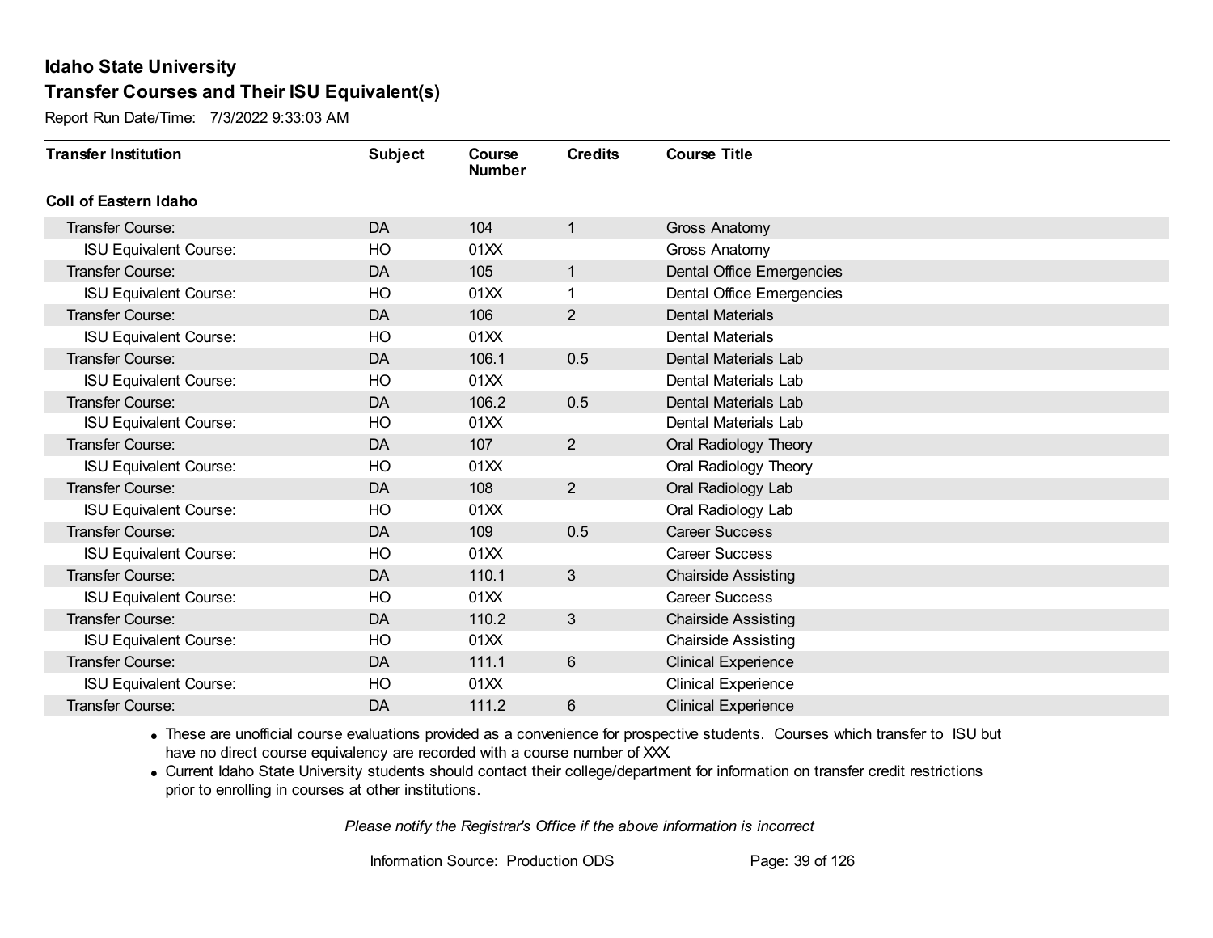# Idaho State University

## Transfer Courses and Their ISU Equivalent(s)

Report Run Date/Time: 7/3/2022 9:33:03 AM

| Transfer Institution | Subject | Course Number | Credits | Course Title |
|---|---|---|---|---|
| **Coll of Eastern Idaho** | | | | |
| Transfer Course: | DA | 104 | 1 | Gross Anatomy |
| ISU Equivalent Course: | HO | 01XX | | Gross Anatomy |
| Transfer Course: | DA | 105 | 1 | Dental Office Emergencies |
| ISU Equivalent Course: | HO | 01XX | 1 | Dental Office Emergencies |
| Transfer Course: | DA | 106 | 2 | Dental Materials |
| ISU Equivalent Course: | HO | 01XX | | Dental Materials |
| Transfer Course: | DA | 106.1 | 0.5 | Dental Materials Lab |
| ISU Equivalent Course: | HO | 01XX | | Dental Materials Lab |
| Transfer Course: | DA | 106.2 | 0.5 | Dental Materials Lab |
| ISU Equivalent Course: | HO | 01XX | | Dental Materials Lab |
| Transfer Course: | DA | 107 | 2 | Oral Radiology Theory |
| ISU Equivalent Course: | HO | 01XX | | Oral Radiology Theory |
| Transfer Course: | DA | 108 | 2 | Oral Radiology Lab |
| ISU Equivalent Course: | HO | 01XX | | Oral Radiology Lab |
| Transfer Course: | DA | 109 | 0.5 | Career Success |
| ISU Equivalent Course: | HO | 01XX | | Career Success |
| Transfer Course: | DA | 110.1 | 3 | Chairside Assisting |
| ISU Equivalent Course: | HO | 01XX | | Career Success |
| Transfer Course: | DA | 110.2 | 3 | Chairside Assisting |
| ISU Equivalent Course: | HO | 01XX | | Chairside Assisting |
| Transfer Course: | DA | 111.1 | 6 | Clinical Experience |
| ISU Equivalent Course: | HO | 01XX | | Clinical Experience |
| Transfer Course: | DA | 111.2 | 6 | Clinical Experience |

- These are unofficial course evaluations provided as a convenience for prospective students. Courses which transfer to ISU but have no direct course equivalency are recorded with a course number of XXX.
- Current Idaho State University students should contact their college/department for information on transfer credit restrictions prior to enrolling in courses at other institutions.

*Please notify the Registrar's Office if the above information is incorrect*

Information Source: Production ODS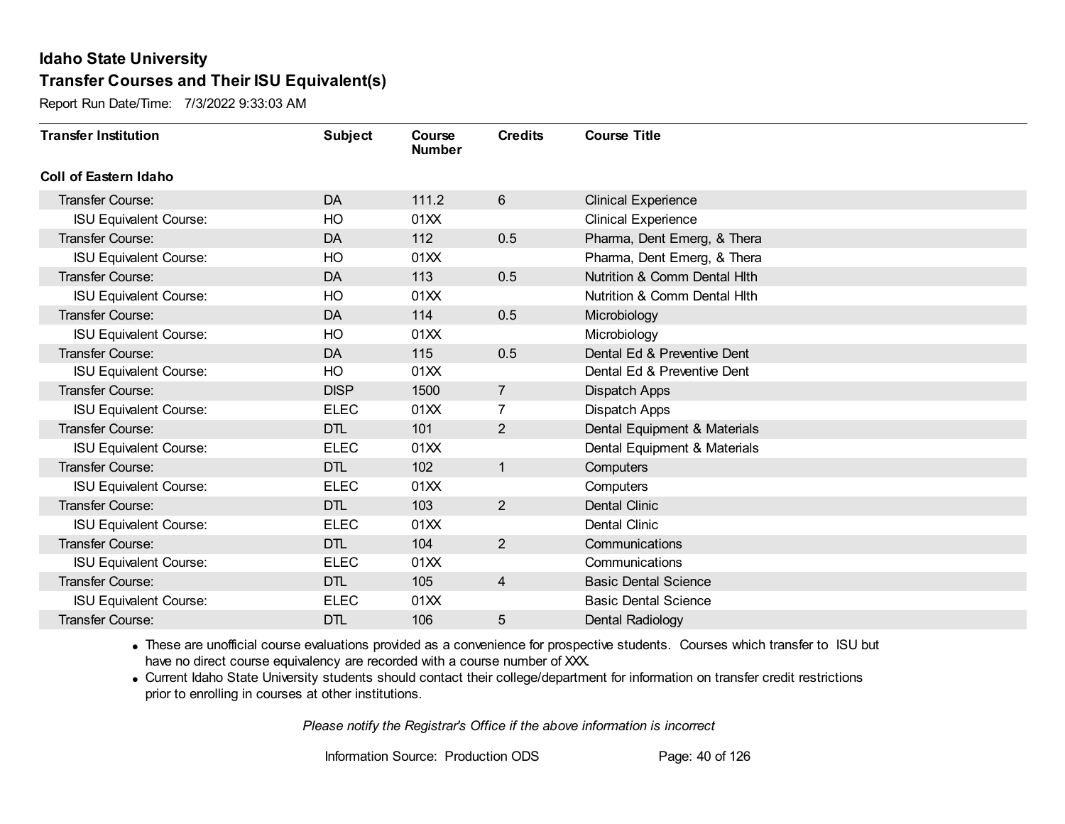# Idaho State University

## Transfer Courses and Their ISU Equivalent(s)

Report Run Date/Time: 7/3/2022 9:33:03 AM

| Transfer Institution | Subject | Course Number | Credits | Course Title |
|---|---|---|---|---|
| **Coll of Eastern Idaho** | | | | |
| Transfer Course: | DA | 111.2 | 6 | Clinical Experience |
| ISU Equivalent Course: | HO | 01XX | | Clinical Experience |
| Transfer Course: | DA | 112 | 0.5 | Pharma, Dent Emerg, & Thera |
| ISU Equivalent Course: | HO | 01XX | | Pharma, Dent Emerg, & Thera |
| Transfer Course: | DA | 113 | 0.5 | Nutrition & Comm Dental Hlth |
| ISU Equivalent Course: | HO | 01XX | | Nutrition & Comm Dental Hlth |
| Transfer Course: | DA | 114 | 0.5 | Microbiology |
| ISU Equivalent Course: | HO | 01XX | | Microbiology |
| Transfer Course: | DA | 115 | 0.5 | Dental Ed & Preventive Dent |
| ISU Equivalent Course: | HO | 01XX | | Dental Ed & Preventive Dent |
| Transfer Course: | DISP | 1500 | 7 | Dispatch Apps |
| ISU Equivalent Course: | ELEC | 01XX | 7 | Dispatch Apps |
| Transfer Course: | DTL | 101 | 2 | Dental Equipment & Materials |
| ISU Equivalent Course: | ELEC | 01XX | | Dental Equipment & Materials |
| Transfer Course: | DTL | 102 | 1 | Computers |
| ISU Equivalent Course: | ELEC | 01XX | | Computers |
| Transfer Course: | DTL | 103 | 2 | Dental Clinic |
| ISU Equivalent Course: | ELEC | 01XX | | Dental Clinic |
| Transfer Course: | DTL | 104 | 2 | Communications |
| ISU Equivalent Course: | ELEC | 01XX | | Communications |
| Transfer Course: | DTL | 105 | 4 | Basic Dental Science |
| ISU Equivalent Course: | ELEC | 01XX | | Basic Dental Science |
| Transfer Course: | DTL | 106 | 5 | Dental Radiology |

- These are unofficial course evaluations provided as a convenience for prospective students. Courses which transfer to ISU but have no direct course equivalency are recorded with a course number of XXX.
- Current Idaho State University students should contact their college/department for information on transfer credit restrictions prior to enrolling in courses at other institutions.

*Please notify the Registrar's Office if the above information is incorrect*

Information Source: Production ODS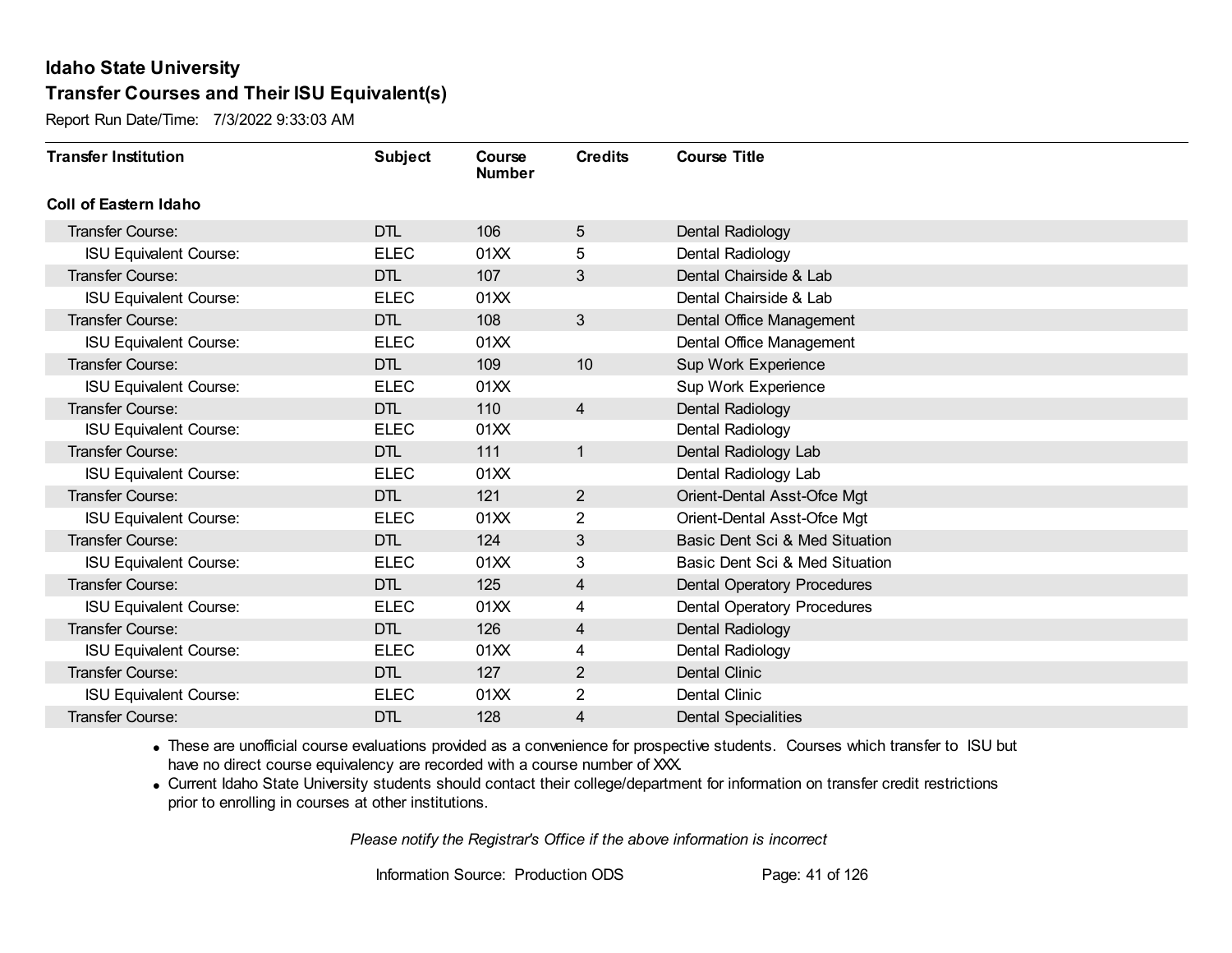# Idaho State University

## Transfer Courses and Their ISU Equivalent(s)

Report Run Date/Time: 7/3/2022 9:33:03 AM

| Transfer Institution | Subject | Course Number | Credits | Course Title |
|---|---|---|---|---|
| **Coll of Eastern Idaho** | | | | |
| Transfer Course: | DTL | 106 | 5 | Dental Radiology |
| ISU Equivalent Course: | ELEC | 01XX | 5 | Dental Radiology |
| Transfer Course: | DTL | 107 | 3 | Dental Chairside & Lab |
| ISU Equivalent Course: | ELEC | 01XX | | Dental Chairside & Lab |
| Transfer Course: | DTL | 108 | 3 | Dental Office Management |
| ISU Equivalent Course: | ELEC | 01XX | | Dental Office Management |
| Transfer Course: | DTL | 109 | 10 | Sup Work Experience |
| ISU Equivalent Course: | ELEC | 01XX | | Sup Work Experience |
| Transfer Course: | DTL | 110 | 4 | Dental Radiology |
| ISU Equivalent Course: | ELEC | 01XX | | Dental Radiology |
| Transfer Course: | DTL | 111 | 1 | Dental Radiology Lab |
| ISU Equivalent Course: | ELEC | 01XX | | Dental Radiology Lab |
| Transfer Course: | DTL | 121 | 2 | Orient-Dental Asst-Ofce Mgt |
| ISU Equivalent Course: | ELEC | 01XX | 2 | Orient-Dental Asst-Ofce Mgt |
| Transfer Course: | DTL | 124 | 3 | Basic Dent Sci & Med Situation |
| ISU Equivalent Course: | ELEC | 01XX | 3 | Basic Dent Sci & Med Situation |
| Transfer Course: | DTL | 125 | 4 | Dental Operatory Procedures |
| ISU Equivalent Course: | ELEC | 01XX | 4 | Dental Operatory Procedures |
| Transfer Course: | DTL | 126 | 4 | Dental Radiology |
| ISU Equivalent Course: | ELEC | 01XX | 4 | Dental Radiology |
| Transfer Course: | DTL | 127 | 2 | Dental Clinic |
| ISU Equivalent Course: | ELEC | 01XX | 2 | Dental Clinic |
| Transfer Course: | DTL | 128 | 4 | Dental Specialities |

- These are unofficial course evaluations provided as a convenience for prospective students. Courses which transfer to ISU but have no direct course equivalency are recorded with a course number of XXX.
- Current Idaho State University students should contact their college/department for information on transfer credit restrictions prior to enrolling in courses at other institutions.

*Please notify the Registrar's Office if the above information is incorrect*

Information Source: Production ODS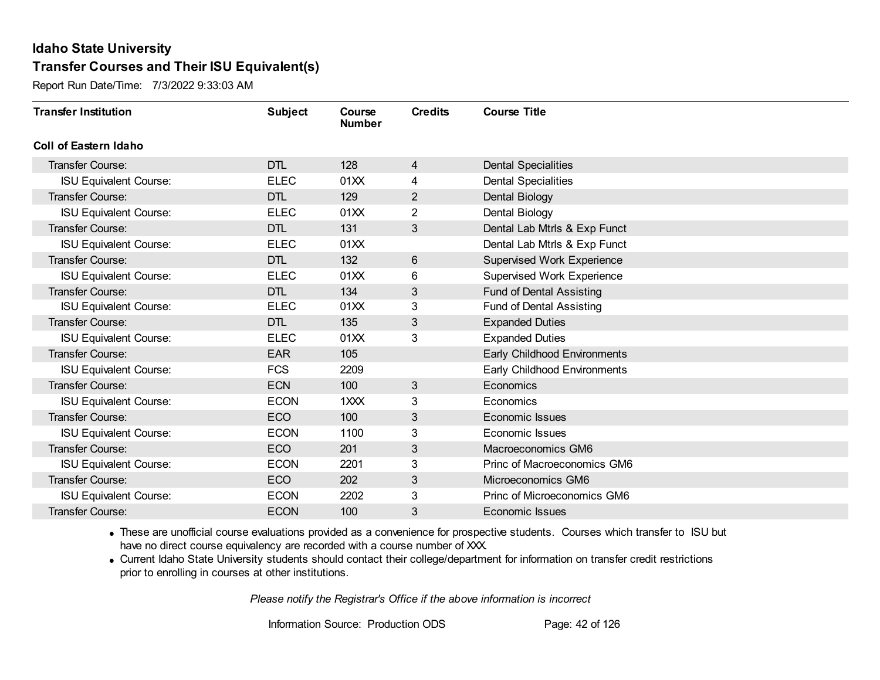# Idaho State University

## Transfer Courses and Their ISU Equivalent(s)

Report Run Date/Time: 7/3/2022 9:33:03 AM

| Transfer Institution | Subject | Course Number | Credits | Course Title |
|---|---|---|---|---|
| **Coll of Eastern Idaho** | | | | |
| Transfer Course: | DTL | 128 | 4 | Dental Specialities |
| ISU Equivalent Course: | ELEC | 01XX | 4 | Dental Specialities |
| Transfer Course: | DTL | 129 | 2 | Dental Biology |
| ISU Equivalent Course: | ELEC | 01XX | 2 | Dental Biology |
| Transfer Course: | DTL | 131 | 3 | Dental Lab Mtrls & Exp Funct |
| ISU Equivalent Course: | ELEC | 01XX | | Dental Lab Mtrls & Exp Funct |
| Transfer Course: | DTL | 132 | 6 | Supervised Work Experience |
| ISU Equivalent Course: | ELEC | 01XX | 6 | Supervised Work Experience |
| Transfer Course: | DTL | 134 | 3 | Fund of Dental Assisting |
| ISU Equivalent Course: | ELEC | 01XX | 3 | Fund of Dental Assisting |
| Transfer Course: | DTL | 135 | 3 | Expanded Duties |
| ISU Equivalent Course: | ELEC | 01XX | 3 | Expanded Duties |
| Transfer Course: | EAR | 105 | | Early Childhood Environments |
| ISU Equivalent Course: | FCS | 2209 | | Early Childhood Environments |
| Transfer Course: | ECN | 100 | 3 | Economics |
| ISU Equivalent Course: | ECON | 1XXX | 3 | Economics |
| Transfer Course: | ECO | 100 | 3 | Economic Issues |
| ISU Equivalent Course: | ECON | 1100 | 3 | Economic Issues |
| Transfer Course: | ECO | 201 | 3 | Macroeconomics GM6 |
| ISU Equivalent Course: | ECON | 2201 | 3 | Princ of Macroeconomics GM6 |
| Transfer Course: | ECO | 202 | 3 | Microeconomics GM6 |
| ISU Equivalent Course: | ECON | 2202 | 3 | Princ of Microeconomics GM6 |
| Transfer Course: | ECON | 100 | 3 | Economic Issues |

- These are unofficial course evaluations provided as a convenience for prospective students. Courses which transfer to ISU but have no direct course equivalency are recorded with a course number of XXX.
- Current Idaho State University students should contact their college/department for information on transfer credit restrictions prior to enrolling in courses at other institutions.

*Please notify the Registrar's Office if the above information is incorrect*

Information Source: Production ODS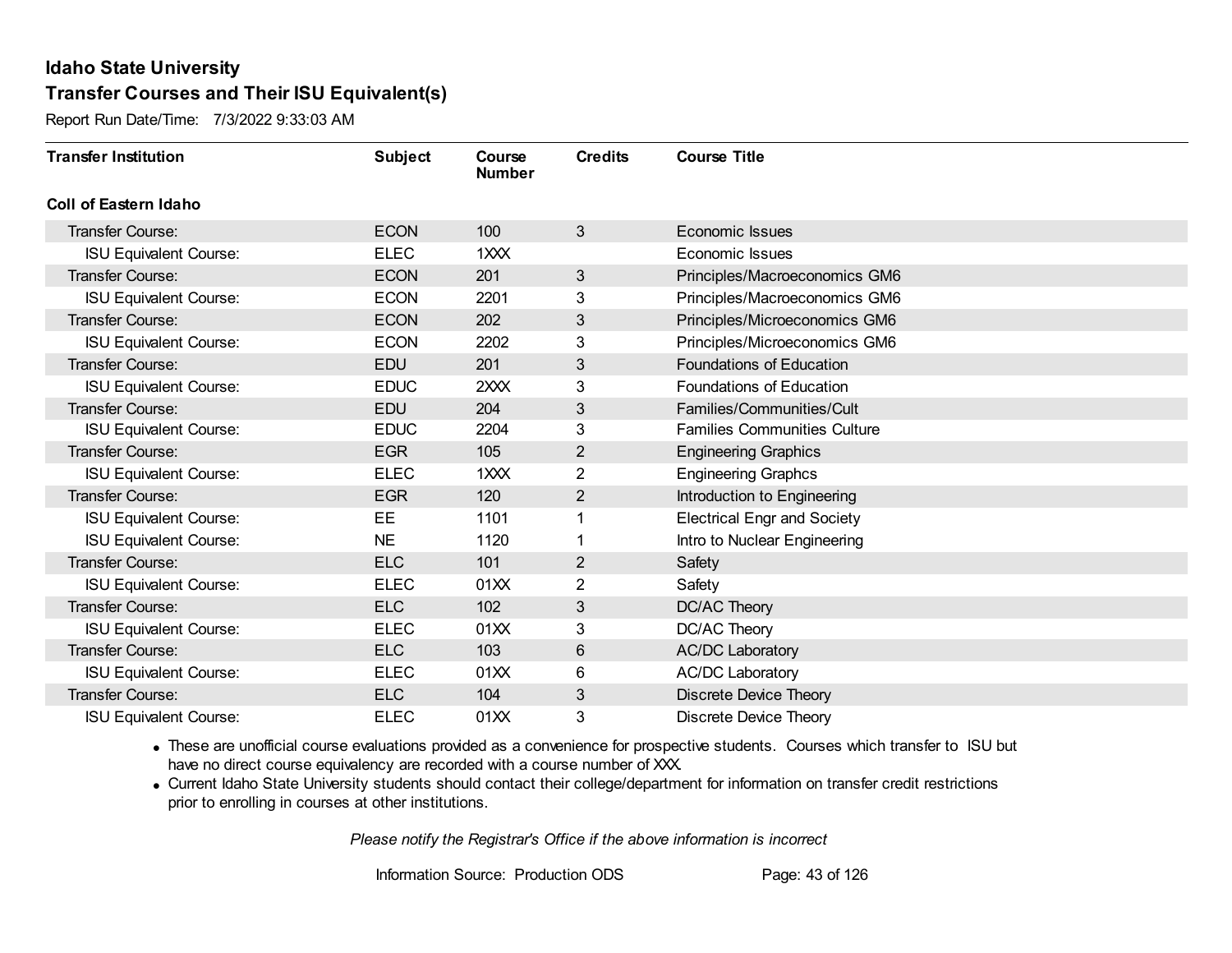# Idaho State University

## Transfer Courses and Their ISU Equivalent(s)

Report Run Date/Time: 7/3/2022 9:33:03 AM

| Transfer Institution | Subject | Course Number | Credits | Course Title |
|---|---|---|---|---|
| **Coll of Eastern Idaho** | | | | |
| Transfer Course: | ECON | 100 | 3 | Economic Issues |
| ISU Equivalent Course: | ELEC | 1XXX | | Economic Issues |
| Transfer Course: | ECON | 201 | 3 | Principles/Macroeconomics GM6 |
| ISU Equivalent Course: | ECON | 2201 | 3 | Principles/Macroeconomics GM6 |
| Transfer Course: | ECON | 202 | 3 | Principles/Microeconomics GM6 |
| ISU Equivalent Course: | ECON | 2202 | 3 | Principles/Microeconomics GM6 |
| Transfer Course: | EDU | 201 | 3 | Foundations of Education |
| ISU Equivalent Course: | EDUC | 2XXX | 3 | Foundations of Education |
| Transfer Course: | EDU | 204 | 3 | Families/Communities/Cult |
| ISU Equivalent Course: | EDUC | 2204 | 3 | Families Communities Culture |
| Transfer Course: | EGR | 105 | 2 | Engineering Graphics |
| ISU Equivalent Course: | ELEC | 1XXX | 2 | Engineering Graphcs |
| Transfer Course: | EGR | 120 | 2 | Introduction to Engineering |
| ISU Equivalent Course: | EE | 1101 | 1 | Electrical Engr and Society |
| ISU Equivalent Course: | NE | 1120 | 1 | Intro to Nuclear Engineering |
| Transfer Course: | ELC | 101 | 2 | Safety |
| ISU Equivalent Course: | ELEC | 01XX | 2 | Safety |
| Transfer Course: | ELC | 102 | 3 | DC/AC Theory |
| ISU Equivalent Course: | ELEC | 01XX | 3 | DC/AC Theory |
| Transfer Course: | ELC | 103 | 6 | AC/DC Laboratory |
| ISU Equivalent Course: | ELEC | 01XX | 6 | AC/DC Laboratory |
| Transfer Course: | ELC | 104 | 3 | Discrete Device Theory |
| ISU Equivalent Course: | ELEC | 01XX | 3 | Discrete Device Theory |

- These are unofficial course evaluations provided as a convenience for prospective students. Courses which transfer to ISU but have no direct course equivalency are recorded with a course number of XXX.
- Current Idaho State University students should contact their college/department for information on transfer credit restrictions prior to enrolling in courses at other institutions.

*Please notify the Registrar's Office if the above information is incorrect*

Information Source: Production ODS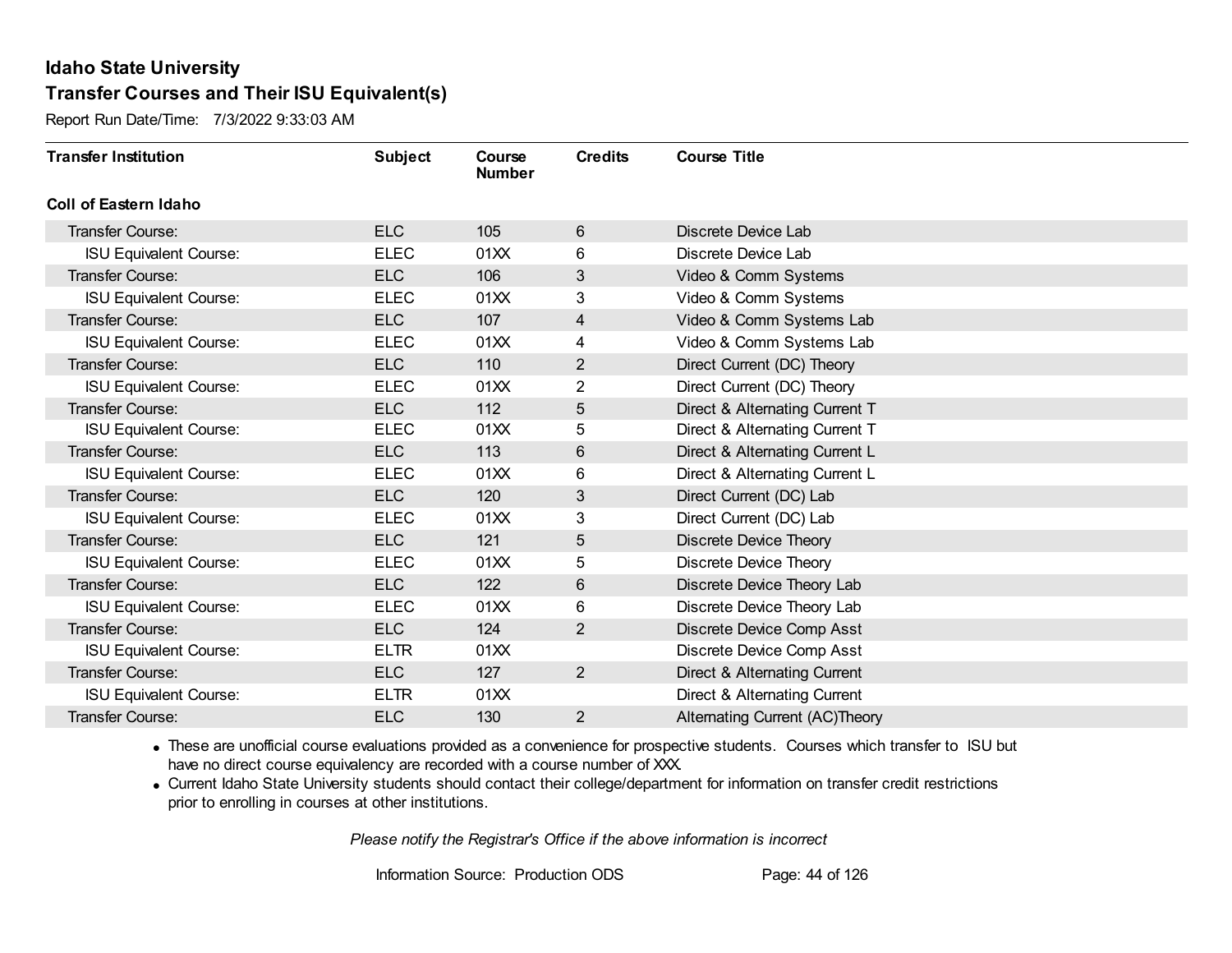# Idaho State University

## Transfer Courses and Their ISU Equivalent(s)

Report Run Date/Time: 7/3/2022 9:33:03 AM

| Transfer Institution | Subject | Course Number | Credits | Course Title |
|---|---|---|---|---|
| **Coll of Eastern Idaho** | | | | |
| Transfer Course: | ELC | 105 | 6 | Discrete Device Lab |
| ISU Equivalent Course: | ELEC | 01XX | 6 | Discrete Device Lab |
| Transfer Course: | ELC | 106 | 3 | Video & Comm Systems |
| ISU Equivalent Course: | ELEC | 01XX | 3 | Video & Comm Systems |
| Transfer Course: | ELC | 107 | 4 | Video & Comm Systems Lab |
| ISU Equivalent Course: | ELEC | 01XX | 4 | Video & Comm Systems Lab |
| Transfer Course: | ELC | 110 | 2 | Direct Current (DC) Theory |
| ISU Equivalent Course: | ELEC | 01XX | 2 | Direct Current (DC) Theory |
| Transfer Course: | ELC | 112 | 5 | Direct & Alternating Current T |
| ISU Equivalent Course: | ELEC | 01XX | 5 | Direct & Alternating Current T |
| Transfer Course: | ELC | 113 | 6 | Direct & Alternating Current L |
| ISU Equivalent Course: | ELEC | 01XX | 6 | Direct & Alternating Current L |
| Transfer Course: | ELC | 120 | 3 | Direct Current (DC) Lab |
| ISU Equivalent Course: | ELEC | 01XX | 3 | Direct Current (DC) Lab |
| Transfer Course: | ELC | 121 | 5 | Discrete Device Theory |
| ISU Equivalent Course: | ELEC | 01XX | 5 | Discrete Device Theory |
| Transfer Course: | ELC | 122 | 6 | Discrete Device Theory Lab |
| ISU Equivalent Course: | ELEC | 01XX | 6 | Discrete Device Theory Lab |
| Transfer Course: | ELC | 124 | 2 | Discrete Device Comp Asst |
| ISU Equivalent Course: | ELTR | 01XX | | Discrete Device Comp Asst |
| Transfer Course: | ELC | 127 | 2 | Direct & Alternating Current |
| ISU Equivalent Course: | ELTR | 01XX | | Direct & Alternating Current |
| Transfer Course: | ELC | 130 | 2 | Alternating Current (AC)Theory |

- These are unofficial course evaluations provided as a convenience for prospective students. Courses which transfer to ISU but have no direct course equivalency are recorded with a course number of XXX.
- Current Idaho State University students should contact their college/department for information on transfer credit restrictions prior to enrolling in courses at other institutions.

*Please notify the Registrar's Office if the above information is incorrect*

Information Source: Production ODS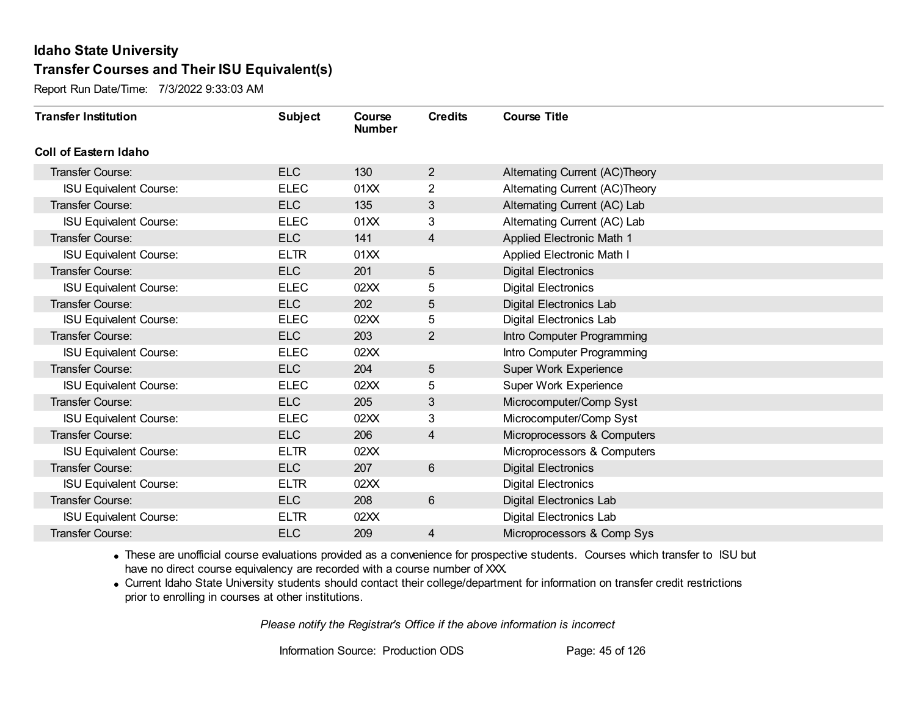# Idaho State University

## Transfer Courses and Their ISU Equivalent(s)

Report Run Date/Time: 7/3/2022 9:33:03 AM

| Transfer Institution | Subject | Course Number | Credits | Course Title |
|---|---|---|---|---|
| **Coll of Eastern Idaho** | | | | |
| Transfer Course: | ELC | 130 | 2 | Alternating Current (AC)Theory |
| ISU Equivalent Course: | ELEC | 01XX | 2 | Alternating Current (AC)Theory |
| Transfer Course: | ELC | 135 | 3 | Alternating Current (AC) Lab |
| ISU Equivalent Course: | ELEC | 01XX | 3 | Alternating Current (AC) Lab |
| Transfer Course: | ELC | 141 | 4 | Applied Electronic Math 1 |
| ISU Equivalent Course: | ELTR | 01XX | | Applied Electronic Math I |
| Transfer Course: | ELC | 201 | 5 | Digital Electronics |
| ISU Equivalent Course: | ELEC | 02XX | 5 | Digital Electronics |
| Transfer Course: | ELC | 202 | 5 | Digital Electronics Lab |
| ISU Equivalent Course: | ELEC | 02XX | 5 | Digital Electronics Lab |
| Transfer Course: | ELC | 203 | 2 | Intro Computer Programming |
| ISU Equivalent Course: | ELEC | 02XX | | Intro Computer Programming |
| Transfer Course: | ELC | 204 | 5 | Super Work Experience |
| ISU Equivalent Course: | ELEC | 02XX | 5 | Super Work Experience |
| Transfer Course: | ELC | 205 | 3 | Microcomputer/Comp Syst |
| ISU Equivalent Course: | ELEC | 02XX | 3 | Microcomputer/Comp Syst |
| Transfer Course: | ELC | 206 | 4 | Microprocessors & Computers |
| ISU Equivalent Course: | ELTR | 02XX | | Microprocessors & Computers |
| Transfer Course: | ELC | 207 | 6 | Digital Electronics |
| ISU Equivalent Course: | ELTR | 02XX | | Digital Electronics |
| Transfer Course: | ELC | 208 | 6 | Digital Electronics Lab |
| ISU Equivalent Course: | ELTR | 02XX | | Digital Electronics Lab |
| Transfer Course: | ELC | 209 | 4 | Microprocessors & Comp Sys |

- These are unofficial course evaluations provided as a convenience for prospective students. Courses which transfer to ISU but have no direct course equivalency are recorded with a course number of XXX.
- Current Idaho State University students should contact their college/department for information on transfer credit restrictions prior to enrolling in courses at other institutions.

*Please notify the Registrar's Office if the above information is incorrect*

Information Source: Production ODS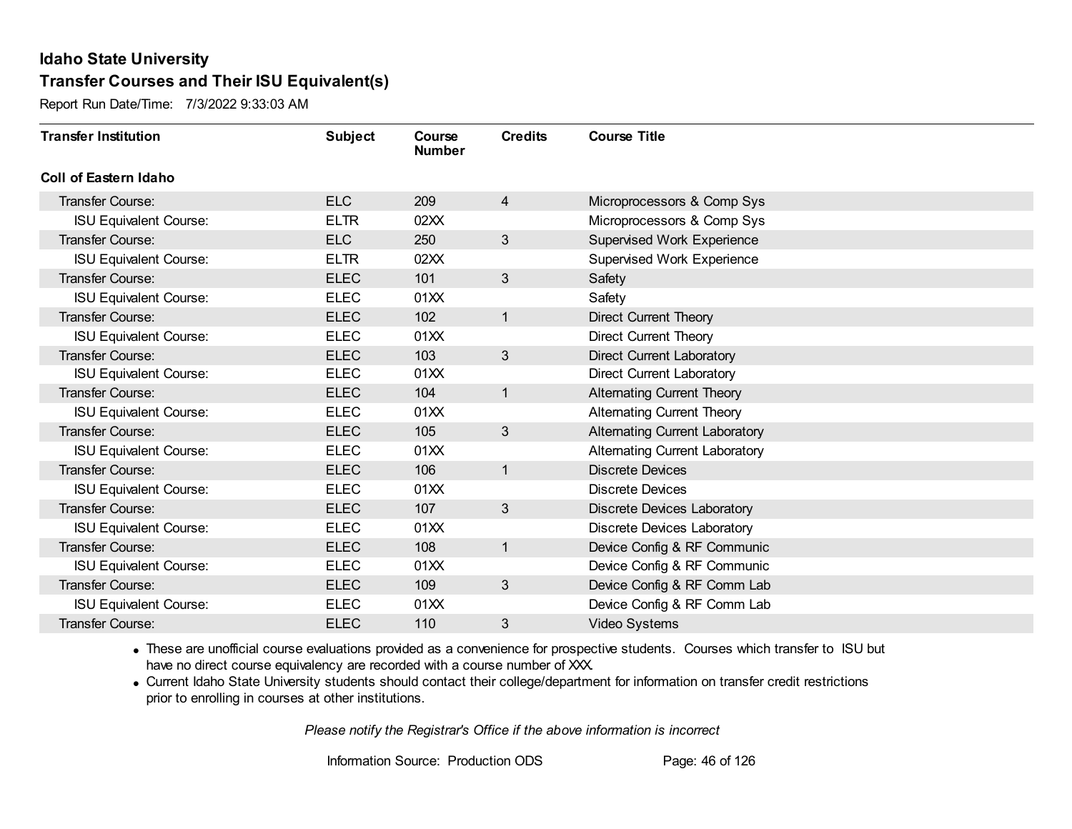# Idaho State University

## Transfer Courses and Their ISU Equivalent(s)

Report Run Date/Time: 7/3/2022 9:33:03 AM

| Transfer Institution | Subject | Course Number | Credits | Course Title |
|---|---|---|---|---|
| **Coll of Eastern Idaho** | | | | |
| Transfer Course: | ELC | 209 | 4 | Microprocessors & Comp Sys |
| ISU Equivalent Course: | ELTR | 02XX | | Microprocessors & Comp Sys |
| Transfer Course: | ELC | 250 | 3 | Supervised Work Experience |
| ISU Equivalent Course: | ELTR | 02XX | | Supervised Work Experience |
| Transfer Course: | ELEC | 101 | 3 | Safety |
| ISU Equivalent Course: | ELEC | 01XX | | Safety |
| Transfer Course: | ELEC | 102 | 1 | Direct Current Theory |
| ISU Equivalent Course: | ELEC | 01XX | | Direct Current Theory |
| Transfer Course: | ELEC | 103 | 3 | Direct Current Laboratory |
| ISU Equivalent Course: | ELEC | 01XX | | Direct Current Laboratory |
| Transfer Course: | ELEC | 104 | 1 | Alternating Current Theory |
| ISU Equivalent Course: | ELEC | 01XX | | Alternating Current Theory |
| Transfer Course: | ELEC | 105 | 3 | Alternating Current Laboratory |
| ISU Equivalent Course: | ELEC | 01XX | | Alternating Current Laboratory |
| Transfer Course: | ELEC | 106 | 1 | Discrete Devices |
| ISU Equivalent Course: | ELEC | 01XX | | Discrete Devices |
| Transfer Course: | ELEC | 107 | 3 | Discrete Devices Laboratory |
| ISU Equivalent Course: | ELEC | 01XX | | Discrete Devices Laboratory |
| Transfer Course: | ELEC | 108 | 1 | Device Config & RF Communic |
| ISU Equivalent Course: | ELEC | 01XX | | Device Config & RF Communic |
| Transfer Course: | ELEC | 109 | 3 | Device Config & RF Comm Lab |
| ISU Equivalent Course: | ELEC | 01XX | | Device Config & RF Comm Lab |
| Transfer Course: | ELEC | 110 | 3 | Video Systems |

- These are unofficial course evaluations provided as a convenience for prospective students. Courses which transfer to ISU but have no direct course equivalency are recorded with a course number of XXX.
- Current Idaho State University students should contact their college/department for information on transfer credit restrictions prior to enrolling in courses at other institutions.

*Please notify the Registrar's Office if the above information is incorrect*

Information Source: Production ODS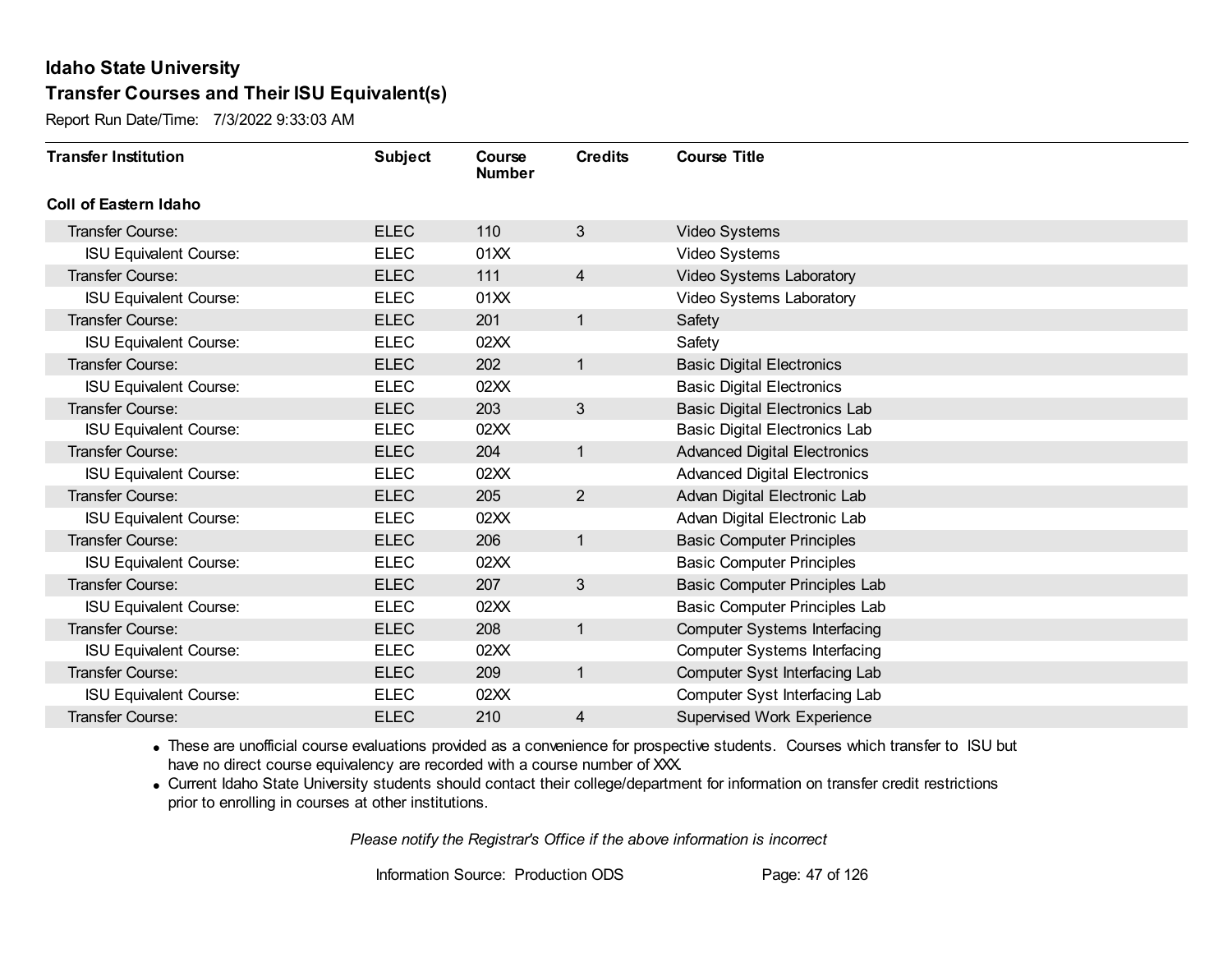# Idaho State University

## Transfer Courses and Their ISU Equivalent(s)

Report Run Date/Time: 7/3/2022 9:33:03 AM

| Transfer Institution | Subject | Course Number | Credits | Course Title |
|---|---|---|---|---|
| **Coll of Eastern Idaho** | | | | |
| Transfer Course: | ELEC | 110 | 3 | Video Systems |
| ISU Equivalent Course: | ELEC | 01XX | | Video Systems |
| Transfer Course: | ELEC | 111 | 4 | Video Systems Laboratory |
| ISU Equivalent Course: | ELEC | 01XX | | Video Systems Laboratory |
| Transfer Course: | ELEC | 201 | 1 | Safety |
| ISU Equivalent Course: | ELEC | 02XX | | Safety |
| Transfer Course: | ELEC | 202 | 1 | Basic Digital Electronics |
| ISU Equivalent Course: | ELEC | 02XX | | Basic Digital Electronics |
| Transfer Course: | ELEC | 203 | 3 | Basic Digital Electronics Lab |
| ISU Equivalent Course: | ELEC | 02XX | | Basic Digital Electronics Lab |
| Transfer Course: | ELEC | 204 | 1 | Advanced Digital Electronics |
| ISU Equivalent Course: | ELEC | 02XX | | Advanced Digital Electronics |
| Transfer Course: | ELEC | 205 | 2 | Advan Digital Electronic Lab |
| ISU Equivalent Course: | ELEC | 02XX | | Advan Digital Electronic Lab |
| Transfer Course: | ELEC | 206 | 1 | Basic Computer Principles |
| ISU Equivalent Course: | ELEC | 02XX | | Basic Computer Principles |
| Transfer Course: | ELEC | 207 | 3 | Basic Computer Principles Lab |
| ISU Equivalent Course: | ELEC | 02XX | | Basic Computer Principles Lab |
| Transfer Course: | ELEC | 208 | 1 | Computer Systems Interfacing |
| ISU Equivalent Course: | ELEC | 02XX | | Computer Systems Interfacing |
| Transfer Course: | ELEC | 209 | 1 | Computer Syst Interfacing Lab |
| ISU Equivalent Course: | ELEC | 02XX | | Computer Syst Interfacing Lab |
| Transfer Course: | ELEC | 210 | 4 | Supervised Work Experience |

- These are unofficial course evaluations provided as a convenience for prospective students. Courses which transfer to ISU but have no direct course equivalency are recorded with a course number of XXX.
- Current Idaho State University students should contact their college/department for information on transfer credit restrictions prior to enrolling in courses at other institutions.

*Please notify the Registrar's Office if the above information is incorrect*

Information Source: Production ODS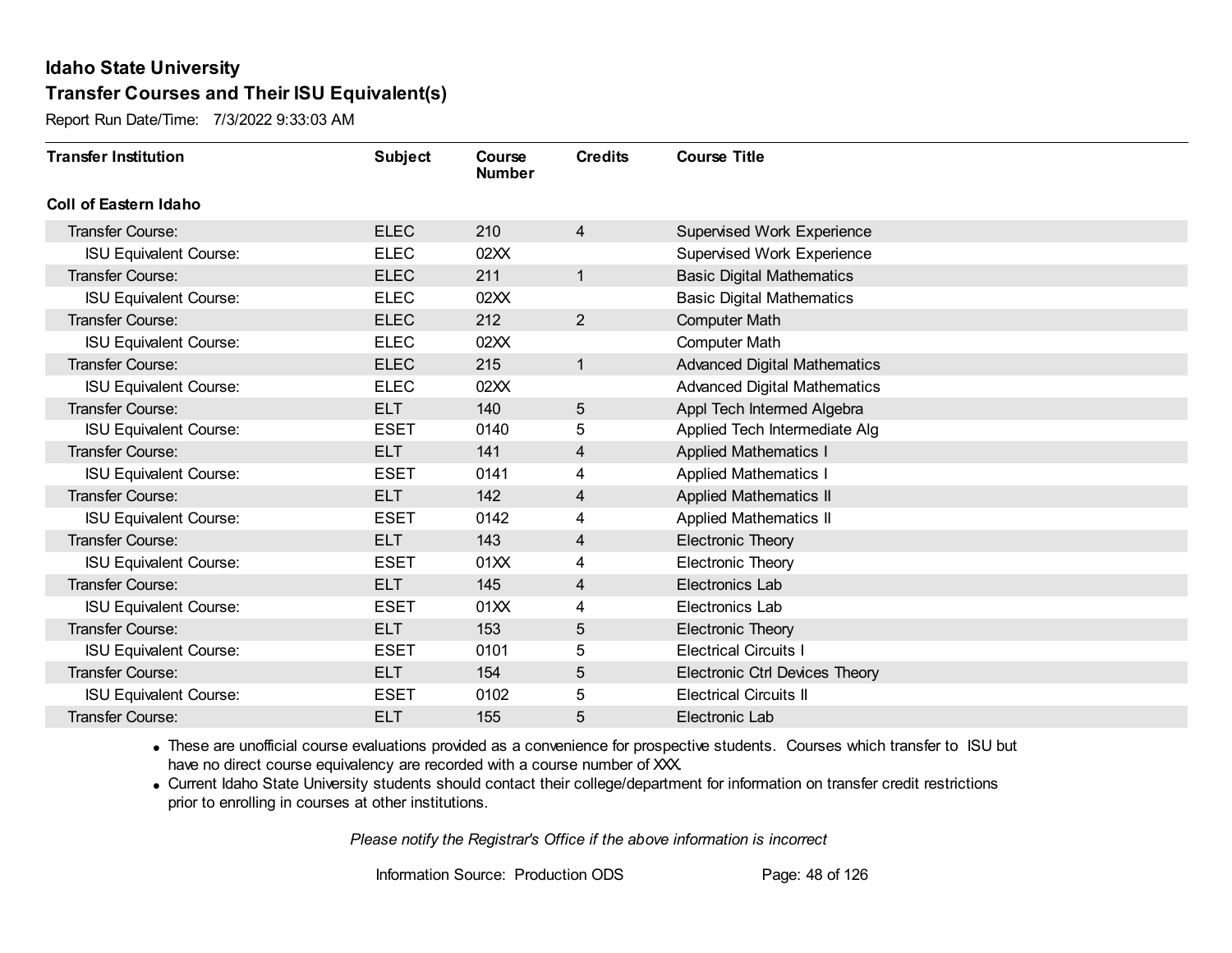# Idaho State University

## Transfer Courses and Their ISU Equivalent(s)

Report Run Date/Time: 7/3/2022 9:33:03 AM

| Transfer Institution | Subject | Course Number | Credits | Course Title |
|---|---|---|---|---|
| **Coll of Eastern Idaho** | | | | |
| Transfer Course: | ELEC | 210 | 4 | Supervised Work Experience |
| ISU Equivalent Course: | ELEC | 02XX | | Supervised Work Experience |
| Transfer Course: | ELEC | 211 | 1 | Basic Digital Mathematics |
| ISU Equivalent Course: | ELEC | 02XX | | Basic Digital Mathematics |
| Transfer Course: | ELEC | 212 | 2 | Computer Math |
| ISU Equivalent Course: | ELEC | 02XX | | Computer Math |
| Transfer Course: | ELEC | 215 | 1 | Advanced Digital Mathematics |
| ISU Equivalent Course: | ELEC | 02XX | | Advanced Digital Mathematics |
| Transfer Course: | ELT | 140 | 5 | Appl Tech Intermed Algebra |
| ISU Equivalent Course: | ESET | 0140 | 5 | Applied Tech Intermediate Alg |
| Transfer Course: | ELT | 141 | 4 | Applied Mathematics I |
| ISU Equivalent Course: | ESET | 0141 | 4 | Applied Mathematics I |
| Transfer Course: | ELT | 142 | 4 | Applied Mathematics II |
| ISU Equivalent Course: | ESET | 0142 | 4 | Applied Mathematics II |
| Transfer Course: | ELT | 143 | 4 | Electronic Theory |
| ISU Equivalent Course: | ESET | 01XX | 4 | Electronic Theory |
| Transfer Course: | ELT | 145 | 4 | Electronics Lab |
| ISU Equivalent Course: | ESET | 01XX | 4 | Electronics Lab |
| Transfer Course: | ELT | 153 | 5 | Electronic Theory |
| ISU Equivalent Course: | ESET | 0101 | 5 | Electrical Circuits I |
| Transfer Course: | ELT | 154 | 5 | Electronic Ctrl Devices Theory |
| ISU Equivalent Course: | ESET | 0102 | 5 | Electrical Circuits II |
| Transfer Course: | ELT | 155 | 5 | Electronic Lab |

- These are unofficial course evaluations provided as a convenience for prospective students. Courses which transfer to ISU but have no direct course equivalency are recorded with a course number of XXX.
- Current Idaho State University students should contact their college/department for information on transfer credit restrictions prior to enrolling in courses at other institutions.

*Please notify the Registrar's Office if the above information is incorrect*

Information Source: Production ODS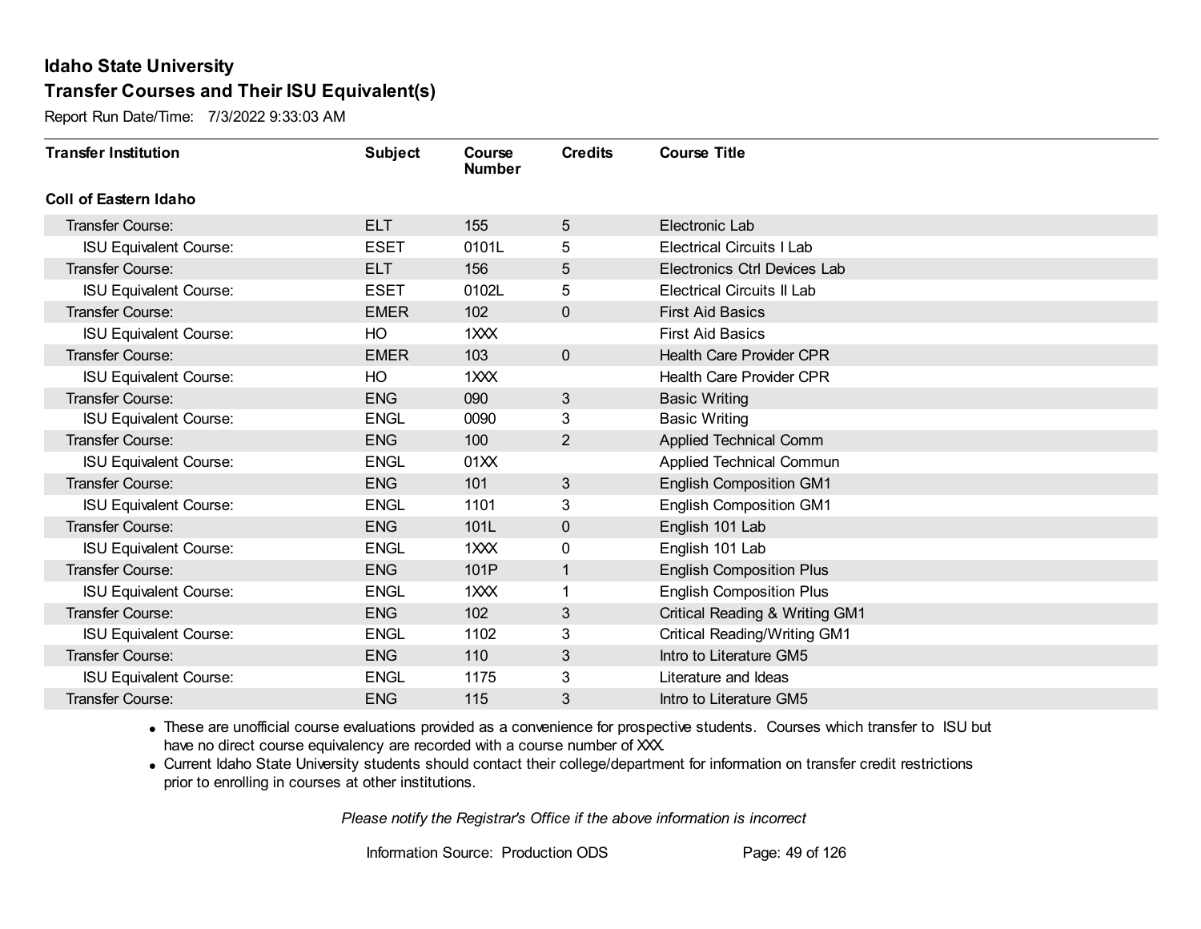# Idaho State University

## Transfer Courses and Their ISU Equivalent(s)

Report Run Date/Time: 7/3/2022 9:33:03 AM

| Transfer Institution | Subject | Course Number | Credits | Course Title |
|---|---|---|---|---|
| **Coll of Eastern Idaho** | | | | |
| Transfer Course: | ELT | 155 | 5 | Electronic Lab |
| ISU Equivalent Course: | ESET | 0101L | 5 | Electrical Circuits I Lab |
| Transfer Course: | ELT | 156 | 5 | Electronics Ctrl Devices Lab |
| ISU Equivalent Course: | ESET | 0102L | 5 | Electrical Circuits II Lab |
| Transfer Course: | EMER | 102 | 0 | First Aid Basics |
| ISU Equivalent Course: | HO | 1XXX | | First Aid Basics |
| Transfer Course: | EMER | 103 | 0 | Health Care Provider CPR |
| ISU Equivalent Course: | HO | 1XXX | | Health Care Provider CPR |
| Transfer Course: | ENG | 090 | 3 | Basic Writing |
| ISU Equivalent Course: | ENGL | 0090 | 3 | Basic Writing |
| Transfer Course: | ENG | 100 | 2 | Applied Technical Comm |
| ISU Equivalent Course: | ENGL | 01XX | | Applied Technical Commun |
| Transfer Course: | ENG | 101 | 3 | English Composition GM1 |
| ISU Equivalent Course: | ENGL | 1101 | 3 | English Composition GM1 |
| Transfer Course: | ENG | 101L | 0 | English 101 Lab |
| ISU Equivalent Course: | ENGL | 1XXX | 0 | English 101 Lab |
| Transfer Course: | ENG | 101P | 1 | English Composition Plus |
| ISU Equivalent Course: | ENGL | 1XXX | 1 | English Composition Plus |
| Transfer Course: | ENG | 102 | 3 | Critical Reading & Writing GM1 |
| ISU Equivalent Course: | ENGL | 1102 | 3 | Critical Reading/Writing GM1 |
| Transfer Course: | ENG | 110 | 3 | Intro to Literature GM5 |
| ISU Equivalent Course: | ENGL | 1175 | 3 | Literature and Ideas |
| Transfer Course: | ENG | 115 | 3 | Intro to Literature GM5 |

- These are unofficial course evaluations provided as a convenience for prospective students. Courses which transfer to ISU but have no direct course equivalency are recorded with a course number of XXX.
- Current Idaho State University students should contact their college/department for information on transfer credit restrictions prior to enrolling in courses at other institutions.

*Please notify the Registrar's Office if the above information is incorrect*

Information Source: Production ODS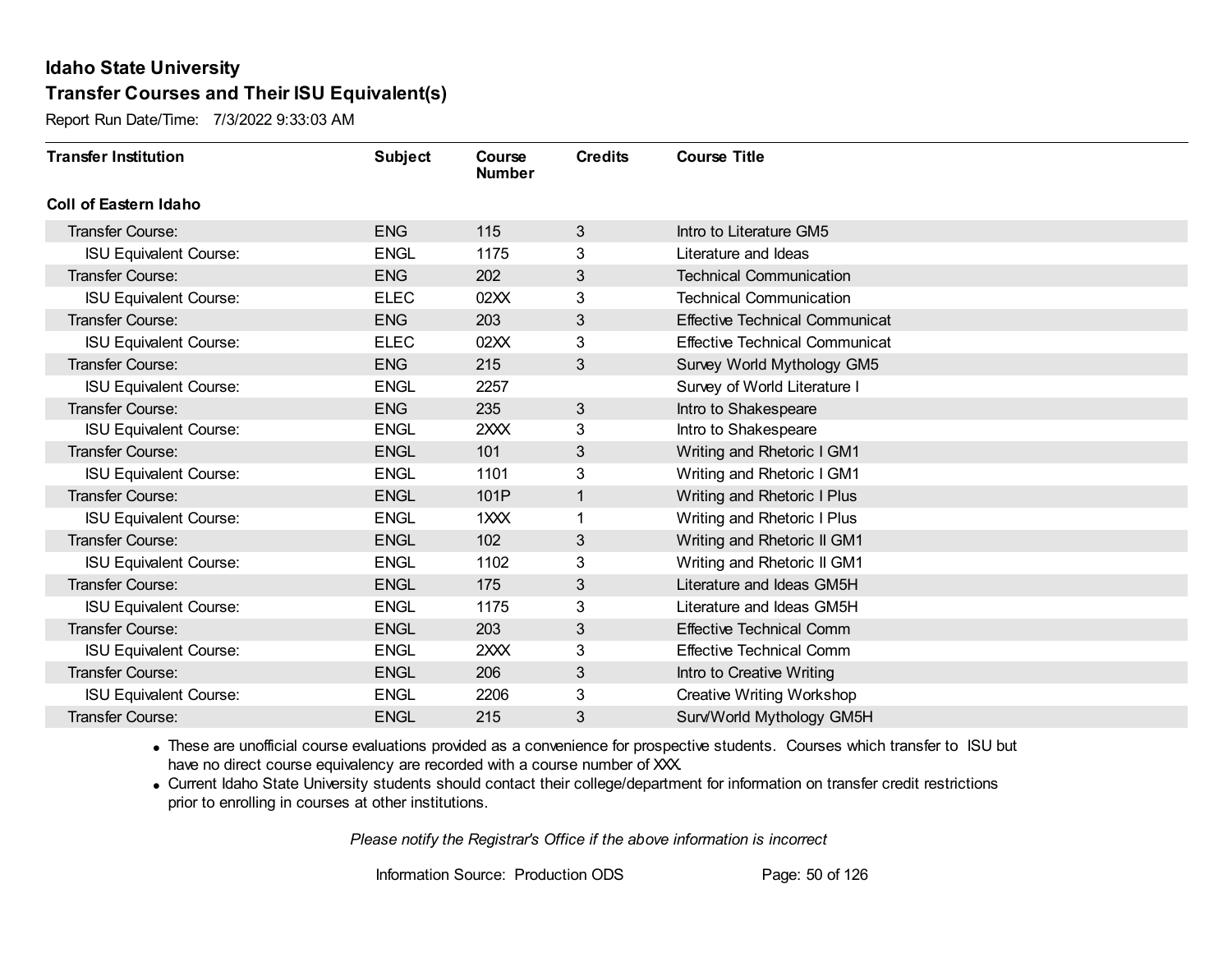# Idaho State University

## Transfer Courses and Their ISU Equivalent(s)

Report Run Date/Time: 7/3/2022 9:33:03 AM

| Transfer Institution | Subject | Course Number | Credits | Course Title |
|---|---|---|---|---|
| **Coll of Eastern Idaho** | | | | |
| Transfer Course: | ENG | 115 | 3 | Intro to Literature GM5 |
| ISU Equivalent Course: | ENGL | 1175 | 3 | Literature and Ideas |
| Transfer Course: | ENG | 202 | 3 | Technical Communication |
| ISU Equivalent Course: | ELEC | 02XX | 3 | Technical Communication |
| Transfer Course: | ENG | 203 | 3 | Effective Technical Communicat |
| ISU Equivalent Course: | ELEC | 02XX | 3 | Effective Technical Communicat |
| Transfer Course: | ENG | 215 | 3 | Survey World Mythology GM5 |
| ISU Equivalent Course: | ENGL | 2257 | | Survey of World Literature I |
| Transfer Course: | ENG | 235 | 3 | Intro to Shakespeare |
| ISU Equivalent Course: | ENGL | 2XXX | 3 | Intro to Shakespeare |
| Transfer Course: | ENGL | 101 | 3 | Writing and Rhetoric I GM1 |
| ISU Equivalent Course: | ENGL | 1101 | 3 | Writing and Rhetoric I GM1 |
| Transfer Course: | ENGL | 101P | 1 | Writing and Rhetoric I Plus |
| ISU Equivalent Course: | ENGL | 1XXX | 1 | Writing and Rhetoric I Plus |
| Transfer Course: | ENGL | 102 | 3 | Writing and Rhetoric II GM1 |
| ISU Equivalent Course: | ENGL | 1102 | 3 | Writing and Rhetoric II GM1 |
| Transfer Course: | ENGL | 175 | 3 | Literature and Ideas GM5H |
| ISU Equivalent Course: | ENGL | 1175 | 3 | Literature and Ideas GM5H |
| Transfer Course: | ENGL | 203 | 3 | Effective Technical Comm |
| ISU Equivalent Course: | ENGL | 2XXX | 3 | Effective Technical Comm |
| Transfer Course: | ENGL | 206 | 3 | Intro to Creative Writing |
| ISU Equivalent Course: | ENGL | 2206 | 3 | Creative Writing Workshop |
| Transfer Course: | ENGL | 215 | 3 | Surv/World Mythology GM5H |

- These are unofficial course evaluations provided as a convenience for prospective students. Courses which transfer to ISU but have no direct course equivalency are recorded with a course number of XXX.
- Current Idaho State University students should contact their college/department for information on transfer credit restrictions prior to enrolling in courses at other institutions.

*Please notify the Registrar's Office if the above information is incorrect*

Information Source: Production ODS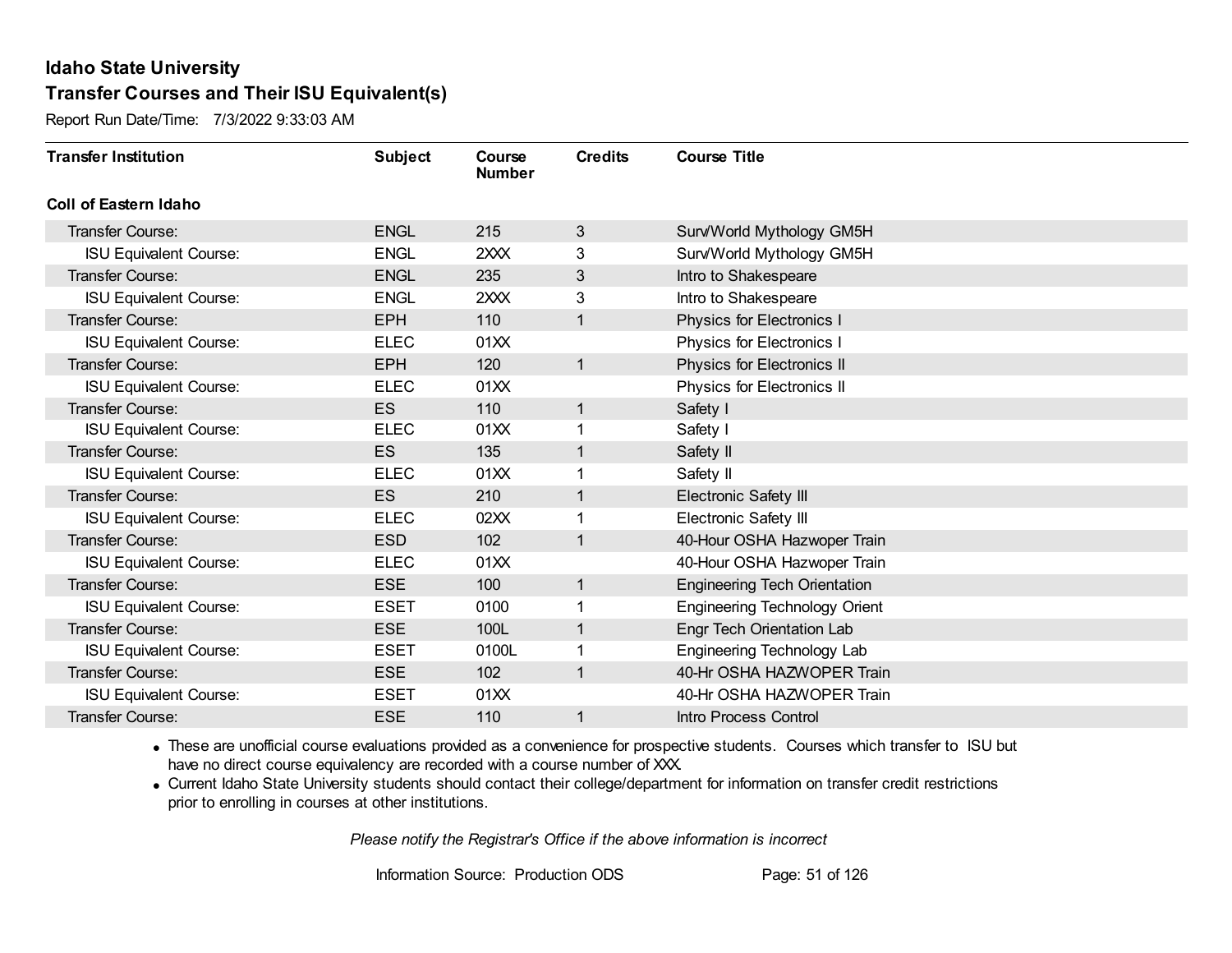# Idaho State University

## Transfer Courses and Their ISU Equivalent(s)

Report Run Date/Time: 7/3/2022 9:33:03 AM

| Transfer Institution | Subject | Course Number | Credits | Course Title |
|---|---|---|---|---|
| **Coll of Eastern Idaho** | | | | |
| Transfer Course: | ENGL | 215 | 3 | Surv/World Mythology GM5H |
| ISU Equivalent Course: | ENGL | 2XXX | 3 | Surv/World Mythology GM5H |
| Transfer Course: | ENGL | 235 | 3 | Intro to Shakespeare |
| ISU Equivalent Course: | ENGL | 2XXX | 3 | Intro to Shakespeare |
| Transfer Course: | EPH | 110 | 1 | Physics for Electronics I |
| ISU Equivalent Course: | ELEC | 01XX | | Physics for Electronics I |
| Transfer Course: | EPH | 120 | 1 | Physics for Electronics II |
| ISU Equivalent Course: | ELEC | 01XX | | Physics for Electronics II |
| Transfer Course: | ES | 110 | 1 | Safety I |
| ISU Equivalent Course: | ELEC | 01XX | 1 | Safety I |
| Transfer Course: | ES | 135 | 1 | Safety II |
| ISU Equivalent Course: | ELEC | 01XX | 1 | Safety II |
| Transfer Course: | ES | 210 | 1 | Electronic Safety III |
| ISU Equivalent Course: | ELEC | 02XX | 1 | Electronic Safety III |
| Transfer Course: | ESD | 102 | 1 | 40-Hour OSHA Hazwoper Train |
| ISU Equivalent Course: | ELEC | 01XX | | 40-Hour OSHA Hazwoper Train |
| Transfer Course: | ESE | 100 | 1 | Engineering Tech Orientation |
| ISU Equivalent Course: | ESET | 0100 | 1 | Engineering Technology Orient |
| Transfer Course: | ESE | 100L | 1 | Engr Tech Orientation Lab |
| ISU Equivalent Course: | ESET | 0100L | 1 | Engineering Technology Lab |
| Transfer Course: | ESE | 102 | 1 | 40-Hr OSHA HAZWOPER Train |
| ISU Equivalent Course: | ESET | 01XX | | 40-Hr OSHA HAZWOPER Train |
| Transfer Course: | ESE | 110 | 1 | Intro Process Control |

- These are unofficial course evaluations provided as a convenience for prospective students. Courses which transfer to ISU but have no direct course equivalency are recorded with a course number of XXX.
- Current Idaho State University students should contact their college/department for information on transfer credit restrictions prior to enrolling in courses at other institutions.

*Please notify the Registrar's Office if the above information is incorrect*

Information Source: Production ODS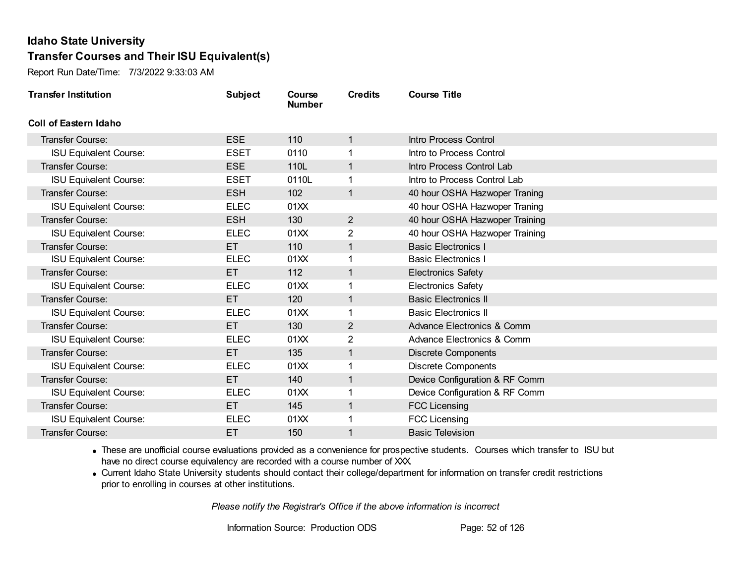# Idaho State University

## Transfer Courses and Their ISU Equivalent(s)

Report Run Date/Time: 7/3/2022 9:33:03 AM

| Transfer Institution | Subject | Course Number | Credits | Course Title |
|---|---|---|---|---|
| **Coll of Eastern Idaho** | | | | |
| Transfer Course: | ESE | 110 | 1 | Intro Process Control |
| ISU Equivalent Course: | ESET | 0110 | 1 | Intro to Process Control |
| Transfer Course: | ESE | 110L | 1 | Intro Process Control Lab |
| ISU Equivalent Course: | ESET | 0110L | 1 | Intro to Process Control Lab |
| Transfer Course: | ESH | 102 | 1 | 40 hour OSHA Hazwoper Traning |
| ISU Equivalent Course: | ELEC | 01XX | | 40 hour OSHA Hazwoper Traning |
| Transfer Course: | ESH | 130 | 2 | 40 hour OSHA Hazwoper Training |
| ISU Equivalent Course: | ELEC | 01XX | 2 | 40 hour OSHA Hazwoper Training |
| Transfer Course: | ET | 110 | 1 | Basic Electronics I |
| ISU Equivalent Course: | ELEC | 01XX | 1 | Basic Electronics I |
| Transfer Course: | ET | 112 | 1 | Electronics Safety |
| ISU Equivalent Course: | ELEC | 01XX | 1 | Electronics Safety |
| Transfer Course: | ET | 120 | 1 | Basic Electronics II |
| ISU Equivalent Course: | ELEC | 01XX | 1 | Basic Electronics II |
| Transfer Course: | ET | 130 | 2 | Advance Electronics & Comm |
| ISU Equivalent Course: | ELEC | 01XX | 2 | Advance Electronics & Comm |
| Transfer Course: | ET | 135 | 1 | Discrete Components |
| ISU Equivalent Course: | ELEC | 01XX | 1 | Discrete Components |
| Transfer Course: | ET | 140 | 1 | Device Configuration & RF Comm |
| ISU Equivalent Course: | ELEC | 01XX | 1 | Device Configuration & RF Comm |
| Transfer Course: | ET | 145 | 1 | FCC Licensing |
| ISU Equivalent Course: | ELEC | 01XX | 1 | FCC Licensing |
| Transfer Course: | ET | 150 | 1 | Basic Television |

- These are unofficial course evaluations provided as a convenience for prospective students. Courses which transfer to ISU but have no direct course equivalency are recorded with a course number of XXX.
- Current Idaho State University students should contact their college/department for information on transfer credit restrictions prior to enrolling in courses at other institutions.

*Please notify the Registrar's Office if the above information is incorrect*

Information Source: Production ODS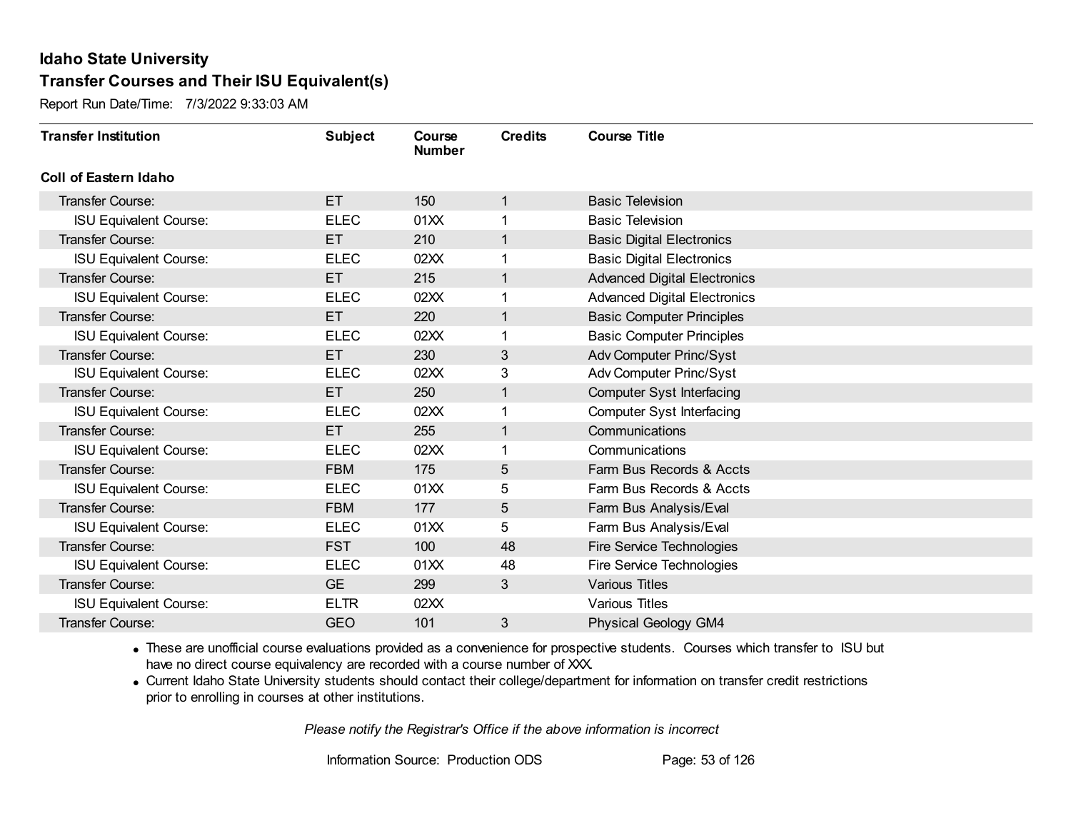# Idaho State University

## Transfer Courses and Their ISU Equivalent(s)

Report Run Date/Time: 7/3/2022 9:33:03 AM

| Transfer Institution | Subject | Course Number | Credits | Course Title |
|---|---|---|---|---|
| **Coll of Eastern Idaho** | | | | |
| Transfer Course: | ET | 150 | 1 | Basic Television |
| ISU Equivalent Course: | ELEC | 01XX | 1 | Basic Television |
| Transfer Course: | ET | 210 | 1 | Basic Digital Electronics |
| ISU Equivalent Course: | ELEC | 02XX | 1 | Basic Digital Electronics |
| Transfer Course: | ET | 215 | 1 | Advanced Digital Electronics |
| ISU Equivalent Course: | ELEC | 02XX | 1 | Advanced Digital Electronics |
| Transfer Course: | ET | 220 | 1 | Basic Computer Principles |
| ISU Equivalent Course: | ELEC | 02XX | 1 | Basic Computer Principles |
| Transfer Course: | ET | 230 | 3 | Adv Computer Princ/Syst |
| ISU Equivalent Course: | ELEC | 02XX | 3 | Adv Computer Princ/Syst |
| Transfer Course: | ET | 250 | 1 | Computer Syst Interfacing |
| ISU Equivalent Course: | ELEC | 02XX | 1 | Computer Syst Interfacing |
| Transfer Course: | ET | 255 | 1 | Communications |
| ISU Equivalent Course: | ELEC | 02XX | 1 | Communications |
| Transfer Course: | FBM | 175 | 5 | Farm Bus Records & Accts |
| ISU Equivalent Course: | ELEC | 01XX | 5 | Farm Bus Records & Accts |
| Transfer Course: | FBM | 177 | 5 | Farm Bus Analysis/Eval |
| ISU Equivalent Course: | ELEC | 01XX | 5 | Farm Bus Analysis/Eval |
| Transfer Course: | FST | 100 | 48 | Fire Service Technologies |
| ISU Equivalent Course: | ELEC | 01XX | 48 | Fire Service Technologies |
| Transfer Course: | GE | 299 | 3 | Various Titles |
| ISU Equivalent Course: | ELTR | 02XX | | Various Titles |
| Transfer Course: | GEO | 101 | 3 | Physical Geology GM4 |

- These are unofficial course evaluations provided as a convenience for prospective students. Courses which transfer to ISU but have no direct course equivalency are recorded with a course number of XXX.
- Current Idaho State University students should contact their college/department for information on transfer credit restrictions prior to enrolling in courses at other institutions.

*Please notify the Registrar's Office if the above information is incorrect*

Information Source: Production ODS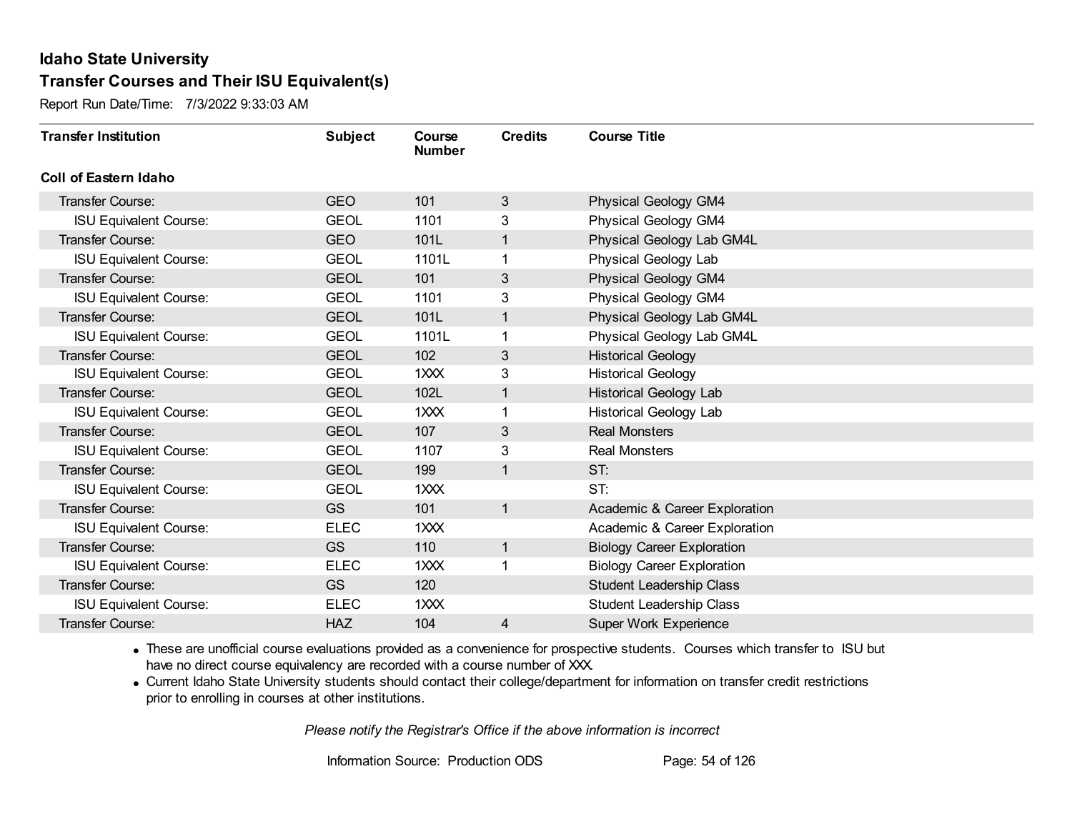# Idaho State University

## Transfer Courses and Their ISU Equivalent(s)

Report Run Date/Time: 7/3/2022 9:33:03 AM

| Transfer Institution | Subject | Course Number | Credits | Course Title |
|---|---|---|---|---|
| **Coll of Eastern Idaho** | | | | |
| Transfer Course: | GEO | 101 | 3 | Physical Geology GM4 |
| ISU Equivalent Course: | GEOL | 1101 | 3 | Physical Geology GM4 |
| Transfer Course: | GEO | 101L | 1 | Physical Geology Lab GM4L |
| ISU Equivalent Course: | GEOL | 1101L | 1 | Physical Geology Lab |
| Transfer Course: | GEOL | 101 | 3 | Physical Geology GM4 |
| ISU Equivalent Course: | GEOL | 1101 | 3 | Physical Geology GM4 |
| Transfer Course: | GEOL | 101L | 1 | Physical Geology Lab GM4L |
| ISU Equivalent Course: | GEOL | 1101L | 1 | Physical Geology Lab GM4L |
| Transfer Course: | GEOL | 102 | 3 | Historical Geology |
| ISU Equivalent Course: | GEOL | 1XXX | 3 | Historical Geology |
| Transfer Course: | GEOL | 102L | 1 | Historical Geology Lab |
| ISU Equivalent Course: | GEOL | 1XXX | 1 | Historical Geology Lab |
| Transfer Course: | GEOL | 107 | 3 | Real Monsters |
| ISU Equivalent Course: | GEOL | 1107 | 3 | Real Monsters |
| Transfer Course: | GEOL | 199 | 1 | ST: |
| ISU Equivalent Course: | GEOL | 1XXX | | ST: |
| Transfer Course: | GS | 101 | 1 | Academic & Career Exploration |
| ISU Equivalent Course: | ELEC | 1XXX | | Academic & Career Exploration |
| Transfer Course: | GS | 110 | 1 | Biology Career Exploration |
| ISU Equivalent Course: | ELEC | 1XXX | 1 | Biology Career Exploration |
| Transfer Course: | GS | 120 | | Student Leadership Class |
| ISU Equivalent Course: | ELEC | 1XXX | | Student Leadership Class |
| Transfer Course: | HAZ | 104 | 4 | Super Work Experience |

- These are unofficial course evaluations provided as a convenience for prospective students. Courses which transfer to ISU but have no direct course equivalency are recorded with a course number of XXX.
- Current Idaho State University students should contact their college/department for information on transfer credit restrictions prior to enrolling in courses at other institutions.

*Please notify the Registrar's Office if the above information is incorrect*

Information Source: Production ODS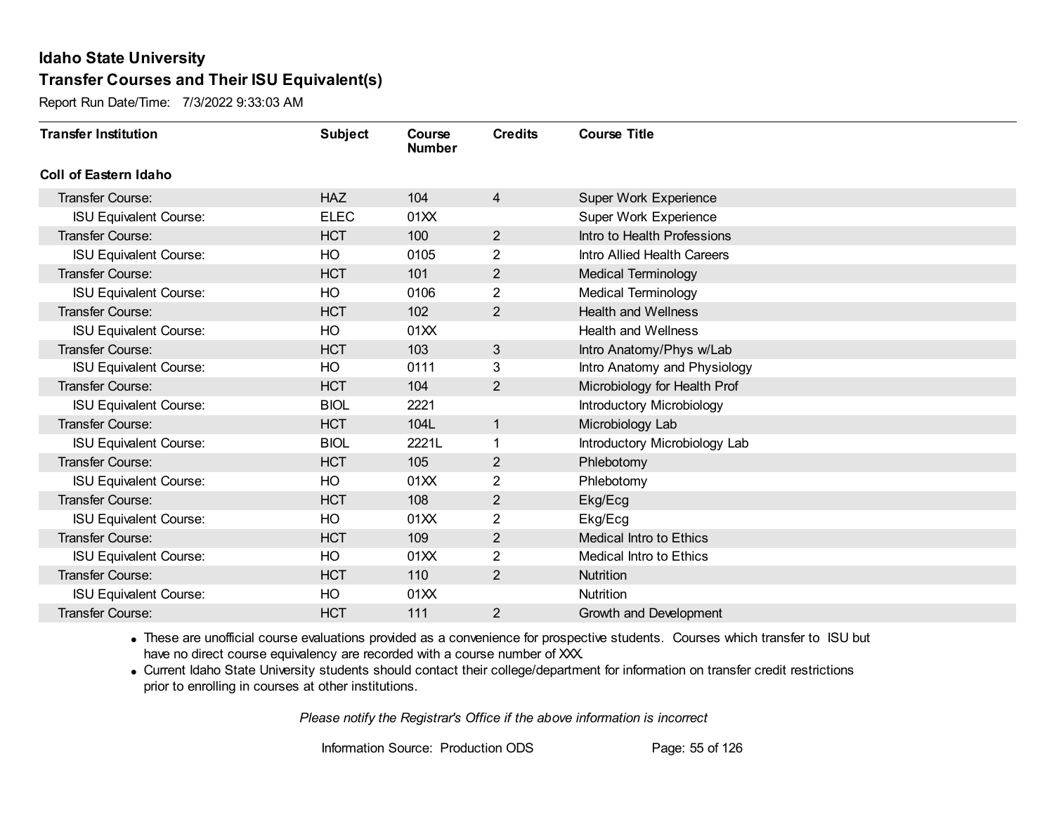# Idaho State University

## Transfer Courses and Their ISU Equivalent(s)

Report Run Date/Time: 7/3/2022 9:33:03 AM

| Transfer Institution | Subject | Course Number | Credits | Course Title |
|---|---|---|---|---|
| **Coll of Eastern Idaho** | | | | |
| Transfer Course: | HAZ | 104 | 4 | Super Work Experience |
| ISU Equivalent Course: | ELEC | 01XX | | Super Work Experience |
| Transfer Course: | HCT | 100 | 2 | Intro to Health Professions |
| ISU Equivalent Course: | HO | 0105 | 2 | Intro Allied Health Careers |
| Transfer Course: | HCT | 101 | 2 | Medical Terminology |
| ISU Equivalent Course: | HO | 0106 | 2 | Medical Terminology |
| Transfer Course: | HCT | 102 | 2 | Health and Wellness |
| ISU Equivalent Course: | HO | 01XX | | Health and Wellness |
| Transfer Course: | HCT | 103 | 3 | Intro Anatomy/Phys w/Lab |
| ISU Equivalent Course: | HO | 0111 | 3 | Intro Anatomy and Physiology |
| Transfer Course: | HCT | 104 | 2 | Microbiology for Health Prof |
| ISU Equivalent Course: | BIOL | 2221 | | Introductory Microbiology |
| Transfer Course: | HCT | 104L | 1 | Microbiology Lab |
| ISU Equivalent Course: | BIOL | 2221L | 1 | Introductory Microbiology Lab |
| Transfer Course: | HCT | 105 | 2 | Phlebotomy |
| ISU Equivalent Course: | HO | 01XX | 2 | Phlebotomy |
| Transfer Course: | HCT | 108 | 2 | Ekg/Ecg |
| ISU Equivalent Course: | HO | 01XX | 2 | Ekg/Ecg |
| Transfer Course: | HCT | 109 | 2 | Medical Intro to Ethics |
| ISU Equivalent Course: | HO | 01XX | 2 | Medical Intro to Ethics |
| Transfer Course: | HCT | 110 | 2 | Nutrition |
| ISU Equivalent Course: | HO | 01XX | | Nutrition |
| Transfer Course: | HCT | 111 | 2 | Growth and Development |

- These are unofficial course evaluations provided as a convenience for prospective students. Courses which transfer to ISU but have no direct course equivalency are recorded with a course number of XXX.
- Current Idaho State University students should contact their college/department for information on transfer credit restrictions prior to enrolling in courses at other institutions.

*Please notify the Registrar's Office if the above information is incorrect*

Information Source: Production ODS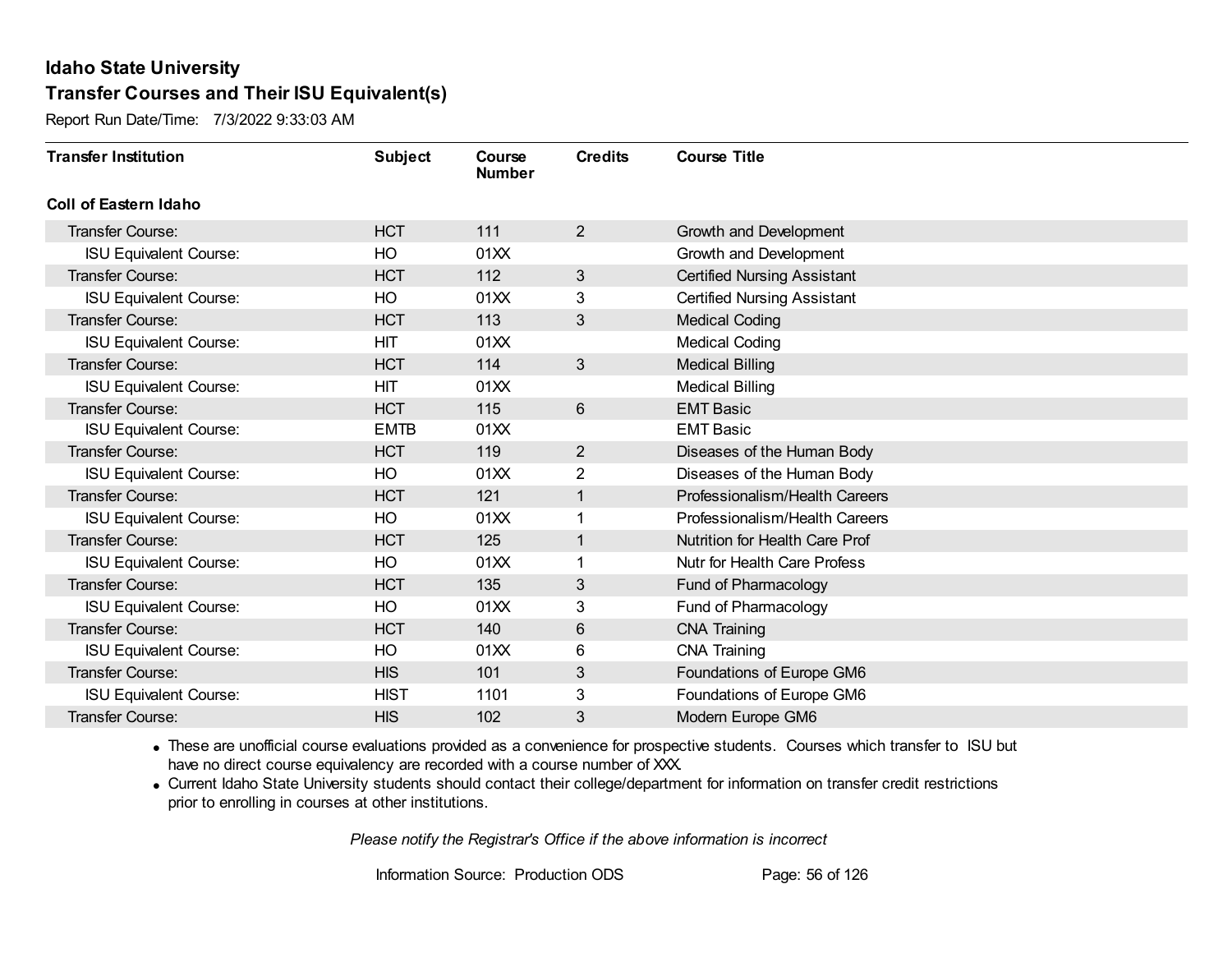# Idaho State University

## Transfer Courses and Their ISU Equivalent(s)

Report Run Date/Time: 7/3/2022 9:33:03 AM

| Transfer Institution | Subject | Course Number | Credits | Course Title |
|---|---|---|---|---|
| **Coll of Eastern Idaho** | | | | |
| Transfer Course: | HCT | 111 | 2 | Growth and Development |
| ISU Equivalent Course: | HO | 01XX | | Growth and Development |
| Transfer Course: | HCT | 112 | 3 | Certified Nursing Assistant |
| ISU Equivalent Course: | HO | 01XX | 3 | Certified Nursing Assistant |
| Transfer Course: | HCT | 113 | 3 | Medical Coding |
| ISU Equivalent Course: | HIT | 01XX | | Medical Coding |
| Transfer Course: | HCT | 114 | 3 | Medical Billing |
| ISU Equivalent Course: | HIT | 01XX | | Medical Billing |
| Transfer Course: | HCT | 115 | 6 | EMT Basic |
| ISU Equivalent Course: | EMTB | 01XX | | EMT Basic |
| Transfer Course: | HCT | 119 | 2 | Diseases of the Human Body |
| ISU Equivalent Course: | HO | 01XX | 2 | Diseases of the Human Body |
| Transfer Course: | HCT | 121 | 1 | Professionalism/Health Careers |
| ISU Equivalent Course: | HO | 01XX | 1 | Professionalism/Health Careers |
| Transfer Course: | HCT | 125 | 1 | Nutrition for Health Care Prof |
| ISU Equivalent Course: | HO | 01XX | 1 | Nutr for Health Care Profess |
| Transfer Course: | HCT | 135 | 3 | Fund of Pharmacology |
| ISU Equivalent Course: | HO | 01XX | 3 | Fund of Pharmacology |
| Transfer Course: | HCT | 140 | 6 | CNA Training |
| ISU Equivalent Course: | HO | 01XX | 6 | CNA Training |
| Transfer Course: | HIS | 101 | 3 | Foundations of Europe GM6 |
| ISU Equivalent Course: | HIST | 1101 | 3 | Foundations of Europe GM6 |
| Transfer Course: | HIS | 102 | 3 | Modern Europe GM6 |

- These are unofficial course evaluations provided as a convenience for prospective students. Courses which transfer to ISU but have no direct course equivalency are recorded with a course number of XXX.
- Current Idaho State University students should contact their college/department for information on transfer credit restrictions prior to enrolling in courses at other institutions.

*Please notify the Registrar's Office if the above information is incorrect*

Information Source: Production ODS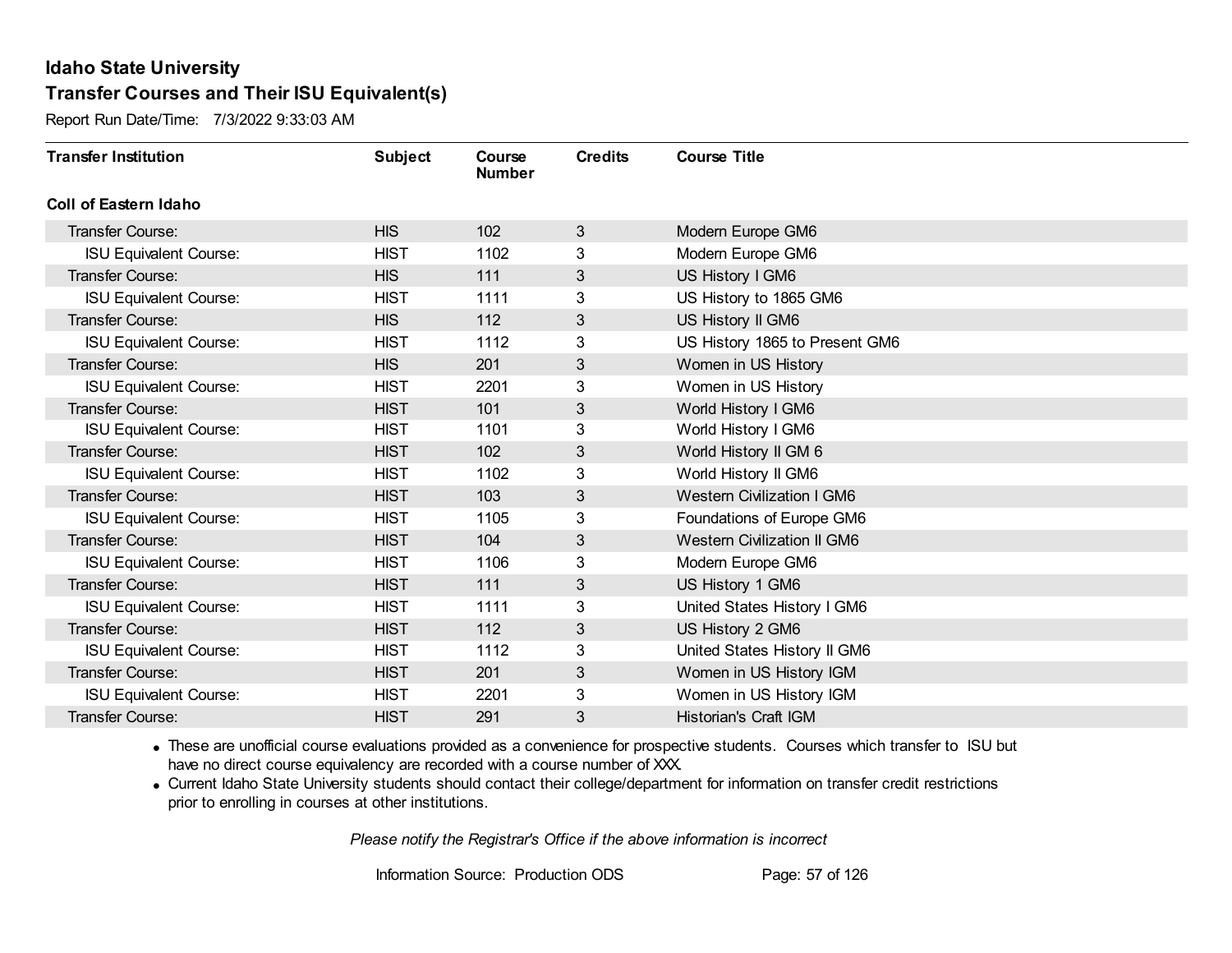# Idaho State University

## Transfer Courses and Their ISU Equivalent(s)

Report Run Date/Time: 7/3/2022 9:33:03 AM

| Transfer Institution | Subject | Course Number | Credits | Course Title |
|---|---|---|---|---|
| **Coll of Eastern Idaho** | | | | |
| Transfer Course: | HIS | 102 | 3 | Modern Europe GM6 |
| ISU Equivalent Course: | HIST | 1102 | 3 | Modern Europe GM6 |
| Transfer Course: | HIS | 111 | 3 | US History I GM6 |
| ISU Equivalent Course: | HIST | 1111 | 3 | US History to 1865 GM6 |
| Transfer Course: | HIS | 112 | 3 | US History II GM6 |
| ISU Equivalent Course: | HIST | 1112 | 3 | US History 1865 to Present GM6 |
| Transfer Course: | HIS | 201 | 3 | Women in US History |
| ISU Equivalent Course: | HIST | 2201 | 3 | Women in US History |
| Transfer Course: | HIST | 101 | 3 | World History I GM6 |
| ISU Equivalent Course: | HIST | 1101 | 3 | World History I GM6 |
| Transfer Course: | HIST | 102 | 3 | World History II GM 6 |
| ISU Equivalent Course: | HIST | 1102 | 3 | World History II GM6 |
| Transfer Course: | HIST | 103 | 3 | Western Civilization I GM6 |
| ISU Equivalent Course: | HIST | 1105 | 3 | Foundations of Europe GM6 |
| Transfer Course: | HIST | 104 | 3 | Western Civilization II GM6 |
| ISU Equivalent Course: | HIST | 1106 | 3 | Modern Europe GM6 |
| Transfer Course: | HIST | 111 | 3 | US History 1 GM6 |
| ISU Equivalent Course: | HIST | 1111 | 3 | United States History I GM6 |
| Transfer Course: | HIST | 112 | 3 | US History 2 GM6 |
| ISU Equivalent Course: | HIST | 1112 | 3 | United States History II GM6 |
| Transfer Course: | HIST | 201 | 3 | Women in US History IGM |
| ISU Equivalent Course: | HIST | 2201 | 3 | Women in US History IGM |
| Transfer Course: | HIST | 291 | 3 | Historian's Craft IGM |

- These are unofficial course evaluations provided as a convenience for prospective students. Courses which transfer to ISU but have no direct course equivalency are recorded with a course number of XXX.
- Current Idaho State University students should contact their college/department for information on transfer credit restrictions prior to enrolling in courses at other institutions.

*Please notify the Registrar's Office if the above information is incorrect*

Information Source: Production ODS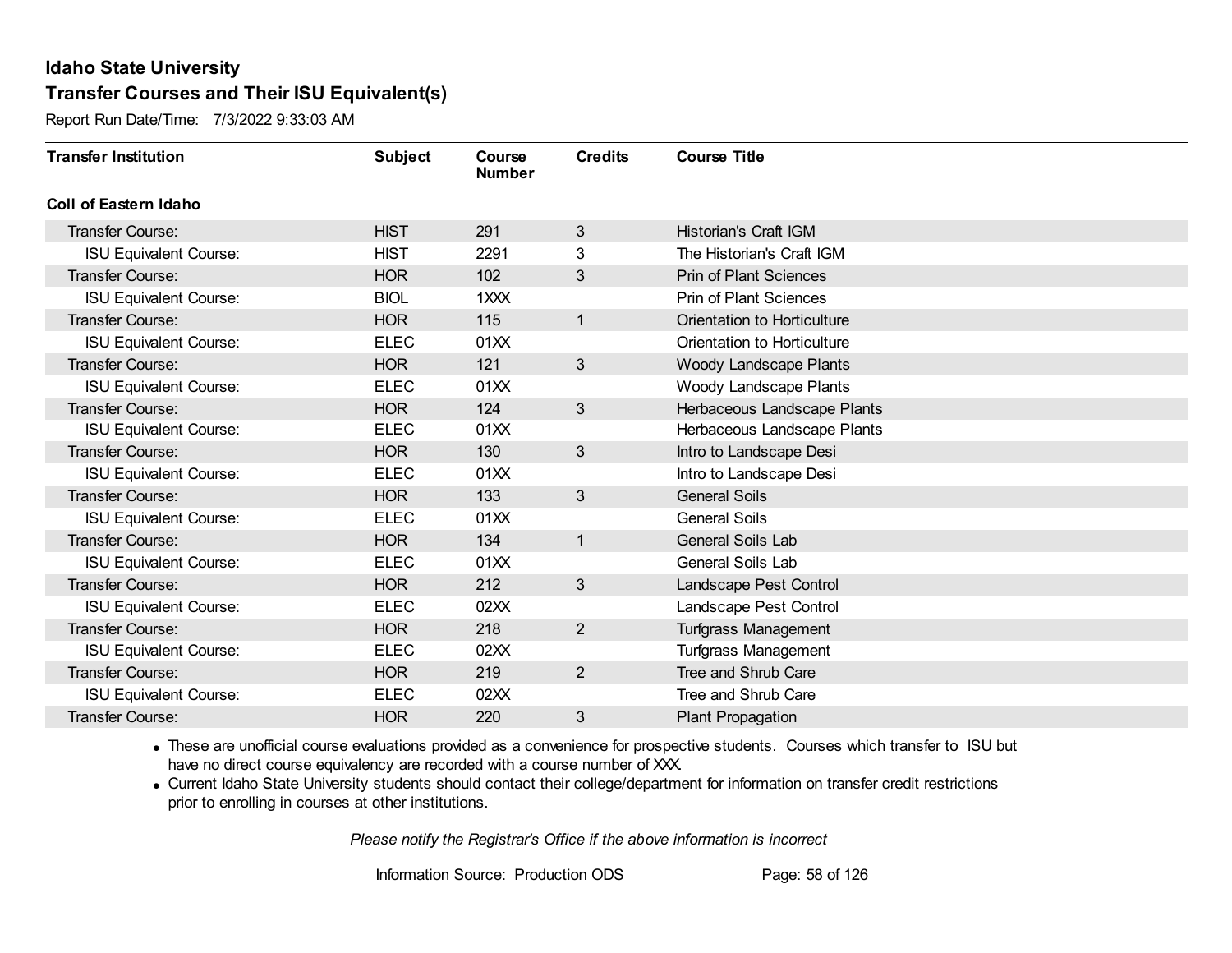# Idaho State University

## Transfer Courses and Their ISU Equivalent(s)

Report Run Date/Time: 7/3/2022 9:33:03 AM

| Transfer Institution | Subject | Course Number | Credits | Course Title |
|---|---|---|---|---|
| **Coll of Eastern Idaho** | | | | |
| Transfer Course: | HIST | 291 | 3 | Historian's Craft IGM |
| ISU Equivalent Course: | HIST | 2291 | 3 | The Historian's Craft IGM |
| Transfer Course: | HOR | 102 | 3 | Prin of Plant Sciences |
| ISU Equivalent Course: | BIOL | 1XXX | | Prin of Plant Sciences |
| Transfer Course: | HOR | 115 | 1 | Orientation to Horticulture |
| ISU Equivalent Course: | ELEC | 01XX | | Orientation to Horticulture |
| Transfer Course: | HOR | 121 | 3 | Woody Landscape Plants |
| ISU Equivalent Course: | ELEC | 01XX | | Woody Landscape Plants |
| Transfer Course: | HOR | 124 | 3 | Herbaceous Landscape Plants |
| ISU Equivalent Course: | ELEC | 01XX | | Herbaceous Landscape Plants |
| Transfer Course: | HOR | 130 | 3 | Intro to Landscape Desi |
| ISU Equivalent Course: | ELEC | 01XX | | Intro to Landscape Desi |
| Transfer Course: | HOR | 133 | 3 | General Soils |
| ISU Equivalent Course: | ELEC | 01XX | | General Soils |
| Transfer Course: | HOR | 134 | 1 | General Soils Lab |
| ISU Equivalent Course: | ELEC | 01XX | | General Soils Lab |
| Transfer Course: | HOR | 212 | 3 | Landscape Pest Control |
| ISU Equivalent Course: | ELEC | 02XX | | Landscape Pest Control |
| Transfer Course: | HOR | 218 | 2 | Turfgrass Management |
| ISU Equivalent Course: | ELEC | 02XX | | Turfgrass Management |
| Transfer Course: | HOR | 219 | 2 | Tree and Shrub Care |
| ISU Equivalent Course: | ELEC | 02XX | | Tree and Shrub Care |
| Transfer Course: | HOR | 220 | 3 | Plant Propagation |

- These are unofficial course evaluations provided as a convenience for prospective students. Courses which transfer to ISU but have no direct course equivalency are recorded with a course number of XXX.
- Current Idaho State University students should contact their college/department for information on transfer credit restrictions prior to enrolling in courses at other institutions.

*Please notify the Registrar's Office if the above information is incorrect*

Information Source: Production ODS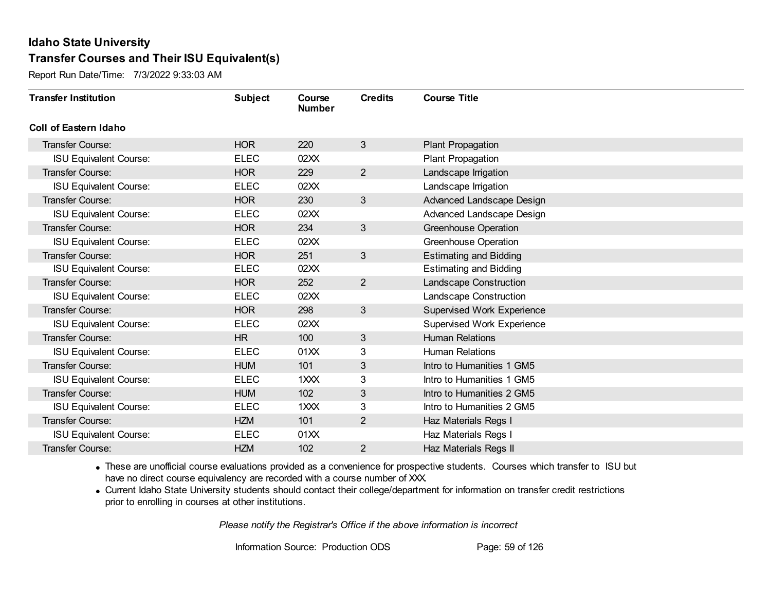# Idaho State University

## Transfer Courses and Their ISU Equivalent(s)

Report Run Date/Time: 7/3/2022 9:33:03 AM

| Transfer Institution | Subject | Course Number | Credits | Course Title |
|---|---|---|---|---|
| **Coll of Eastern Idaho** | | | | |
| Transfer Course: | HOR | 220 | 3 | Plant Propagation |
| ISU Equivalent Course: | ELEC | 02XX | | Plant Propagation |
| Transfer Course: | HOR | 229 | 2 | Landscape Irrigation |
| ISU Equivalent Course: | ELEC | 02XX | | Landscape Irrigation |
| Transfer Course: | HOR | 230 | 3 | Advanced Landscape Design |
| ISU Equivalent Course: | ELEC | 02XX | | Advanced Landscape Design |
| Transfer Course: | HOR | 234 | 3 | Greenhouse Operation |
| ISU Equivalent Course: | ELEC | 02XX | | Greenhouse Operation |
| Transfer Course: | HOR | 251 | 3 | Estimating and Bidding |
| ISU Equivalent Course: | ELEC | 02XX | | Estimating and Bidding |
| Transfer Course: | HOR | 252 | 2 | Landscape Construction |
| ISU Equivalent Course: | ELEC | 02XX | | Landscape Construction |
| Transfer Course: | HOR | 298 | 3 | Supervised Work Experience |
| ISU Equivalent Course: | ELEC | 02XX | | Supervised Work Experience |
| Transfer Course: | HR | 100 | 3 | Human Relations |
| ISU Equivalent Course: | ELEC | 01XX | 3 | Human Relations |
| Transfer Course: | HUM | 101 | 3 | Intro to Humanities 1 GM5 |
| ISU Equivalent Course: | ELEC | 1XXX | 3 | Intro to Humanities 1 GM5 |
| Transfer Course: | HUM | 102 | 3 | Intro to Humanities 2 GM5 |
| ISU Equivalent Course: | ELEC | 1XXX | 3 | Intro to Humanities 2 GM5 |
| Transfer Course: | HZM | 101 | 2 | Haz Materials Regs I |
| ISU Equivalent Course: | ELEC | 01XX | | Haz Materials Regs I |
| Transfer Course: | HZM | 102 | 2 | Haz Materials Regs II |

- These are unofficial course evaluations provided as a convenience for prospective students. Courses which transfer to ISU but have no direct course equivalency are recorded with a course number of XXX.
- Current Idaho State University students should contact their college/department for information on transfer credit restrictions prior to enrolling in courses at other institutions.

*Please notify the Registrar's Office if the above information is incorrect*

Information Source: Production ODS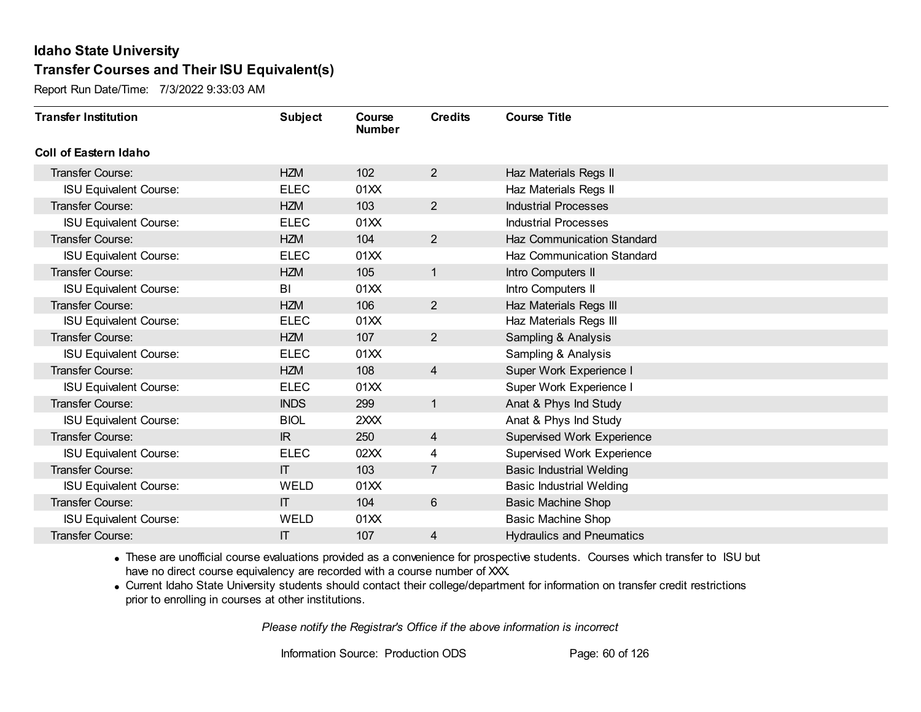# Idaho State University

## Transfer Courses and Their ISU Equivalent(s)

Report Run Date/Time: 7/3/2022 9:33:03 AM

| Transfer Institution | Subject | Course Number | Credits | Course Title |
|---|---|---|---|---|
| **Coll of Eastern Idaho** | | | | |
| Transfer Course: | HZM | 102 | 2 | Haz Materials Regs II |
| ISU Equivalent Course: | ELEC | 01XX | | Haz Materials Regs II |
| Transfer Course: | HZM | 103 | 2 | Industrial Processes |
| ISU Equivalent Course: | ELEC | 01XX | | Industrial Processes |
| Transfer Course: | HZM | 104 | 2 | Haz Communication Standard |
| ISU Equivalent Course: | ELEC | 01XX | | Haz Communication Standard |
| Transfer Course: | HZM | 105 | 1 | Intro Computers II |
| ISU Equivalent Course: | BI | 01XX | | Intro Computers II |
| Transfer Course: | HZM | 106 | 2 | Haz Materials Regs III |
| ISU Equivalent Course: | ELEC | 01XX | | Haz Materials Regs III |
| Transfer Course: | HZM | 107 | 2 | Sampling & Analysis |
| ISU Equivalent Course: | ELEC | 01XX | | Sampling & Analysis |
| Transfer Course: | HZM | 108 | 4 | Super Work Experience I |
| ISU Equivalent Course: | ELEC | 01XX | | Super Work Experience I |
| Transfer Course: | INDS | 299 | 1 | Anat & Phys Ind Study |
| ISU Equivalent Course: | BIOL | 2XXX | | Anat & Phys Ind Study |
| Transfer Course: | IR | 250 | 4 | Supervised Work Experience |
| ISU Equivalent Course: | ELEC | 02XX | 4 | Supervised Work Experience |
| Transfer Course: | IT | 103 | 7 | Basic Industrial Welding |
| ISU Equivalent Course: | WELD | 01XX | | Basic Industrial Welding |
| Transfer Course: | IT | 104 | 6 | Basic Machine Shop |
| ISU Equivalent Course: | WELD | 01XX | | Basic Machine Shop |
| Transfer Course: | IT | 107 | 4 | Hydraulics and Pneumatics |

- These are unofficial course evaluations provided as a convenience for prospective students. Courses which transfer to ISU but have no direct course equivalency are recorded with a course number of XXX.
- Current Idaho State University students should contact their college/department for information on transfer credit restrictions prior to enrolling in courses at other institutions.

*Please notify the Registrar's Office if the above information is incorrect*

Information Source: Production ODS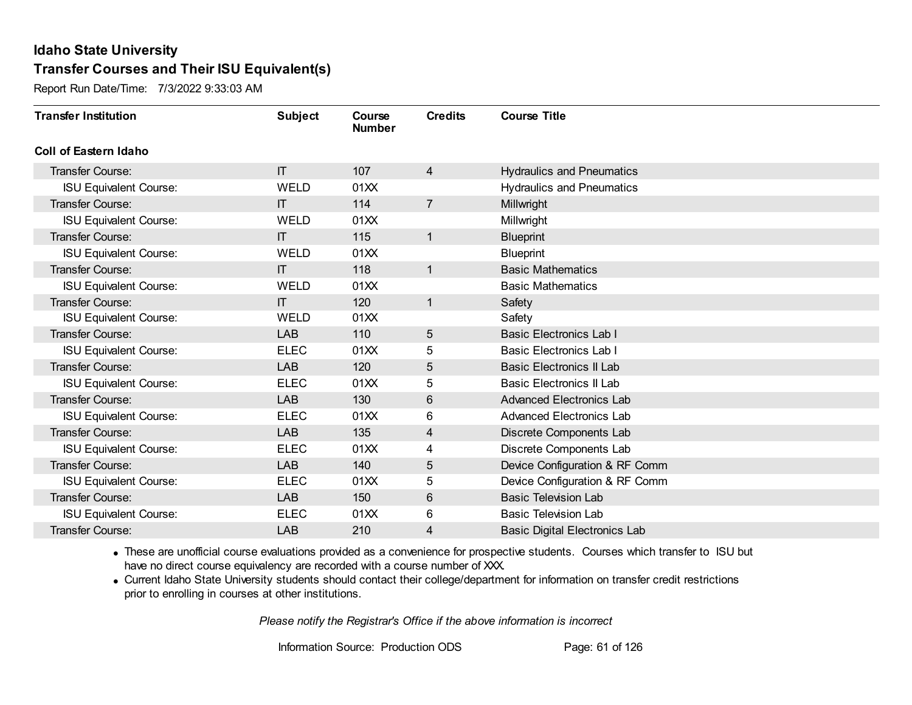# Idaho State University

## Transfer Courses and Their ISU Equivalent(s)

Report Run Date/Time: 7/3/2022 9:33:03 AM

| Transfer Institution | Subject | Course Number | Credits | Course Title |
|---|---|---|---|---|
| **Coll of Eastern Idaho** | | | | |
| Transfer Course: | IT | 107 | 4 | Hydraulics and Pneumatics |
| ISU Equivalent Course: | WELD | 01XX | | Hydraulics and Pneumatics |
| Transfer Course: | IT | 114 | 7 | Millwright |
| ISU Equivalent Course: | WELD | 01XX | | Millwright |
| Transfer Course: | IT | 115 | 1 | Blueprint |
| ISU Equivalent Course: | WELD | 01XX | | Blueprint |
| Transfer Course: | IT | 118 | 1 | Basic Mathematics |
| ISU Equivalent Course: | WELD | 01XX | | Basic Mathematics |
| Transfer Course: | IT | 120 | 1 | Safety |
| ISU Equivalent Course: | WELD | 01XX | | Safety |
| Transfer Course: | LAB | 110 | 5 | Basic Electronics Lab I |
| ISU Equivalent Course: | ELEC | 01XX | 5 | Basic Electronics Lab I |
| Transfer Course: | LAB | 120 | 5 | Basic Electronics II Lab |
| ISU Equivalent Course: | ELEC | 01XX | 5 | Basic Electronics II Lab |
| Transfer Course: | LAB | 130 | 6 | Advanced Electronics Lab |
| ISU Equivalent Course: | ELEC | 01XX | 6 | Advanced Electronics Lab |
| Transfer Course: | LAB | 135 | 4 | Discrete Components Lab |
| ISU Equivalent Course: | ELEC | 01XX | 4 | Discrete Components Lab |
| Transfer Course: | LAB | 140 | 5 | Device Configuration & RF Comm |
| ISU Equivalent Course: | ELEC | 01XX | 5 | Device Configuration & RF Comm |
| Transfer Course: | LAB | 150 | 6 | Basic Television Lab |
| ISU Equivalent Course: | ELEC | 01XX | 6 | Basic Television Lab |
| Transfer Course: | LAB | 210 | 4 | Basic Digital Electronics Lab |

- These are unofficial course evaluations provided as a convenience for prospective students. Courses which transfer to ISU but have no direct course equivalency are recorded with a course number of XXX.
- Current Idaho State University students should contact their college/department for information on transfer credit restrictions prior to enrolling in courses at other institutions.

*Please notify the Registrar's Office if the above information is incorrect*

Information Source: Production ODS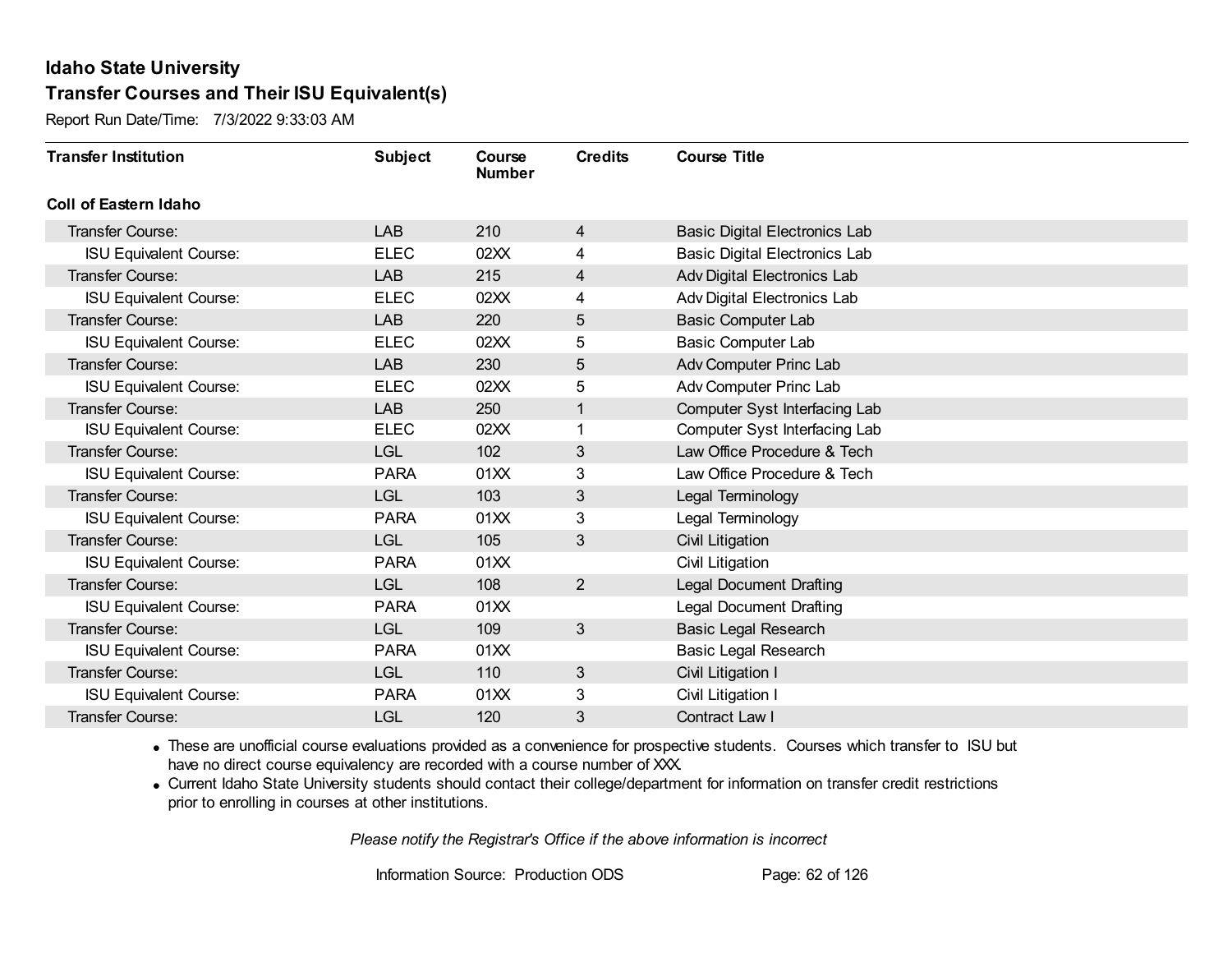## Idaho State University

### Transfer Courses and Their ISU Equivalent(s)

Report Run Date/Time: 7/3/2022 9:33:03 AM

| Transfer Institution | Subject | Course Number | Credits | Course Title |
|---|---|---|---|---|
| **Coll of Eastern Idaho** | | | | |
| Transfer Course: | LAB | 210 | 4 | Basic Digital Electronics Lab |
| ISU Equivalent Course: | ELEC | 02XX | 4 | Basic Digital Electronics Lab |
| Transfer Course: | LAB | 215 | 4 | Adv Digital Electronics Lab |
| ISU Equivalent Course: | ELEC | 02XX | 4 | Adv Digital Electronics Lab |
| Transfer Course: | LAB | 220 | 5 | Basic Computer Lab |
| ISU Equivalent Course: | ELEC | 02XX | 5 | Basic Computer Lab |
| Transfer Course: | LAB | 230 | 5 | Adv Computer Princ Lab |
| ISU Equivalent Course: | ELEC | 02XX | 5 | Adv Computer Princ Lab |
| Transfer Course: | LAB | 250 | 1 | Computer Syst Interfacing Lab |
| ISU Equivalent Course: | ELEC | 02XX | 1 | Computer Syst Interfacing Lab |
| Transfer Course: | LGL | 102 | 3 | Law Office Procedure & Tech |
| ISU Equivalent Course: | PARA | 01XX | 3 | Law Office Procedure & Tech |
| Transfer Course: | LGL | 103 | 3 | Legal Terminology |
| ISU Equivalent Course: | PARA | 01XX | 3 | Legal Terminology |
| Transfer Course: | LGL | 105 | 3 | Civil Litigation |
| ISU Equivalent Course: | PARA | 01XX | | Civil Litigation |
| Transfer Course: | LGL | 108 | 2 | Legal Document Drafting |
| ISU Equivalent Course: | PARA | 01XX | | Legal Document Drafting |
| Transfer Course: | LGL | 109 | 3 | Basic Legal Research |
| ISU Equivalent Course: | PARA | 01XX | | Basic Legal Research |
| Transfer Course: | LGL | 110 | 3 | Civil Litigation I |
| ISU Equivalent Course: | PARA | 01XX | 3 | Civil Litigation I |
| Transfer Course: | LGL | 120 | 3 | Contract Law I |

- These are unofficial course evaluations provided as a convenience for prospective students. Courses which transfer to ISU but have no direct course equivalency are recorded with a course number of XXX.
- Current Idaho State University students should contact their college/department for information on transfer credit restrictions prior to enrolling in courses at other institutions.

*Please notify the Registrar's Office if the above information is incorrect*

Information Source: Production ODS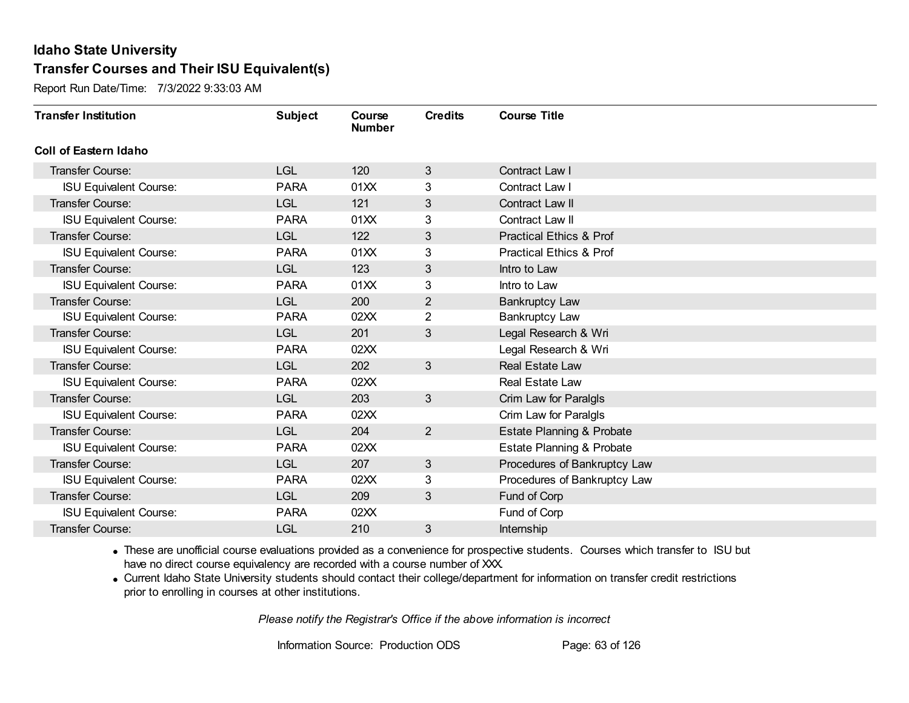# Idaho State University

## Transfer Courses and Their ISU Equivalent(s)

Report Run Date/Time: 7/3/2022 9:33:03 AM

| Transfer Institution | Subject | Course Number | Credits | Course Title |
|---|---|---|---|---|
| **Coll of Eastern Idaho** | | | | |
| Transfer Course: | LGL | 120 | 3 | Contract Law I |
| ISU Equivalent Course: | PARA | 01XX | 3 | Contract Law I |
| Transfer Course: | LGL | 121 | 3 | Contract Law II |
| ISU Equivalent Course: | PARA | 01XX | 3 | Contract Law II |
| Transfer Course: | LGL | 122 | 3 | Practical Ethics & Prof |
| ISU Equivalent Course: | PARA | 01XX | 3 | Practical Ethics & Prof |
| Transfer Course: | LGL | 123 | 3 | Intro to Law |
| ISU Equivalent Course: | PARA | 01XX | 3 | Intro to Law |
| Transfer Course: | LGL | 200 | 2 | Bankruptcy Law |
| ISU Equivalent Course: | PARA | 02XX | 2 | Bankruptcy Law |
| Transfer Course: | LGL | 201 | 3 | Legal Research & Wri |
| ISU Equivalent Course: | PARA | 02XX | | Legal Research & Wri |
| Transfer Course: | LGL | 202 | 3 | Real Estate Law |
| ISU Equivalent Course: | PARA | 02XX | | Real Estate Law |
| Transfer Course: | LGL | 203 | 3 | Crim Law for Paralgls |
| ISU Equivalent Course: | PARA | 02XX | | Crim Law for Paralgls |
| Transfer Course: | LGL | 204 | 2 | Estate Planning & Probate |
| ISU Equivalent Course: | PARA | 02XX | | Estate Planning & Probate |
| Transfer Course: | LGL | 207 | 3 | Procedures of Bankruptcy Law |
| ISU Equivalent Course: | PARA | 02XX | 3 | Procedures of Bankruptcy Law |
| Transfer Course: | LGL | 209 | 3 | Fund of Corp |
| ISU Equivalent Course: | PARA | 02XX | | Fund of Corp |
| Transfer Course: | LGL | 210 | 3 | Internship |

- These are unofficial course evaluations provided as a convenience for prospective students. Courses which transfer to ISU but have no direct course equivalency are recorded with a course number of XXX.
- Current Idaho State University students should contact their college/department for information on transfer credit restrictions prior to enrolling in courses at other institutions.

*Please notify the Registrar's Office if the above information is incorrect*

Information Source: Production ODS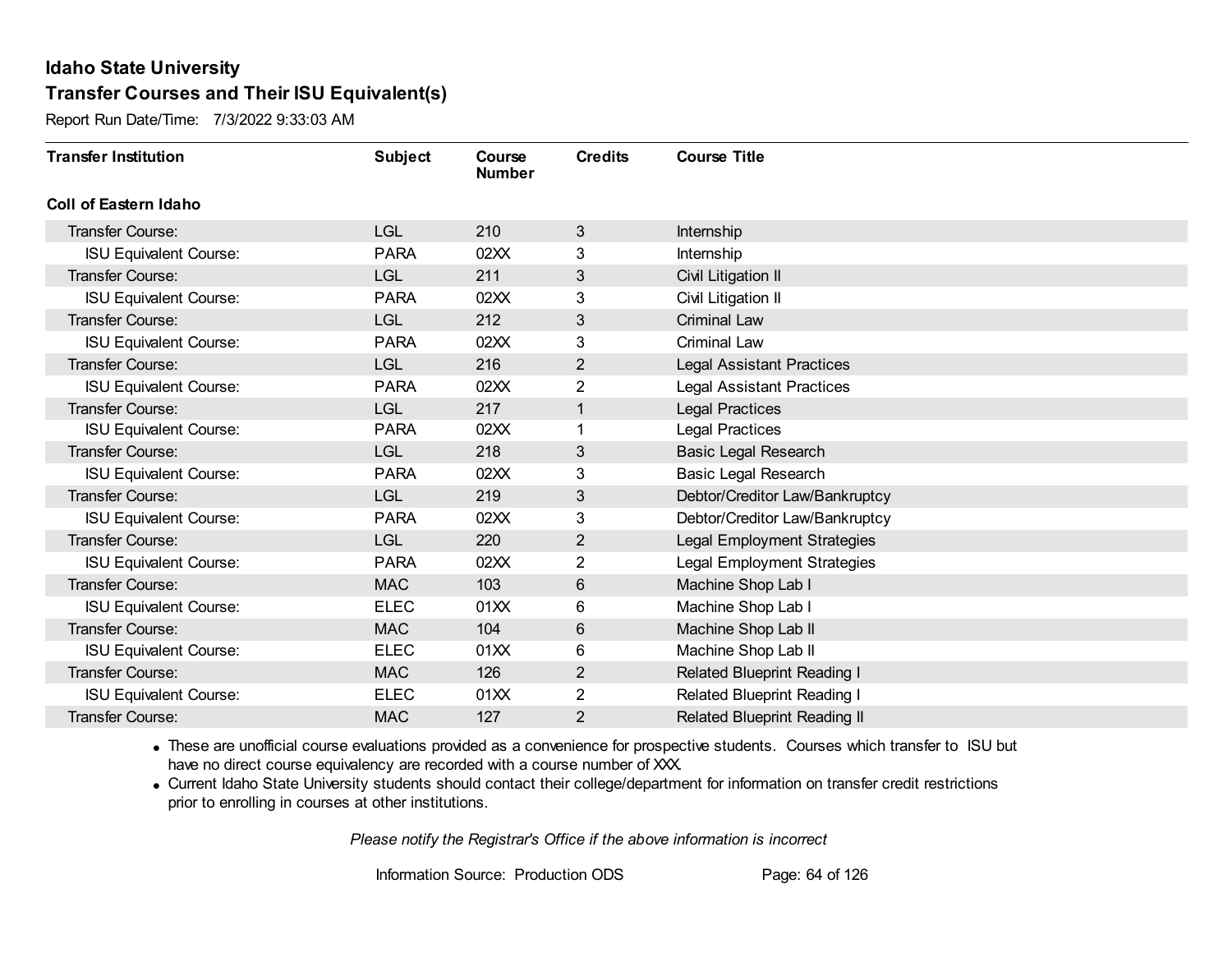# Idaho State University

## Transfer Courses and Their ISU Equivalent(s)

Report Run Date/Time: 7/3/2022 9:33:03 AM

| Transfer Institution | Subject | Course Number | Credits | Course Title |
|---|---|---|---|---|
| **Coll of Eastern Idaho** | | | | |
| Transfer Course: | LGL | 210 | 3 | Internship |
| ISU Equivalent Course: | PARA | 02XX | 3 | Internship |
| Transfer Course: | LGL | 211 | 3 | Civil Litigation II |
| ISU Equivalent Course: | PARA | 02XX | 3 | Civil Litigation II |
| Transfer Course: | LGL | 212 | 3 | Criminal Law |
| ISU Equivalent Course: | PARA | 02XX | 3 | Criminal Law |
| Transfer Course: | LGL | 216 | 2 | Legal Assistant Practices |
| ISU Equivalent Course: | PARA | 02XX | 2 | Legal Assistant Practices |
| Transfer Course: | LGL | 217 | 1 | Legal Practices |
| ISU Equivalent Course: | PARA | 02XX | 1 | Legal Practices |
| Transfer Course: | LGL | 218 | 3 | Basic Legal Research |
| ISU Equivalent Course: | PARA | 02XX | 3 | Basic Legal Research |
| Transfer Course: | LGL | 219 | 3 | Debtor/Creditor Law/Bankruptcy |
| ISU Equivalent Course: | PARA | 02XX | 3 | Debtor/Creditor Law/Bankruptcy |
| Transfer Course: | LGL | 220 | 2 | Legal Employment Strategies |
| ISU Equivalent Course: | PARA | 02XX | 2 | Legal Employment Strategies |
| Transfer Course: | MAC | 103 | 6 | Machine Shop Lab I |
| ISU Equivalent Course: | ELEC | 01XX | 6 | Machine Shop Lab I |
| Transfer Course: | MAC | 104 | 6 | Machine Shop Lab II |
| ISU Equivalent Course: | ELEC | 01XX | 6 | Machine Shop Lab II |
| Transfer Course: | MAC | 126 | 2 | Related Blueprint Reading I |
| ISU Equivalent Course: | ELEC | 01XX | 2 | Related Blueprint Reading I |
| Transfer Course: | MAC | 127 | 2 | Related Blueprint Reading II |

- These are unofficial course evaluations provided as a convenience for prospective students. Courses which transfer to ISU but have no direct course equivalency are recorded with a course number of XXX.
- Current Idaho State University students should contact their college/department for information on transfer credit restrictions prior to enrolling in courses at other institutions.

*Please notify the Registrar's Office if the above information is incorrect*

Information Source: Production ODS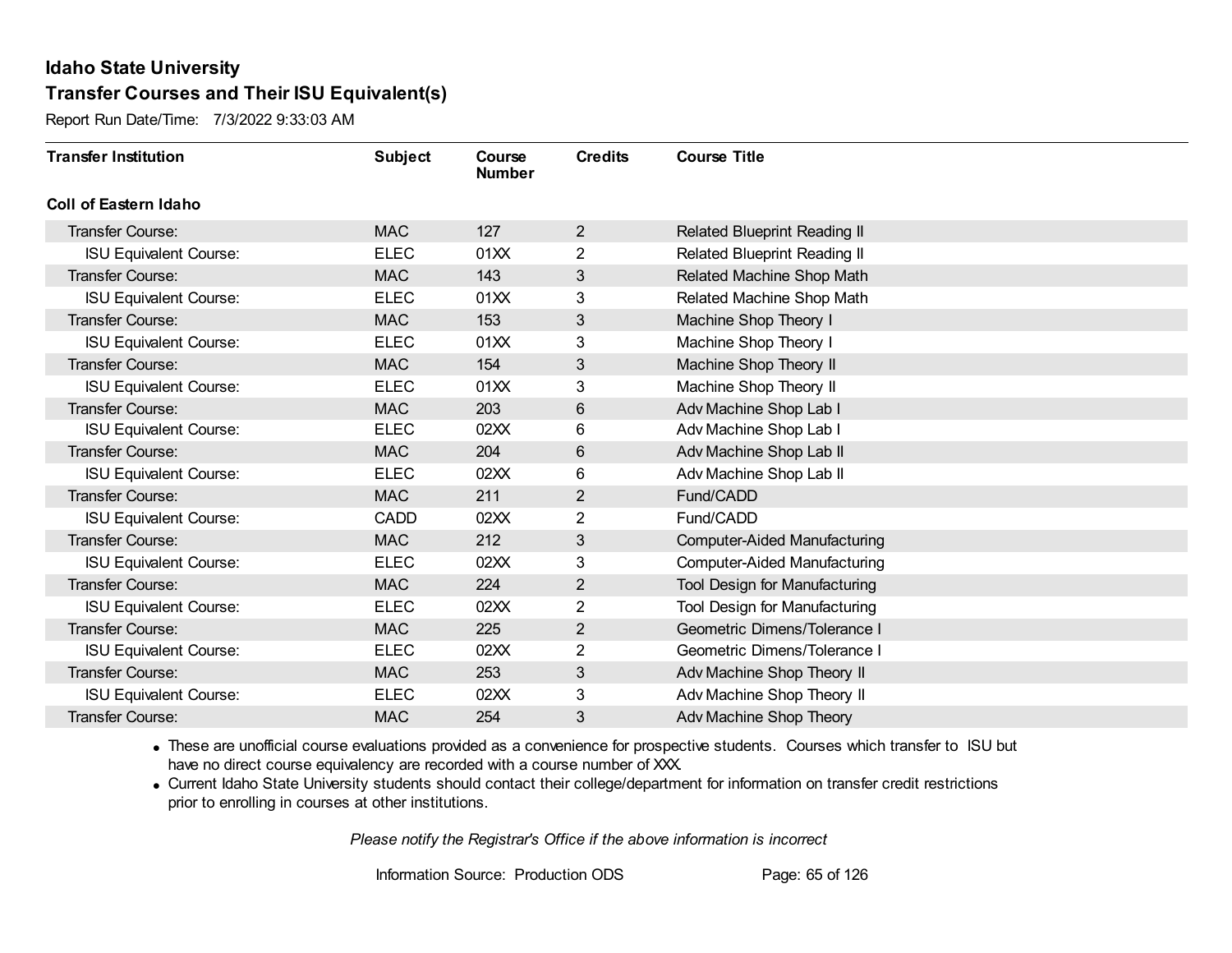# Idaho State University

## Transfer Courses and Their ISU Equivalent(s)

Report Run Date/Time: 7/3/2022 9:33:03 AM

| Transfer Institution | Subject | Course Number | Credits | Course Title |
|---|---|---|---|---|
| **Coll of Eastern Idaho** | | | | |
| Transfer Course: | MAC | 127 | 2 | Related Blueprint Reading II |
| ISU Equivalent Course: | ELEC | 01XX | 2 | Related Blueprint Reading II |
| Transfer Course: | MAC | 143 | 3 | Related Machine Shop Math |
| ISU Equivalent Course: | ELEC | 01XX | 3 | Related Machine Shop Math |
| Transfer Course: | MAC | 153 | 3 | Machine Shop Theory I |
| ISU Equivalent Course: | ELEC | 01XX | 3 | Machine Shop Theory I |
| Transfer Course: | MAC | 154 | 3 | Machine Shop Theory II |
| ISU Equivalent Course: | ELEC | 01XX | 3 | Machine Shop Theory II |
| Transfer Course: | MAC | 203 | 6 | Adv Machine Shop Lab I |
| ISU Equivalent Course: | ELEC | 02XX | 6 | Adv Machine Shop Lab I |
| Transfer Course: | MAC | 204 | 6 | Adv Machine Shop Lab II |
| ISU Equivalent Course: | ELEC | 02XX | 6 | Adv Machine Shop Lab II |
| Transfer Course: | MAC | 211 | 2 | Fund/CADD |
| ISU Equivalent Course: | CADD | 02XX | 2 | Fund/CADD |
| Transfer Course: | MAC | 212 | 3 | Computer-Aided Manufacturing |
| ISU Equivalent Course: | ELEC | 02XX | 3 | Computer-Aided Manufacturing |
| Transfer Course: | MAC | 224 | 2 | Tool Design for Manufacturing |
| ISU Equivalent Course: | ELEC | 02XX | 2 | Tool Design for Manufacturing |
| Transfer Course: | MAC | 225 | 2 | Geometric Dimens/Tolerance I |
| ISU Equivalent Course: | ELEC | 02XX | 2 | Geometric Dimens/Tolerance I |
| Transfer Course: | MAC | 253 | 3 | Adv Machine Shop Theory II |
| ISU Equivalent Course: | ELEC | 02XX | 3 | Adv Machine Shop Theory II |
| Transfer Course: | MAC | 254 | 3 | Adv Machine Shop Theory |

- These are unofficial course evaluations provided as a convenience for prospective students. Courses which transfer to ISU but have no direct course equivalency are recorded with a course number of XXX.
- Current Idaho State University students should contact their college/department for information on transfer credit restrictions prior to enrolling in courses at other institutions.

*Please notify the Registrar's Office if the above information is incorrect*

Information Source: Production ODS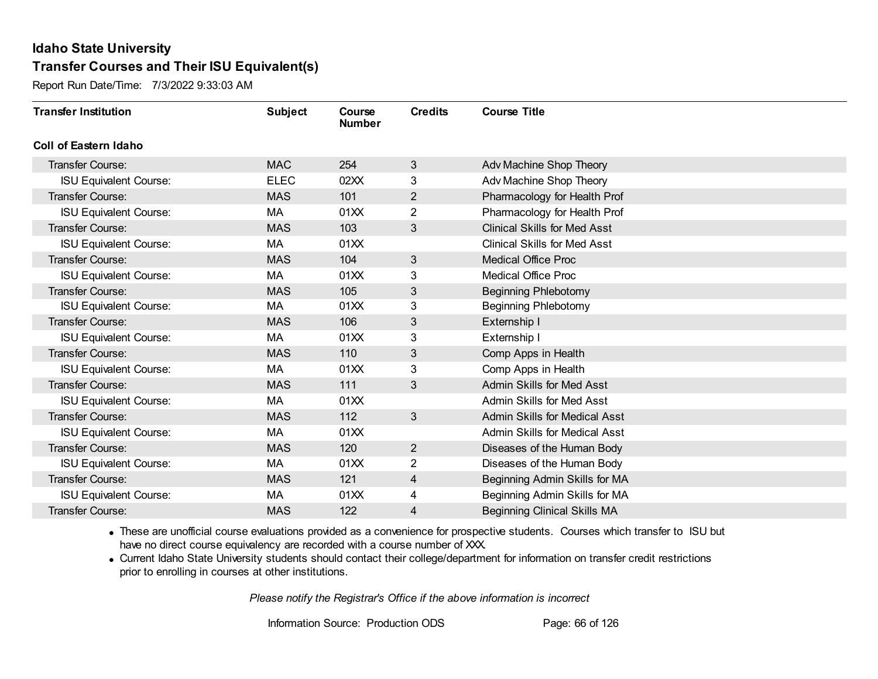# Idaho State University

## Transfer Courses and Their ISU Equivalent(s)

Report Run Date/Time: 7/3/2022 9:33:03 AM

| Transfer Institution | Subject | Course Number | Credits | Course Title |
|---|---|---|---|---|
| **Coll of Eastern Idaho** | | | | |
| Transfer Course: | MAC | 254 | 3 | Adv Machine Shop Theory |
| ISU Equivalent Course: | ELEC | 02XX | 3 | Adv Machine Shop Theory |
| Transfer Course: | MAS | 101 | 2 | Pharmacology for Health Prof |
| ISU Equivalent Course: | MA | 01XX | 2 | Pharmacology for Health Prof |
| Transfer Course: | MAS | 103 | 3 | Clinical Skills for Med Asst |
| ISU Equivalent Course: | MA | 01XX | | Clinical Skills for Med Asst |
| Transfer Course: | MAS | 104 | 3 | Medical Office Proc |
| ISU Equivalent Course: | MA | 01XX | 3 | Medical Office Proc |
| Transfer Course: | MAS | 105 | 3 | Beginning Phlebotomy |
| ISU Equivalent Course: | MA | 01XX | 3 | Beginning Phlebotomy |
| Transfer Course: | MAS | 106 | 3 | Externship I |
| ISU Equivalent Course: | MA | 01XX | 3 | Externship I |
| Transfer Course: | MAS | 110 | 3 | Comp Apps in Health |
| ISU Equivalent Course: | MA | 01XX | 3 | Comp Apps in Health |
| Transfer Course: | MAS | 111 | 3 | Admin Skills for Med Asst |
| ISU Equivalent Course: | MA | 01XX | | Admin Skills for Med Asst |
| Transfer Course: | MAS | 112 | 3 | Admin Skills for Medical Asst |
| ISU Equivalent Course: | MA | 01XX | | Admin Skills for Medical Asst |
| Transfer Course: | MAS | 120 | 2 | Diseases of the Human Body |
| ISU Equivalent Course: | MA | 01XX | 2 | Diseases of the Human Body |
| Transfer Course: | MAS | 121 | 4 | Beginning Admin Skills for MA |
| ISU Equivalent Course: | MA | 01XX | 4 | Beginning Admin Skills for MA |
| Transfer Course: | MAS | 122 | 4 | Beginning Clinical Skills MA |

- These are unofficial course evaluations provided as a convenience for prospective students. Courses which transfer to ISU but have no direct course equivalency are recorded with a course number of XXX.
- Current Idaho State University students should contact their college/department for information on transfer credit restrictions prior to enrolling in courses at other institutions.

*Please notify the Registrar's Office if the above information is incorrect*

Information Source: Production ODS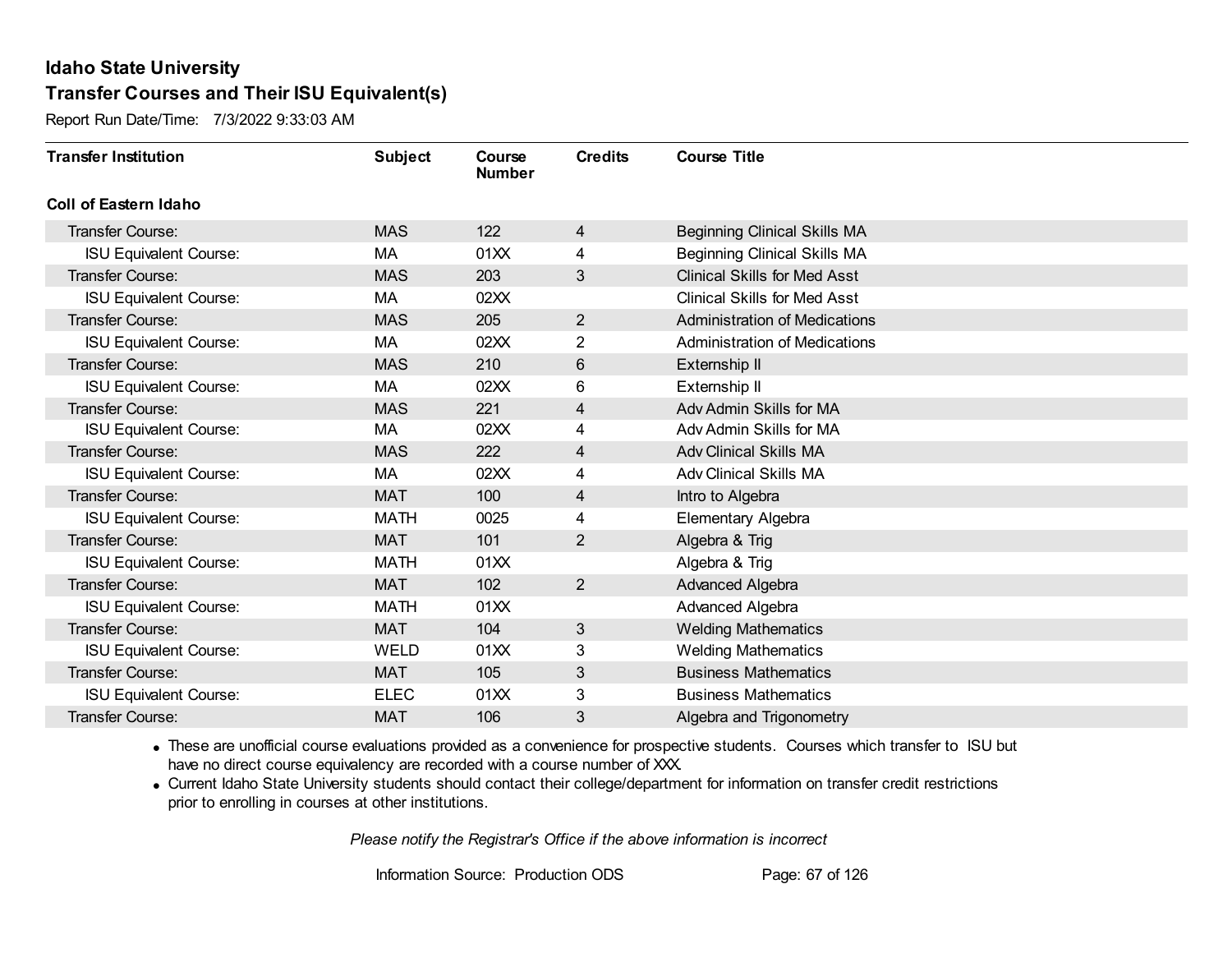## Idaho State University

### Transfer Courses and Their ISU Equivalent(s)

Report Run Date/Time: 7/3/2022 9:33:03 AM

| Transfer Institution | Subject | Course Number | Credits | Course Title |
|---|---|---|---|---|
| **Coll of Eastern Idaho** | | | | |
| Transfer Course: | MAS | 122 | 4 | Beginning Clinical Skills MA |
| ISU Equivalent Course: | MA | 01XX | 4 | Beginning Clinical Skills MA |
| Transfer Course: | MAS | 203 | 3 | Clinical Skills for Med Asst |
| ISU Equivalent Course: | MA | 02XX | | Clinical Skills for Med Asst |
| Transfer Course: | MAS | 205 | 2 | Administration of Medications |
| ISU Equivalent Course: | MA | 02XX | 2 | Administration of Medications |
| Transfer Course: | MAS | 210 | 6 | Externship II |
| ISU Equivalent Course: | MA | 02XX | 6 | Externship II |
| Transfer Course: | MAS | 221 | 4 | Adv Admin Skills for MA |
| ISU Equivalent Course: | MA | 02XX | 4 | Adv Admin Skills for MA |
| Transfer Course: | MAS | 222 | 4 | Adv Clinical Skills MA |
| ISU Equivalent Course: | MA | 02XX | 4 | Adv Clinical Skills MA |
| Transfer Course: | MAT | 100 | 4 | Intro to Algebra |
| ISU Equivalent Course: | MATH | 0025 | 4 | Elementary Algebra |
| Transfer Course: | MAT | 101 | 2 | Algebra & Trig |
| ISU Equivalent Course: | MATH | 01XX | | Algebra & Trig |
| Transfer Course: | MAT | 102 | 2 | Advanced Algebra |
| ISU Equivalent Course: | MATH | 01XX | | Advanced Algebra |
| Transfer Course: | MAT | 104 | 3 | Welding Mathematics |
| ISU Equivalent Course: | WELD | 01XX | 3 | Welding Mathematics |
| Transfer Course: | MAT | 105 | 3 | Business Mathematics |
| ISU Equivalent Course: | ELEC | 01XX | 3 | Business Mathematics |
| Transfer Course: | MAT | 106 | 3 | Algebra and Trigonometry |

- These are unofficial course evaluations provided as a convenience for prospective students. Courses which transfer to ISU but have no direct course equivalency are recorded with a course number of XXX.
- Current Idaho State University students should contact their college/department for information on transfer credit restrictions prior to enrolling in courses at other institutions.

*Please notify the Registrar's Office if the above information is incorrect*

Information Source: Production ODS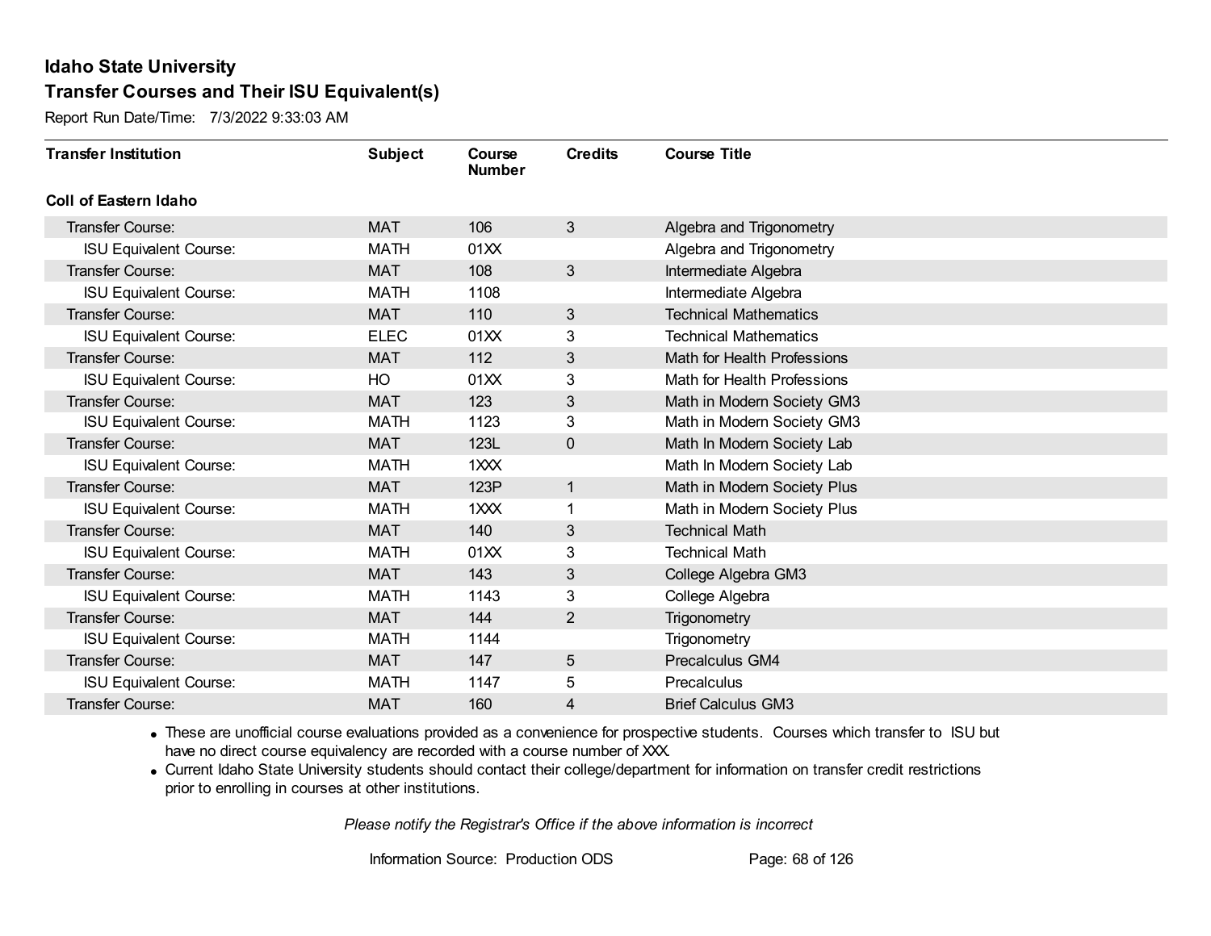# Idaho State University

## Transfer Courses and Their ISU Equivalent(s)

Report Run Date/Time: 7/3/2022 9:33:03 AM

| Transfer Institution | Subject | Course Number | Credits | Course Title |
|---|---|---|---|---|
| **Coll of Eastern Idaho** | | | | |
| Transfer Course: | MAT | 106 | 3 | Algebra and Trigonometry |
| ISU Equivalent Course: | MATH | 01XX | | Algebra and Trigonometry |
| Transfer Course: | MAT | 108 | 3 | Intermediate Algebra |
| ISU Equivalent Course: | MATH | 1108 | | Intermediate Algebra |
| Transfer Course: | MAT | 110 | 3 | Technical Mathematics |
| ISU Equivalent Course: | ELEC | 01XX | 3 | Technical Mathematics |
| Transfer Course: | MAT | 112 | 3 | Math for Health Professions |
| ISU Equivalent Course: | HO | 01XX | 3 | Math for Health Professions |
| Transfer Course: | MAT | 123 | 3 | Math in Modern Society GM3 |
| ISU Equivalent Course: | MATH | 1123 | 3 | Math in Modern Society GM3 |
| Transfer Course: | MAT | 123L | 0 | Math In Modern Society Lab |
| ISU Equivalent Course: | MATH | 1XXX | | Math In Modern Society Lab |
| Transfer Course: | MAT | 123P | 1 | Math in Modern Society Plus |
| ISU Equivalent Course: | MATH | 1XXX | 1 | Math in Modern Society Plus |
| Transfer Course: | MAT | 140 | 3 | Technical Math |
| ISU Equivalent Course: | MATH | 01XX | 3 | Technical Math |
| Transfer Course: | MAT | 143 | 3 | College Algebra GM3 |
| ISU Equivalent Course: | MATH | 1143 | 3 | College Algebra |
| Transfer Course: | MAT | 144 | 2 | Trigonometry |
| ISU Equivalent Course: | MATH | 1144 | | Trigonometry |
| Transfer Course: | MAT | 147 | 5 | Precalculus GM4 |
| ISU Equivalent Course: | MATH | 1147 | 5 | Precalculus |
| Transfer Course: | MAT | 160 | 4 | Brief Calculus GM3 |

- These are unofficial course evaluations provided as a convenience for prospective students. Courses which transfer to ISU but have no direct course equivalency are recorded with a course number of XXX.
- Current Idaho State University students should contact their college/department for information on transfer credit restrictions prior to enrolling in courses at other institutions.

*Please notify the Registrar's Office if the above information is incorrect*

Information Source: Production ODS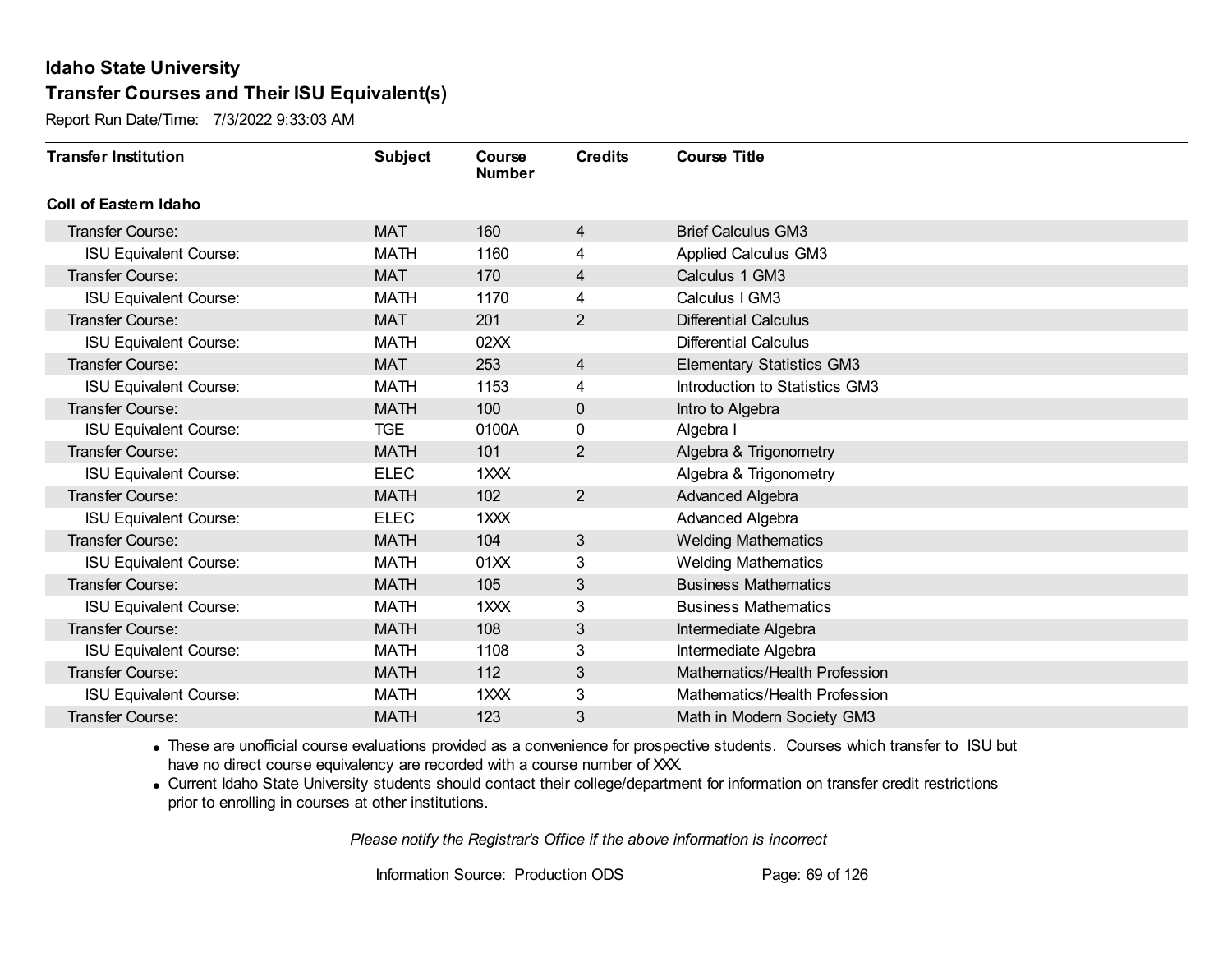# Idaho State University

## Transfer Courses and Their ISU Equivalent(s)

Report Run Date/Time: 7/3/2022 9:33:03 AM

| Transfer Institution | Subject | Course Number | Credits | Course Title |
|---|---|---|---|---|
| **Coll of Eastern Idaho** | | | | |
| Transfer Course: | MAT | 160 | 4 | Brief Calculus GM3 |
| ISU Equivalent Course: | MATH | 1160 | 4 | Applied Calculus GM3 |
| Transfer Course: | MAT | 170 | 4 | Calculus 1 GM3 |
| ISU Equivalent Course: | MATH | 1170 | 4 | Calculus I GM3 |
| Transfer Course: | MAT | 201 | 2 | Differential Calculus |
| ISU Equivalent Course: | MATH | 02XX | | Differential Calculus |
| Transfer Course: | MAT | 253 | 4 | Elementary Statistics GM3 |
| ISU Equivalent Course: | MATH | 1153 | 4 | Introduction to Statistics GM3 |
| Transfer Course: | MATH | 100 | 0 | Intro to Algebra |
| ISU Equivalent Course: | TGE | 0100A | 0 | Algebra I |
| Transfer Course: | MATH | 101 | 2 | Algebra & Trigonometry |
| ISU Equivalent Course: | ELEC | 1XXX | | Algebra & Trigonometry |
| Transfer Course: | MATH | 102 | 2 | Advanced Algebra |
| ISU Equivalent Course: | ELEC | 1XXX | | Advanced Algebra |
| Transfer Course: | MATH | 104 | 3 | Welding Mathematics |
| ISU Equivalent Course: | MATH | 01XX | 3 | Welding Mathematics |
| Transfer Course: | MATH | 105 | 3 | Business Mathematics |
| ISU Equivalent Course: | MATH | 1XXX | 3 | Business Mathematics |
| Transfer Course: | MATH | 108 | 3 | Intermediate Algebra |
| ISU Equivalent Course: | MATH | 1108 | 3 | Intermediate Algebra |
| Transfer Course: | MATH | 112 | 3 | Mathematics/Health Profession |
| ISU Equivalent Course: | MATH | 1XXX | 3 | Mathematics/Health Profession |
| Transfer Course: | MATH | 123 | 3 | Math in Modern Society GM3 |

- These are unofficial course evaluations provided as a convenience for prospective students. Courses which transfer to ISU but have no direct course equivalency are recorded with a course number of XXX.
- Current Idaho State University students should contact their college/department for information on transfer credit restrictions prior to enrolling in courses at other institutions.

*Please notify the Registrar's Office if the above information is incorrect*

Information Source: Production ODS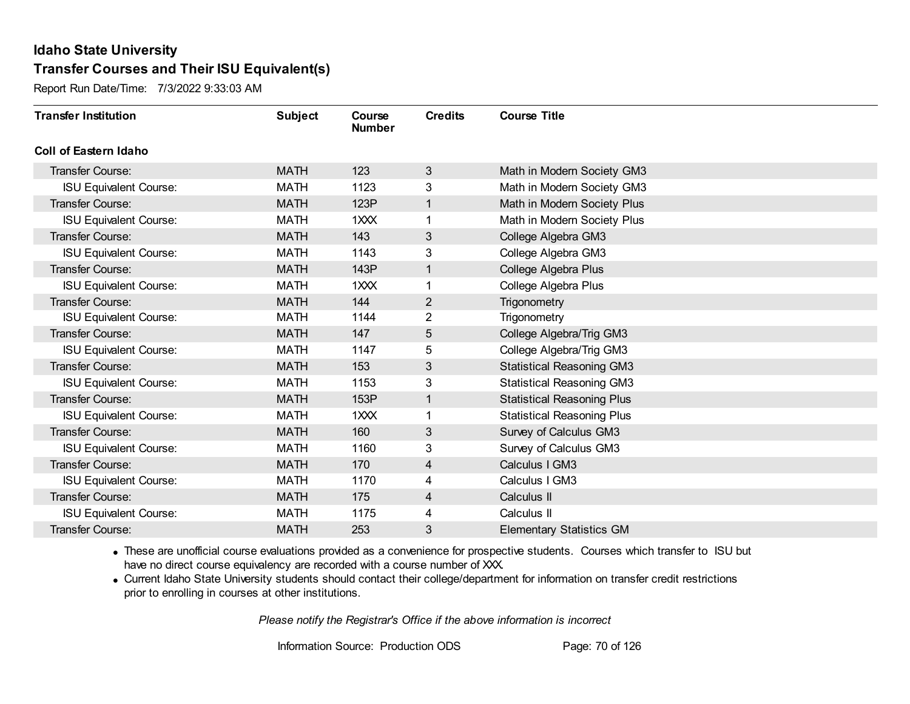# Idaho State University

## Transfer Courses and Their ISU Equivalent(s)

Report Run Date/Time: 7/3/2022 9:33:03 AM

| Transfer Institution | Subject | Course Number | Credits | Course Title |
|---|---|---|---|---|
| **Coll of Eastern Idaho** | | | | |
| Transfer Course: | MATH | 123 | 3 | Math in Modern Society GM3 |
| ISU Equivalent Course: | MATH | 1123 | 3 | Math in Modern Society GM3 |
| Transfer Course: | MATH | 123P | 1 | Math in Modern Society Plus |
| ISU Equivalent Course: | MATH | 1XXX | 1 | Math in Modern Society Plus |
| Transfer Course: | MATH | 143 | 3 | College Algebra GM3 |
| ISU Equivalent Course: | MATH | 1143 | 3 | College Algebra GM3 |
| Transfer Course: | MATH | 143P | 1 | College Algebra Plus |
| ISU Equivalent Course: | MATH | 1XXX | 1 | College Algebra Plus |
| Transfer Course: | MATH | 144 | 2 | Trigonometry |
| ISU Equivalent Course: | MATH | 1144 | 2 | Trigonometry |
| Transfer Course: | MATH | 147 | 5 | College Algebra/Trig GM3 |
| ISU Equivalent Course: | MATH | 1147 | 5 | College Algebra/Trig GM3 |
| Transfer Course: | MATH | 153 | 3 | Statistical Reasoning GM3 |
| ISU Equivalent Course: | MATH | 1153 | 3 | Statistical Reasoning GM3 |
| Transfer Course: | MATH | 153P | 1 | Statistical Reasoning Plus |
| ISU Equivalent Course: | MATH | 1XXX | 1 | Statistical Reasoning Plus |
| Transfer Course: | MATH | 160 | 3 | Survey of Calculus GM3 |
| ISU Equivalent Course: | MATH | 1160 | 3 | Survey of Calculus GM3 |
| Transfer Course: | MATH | 170 | 4 | Calculus I GM3 |
| ISU Equivalent Course: | MATH | 1170 | 4 | Calculus I GM3 |
| Transfer Course: | MATH | 175 | 4 | Calculus II |
| ISU Equivalent Course: | MATH | 1175 | 4 | Calculus II |
| Transfer Course: | MATH | 253 | 3 | Elementary Statistics GM |

- These are unofficial course evaluations provided as a convenience for prospective students. Courses which transfer to ISU but have no direct course equivalency are recorded with a course number of XXX.
- Current Idaho State University students should contact their college/department for information on transfer credit restrictions prior to enrolling in courses at other institutions.

*Please notify the Registrar's Office if the above information is incorrect*

Information Source: Production ODS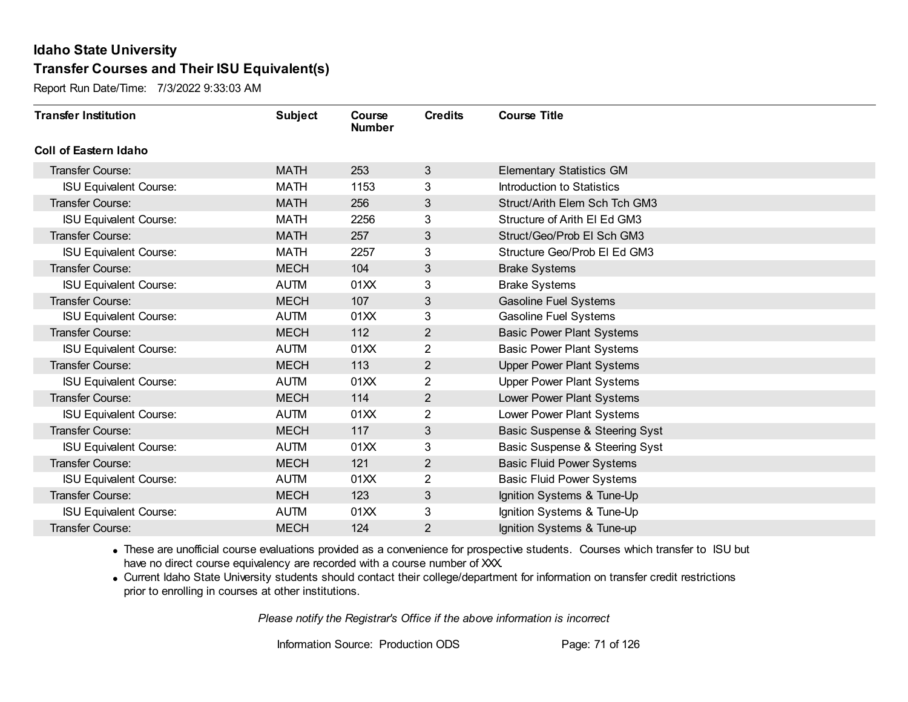# Idaho State University

## Transfer Courses and Their ISU Equivalent(s)

Report Run Date/Time: 7/3/2022 9:33:03 AM

| Transfer Institution | Subject | Course Number | Credits | Course Title |
|---|---|---|---|---|
| **Coll of Eastern Idaho** | | | | |
| Transfer Course: | MATH | 253 | 3 | Elementary Statistics GM |
| ISU Equivalent Course: | MATH | 1153 | 3 | Introduction to Statistics |
| Transfer Course: | MATH | 256 | 3 | Struct/Arith Elem Sch Tch GM3 |
| ISU Equivalent Course: | MATH | 2256 | 3 | Structure of Arith El Ed GM3 |
| Transfer Course: | MATH | 257 | 3 | Struct/Geo/Prob El Sch GM3 |
| ISU Equivalent Course: | MATH | 2257 | 3 | Structure Geo/Prob El Ed GM3 |
| Transfer Course: | MECH | 104 | 3 | Brake Systems |
| ISU Equivalent Course: | AUTM | 01XX | 3 | Brake Systems |
| Transfer Course: | MECH | 107 | 3 | Gasoline Fuel Systems |
| ISU Equivalent Course: | AUTM | 01XX | 3 | Gasoline Fuel Systems |
| Transfer Course: | MECH | 112 | 2 | Basic Power Plant Systems |
| ISU Equivalent Course: | AUTM | 01XX | 2 | Basic Power Plant Systems |
| Transfer Course: | MECH | 113 | 2 | Upper Power Plant Systems |
| ISU Equivalent Course: | AUTM | 01XX | 2 | Upper Power Plant Systems |
| Transfer Course: | MECH | 114 | 2 | Lower Power Plant Systems |
| ISU Equivalent Course: | AUTM | 01XX | 2 | Lower Power Plant Systems |
| Transfer Course: | MECH | 117 | 3 | Basic Suspense & Steering Syst |
| ISU Equivalent Course: | AUTM | 01XX | 3 | Basic Suspense & Steering Syst |
| Transfer Course: | MECH | 121 | 2 | Basic Fluid Power Systems |
| ISU Equivalent Course: | AUTM | 01XX | 2 | Basic Fluid Power Systems |
| Transfer Course: | MECH | 123 | 3 | Ignition Systems & Tune-Up |
| ISU Equivalent Course: | AUTM | 01XX | 3 | Ignition Systems & Tune-Up |
| Transfer Course: | MECH | 124 | 2 | Ignition Systems & Tune-up |

- These are unofficial course evaluations provided as a convenience for prospective students. Courses which transfer to ISU but have no direct course equivalency are recorded with a course number of XXX.
- Current Idaho State University students should contact their college/department for information on transfer credit restrictions prior to enrolling in courses at other institutions.

*Please notify the Registrar's Office if the above information is incorrect*

Information Source: Production ODS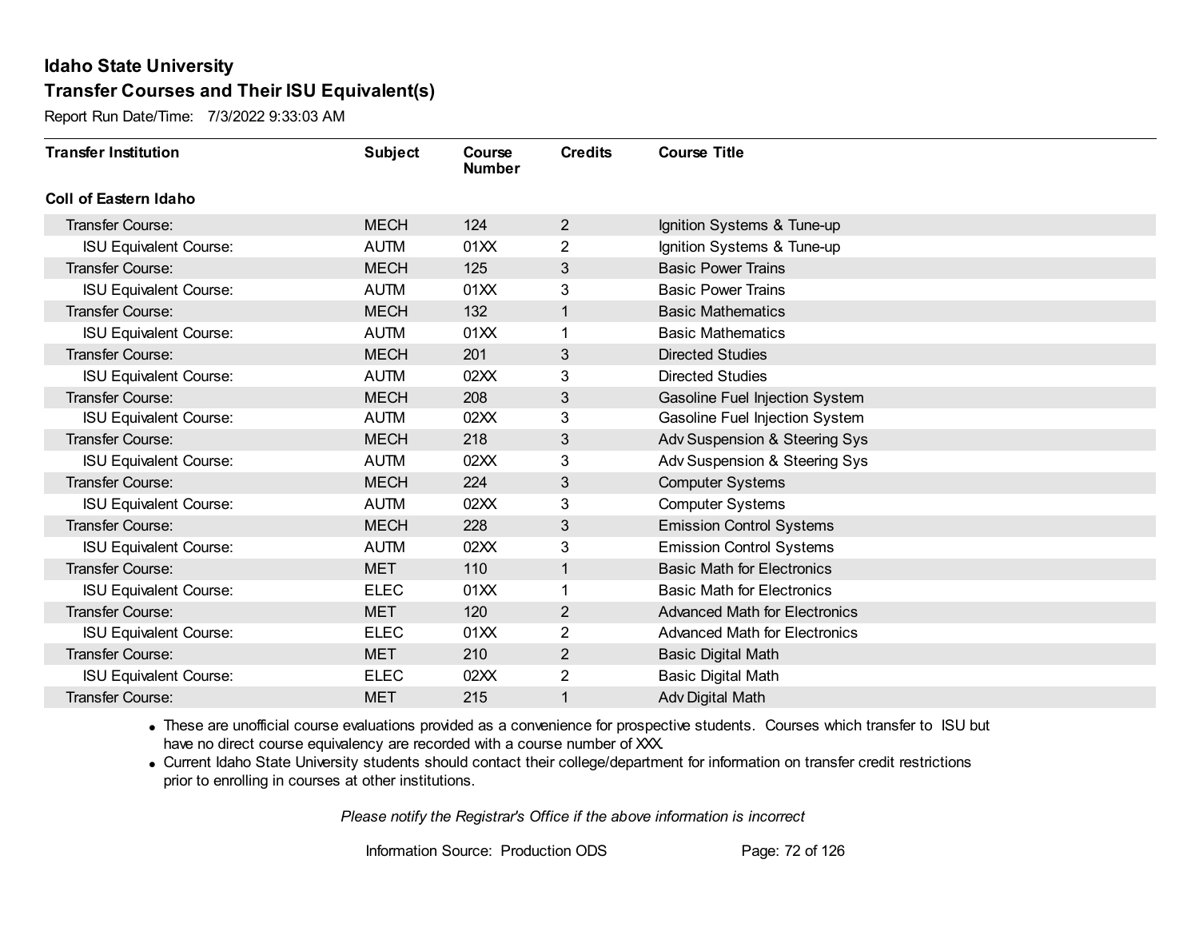# Idaho State University

## Transfer Courses and Their ISU Equivalent(s)

Report Run Date/Time: 7/3/2022 9:33:03 AM

| Transfer Institution | Subject | Course Number | Credits | Course Title |
|---|---|---|---|---|
| **Coll of Eastern Idaho** | | | | |
| Transfer Course: | MECH | 124 | 2 | Ignition Systems & Tune-up |
| ISU Equivalent Course: | AUTM | 01XX | 2 | Ignition Systems & Tune-up |
| Transfer Course: | MECH | 125 | 3 | Basic Power Trains |
| ISU Equivalent Course: | AUTM | 01XX | 3 | Basic Power Trains |
| Transfer Course: | MECH | 132 | 1 | Basic Mathematics |
| ISU Equivalent Course: | AUTM | 01XX | 1 | Basic Mathematics |
| Transfer Course: | MECH | 201 | 3 | Directed Studies |
| ISU Equivalent Course: | AUTM | 02XX | 3 | Directed Studies |
| Transfer Course: | MECH | 208 | 3 | Gasoline Fuel Injection System |
| ISU Equivalent Course: | AUTM | 02XX | 3 | Gasoline Fuel Injection System |
| Transfer Course: | MECH | 218 | 3 | Adv Suspension & Steering Sys |
| ISU Equivalent Course: | AUTM | 02XX | 3 | Adv Suspension & Steering Sys |
| Transfer Course: | MECH | 224 | 3 | Computer Systems |
| ISU Equivalent Course: | AUTM | 02XX | 3 | Computer Systems |
| Transfer Course: | MECH | 228 | 3 | Emission Control Systems |
| ISU Equivalent Course: | AUTM | 02XX | 3 | Emission Control Systems |
| Transfer Course: | MET | 110 | 1 | Basic Math for Electronics |
| ISU Equivalent Course: | ELEC | 01XX | 1 | Basic Math for Electronics |
| Transfer Course: | MET | 120 | 2 | Advanced Math for Electronics |
| ISU Equivalent Course: | ELEC | 01XX | 2 | Advanced Math for Electronics |
| Transfer Course: | MET | 210 | 2 | Basic Digital Math |
| ISU Equivalent Course: | ELEC | 02XX | 2 | Basic Digital Math |
| Transfer Course: | MET | 215 | 1 | Adv Digital Math |

- These are unofficial course evaluations provided as a convenience for prospective students. Courses which transfer to ISU but have no direct course equivalency are recorded with a course number of XXX.
- Current Idaho State University students should contact their college/department for information on transfer credit restrictions prior to enrolling in courses at other institutions.

*Please notify the Registrar's Office if the above information is incorrect*

Information Source: Production ODS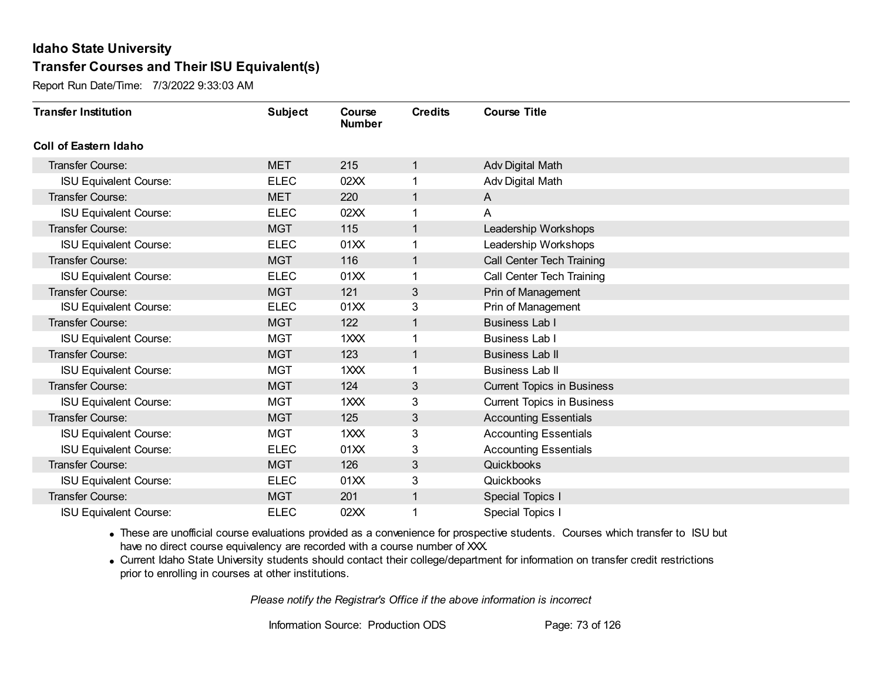# Idaho State University

## Transfer Courses and Their ISU Equivalent(s)

Report Run Date/Time: 7/3/2022 9:33:03 AM

| Transfer Institution | Subject | Course Number | Credits | Course Title |
|---|---|---|---|---|
| **Coll of Eastern Idaho** | | | | |
| Transfer Course: | MET | 215 | 1 | Adv Digital Math |
| ISU Equivalent Course: | ELEC | 02XX | 1 | Adv Digital Math |
| Transfer Course: | MET | 220 | 1 | A |
| ISU Equivalent Course: | ELEC | 02XX | 1 | A |
| Transfer Course: | MGT | 115 | 1 | Leadership Workshops |
| ISU Equivalent Course: | ELEC | 01XX | 1 | Leadership Workshops |
| Transfer Course: | MGT | 116 | 1 | Call Center Tech Training |
| ISU Equivalent Course: | ELEC | 01XX | 1 | Call Center Tech Training |
| Transfer Course: | MGT | 121 | 3 | Prin of Management |
| ISU Equivalent Course: | ELEC | 01XX | 3 | Prin of Management |
| Transfer Course: | MGT | 122 | 1 | Business Lab I |
| ISU Equivalent Course: | MGT | 1XXX | 1 | Business Lab I |
| Transfer Course: | MGT | 123 | 1 | Business Lab II |
| ISU Equivalent Course: | MGT | 1XXX | 1 | Business Lab II |
| Transfer Course: | MGT | 124 | 3 | Current Topics in Business |
| ISU Equivalent Course: | MGT | 1XXX | 3 | Current Topics in Business |
| Transfer Course: | MGT | 125 | 3 | Accounting Essentials |
| ISU Equivalent Course: | MGT | 1XXX | 3 | Accounting Essentials |
| ISU Equivalent Course: | ELEC | 01XX | 3 | Accounting Essentials |
| Transfer Course: | MGT | 126 | 3 | Quickbooks |
| ISU Equivalent Course: | ELEC | 01XX | 3 | Quickbooks |
| Transfer Course: | MGT | 201 | 1 | Special Topics I |
| ISU Equivalent Course: | ELEC | 02XX | 1 | Special Topics I |

- These are unofficial course evaluations provided as a convenience for prospective students. Courses which transfer to ISU but have no direct course equivalency are recorded with a course number of XXX.
- Current Idaho State University students should contact their college/department for information on transfer credit restrictions prior to enrolling in courses at other institutions.

*Please notify the Registrar's Office if the above information is incorrect*

Information Source: Production ODS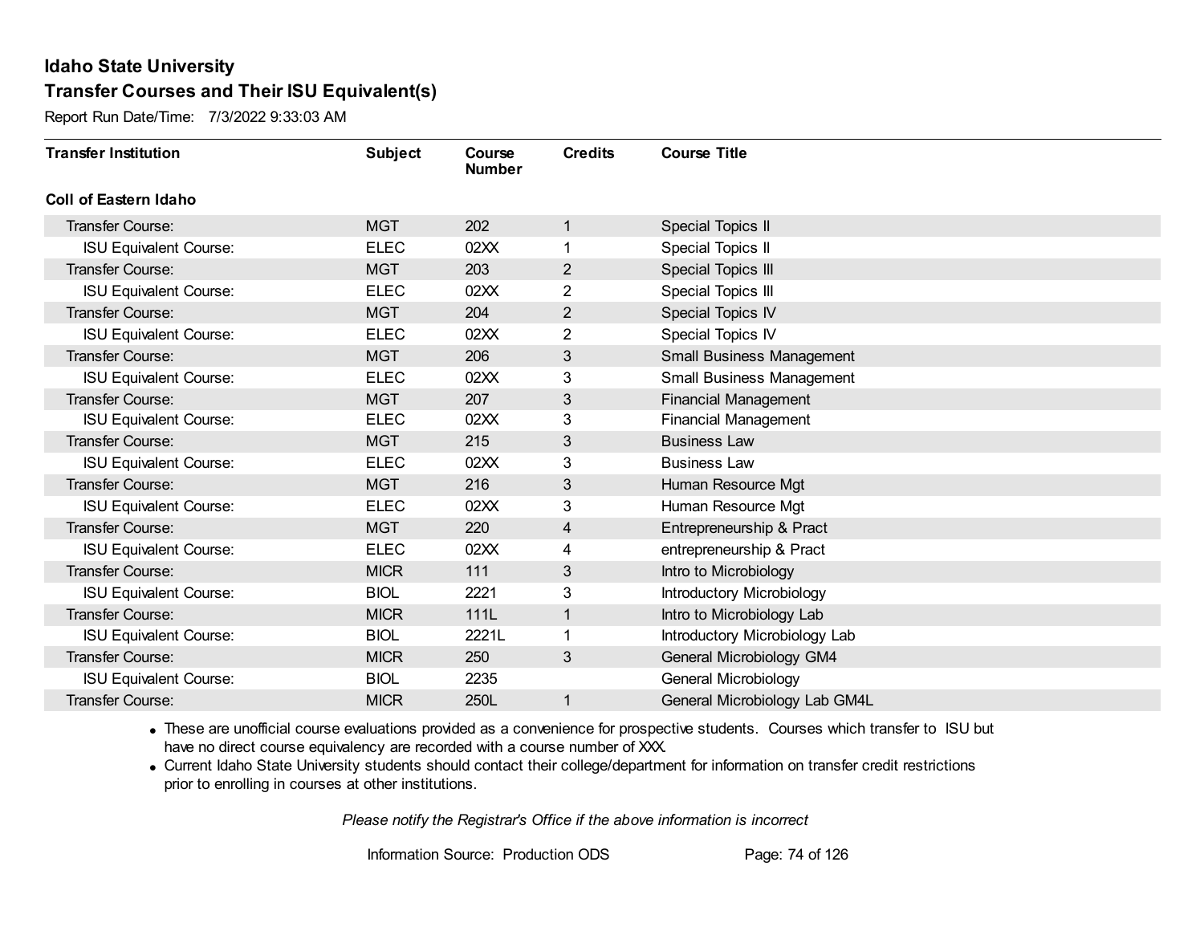# Idaho State University

## Transfer Courses and Their ISU Equivalent(s)

Report Run Date/Time: 7/3/2022 9:33:03 AM

| Transfer Institution | Subject | Course Number | Credits | Course Title |
|---|---|---|---|---|
| **Coll of Eastern Idaho** | | | | |
| Transfer Course: | MGT | 202 | 1 | Special Topics II |
| ISU Equivalent Course: | ELEC | 02XX | 1 | Special Topics II |
| Transfer Course: | MGT | 203 | 2 | Special Topics III |
| ISU Equivalent Course: | ELEC | 02XX | 2 | Special Topics III |
| Transfer Course: | MGT | 204 | 2 | Special Topics IV |
| ISU Equivalent Course: | ELEC | 02XX | 2 | Special Topics IV |
| Transfer Course: | MGT | 206 | 3 | Small Business Management |
| ISU Equivalent Course: | ELEC | 02XX | 3 | Small Business Management |
| Transfer Course: | MGT | 207 | 3 | Financial Management |
| ISU Equivalent Course: | ELEC | 02XX | 3 | Financial Management |
| Transfer Course: | MGT | 215 | 3 | Business Law |
| ISU Equivalent Course: | ELEC | 02XX | 3 | Business Law |
| Transfer Course: | MGT | 216 | 3 | Human Resource Mgt |
| ISU Equivalent Course: | ELEC | 02XX | 3 | Human Resource Mgt |
| Transfer Course: | MGT | 220 | 4 | Entrepreneurship & Pract |
| ISU Equivalent Course: | ELEC | 02XX | 4 | entrepreneurship & Pract |
| Transfer Course: | MICR | 111 | 3 | Intro to Microbiology |
| ISU Equivalent Course: | BIOL | 2221 | 3 | Introductory Microbiology |
| Transfer Course: | MICR | 111L | 1 | Intro to Microbiology Lab |
| ISU Equivalent Course: | BIOL | 2221L | 1 | Introductory Microbiology Lab |
| Transfer Course: | MICR | 250 | 3 | General Microbiology GM4 |
| ISU Equivalent Course: | BIOL | 2235 | | General Microbiology |
| Transfer Course: | MICR | 250L | 1 | General Microbiology Lab GM4L |

- These are unofficial course evaluations provided as a convenience for prospective students. Courses which transfer to ISU but have no direct course equivalency are recorded with a course number of XXX.
- Current Idaho State University students should contact their college/department for information on transfer credit restrictions prior to enrolling in courses at other institutions.

*Please notify the Registrar's Office if the above information is incorrect*

Information Source: Production ODS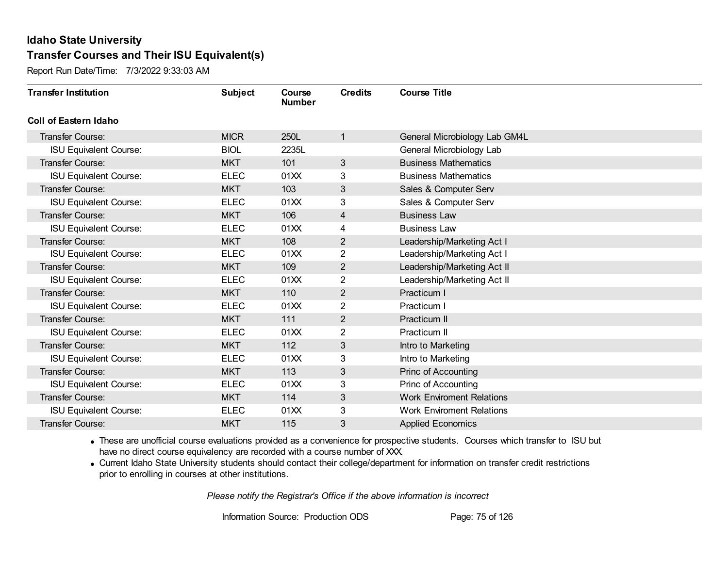# Idaho State University

## Transfer Courses and Their ISU Equivalent(s)

Report Run Date/Time: 7/3/2022 9:33:03 AM

| Transfer Institution | Subject | Course Number | Credits | Course Title |
|---|---|---|---|---|
| **Coll of Eastern Idaho** | | | | |
| Transfer Course: | MICR | 250L | 1 | General Microbiology Lab GM4L |
| ISU Equivalent Course: | BIOL | 2235L | | General Microbiology Lab |
| Transfer Course: | MKT | 101 | 3 | Business Mathematics |
| ISU Equivalent Course: | ELEC | 01XX | 3 | Business Mathematics |
| Transfer Course: | MKT | 103 | 3 | Sales & Computer Serv |
| ISU Equivalent Course: | ELEC | 01XX | 3 | Sales & Computer Serv |
| Transfer Course: | MKT | 106 | 4 | Business Law |
| ISU Equivalent Course: | ELEC | 01XX | 4 | Business Law |
| Transfer Course: | MKT | 108 | 2 | Leadership/Marketing Act I |
| ISU Equivalent Course: | ELEC | 01XX | 2 | Leadership/Marketing Act I |
| Transfer Course: | MKT | 109 | 2 | Leadership/Marketing Act II |
| ISU Equivalent Course: | ELEC | 01XX | 2 | Leadership/Marketing Act II |
| Transfer Course: | MKT | 110 | 2 | Practicum I |
| ISU Equivalent Course: | ELEC | 01XX | 2 | Practicum I |
| Transfer Course: | MKT | 111 | 2 | Practicum II |
| ISU Equivalent Course: | ELEC | 01XX | 2 | Practicum II |
| Transfer Course: | MKT | 112 | 3 | Intro to Marketing |
| ISU Equivalent Course: | ELEC | 01XX | 3 | Intro to Marketing |
| Transfer Course: | MKT | 113 | 3 | Princ of Accounting |
| ISU Equivalent Course: | ELEC | 01XX | 3 | Princ of Accounting |
| Transfer Course: | MKT | 114 | 3 | Work Enviroment Relations |
| ISU Equivalent Course: | ELEC | 01XX | 3 | Work Enviroment Relations |
| Transfer Course: | MKT | 115 | 3 | Applied Economics |

- These are unofficial course evaluations provided as a convenience for prospective students. Courses which transfer to ISU but have no direct course equivalency are recorded with a course number of XXX.
- Current Idaho State University students should contact their college/department for information on transfer credit restrictions prior to enrolling in courses at other institutions.

*Please notify the Registrar's Office if the above information is incorrect*

Information Source: Production ODS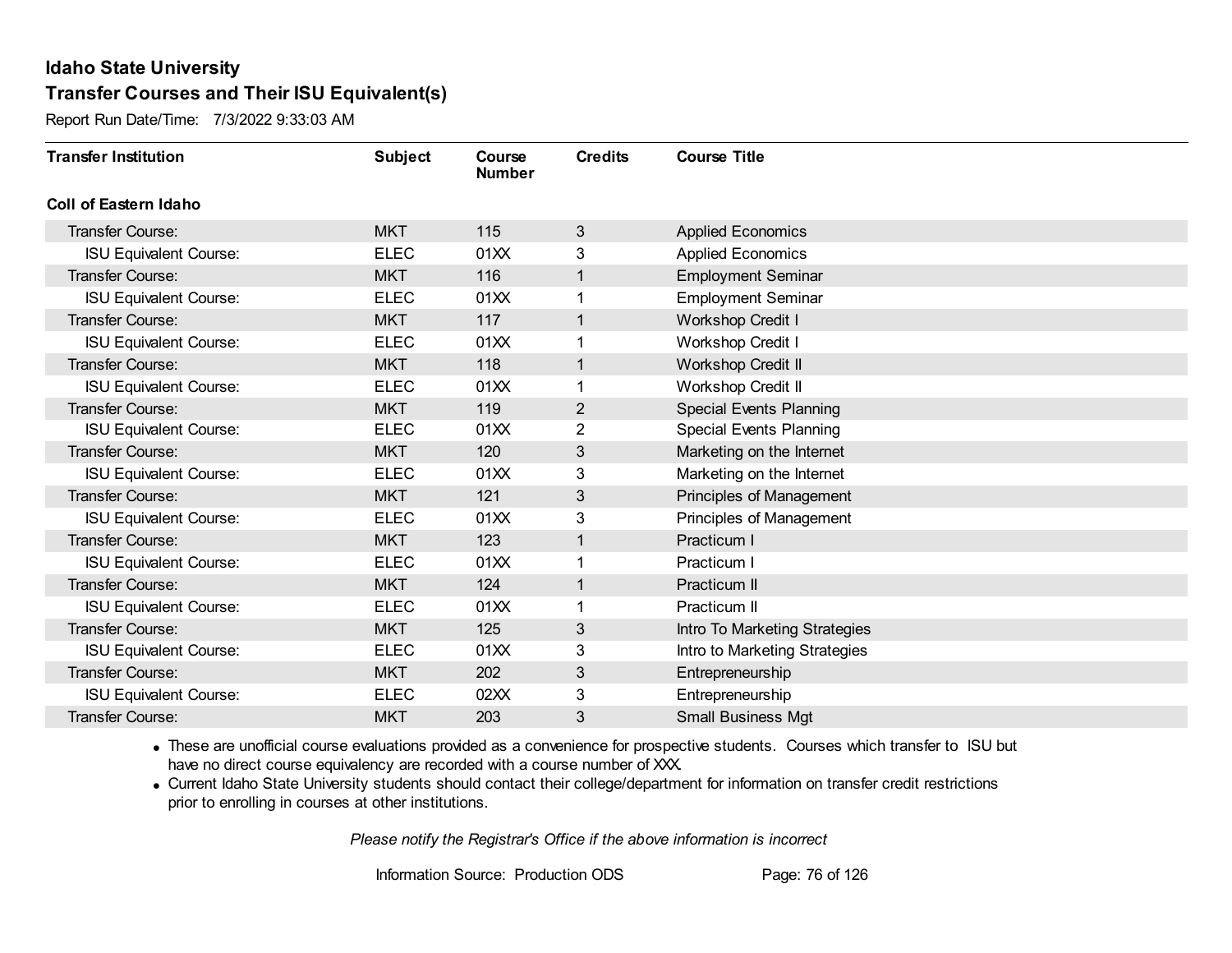# Idaho State University

## Transfer Courses and Their ISU Equivalent(s)

Report Run Date/Time: 7/3/2022 9:33:03 AM

| Transfer Institution | Subject | Course Number | Credits | Course Title |
|---|---|---|---|---|
| **Coll of Eastern Idaho** | | | | |
| Transfer Course: | MKT | 115 | 3 | Applied Economics |
| ISU Equivalent Course: | ELEC | 01XX | 3 | Applied Economics |
| Transfer Course: | MKT | 116 | 1 | Employment Seminar |
| ISU Equivalent Course: | ELEC | 01XX | 1 | Employment Seminar |
| Transfer Course: | MKT | 117 | 1 | Workshop Credit I |
| ISU Equivalent Course: | ELEC | 01XX | 1 | Workshop Credit I |
| Transfer Course: | MKT | 118 | 1 | Workshop Credit II |
| ISU Equivalent Course: | ELEC | 01XX | 1 | Workshop Credit II |
| Transfer Course: | MKT | 119 | 2 | Special Events Planning |
| ISU Equivalent Course: | ELEC | 01XX | 2 | Special Events Planning |
| Transfer Course: | MKT | 120 | 3 | Marketing on the Internet |
| ISU Equivalent Course: | ELEC | 01XX | 3 | Marketing on the Internet |
| Transfer Course: | MKT | 121 | 3 | Principles of Management |
| ISU Equivalent Course: | ELEC | 01XX | 3 | Principles of Management |
| Transfer Course: | MKT | 123 | 1 | Practicum I |
| ISU Equivalent Course: | ELEC | 01XX | 1 | Practicum I |
| Transfer Course: | MKT | 124 | 1 | Practicum II |
| ISU Equivalent Course: | ELEC | 01XX | 1 | Practicum II |
| Transfer Course: | MKT | 125 | 3 | Intro To Marketing Strategies |
| ISU Equivalent Course: | ELEC | 01XX | 3 | Intro to Marketing Strategies |
| Transfer Course: | MKT | 202 | 3 | Entrepreneurship |
| ISU Equivalent Course: | ELEC | 02XX | 3 | Entrepreneurship |
| Transfer Course: | MKT | 203 | 3 | Small Business Mgt |

- These are unofficial course evaluations provided as a convenience for prospective students. Courses which transfer to ISU but have no direct course equivalency are recorded with a course number of XXX.
- Current Idaho State University students should contact their college/department for information on transfer credit restrictions prior to enrolling in courses at other institutions.

*Please notify the Registrar's Office if the above information is incorrect*

Information Source: Production ODS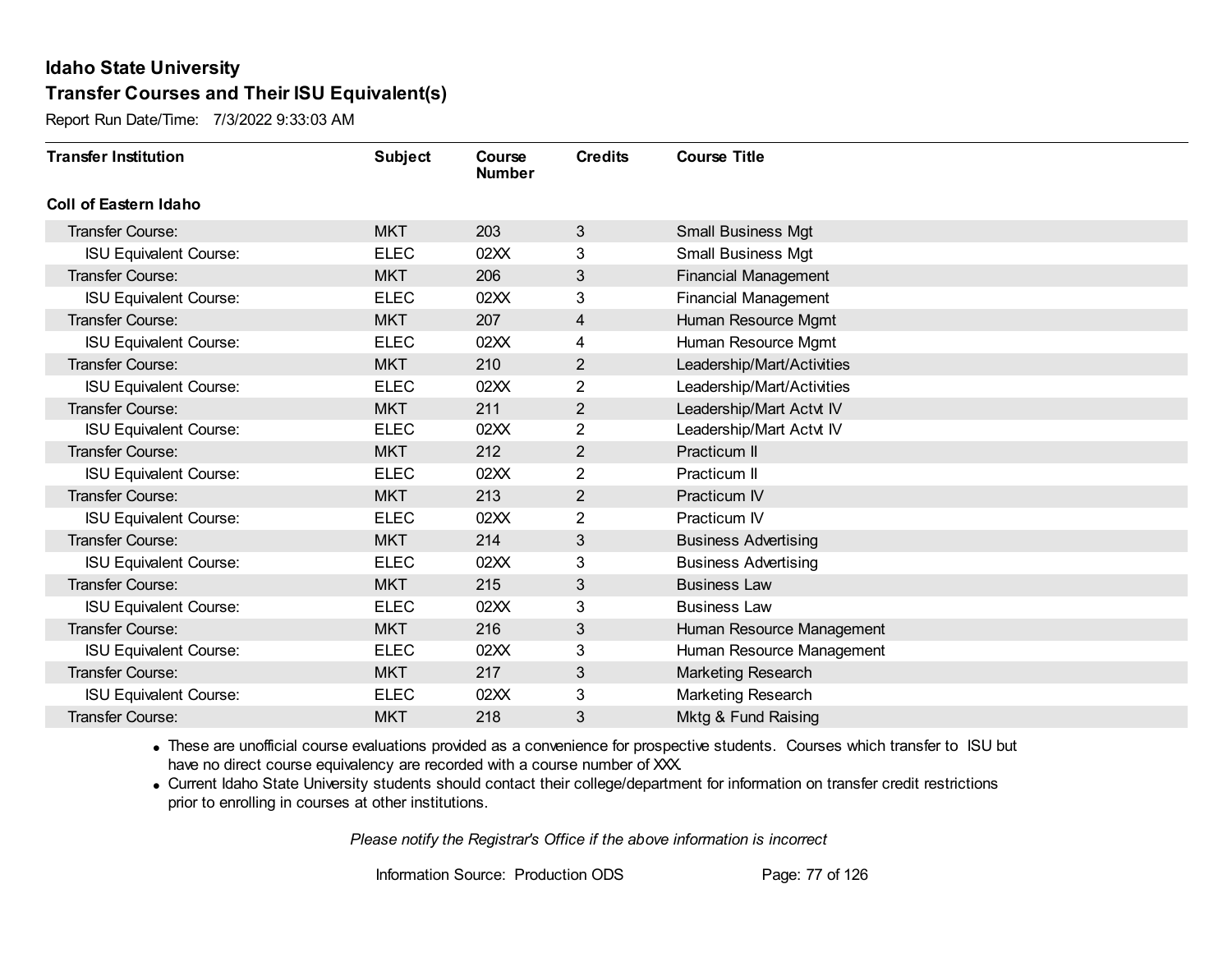# Idaho State University

## Transfer Courses and Their ISU Equivalent(s)

Report Run Date/Time: 7/3/2022 9:33:03 AM

| Transfer Institution | Subject | Course Number | Credits | Course Title |
|---|---|---|---|---|
| **Coll of Eastern Idaho** | | | | |
| Transfer Course: | MKT | 203 | 3 | Small Business Mgt |
| ISU Equivalent Course: | ELEC | 02XX | 3 | Small Business Mgt |
| Transfer Course: | MKT | 206 | 3 | Financial Management |
| ISU Equivalent Course: | ELEC | 02XX | 3 | Financial Management |
| Transfer Course: | MKT | 207 | 4 | Human Resource Mgmt |
| ISU Equivalent Course: | ELEC | 02XX | 4 | Human Resource Mgmt |
| Transfer Course: | MKT | 210 | 2 | Leadership/Mart/Activities |
| ISU Equivalent Course: | ELEC | 02XX | 2 | Leadership/Mart/Activities |
| Transfer Course: | MKT | 211 | 2 | Leadership/Mart Actvt IV |
| ISU Equivalent Course: | ELEC | 02XX | 2 | Leadership/Mart Actvt IV |
| Transfer Course: | MKT | 212 | 2 | Practicum II |
| ISU Equivalent Course: | ELEC | 02XX | 2 | Practicum II |
| Transfer Course: | MKT | 213 | 2 | Practicum IV |
| ISU Equivalent Course: | ELEC | 02XX | 2 | Practicum IV |
| Transfer Course: | MKT | 214 | 3 | Business Advertising |
| ISU Equivalent Course: | ELEC | 02XX | 3 | Business Advertising |
| Transfer Course: | MKT | 215 | 3 | Business Law |
| ISU Equivalent Course: | ELEC | 02XX | 3 | Business Law |
| Transfer Course: | MKT | 216 | 3 | Human Resource Management |
| ISU Equivalent Course: | ELEC | 02XX | 3 | Human Resource Management |
| Transfer Course: | MKT | 217 | 3 | Marketing Research |
| ISU Equivalent Course: | ELEC | 02XX | 3 | Marketing Research |
| Transfer Course: | MKT | 218 | 3 | Mktg & Fund Raising |

- These are unofficial course evaluations provided as a convenience for prospective students. Courses which transfer to ISU but have no direct course equivalency are recorded with a course number of XXX.
- Current Idaho State University students should contact their college/department for information on transfer credit restrictions prior to enrolling in courses at other institutions.

*Please notify the Registrar's Office if the above information is incorrect*

Information Source: Production ODS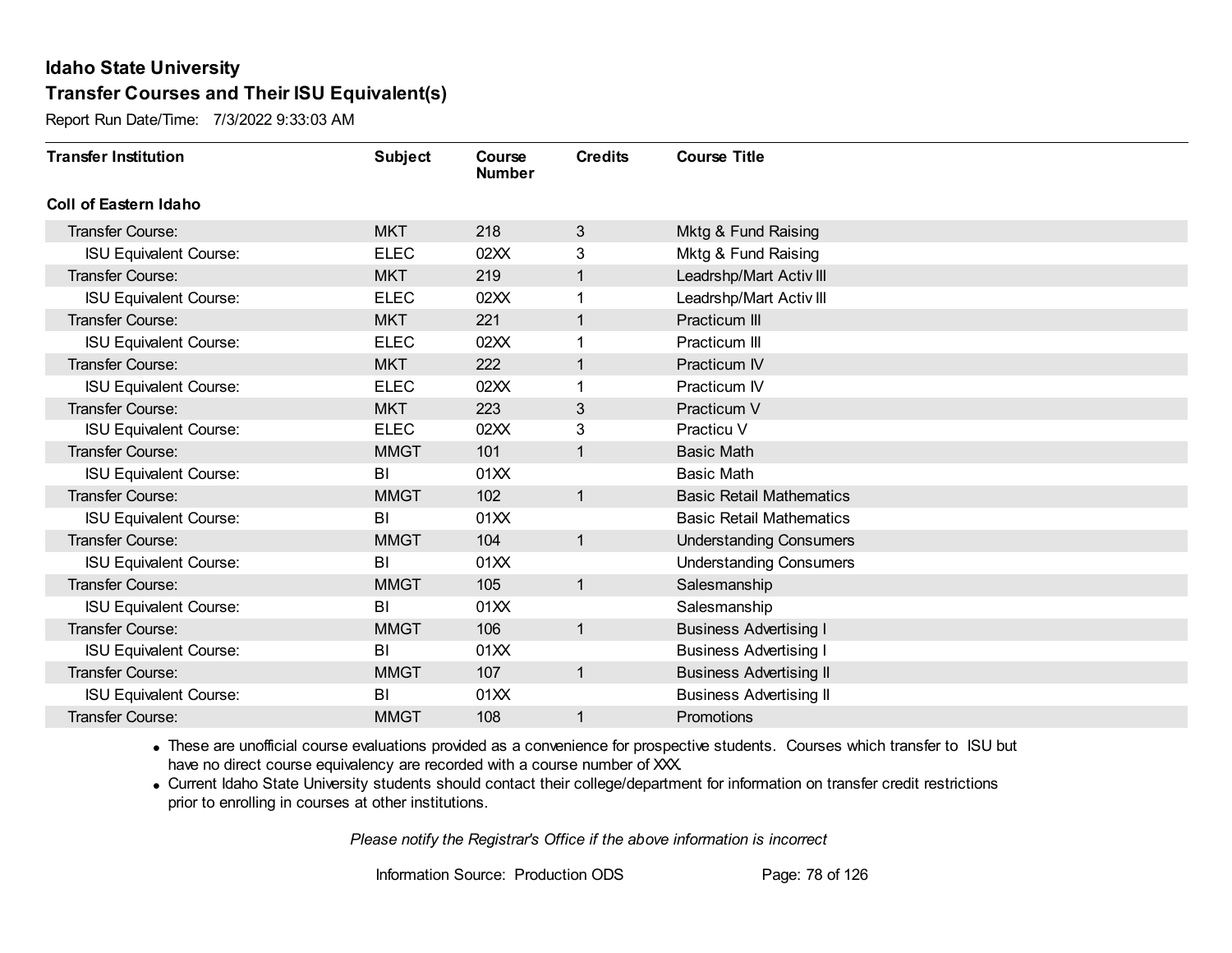# Idaho State University

## Transfer Courses and Their ISU Equivalent(s)

Report Run Date/Time: 7/3/2022 9:33:03 AM

| Transfer Institution | Subject | Course Number | Credits | Course Title |
|---|---|---|---|---|
| **Coll of Eastern Idaho** | | | | |
| Transfer Course: | MKT | 218 | 3 | Mktg & Fund Raising |
| ISU Equivalent Course: | ELEC | 02XX | 3 | Mktg & Fund Raising |
| Transfer Course: | MKT | 219 | 1 | Leadrshp/Mart Activ III |
| ISU Equivalent Course: | ELEC | 02XX | 1 | Leadrshp/Mart Activ III |
| Transfer Course: | MKT | 221 | 1 | Practicum III |
| ISU Equivalent Course: | ELEC | 02XX | 1 | Practicum III |
| Transfer Course: | MKT | 222 | 1 | Practicum IV |
| ISU Equivalent Course: | ELEC | 02XX | 1 | Practicum IV |
| Transfer Course: | MKT | 223 | 3 | Practicum V |
| ISU Equivalent Course: | ELEC | 02XX | 3 | Practicu V |
| Transfer Course: | MMGT | 101 | 1 | Basic Math |
| ISU Equivalent Course: | BI | 01XX | | Basic Math |
| Transfer Course: | MMGT | 102 | 1 | Basic Retail Mathematics |
| ISU Equivalent Course: | BI | 01XX | | Basic Retail Mathematics |
| Transfer Course: | MMGT | 104 | 1 | Understanding Consumers |
| ISU Equivalent Course: | BI | 01XX | | Understanding Consumers |
| Transfer Course: | MMGT | 105 | 1 | Salesmanship |
| ISU Equivalent Course: | BI | 01XX | | Salesmanship |
| Transfer Course: | MMGT | 106 | 1 | Business Advertising I |
| ISU Equivalent Course: | BI | 01XX | | Business Advertising I |
| Transfer Course: | MMGT | 107 | 1 | Business Advertising II |
| ISU Equivalent Course: | BI | 01XX | | Business Advertising II |
| Transfer Course: | MMGT | 108 | 1 | Promotions |

- These are unofficial course evaluations provided as a convenience for prospective students. Courses which transfer to ISU but have no direct course equivalency are recorded with a course number of XXX.
- Current Idaho State University students should contact their college/department for information on transfer credit restrictions prior to enrolling in courses at other institutions.

*Please notify the Registrar's Office if the above information is incorrect*

Information Source: Production ODS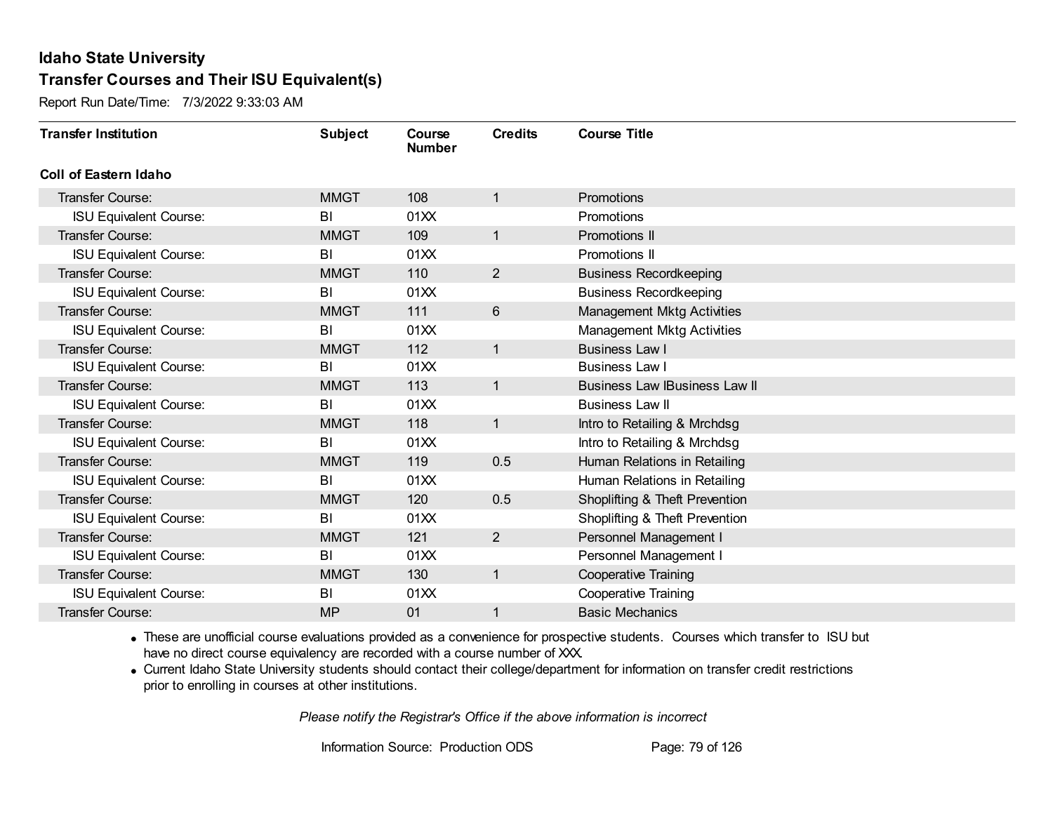# Idaho State University

## Transfer Courses and Their ISU Equivalent(s)

Report Run Date/Time: 7/3/2022 9:33:03 AM

| Transfer Institution | Subject | Course Number | Credits | Course Title |
|---|---|---|---|---|
| **Coll of Eastern Idaho** | | | | |
| Transfer Course: | MMGT | 108 | 1 | Promotions |
| ISU Equivalent Course: | BI | 01XX | | Promotions |
| Transfer Course: | MMGT | 109 | 1 | Promotions II |
| ISU Equivalent Course: | BI | 01XX | | Promotions II |
| Transfer Course: | MMGT | 110 | 2 | Business Recordkeeping |
| ISU Equivalent Course: | BI | 01XX | | Business Recordkeeping |
| Transfer Course: | MMGT | 111 | 6 | Management Mktg Activities |
| ISU Equivalent Course: | BI | 01XX | | Management Mktg Activities |
| Transfer Course: | MMGT | 112 | 1 | Business Law I |
| ISU Equivalent Course: | BI | 01XX | | Business Law I |
| Transfer Course: | MMGT | 113 | 1 | Business Law IBusiness Law II |
| ISU Equivalent Course: | BI | 01XX | | Business Law II |
| Transfer Course: | MMGT | 118 | 1 | Intro to Retailing & Mrchdsg |
| ISU Equivalent Course: | BI | 01XX | | Intro to Retailing & Mrchdsg |
| Transfer Course: | MMGT | 119 | 0.5 | Human Relations in Retailing |
| ISU Equivalent Course: | BI | 01XX | | Human Relations in Retailing |
| Transfer Course: | MMGT | 120 | 0.5 | Shoplifting & Theft Prevention |
| ISU Equivalent Course: | BI | 01XX | | Shoplifting & Theft Prevention |
| Transfer Course: | MMGT | 121 | 2 | Personnel Management I |
| ISU Equivalent Course: | BI | 01XX | | Personnel Management I |
| Transfer Course: | MMGT | 130 | 1 | Cooperative Training |
| ISU Equivalent Course: | BI | 01XX | | Cooperative Training |
| Transfer Course: | MP | 01 | 1 | Basic Mechanics |

- These are unofficial course evaluations provided as a convenience for prospective students. Courses which transfer to ISU but have no direct course equivalency are recorded with a course number of XXX.
- Current Idaho State University students should contact their college/department for information on transfer credit restrictions prior to enrolling in courses at other institutions.

*Please notify the Registrar's Office if the above information is incorrect*

Information Source: Production ODS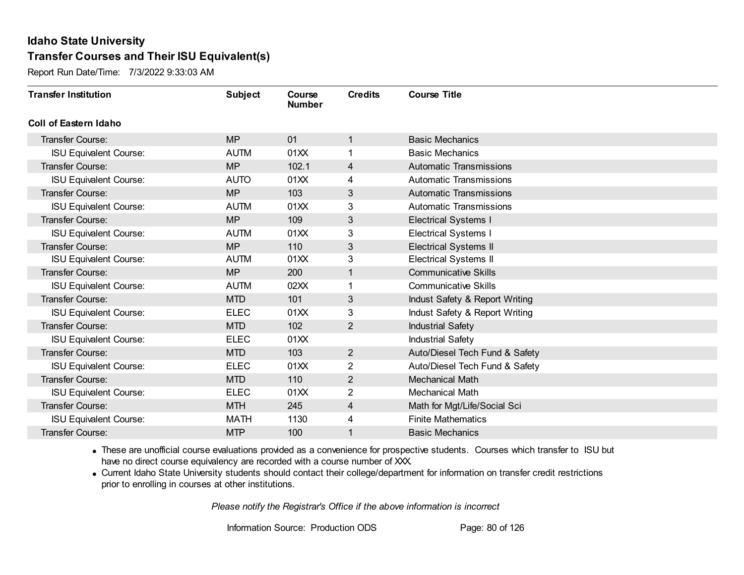**Idaho State University**
**Transfer Courses and Their ISU Equivalent(s)**
Report Run Date/Time: 7/3/2022 9:33:03 AM

| Transfer Institution | Subject | Course Number | Credits | Course Title |
|---|---|---|---|---|
| **Coll of Eastern Idaho** | | | | |
| Transfer Course: | MP | 01 | 1 | Basic Mechanics |
| ISU Equivalent Course: | AUTM | 01XX | 1 | Basic Mechanics |
| Transfer Course: | MP | 102.1 | 4 | Automatic Transmissions |
| ISU Equivalent Course: | AUTO | 01XX | 4 | Automatic Transmissions |
| Transfer Course: | MP | 103 | 3 | Automatic Transmissions |
| ISU Equivalent Course: | AUTM | 01XX | 3 | Automatic Transmissions |
| Transfer Course: | MP | 109 | 3 | Electrical Systems I |
| ISU Equivalent Course: | AUTM | 01XX | 3 | Electrical Systems I |
| Transfer Course: | MP | 110 | 3 | Electrical Systems II |
| ISU Equivalent Course: | AUTM | 01XX | 3 | Electrical Systems II |
| Transfer Course: | MP | 200 | 1 | Communicative Skills |
| ISU Equivalent Course: | AUTM | 02XX | 1 | Communicative Skills |
| Transfer Course: | MTD | 101 | 3 | Indust Safety & Report Writing |
| ISU Equivalent Course: | ELEC | 01XX | 3 | Indust Safety & Report Writing |
| Transfer Course: | MTD | 102 | 2 | Industrial Safety |
| ISU Equivalent Course: | ELEC | 01XX | | Industrial Safety |
| Transfer Course: | MTD | 103 | 2 | Auto/Diesel Tech Fund & Safety |
| ISU Equivalent Course: | ELEC | 01XX | 2 | Auto/Diesel Tech Fund & Safety |
| Transfer Course: | MTD | 110 | 2 | Mechanical Math |
| ISU Equivalent Course: | ELEC | 01XX | 2 | Mechanical Math |
| Transfer Course: | MTH | 245 | 4 | Math for Mgt/Life/Social Sci |
| ISU Equivalent Course: | MATH | 1130 | 4 | Finite Mathematics |
| Transfer Course: | MTP | 100 | 1 | Basic Mechanics |

- These are unofficial course evaluations provided as a convenience for prospective students. Courses which transfer to ISU but have no direct course equivalency are recorded with a course number of XXX.
- Current Idaho State University students should contact their college/department for information on transfer credit restrictions prior to enrolling in courses at other institutions.

*Please notify the Registrar's Office if the above information is incorrect*

Information Source: Production ODS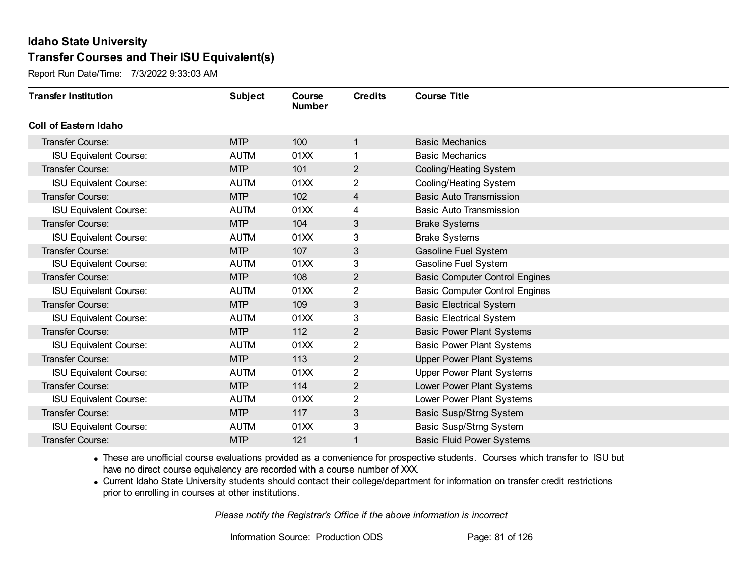**Idaho State University**

**Transfer Courses and Their ISU Equivalent(s)**

Report Run Date/Time: 7/3/2022 9:33:03 AM

| Transfer Institution | Subject | Course Number | Credits | Course Title |
|---|---|---|---|---|
| **Coll of Eastern Idaho** | | | | |
| Transfer Course: | MTP | 100 | 1 | Basic Mechanics |
| ISU Equivalent Course: | AUTM | 01XX | 1 | Basic Mechanics |
| Transfer Course: | MTP | 101 | 2 | Cooling/Heating System |
| ISU Equivalent Course: | AUTM | 01XX | 2 | Cooling/Heating System |
| Transfer Course: | MTP | 102 | 4 | Basic Auto Transmission |
| ISU Equivalent Course: | AUTM | 01XX | 4 | Basic Auto Transmission |
| Transfer Course: | MTP | 104 | 3 | Brake Systems |
| ISU Equivalent Course: | AUTM | 01XX | 3 | Brake Systems |
| Transfer Course: | MTP | 107 | 3 | Gasoline Fuel System |
| ISU Equivalent Course: | AUTM | 01XX | 3 | Gasoline Fuel System |
| Transfer Course: | MTP | 108 | 2 | Basic Computer Control Engines |
| ISU Equivalent Course: | AUTM | 01XX | 2 | Basic Computer Control Engines |
| Transfer Course: | MTP | 109 | 3 | Basic Electrical System |
| ISU Equivalent Course: | AUTM | 01XX | 3 | Basic Electrical System |
| Transfer Course: | MTP | 112 | 2 | Basic Power Plant Systems |
| ISU Equivalent Course: | AUTM | 01XX | 2 | Basic Power Plant Systems |
| Transfer Course: | MTP | 113 | 2 | Upper Power Plant Systems |
| ISU Equivalent Course: | AUTM | 01XX | 2 | Upper Power Plant Systems |
| Transfer Course: | MTP | 114 | 2 | Lower Power Plant Systems |
| ISU Equivalent Course: | AUTM | 01XX | 2 | Lower Power Plant Systems |
| Transfer Course: | MTP | 117 | 3 | Basic Susp/Strng System |
| ISU Equivalent Course: | AUTM | 01XX | 3 | Basic Susp/Strng System |
| Transfer Course: | MTP | 121 | 1 | Basic Fluid Power Systems |

- These are unofficial course evaluations provided as a convenience for prospective students. Courses which transfer to ISU but have no direct course equivalency are recorded with a course number of XXX.
- Current Idaho State University students should contact their college/department for information on transfer credit restrictions prior to enrolling in courses at other institutions.

*Please notify the Registrar's Office if the above information is incorrect*

Information Source: Production ODS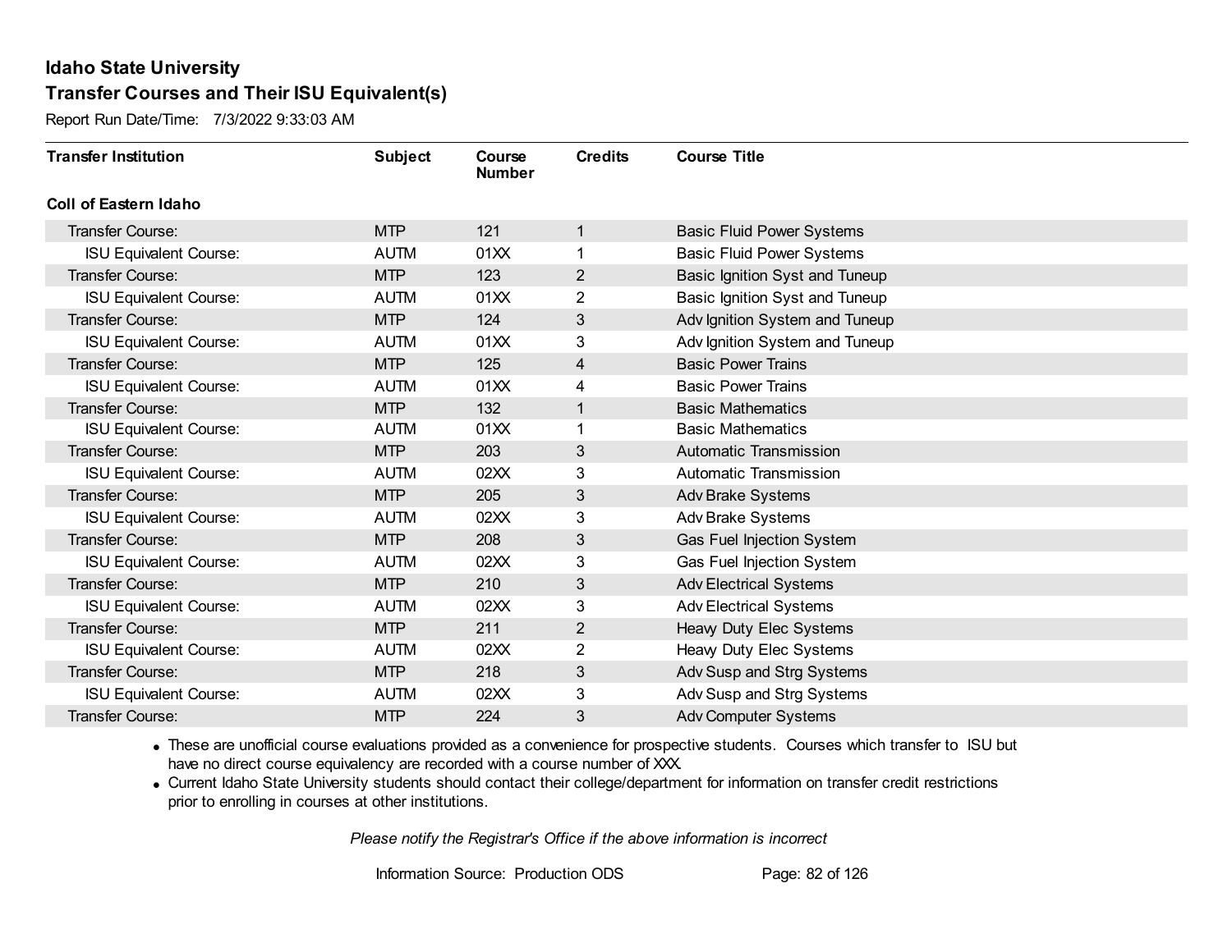## Idaho State University

## Transfer Courses and Their ISU Equivalent(s)

Report Run Date/Time: 7/3/2022 9:33:03 AM

| Transfer Institution | Subject | Course Number | Credits | Course Title |
|---|---|---|---|---|
| **Coll of Eastern Idaho** | | | | |
| Transfer Course: | MTP | 121 | 1 | Basic Fluid Power Systems |
| ISU Equivalent Course: | AUTM | 01XX | 1 | Basic Fluid Power Systems |
| Transfer Course: | MTP | 123 | 2 | Basic Ignition Syst and Tuneup |
| ISU Equivalent Course: | AUTM | 01XX | 2 | Basic Ignition Syst and Tuneup |
| Transfer Course: | MTP | 124 | 3 | Adv Ignition System and Tuneup |
| ISU Equivalent Course: | AUTM | 01XX | 3 | Adv Ignition System and Tuneup |
| Transfer Course: | MTP | 125 | 4 | Basic Power Trains |
| ISU Equivalent Course: | AUTM | 01XX | 4 | Basic Power Trains |
| Transfer Course: | MTP | 132 | 1 | Basic Mathematics |
| ISU Equivalent Course: | AUTM | 01XX | 1 | Basic Mathematics |
| Transfer Course: | MTP | 203 | 3 | Automatic Transmission |
| ISU Equivalent Course: | AUTM | 02XX | 3 | Automatic Transmission |
| Transfer Course: | MTP | 205 | 3 | Adv Brake Systems |
| ISU Equivalent Course: | AUTM | 02XX | 3 | Adv Brake Systems |
| Transfer Course: | MTP | 208 | 3 | Gas Fuel Injection System |
| ISU Equivalent Course: | AUTM | 02XX | 3 | Gas Fuel Injection System |
| Transfer Course: | MTP | 210 | 3 | Adv Electrical Systems |
| ISU Equivalent Course: | AUTM | 02XX | 3 | Adv Electrical Systems |
| Transfer Course: | MTP | 211 | 2 | Heavy Duty Elec Systems |
| ISU Equivalent Course: | AUTM | 02XX | 2 | Heavy Duty Elec Systems |
| Transfer Course: | MTP | 218 | 3 | Adv Susp and Strg Systems |
| ISU Equivalent Course: | AUTM | 02XX | 3 | Adv Susp and Strg Systems |
| Transfer Course: | MTP | 224 | 3 | Adv Computer Systems |

- These are unofficial course evaluations provided as a convenience for prospective students. Courses which transfer to ISU but have no direct course equivalency are recorded with a course number of XXX.
- Current Idaho State University students should contact their college/department for information on transfer credit restrictions prior to enrolling in courses at other institutions.

*Please notify the Registrar's Office if the above information is incorrect*

Information Source: Production ODS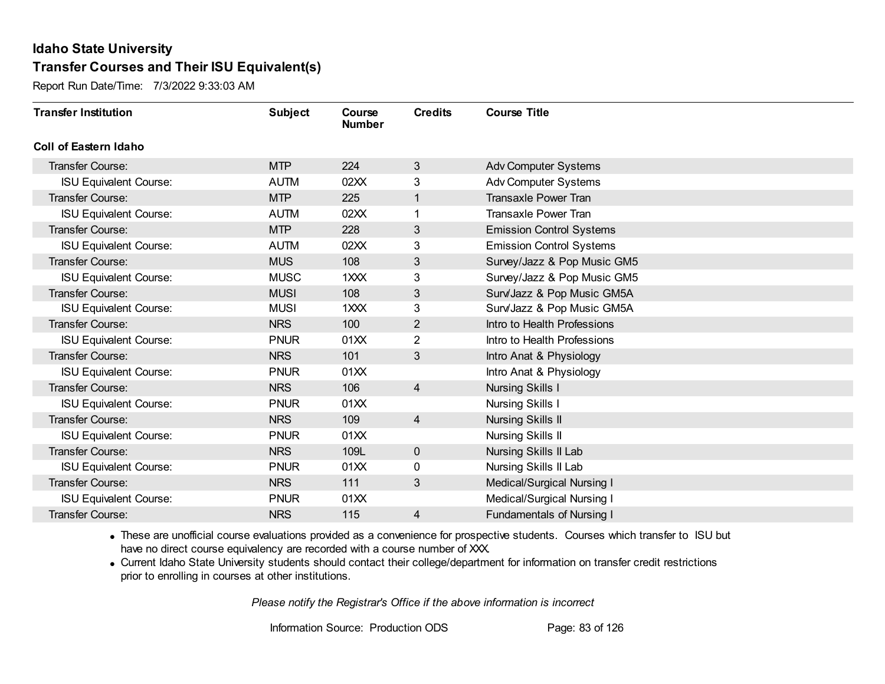# Idaho State University

## Transfer Courses and Their ISU Equivalent(s)

Report Run Date/Time: 7/3/2022 9:33:03 AM

| Transfer Institution | Subject | Course Number | Credits | Course Title |
|---|---|---|---|---|
| **Coll of Eastern Idaho** | | | | |
| Transfer Course: | MTP | 224 | 3 | Adv Computer Systems |
| ISU Equivalent Course: | AUTM | 02XX | 3 | Adv Computer Systems |
| Transfer Course: | MTP | 225 | 1 | Transaxle Power Tran |
| ISU Equivalent Course: | AUTM | 02XX | 1 | Transaxle Power Tran |
| Transfer Course: | MTP | 228 | 3 | Emission Control Systems |
| ISU Equivalent Course: | AUTM | 02XX | 3 | Emission Control Systems |
| Transfer Course: | MUS | 108 | 3 | Survey/Jazz & Pop Music GM5 |
| ISU Equivalent Course: | MUSC | 1XXX | 3 | Survey/Jazz & Pop Music GM5 |
| Transfer Course: | MUSI | 108 | 3 | Surv/Jazz & Pop Music GM5A |
| ISU Equivalent Course: | MUSI | 1XXX | 3 | Surv/Jazz & Pop Music GM5A |
| Transfer Course: | NRS | 100 | 2 | Intro to Health Professions |
| ISU Equivalent Course: | PNUR | 01XX | 2 | Intro to Health Professions |
| Transfer Course: | NRS | 101 | 3 | Intro Anat & Physiology |
| ISU Equivalent Course: | PNUR | 01XX | | Intro Anat & Physiology |
| Transfer Course: | NRS | 106 | 4 | Nursing Skills I |
| ISU Equivalent Course: | PNUR | 01XX | | Nursing Skills I |
| Transfer Course: | NRS | 109 | 4 | Nursing Skills II |
| ISU Equivalent Course: | PNUR | 01XX | | Nursing Skills II |
| Transfer Course: | NRS | 109L | 0 | Nursing Skills II Lab |
| ISU Equivalent Course: | PNUR | 01XX | 0 | Nursing Skills II Lab |
| Transfer Course: | NRS | 111 | 3 | Medical/Surgical Nursing I |
| ISU Equivalent Course: | PNUR | 01XX | | Medical/Surgical Nursing I |
| Transfer Course: | NRS | 115 | 4 | Fundamentals of Nursing I |

- These are unofficial course evaluations provided as a convenience for prospective students. Courses which transfer to ISU but have no direct course equivalency are recorded with a course number of XXX.
- Current Idaho State University students should contact their college/department for information on transfer credit restrictions prior to enrolling in courses at other institutions.

*Please notify the Registrar's Office if the above information is incorrect*

Information Source: Production ODS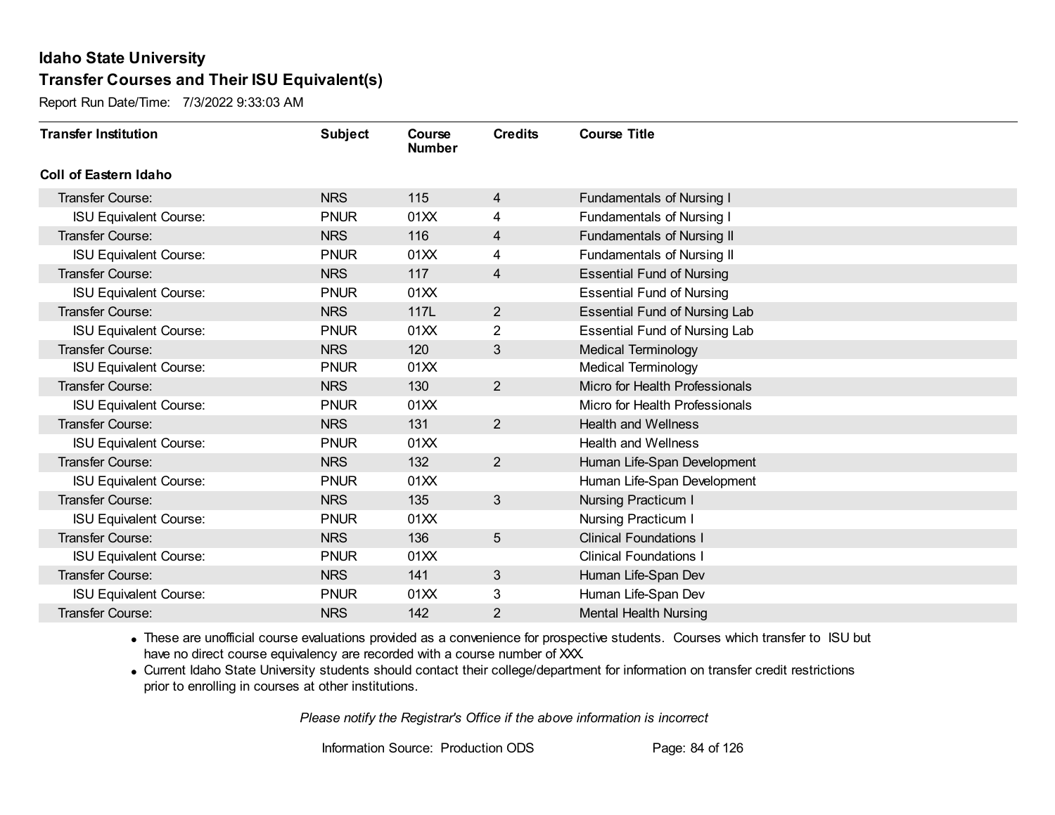## Idaho State University
## Transfer Courses and Their ISU Equivalent(s)

Report Run Date/Time: 7/3/2022 9:33:03 AM

| Transfer Institution | Subject | Course Number | Credits | Course Title |
|---|---|---|---|---|
| **Coll of Eastern Idaho** | | | | |
| Transfer Course: | NRS | 115 | 4 | Fundamentals of Nursing I |
| ISU Equivalent Course: | PNUR | 01XX | 4 | Fundamentals of Nursing I |
| Transfer Course: | NRS | 116 | 4 | Fundamentals of Nursing II |
| ISU Equivalent Course: | PNUR | 01XX | 4 | Fundamentals of Nursing II |
| Transfer Course: | NRS | 117 | 4 | Essential Fund of Nursing |
| ISU Equivalent Course: | PNUR | 01XX | | Essential Fund of Nursing |
| Transfer Course: | NRS | 117L | 2 | Essential Fund of Nursing Lab |
| ISU Equivalent Course: | PNUR | 01XX | 2 | Essential Fund of Nursing Lab |
| Transfer Course: | NRS | 120 | 3 | Medical Terminology |
| ISU Equivalent Course: | PNUR | 01XX | | Medical Terminology |
| Transfer Course: | NRS | 130 | 2 | Micro for Health Professionals |
| ISU Equivalent Course: | PNUR | 01XX | | Micro for Health Professionals |
| Transfer Course: | NRS | 131 | 2 | Health and Wellness |
| ISU Equivalent Course: | PNUR | 01XX | | Health and Wellness |
| Transfer Course: | NRS | 132 | 2 | Human Life-Span Development |
| ISU Equivalent Course: | PNUR | 01XX | | Human Life-Span Development |
| Transfer Course: | NRS | 135 | 3 | Nursing Practicum I |
| ISU Equivalent Course: | PNUR | 01XX | | Nursing Practicum I |
| Transfer Course: | NRS | 136 | 5 | Clinical Foundations I |
| ISU Equivalent Course: | PNUR | 01XX | | Clinical Foundations I |
| Transfer Course: | NRS | 141 | 3 | Human Life-Span Dev |
| ISU Equivalent Course: | PNUR | 01XX | 3 | Human Life-Span Dev |
| Transfer Course: | NRS | 142 | 2 | Mental Health Nursing |

- These are unofficial course evaluations provided as a convenience for prospective students. Courses which transfer to ISU but have no direct course equivalency are recorded with a course number of XXX.
- Current Idaho State University students should contact their college/department for information on transfer credit restrictions prior to enrolling in courses at other institutions.

*Please notify the Registrar's Office if the above information is incorrect*

Information Source: Production ODS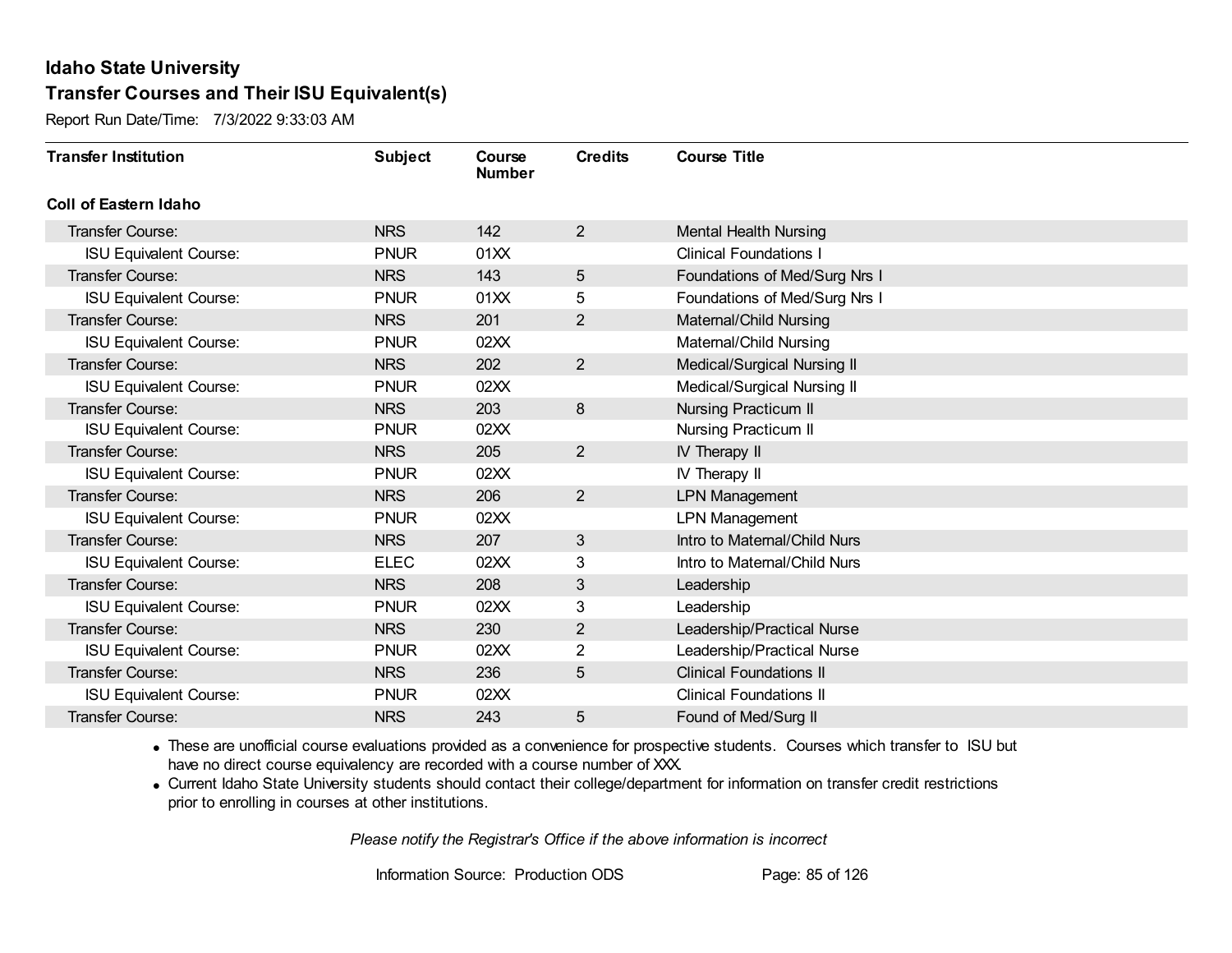# Idaho State University

## Transfer Courses and Their ISU Equivalent(s)

Report Run Date/Time: 7/3/2022 9:33:03 AM

| Transfer Institution | Subject | Course Number | Credits | Course Title |
|---|---|---|---|---|
| **Coll of Eastern Idaho** | | | | |
| Transfer Course: | NRS | 142 | 2 | Mental Health Nursing |
| ISU Equivalent Course: | PNUR | 01XX | | Clinical Foundations I |
| Transfer Course: | NRS | 143 | 5 | Foundations of Med/Surg Nrs I |
| ISU Equivalent Course: | PNUR | 01XX | 5 | Foundations of Med/Surg Nrs I |
| Transfer Course: | NRS | 201 | 2 | Maternal/Child Nursing |
| ISU Equivalent Course: | PNUR | 02XX | | Maternal/Child Nursing |
| Transfer Course: | NRS | 202 | 2 | Medical/Surgical Nursing II |
| ISU Equivalent Course: | PNUR | 02XX | | Medical/Surgical Nursing II |
| Transfer Course: | NRS | 203 | 8 | Nursing Practicum II |
| ISU Equivalent Course: | PNUR | 02XX | | Nursing Practicum II |
| Transfer Course: | NRS | 205 | 2 | IV Therapy II |
| ISU Equivalent Course: | PNUR | 02XX | | IV Therapy II |
| Transfer Course: | NRS | 206 | 2 | LPN Management |
| ISU Equivalent Course: | PNUR | 02XX | | LPN Management |
| Transfer Course: | NRS | 207 | 3 | Intro to Maternal/Child Nurs |
| ISU Equivalent Course: | ELEC | 02XX | 3 | Intro to Maternal/Child Nurs |
| Transfer Course: | NRS | 208 | 3 | Leadership |
| ISU Equivalent Course: | PNUR | 02XX | 3 | Leadership |
| Transfer Course: | NRS | 230 | 2 | Leadership/Practical Nurse |
| ISU Equivalent Course: | PNUR | 02XX | 2 | Leadership/Practical Nurse |
| Transfer Course: | NRS | 236 | 5 | Clinical Foundations II |
| ISU Equivalent Course: | PNUR | 02XX | | Clinical Foundations II |
| Transfer Course: | NRS | 243 | 5 | Found of Med/Surg II |

- These are unofficial course evaluations provided as a convenience for prospective students. Courses which transfer to ISU but have no direct course equivalency are recorded with a course number of XXX.
- Current Idaho State University students should contact their college/department for information on transfer credit restrictions prior to enrolling in courses at other institutions.

*Please notify the Registrar's Office if the above information is incorrect*

Information Source: Production ODS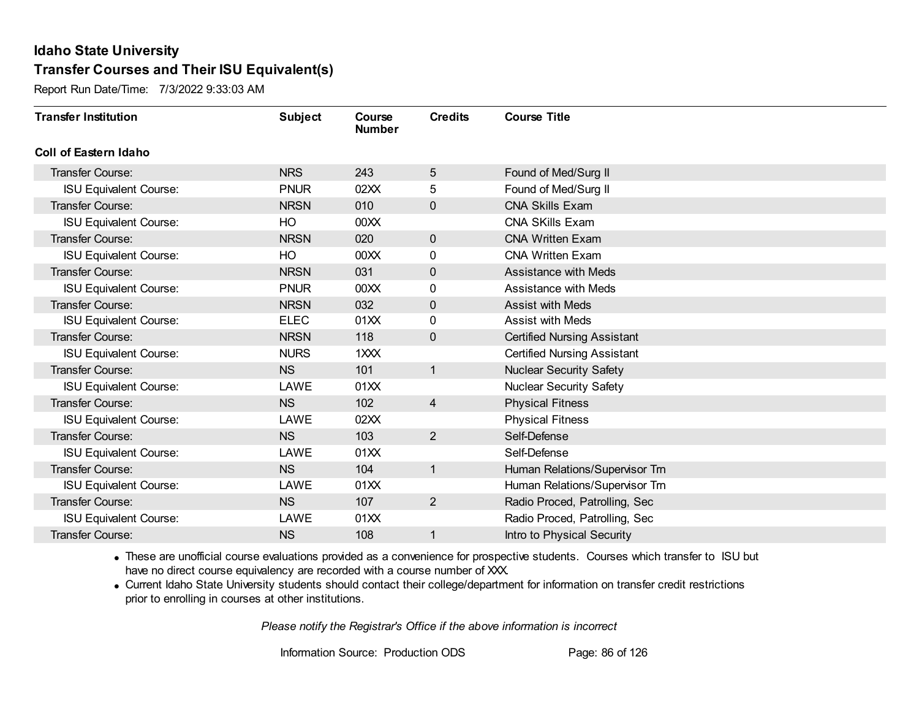## Idaho State University

### Transfer Courses and Their ISU Equivalent(s)

Report Run Date/Time: 7/3/2022 9:33:03 AM

| Transfer Institution | Subject | Course Number | Credits | Course Title |
|---|---|---|---|---|
| **Coll of Eastern Idaho** | | | | |
| Transfer Course: | NRS | 243 | 5 | Found of Med/Surg II |
| ISU Equivalent Course: | PNUR | 02XX | 5 | Found of Med/Surg II |
| Transfer Course: | NRSN | 010 | 0 | CNA Skills Exam |
| ISU Equivalent Course: | HO | 00XX | | CNA SKills Exam |
| Transfer Course: | NRSN | 020 | 0 | CNA Written Exam |
| ISU Equivalent Course: | HO | 00XX | 0 | CNA Written Exam |
| Transfer Course: | NRSN | 031 | 0 | Assistance with Meds |
| ISU Equivalent Course: | PNUR | 00XX | 0 | Assistance with Meds |
| Transfer Course: | NRSN | 032 | 0 | Assist with Meds |
| ISU Equivalent Course: | ELEC | 01XX | 0 | Assist with Meds |
| Transfer Course: | NRSN | 118 | 0 | Certified Nursing Assistant |
| ISU Equivalent Course: | NURS | 1XXX | | Certified Nursing Assistant |
| Transfer Course: | NS | 101 | 1 | Nuclear Security Safety |
| ISU Equivalent Course: | LAWE | 01XX | | Nuclear Security Safety |
| Transfer Course: | NS | 102 | 4 | Physical Fitness |
| ISU Equivalent Course: | LAWE | 02XX | | Physical Fitness |
| Transfer Course: | NS | 103 | 2 | Self-Defense |
| ISU Equivalent Course: | LAWE | 01XX | | Self-Defense |
| Transfer Course: | NS | 104 | 1 | Human Relations/Supervisor Trn |
| ISU Equivalent Course: | LAWE | 01XX | | Human Relations/Supervisor Trn |
| Transfer Course: | NS | 107 | 2 | Radio Proced, Patrolling, Sec |
| ISU Equivalent Course: | LAWE | 01XX | | Radio Proced, Patrolling, Sec |
| Transfer Course: | NS | 108 | 1 | Intro to Physical Security |

- These are unofficial course evaluations provided as a convenience for prospective students. Courses which transfer to ISU but have no direct course equivalency are recorded with a course number of XXX.
- Current Idaho State University students should contact their college/department for information on transfer credit restrictions prior to enrolling in courses at other institutions.

*Please notify the Registrar's Office if the above information is incorrect*

Information Source: Production ODS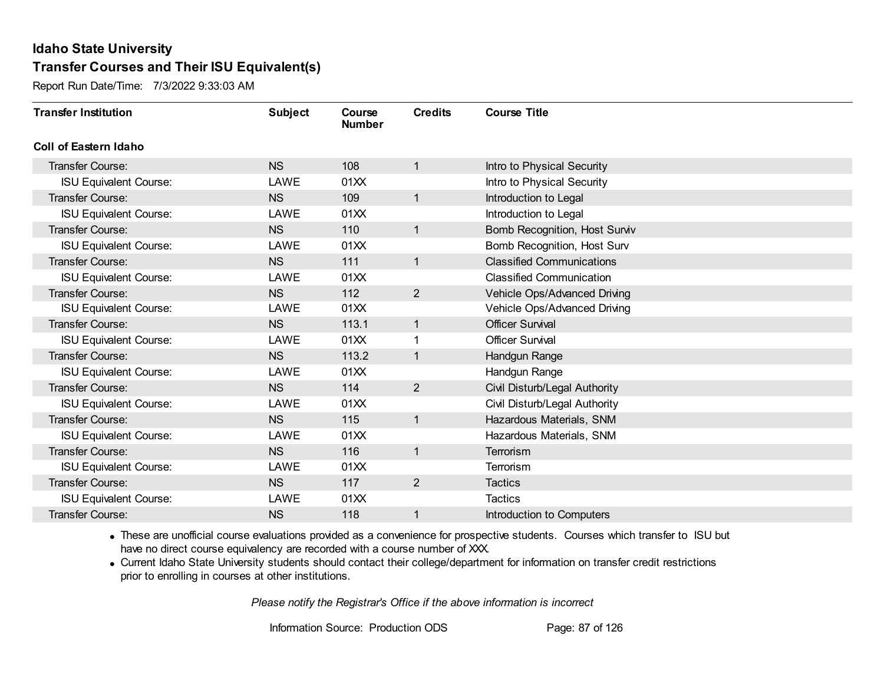# Idaho State University

## Transfer Courses and Their ISU Equivalent(s)

Report Run Date/Time: 7/3/2022 9:33:03 AM

| Transfer Institution | Subject | Course Number | Credits | Course Title |
|---|---|---|---|---|
| **Coll of Eastern Idaho** | | | | |
| Transfer Course: | NS | 108 | 1 | Intro to Physical Security |
| ISU Equivalent Course: | LAWE | 01XX | | Intro to Physical Security |
| Transfer Course: | NS | 109 | 1 | Introduction to Legal |
| ISU Equivalent Course: | LAWE | 01XX | | Introduction to Legal |
| Transfer Course: | NS | 110 | 1 | Bomb Recognition, Host Surviv |
| ISU Equivalent Course: | LAWE | 01XX | | Bomb Recognition, Host Surv |
| Transfer Course: | NS | 111 | 1 | Classified Communications |
| ISU Equivalent Course: | LAWE | 01XX | | Classified Communication |
| Transfer Course: | NS | 112 | 2 | Vehicle Ops/Advanced Driving |
| ISU Equivalent Course: | LAWE | 01XX | | Vehicle Ops/Advanced Driving |
| Transfer Course: | NS | 113.1 | 1 | Officer Survival |
| ISU Equivalent Course: | LAWE | 01XX | 1 | Officer Survival |
| Transfer Course: | NS | 113.2 | 1 | Handgun Range |
| ISU Equivalent Course: | LAWE | 01XX | | Handgun Range |
| Transfer Course: | NS | 114 | 2 | Civil Disturb/Legal Authority |
| ISU Equivalent Course: | LAWE | 01XX | | Civil Disturb/Legal Authority |
| Transfer Course: | NS | 115 | 1 | Hazardous Materials, SNM |
| ISU Equivalent Course: | LAWE | 01XX | | Hazardous Materials, SNM |
| Transfer Course: | NS | 116 | 1 | Terrorism |
| ISU Equivalent Course: | LAWE | 01XX | | Terrorism |
| Transfer Course: | NS | 117 | 2 | Tactics |
| ISU Equivalent Course: | LAWE | 01XX | | Tactics |
| Transfer Course: | NS | 118 | 1 | Introduction to Computers |

- These are unofficial course evaluations provided as a convenience for prospective students. Courses which transfer to ISU but have no direct course equivalency are recorded with a course number of XXX.
- Current Idaho State University students should contact their college/department for information on transfer credit restrictions prior to enrolling in courses at other institutions.

*Please notify the Registrar's Office if the above information is incorrect*

Information Source: Production ODS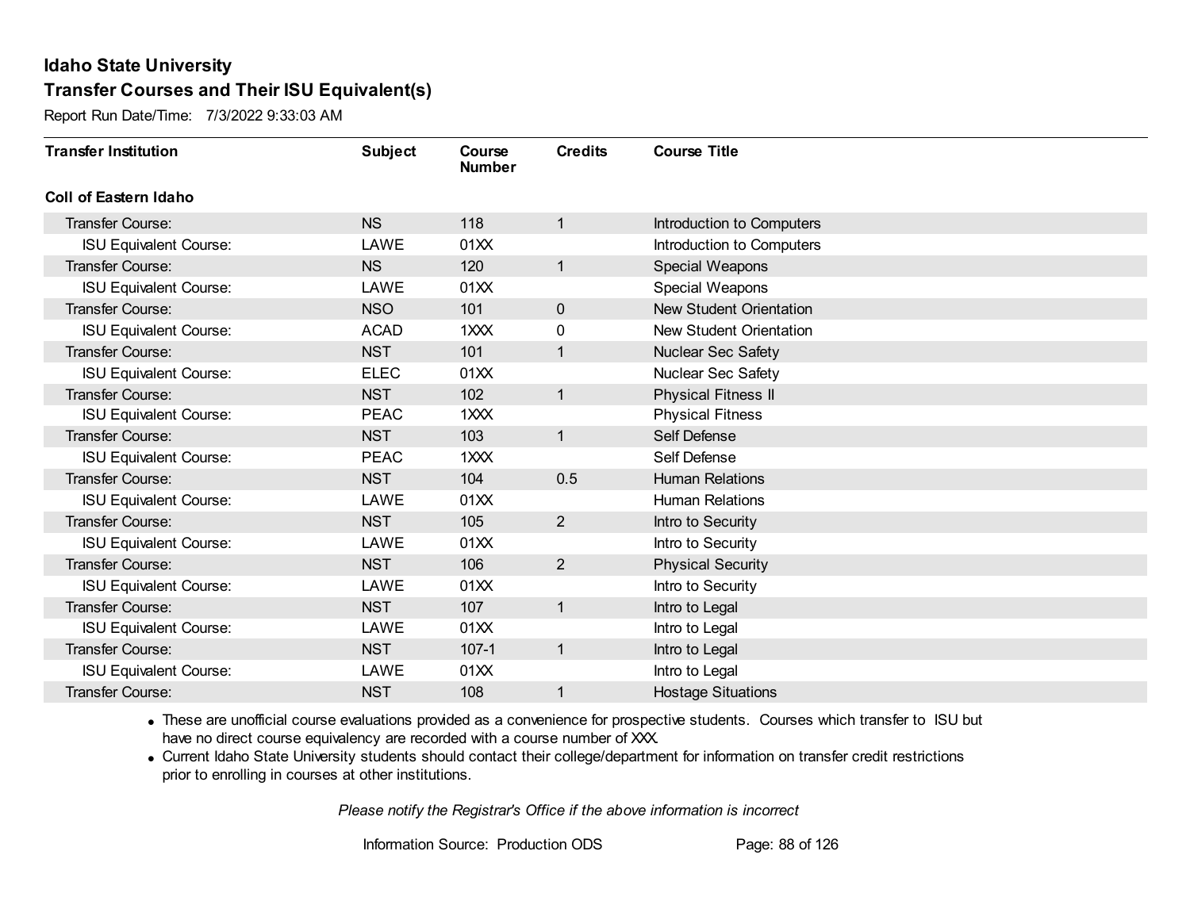# Idaho State University

## Transfer Courses and Their ISU Equivalent(s)

Report Run Date/Time: 7/3/2022 9:33:03 AM

| Transfer Institution | Subject | Course Number | Credits | Course Title |
|---|---|---|---|---|
| **Coll of Eastern Idaho** | | | | |
| Transfer Course: | NS | 118 | 1 | Introduction to Computers |
| ISU Equivalent Course: | LAWE | 01XX | | Introduction to Computers |
| Transfer Course: | NS | 120 | 1 | Special Weapons |
| ISU Equivalent Course: | LAWE | 01XX | | Special Weapons |
| Transfer Course: | NSO | 101 | 0 | New Student Orientation |
| ISU Equivalent Course: | ACAD | 1XXX | 0 | New Student Orientation |
| Transfer Course: | NST | 101 | 1 | Nuclear Sec Safety |
| ISU Equivalent Course: | ELEC | 01XX | | Nuclear Sec Safety |
| Transfer Course: | NST | 102 | 1 | Physical Fitness II |
| ISU Equivalent Course: | PEAC | 1XXX | | Physical Fitness |
| Transfer Course: | NST | 103 | 1 | Self Defense |
| ISU Equivalent Course: | PEAC | 1XXX | | Self Defense |
| Transfer Course: | NST | 104 | 0.5 | Human Relations |
| ISU Equivalent Course: | LAWE | 01XX | | Human Relations |
| Transfer Course: | NST | 105 | 2 | Intro to Security |
| ISU Equivalent Course: | LAWE | 01XX | | Intro to Security |
| Transfer Course: | NST | 106 | 2 | Physical Security |
| ISU Equivalent Course: | LAWE | 01XX | | Intro to Security |
| Transfer Course: | NST | 107 | 1 | Intro to Legal |
| ISU Equivalent Course: | LAWE | 01XX | | Intro to Legal |
| Transfer Course: | NST | 107-1 | 1 | Intro to Legal |
| ISU Equivalent Course: | LAWE | 01XX | | Intro to Legal |
| Transfer Course: | NST | 108 | 1 | Hostage Situations |

- These are unofficial course evaluations provided as a convenience for prospective students. Courses which transfer to ISU but have no direct course equivalency are recorded with a course number of XXX.
- Current Idaho State University students should contact their college/department for information on transfer credit restrictions prior to enrolling in courses at other institutions.

*Please notify the Registrar's Office if the above information is incorrect*

Information Source: Production ODS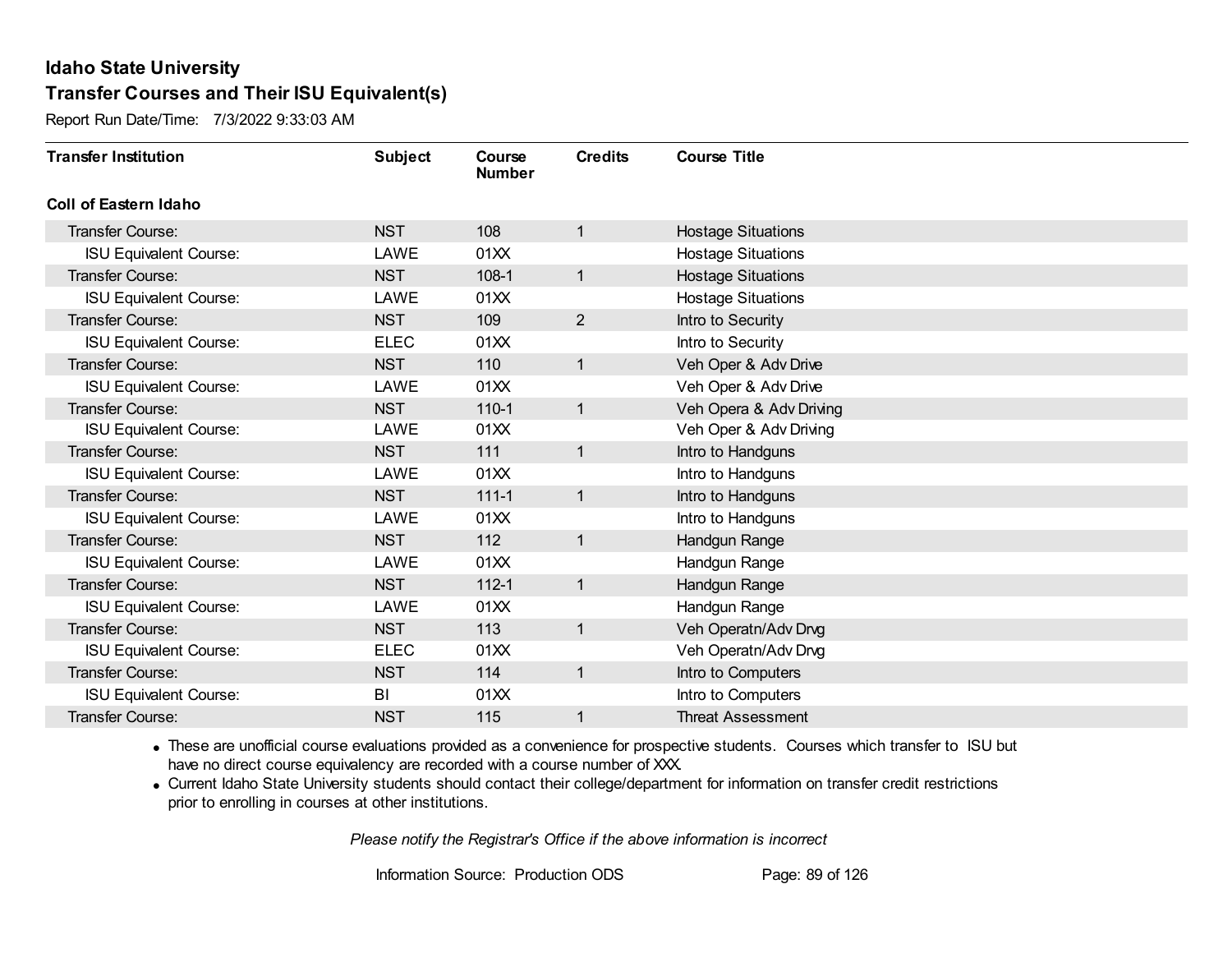# Idaho State University

## Transfer Courses and Their ISU Equivalent(s)

Report Run Date/Time: 7/3/2022 9:33:03 AM

| Transfer Institution | Subject | Course Number | Credits | Course Title |
|---|---|---|---|---|
| **Coll of Eastern Idaho** | | | | |
| Transfer Course: | NST | 108 | 1 | Hostage Situations |
| ISU Equivalent Course: | LAWE | 01XX | | Hostage Situations |
| Transfer Course: | NST | 108-1 | 1 | Hostage Situations |
| ISU Equivalent Course: | LAWE | 01XX | | Hostage Situations |
| Transfer Course: | NST | 109 | 2 | Intro to Security |
| ISU Equivalent Course: | ELEC | 01XX | | Intro to Security |
| Transfer Course: | NST | 110 | 1 | Veh Oper & Adv Drive |
| ISU Equivalent Course: | LAWE | 01XX | | Veh Oper & Adv Drive |
| Transfer Course: | NST | 110-1 | 1 | Veh Opera & Adv Driving |
| ISU Equivalent Course: | LAWE | 01XX | | Veh Oper & Adv Driving |
| Transfer Course: | NST | 111 | 1 | Intro to Handguns |
| ISU Equivalent Course: | LAWE | 01XX | | Intro to Handguns |
| Transfer Course: | NST | 111-1 | 1 | Intro to Handguns |
| ISU Equivalent Course: | LAWE | 01XX | | Intro to Handguns |
| Transfer Course: | NST | 112 | 1 | Handgun Range |
| ISU Equivalent Course: | LAWE | 01XX | | Handgun Range |
| Transfer Course: | NST | 112-1 | 1 | Handgun Range |
| ISU Equivalent Course: | LAWE | 01XX | | Handgun Range |
| Transfer Course: | NST | 113 | 1 | Veh Operatn/Adv Drvg |
| ISU Equivalent Course: | ELEC | 01XX | | Veh Operatn/Adv Drvg |
| Transfer Course: | NST | 114 | 1 | Intro to Computers |
| ISU Equivalent Course: | BI | 01XX | | Intro to Computers |
| Transfer Course: | NST | 115 | 1 | Threat Assessment |

- These are unofficial course evaluations provided as a convenience for prospective students. Courses which transfer to ISU but have no direct course equivalency are recorded with a course number of XXX.
- Current Idaho State University students should contact their college/department for information on transfer credit restrictions prior to enrolling in courses at other institutions.

*Please notify the Registrar's Office if the above information is incorrect*

Information Source: Production ODS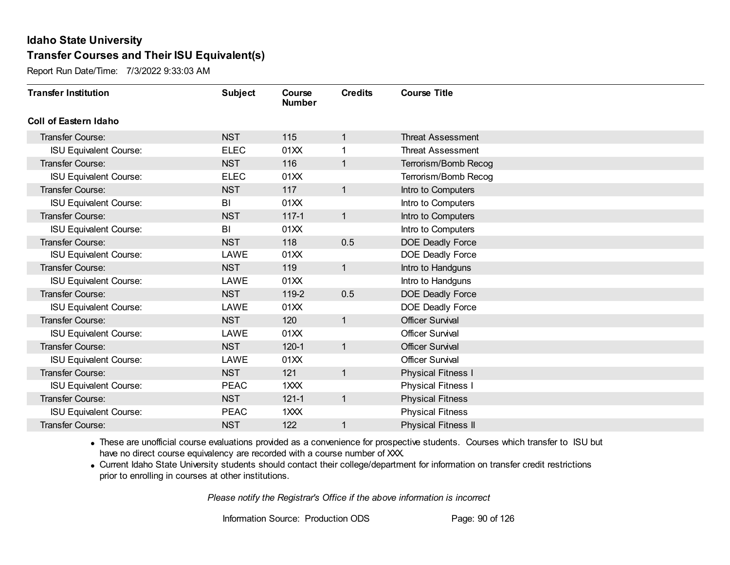# Idaho State University

## Transfer Courses and Their ISU Equivalent(s)

Report Run Date/Time: 7/3/2022 9:33:03 AM

| Transfer Institution | Subject | Course Number | Credits | Course Title |
|---|---|---|---|---|
| **Coll of Eastern Idaho** | | | | |
| Transfer Course: | NST | 115 | 1 | Threat Assessment |
| ISU Equivalent Course: | ELEC | 01XX | 1 | Threat Assessment |
| Transfer Course: | NST | 116 | 1 | Terrorism/Bomb Recog |
| ISU Equivalent Course: | ELEC | 01XX | | Terrorism/Bomb Recog |
| Transfer Course: | NST | 117 | 1 | Intro to Computers |
| ISU Equivalent Course: | BI | 01XX | | Intro to Computers |
| Transfer Course: | NST | 117-1 | 1 | Intro to Computers |
| ISU Equivalent Course: | BI | 01XX | | Intro to Computers |
| Transfer Course: | NST | 118 | 0.5 | DOE Deadly Force |
| ISU Equivalent Course: | LAWE | 01XX | | DOE Deadly Force |
| Transfer Course: | NST | 119 | 1 | Intro to Handguns |
| ISU Equivalent Course: | LAWE | 01XX | | Intro to Handguns |
| Transfer Course: | NST | 119-2 | 0.5 | DOE Deadly Force |
| ISU Equivalent Course: | LAWE | 01XX | | DOE Deadly Force |
| Transfer Course: | NST | 120 | 1 | Officer Survival |
| ISU Equivalent Course: | LAWE | 01XX | | Officer Survival |
| Transfer Course: | NST | 120-1 | 1 | Officer Survival |
| ISU Equivalent Course: | LAWE | 01XX | | Officer Survival |
| Transfer Course: | NST | 121 | 1 | Physical Fitness I |
| ISU Equivalent Course: | PEAC | 1XXX | | Physical Fitness I |
| Transfer Course: | NST | 121-1 | 1 | Physical Fitness |
| ISU Equivalent Course: | PEAC | 1XXX | | Physical Fitness |
| Transfer Course: | NST | 122 | 1 | Physical Fitness II |

- These are unofficial course evaluations provided as a convenience for prospective students. Courses which transfer to ISU but have no direct course equivalency are recorded with a course number of XXX.
- Current Idaho State University students should contact their college/department for information on transfer credit restrictions prior to enrolling in courses at other institutions.

*Please notify the Registrar's Office if the above information is incorrect*

Information Source: Production ODS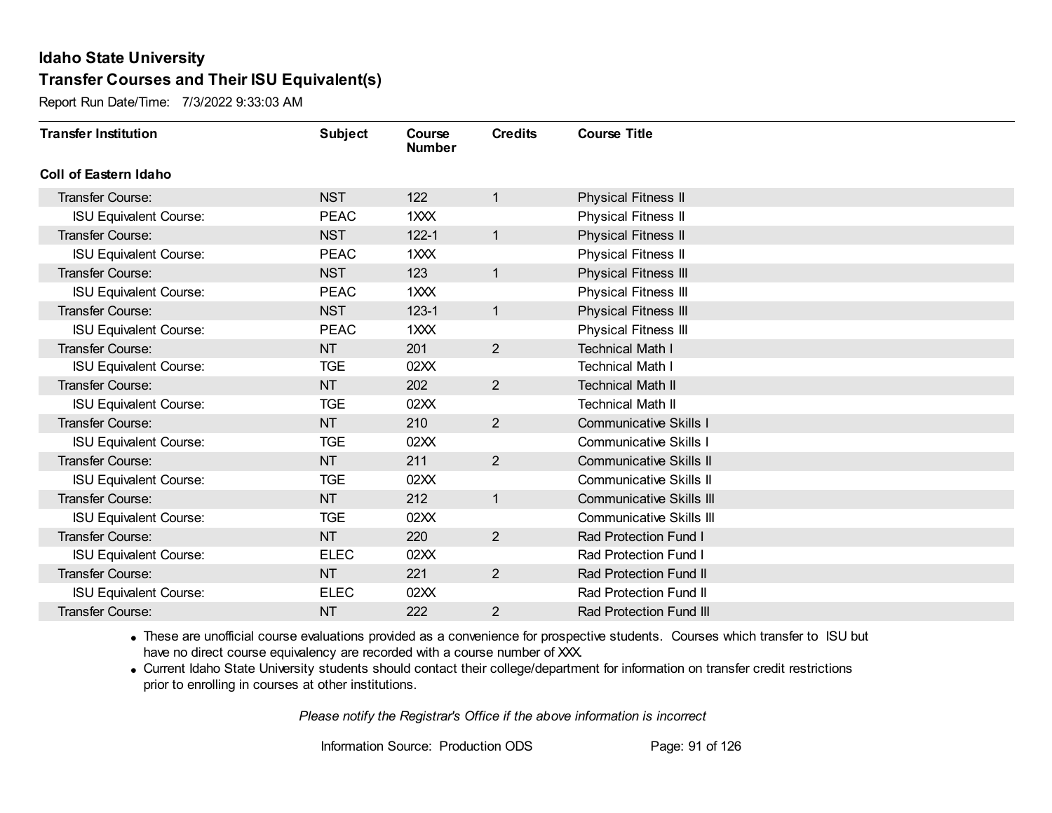# Idaho State University

## Transfer Courses and Their ISU Equivalent(s)

Report Run Date/Time: 7/3/2022 9:33:03 AM

| Transfer Institution | Subject | Course Number | Credits | Course Title |
|---|---|---|---|---|
| **Coll of Eastern Idaho** | | | | |
| Transfer Course: | NST | 122 | 1 | Physical Fitness II |
| ISU Equivalent Course: | PEAC | 1XXX | | Physical Fitness II |
| Transfer Course: | NST | 122-1 | 1 | Physical Fitness II |
| ISU Equivalent Course: | PEAC | 1XXX | | Physical Fitness II |
| Transfer Course: | NST | 123 | 1 | Physical Fitness III |
| ISU Equivalent Course: | PEAC | 1XXX | | Physical Fitness III |
| Transfer Course: | NST | 123-1 | 1 | Physical Fitness III |
| ISU Equivalent Course: | PEAC | 1XXX | | Physical Fitness III |
| Transfer Course: | NT | 201 | 2 | Technical Math I |
| ISU Equivalent Course: | TGE | 02XX | | Technical Math I |
| Transfer Course: | NT | 202 | 2 | Technical Math II |
| ISU Equivalent Course: | TGE | 02XX | | Technical Math II |
| Transfer Course: | NT | 210 | 2 | Communicative Skills I |
| ISU Equivalent Course: | TGE | 02XX | | Communicative Skills I |
| Transfer Course: | NT | 211 | 2 | Communicative Skills II |
| ISU Equivalent Course: | TGE | 02XX | | Communicative Skills II |
| Transfer Course: | NT | 212 | 1 | Communicative Skills III |
| ISU Equivalent Course: | TGE | 02XX | | Communicative Skills III |
| Transfer Course: | NT | 220 | 2 | Rad Protection Fund I |
| ISU Equivalent Course: | ELEC | 02XX | | Rad Protection Fund I |
| Transfer Course: | NT | 221 | 2 | Rad Protection Fund II |
| ISU Equivalent Course: | ELEC | 02XX | | Rad Protection Fund II |
| Transfer Course: | NT | 222 | 2 | Rad Protection Fund III |

- These are unofficial course evaluations provided as a convenience for prospective students. Courses which transfer to ISU but have no direct course equivalency are recorded with a course number of XXX.
- Current Idaho State University students should contact their college/department for information on transfer credit restrictions prior to enrolling in courses at other institutions.

*Please notify the Registrar's Office if the above information is incorrect*

Information Source: Production ODS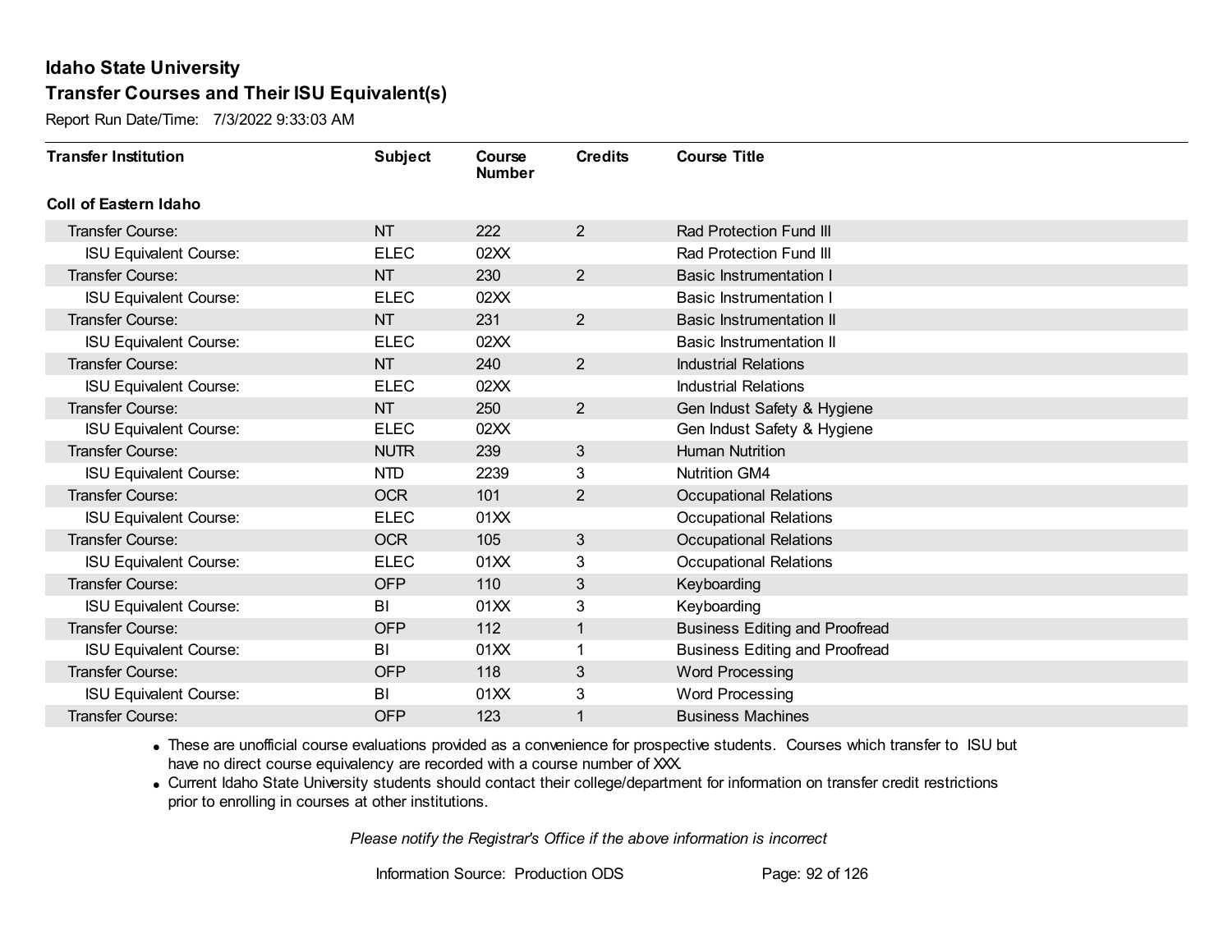# Idaho State University

## Transfer Courses and Their ISU Equivalent(s)

Report Run Date/Time: 7/3/2022 9:33:03 AM

| Transfer Institution | Subject | Course Number | Credits | Course Title |
|---|---|---|---|---|
| **Coll of Eastern Idaho** | | | | |
| Transfer Course: | NT | 222 | 2 | Rad Protection Fund III |
| ISU Equivalent Course: | ELEC | 02XX | | Rad Protection Fund III |
| Transfer Course: | NT | 230 | 2 | Basic Instrumentation I |
| ISU Equivalent Course: | ELEC | 02XX | | Basic Instrumentation I |
| Transfer Course: | NT | 231 | 2 | Basic Instrumentation II |
| ISU Equivalent Course: | ELEC | 02XX | | Basic Instrumentation II |
| Transfer Course: | NT | 240 | 2 | Industrial Relations |
| ISU Equivalent Course: | ELEC | 02XX | | Industrial Relations |
| Transfer Course: | NT | 250 | 2 | Gen Indust Safety & Hygiene |
| ISU Equivalent Course: | ELEC | 02XX | | Gen Indust Safety & Hygiene |
| Transfer Course: | NUTR | 239 | 3 | Human Nutrition |
| ISU Equivalent Course: | NTD | 2239 | 3 | Nutrition GM4 |
| Transfer Course: | OCR | 101 | 2 | Occupational Relations |
| ISU Equivalent Course: | ELEC | 01XX | | Occupational Relations |
| Transfer Course: | OCR | 105 | 3 | Occupational Relations |
| ISU Equivalent Course: | ELEC | 01XX | 3 | Occupational Relations |
| Transfer Course: | OFP | 110 | 3 | Keyboarding |
| ISU Equivalent Course: | BI | 01XX | 3 | Keyboarding |
| Transfer Course: | OFP | 112 | 1 | Business Editing and Proofread |
| ISU Equivalent Course: | BI | 01XX | 1 | Business Editing and Proofread |
| Transfer Course: | OFP | 118 | 3 | Word Processing |
| ISU Equivalent Course: | BI | 01XX | 3 | Word Processing |
| Transfer Course: | OFP | 123 | 1 | Business Machines |

- These are unofficial course evaluations provided as a convenience for prospective students. Courses which transfer to ISU but have no direct course equivalency are recorded with a course number of XXX.
- Current Idaho State University students should contact their college/department for information on transfer credit restrictions prior to enrolling in courses at other institutions.

*Please notify the Registrar's Office if the above information is incorrect*

Information Source: Production ODS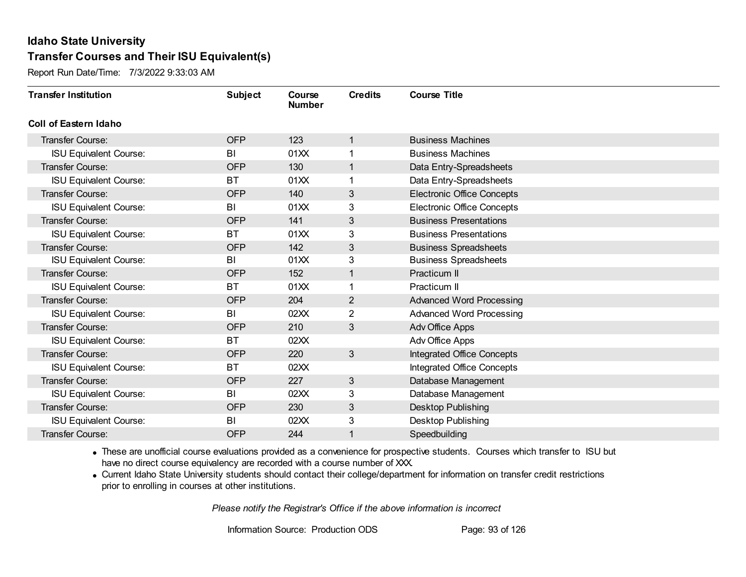# Idaho State University

## Transfer Courses and Their ISU Equivalent(s)

Report Run Date/Time: 7/3/2022 9:33:03 AM

| Transfer Institution | Subject | Course Number | Credits | Course Title |
|---|---|---|---|---|
| **Coll of Eastern Idaho** | | | | |
| Transfer Course: | OFP | 123 | 1 | Business Machines |
| ISU Equivalent Course: | BI | 01XX | 1 | Business Machines |
| Transfer Course: | OFP | 130 | 1 | Data Entry-Spreadsheets |
| ISU Equivalent Course: | BT | 01XX | 1 | Data Entry-Spreadsheets |
| Transfer Course: | OFP | 140 | 3 | Electronic Office Concepts |
| ISU Equivalent Course: | BI | 01XX | 3 | Electronic Office Concepts |
| Transfer Course: | OFP | 141 | 3 | Business Presentations |
| ISU Equivalent Course: | BT | 01XX | 3 | Business Presentations |
| Transfer Course: | OFP | 142 | 3 | Business Spreadsheets |
| ISU Equivalent Course: | BI | 01XX | 3 | Business Spreadsheets |
| Transfer Course: | OFP | 152 | 1 | Practicum II |
| ISU Equivalent Course: | BT | 01XX | 1 | Practicum II |
| Transfer Course: | OFP | 204 | 2 | Advanced Word Processing |
| ISU Equivalent Course: | BI | 02XX | 2 | Advanced Word Processing |
| Transfer Course: | OFP | 210 | 3 | Adv Office Apps |
| ISU Equivalent Course: | BT | 02XX | | Adv Office Apps |
| Transfer Course: | OFP | 220 | 3 | Integrated Office Concepts |
| ISU Equivalent Course: | BT | 02XX | | Integrated Office Concepts |
| Transfer Course: | OFP | 227 | 3 | Database Management |
| ISU Equivalent Course: | BI | 02XX | 3 | Database Management |
| Transfer Course: | OFP | 230 | 3 | Desktop Publishing |
| ISU Equivalent Course: | BI | 02XX | 3 | Desktop Publishing |
| Transfer Course: | OFP | 244 | 1 | Speedbuilding |

- These are unofficial course evaluations provided as a convenience for prospective students. Courses which transfer to ISU but have no direct course equivalency are recorded with a course number of XXX.
- Current Idaho State University students should contact their college/department for information on transfer credit restrictions prior to enrolling in courses at other institutions.

*Please notify the Registrar's Office if the above information is incorrect*

Information Source: Production ODS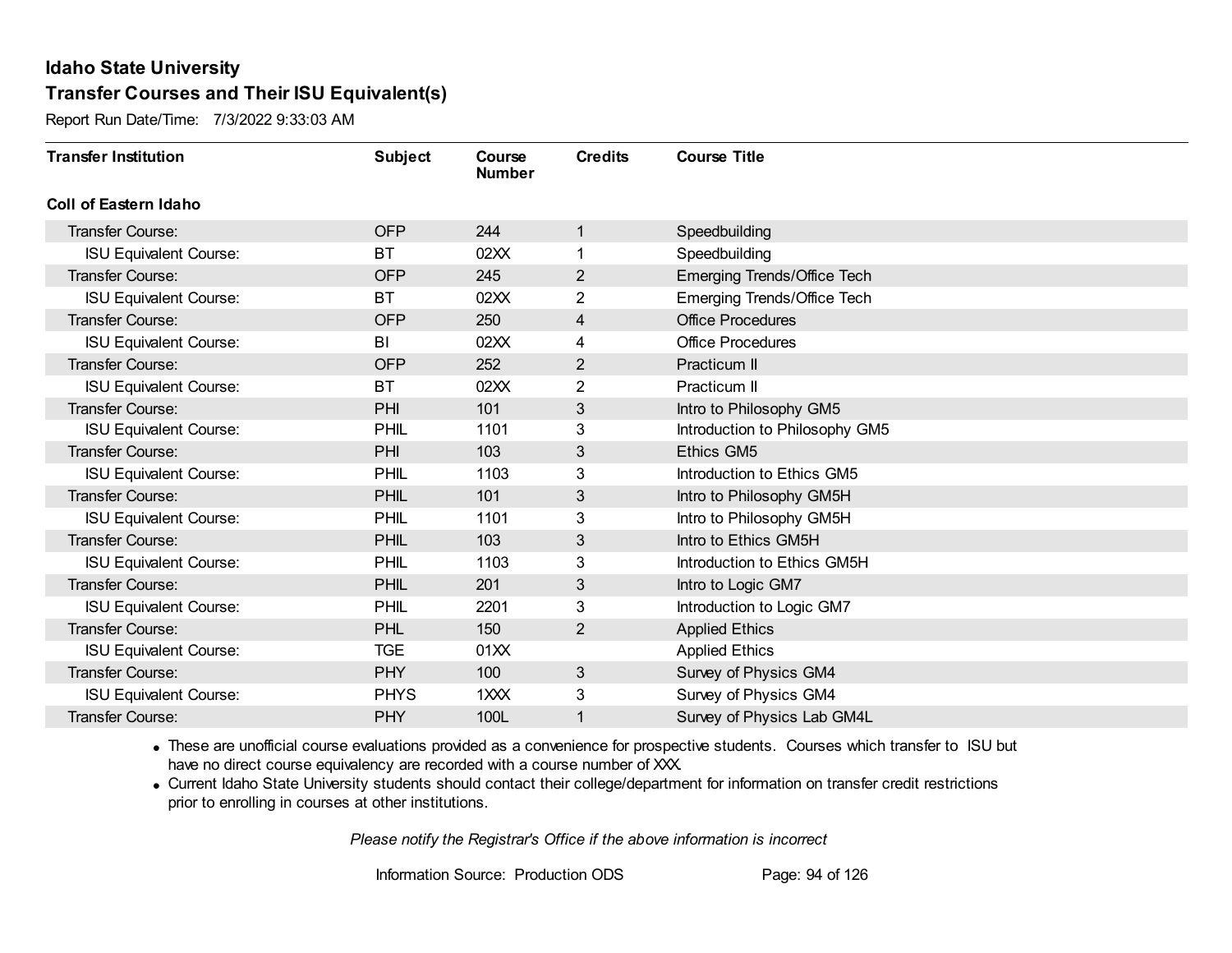# Idaho State University

## Transfer Courses and Their ISU Equivalent(s)

Report Run Date/Time: 7/3/2022 9:33:03 AM

| Transfer Institution | Subject | Course Number | Credits | Course Title |
|---|---|---|---|---|
| **Coll of Eastern Idaho** | | | | |
| Transfer Course: | OFP | 244 | 1 | Speedbuilding |
| ISU Equivalent Course: | BT | 02XX | 1 | Speedbuilding |
| Transfer Course: | OFP | 245 | 2 | Emerging Trends/Office Tech |
| ISU Equivalent Course: | BT | 02XX | 2 | Emerging Trends/Office Tech |
| Transfer Course: | OFP | 250 | 4 | Office Procedures |
| ISU Equivalent Course: | BI | 02XX | 4 | Office Procedures |
| Transfer Course: | OFP | 252 | 2 | Practicum II |
| ISU Equivalent Course: | BT | 02XX | 2 | Practicum II |
| Transfer Course: | PHI | 101 | 3 | Intro to Philosophy GM5 |
| ISU Equivalent Course: | PHIL | 1101 | 3 | Introduction to Philosophy GM5 |
| Transfer Course: | PHI | 103 | 3 | Ethics GM5 |
| ISU Equivalent Course: | PHIL | 1103 | 3 | Introduction to Ethics GM5 |
| Transfer Course: | PHIL | 101 | 3 | Intro to Philosophy GM5H |
| ISU Equivalent Course: | PHIL | 1101 | 3 | Intro to Philosophy GM5H |
| Transfer Course: | PHIL | 103 | 3 | Intro to Ethics GM5H |
| ISU Equivalent Course: | PHIL | 1103 | 3 | Introduction to Ethics GM5H |
| Transfer Course: | PHIL | 201 | 3 | Intro to Logic GM7 |
| ISU Equivalent Course: | PHIL | 2201 | 3 | Introduction to Logic GM7 |
| Transfer Course: | PHL | 150 | 2 | Applied Ethics |
| ISU Equivalent Course: | TGE | 01XX | | Applied Ethics |
| Transfer Course: | PHY | 100 | 3 | Survey of Physics GM4 |
| ISU Equivalent Course: | PHYS | 1XXX | 3 | Survey of Physics GM4 |
| Transfer Course: | PHY | 100L | 1 | Survey of Physics Lab GM4L |

- These are unofficial course evaluations provided as a convenience for prospective students. Courses which transfer to ISU but have no direct course equivalency are recorded with a course number of XXX.
- Current Idaho State University students should contact their college/department for information on transfer credit restrictions prior to enrolling in courses at other institutions.

*Please notify the Registrar's Office if the above information is incorrect*

Information Source: Production ODS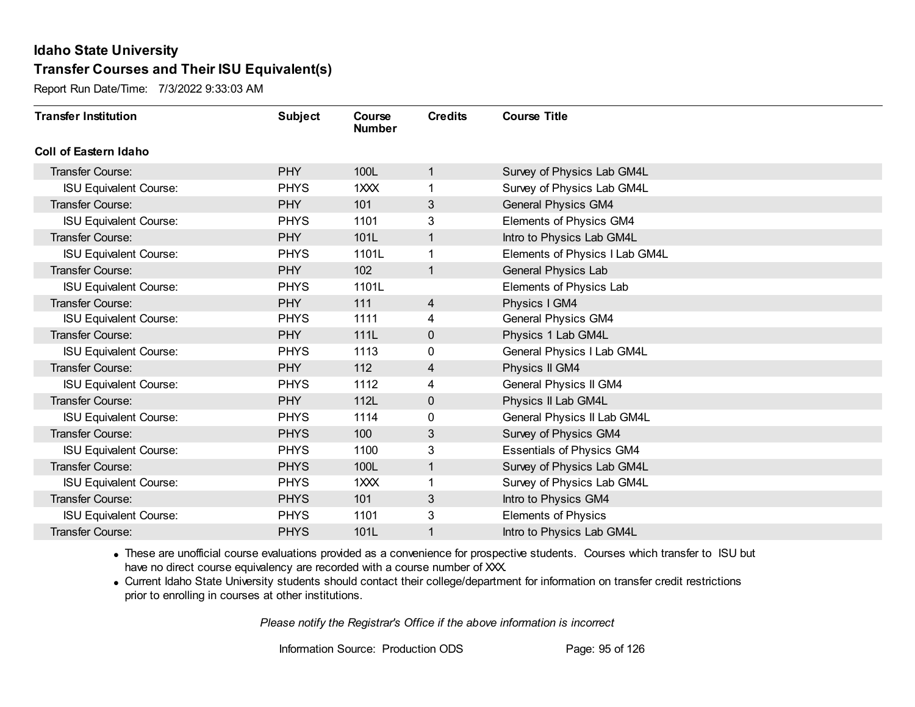# Idaho State University

## Transfer Courses and Their ISU Equivalent(s)

Report Run Date/Time: 7/3/2022 9:33:03 AM

| Transfer Institution | Subject | Course Number | Credits | Course Title |
|---|---|---|---|---|
| **Coll of Eastern Idaho** | | | | |
| Transfer Course: | PHY | 100L | 1 | Survey of Physics Lab GM4L |
| ISU Equivalent Course: | PHYS | 1XXX | 1 | Survey of Physics Lab GM4L |
| Transfer Course: | PHY | 101 | 3 | General Physics GM4 |
| ISU Equivalent Course: | PHYS | 1101 | 3 | Elements of Physics GM4 |
| Transfer Course: | PHY | 101L | 1 | Intro to Physics Lab GM4L |
| ISU Equivalent Course: | PHYS | 1101L | 1 | Elements of Physics I Lab GM4L |
| Transfer Course: | PHY | 102 | 1 | General Physics Lab |
| ISU Equivalent Course: | PHYS | 1101L | | Elements of Physics Lab |
| Transfer Course: | PHY | 111 | 4 | Physics I GM4 |
| ISU Equivalent Course: | PHYS | 1111 | 4 | General Physics GM4 |
| Transfer Course: | PHY | 111L | 0 | Physics 1 Lab GM4L |
| ISU Equivalent Course: | PHYS | 1113 | 0 | General Physics I Lab GM4L |
| Transfer Course: | PHY | 112 | 4 | Physics II GM4 |
| ISU Equivalent Course: | PHYS | 1112 | 4 | General Physics II GM4 |
| Transfer Course: | PHY | 112L | 0 | Physics II Lab GM4L |
| ISU Equivalent Course: | PHYS | 1114 | 0 | General Physics II Lab GM4L |
| Transfer Course: | PHYS | 100 | 3 | Survey of Physics GM4 |
| ISU Equivalent Course: | PHYS | 1100 | 3 | Essentials of Physics GM4 |
| Transfer Course: | PHYS | 100L | 1 | Survey of Physics Lab GM4L |
| ISU Equivalent Course: | PHYS | 1XXX | 1 | Survey of Physics Lab GM4L |
| Transfer Course: | PHYS | 101 | 3 | Intro to Physics GM4 |
| ISU Equivalent Course: | PHYS | 1101 | 3 | Elements of Physics |
| Transfer Course: | PHYS | 101L | 1 | Intro to Physics Lab GM4L |

- These are unofficial course evaluations provided as a convenience for prospective students. Courses which transfer to ISU but have no direct course equivalency are recorded with a course number of XXX.
- Current Idaho State University students should contact their college/department for information on transfer credit restrictions prior to enrolling in courses at other institutions.

*Please notify the Registrar's Office if the above information is incorrect*

Information Source: Production ODS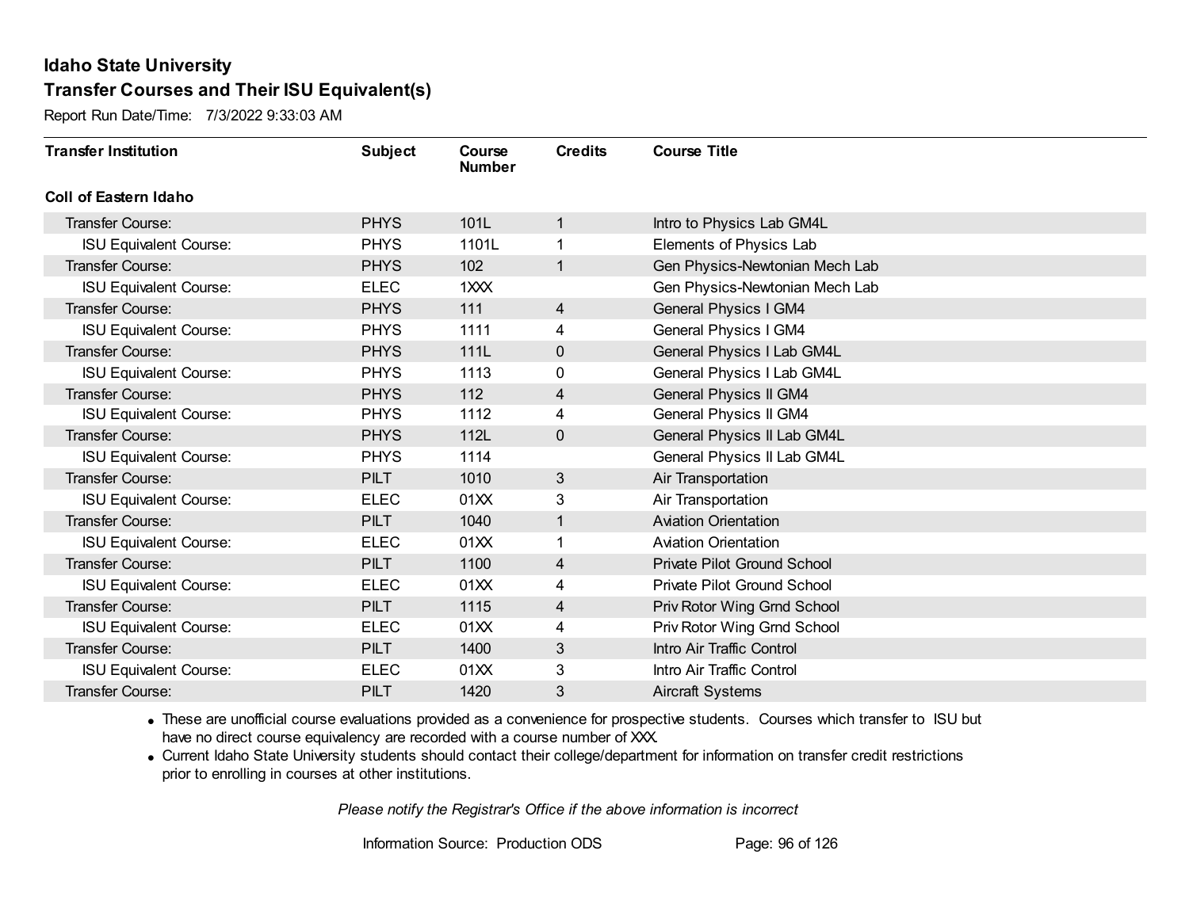# Idaho State University

## Transfer Courses and Their ISU Equivalent(s)

Report Run Date/Time: 7/3/2022 9:33:03 AM

| Transfer Institution | Subject | Course Number | Credits | Course Title |
|---|---|---|---|---|
| **Coll of Eastern Idaho** | | | | |
| Transfer Course: | PHYS | 101L | 1 | Intro to Physics Lab GM4L |
| ISU Equivalent Course: | PHYS | 1101L | 1 | Elements of Physics Lab |
| Transfer Course: | PHYS | 102 | 1 | Gen Physics-Newtonian Mech Lab |
| ISU Equivalent Course: | ELEC | 1XXX | | Gen Physics-Newtonian Mech Lab |
| Transfer Course: | PHYS | 111 | 4 | General Physics I GM4 |
| ISU Equivalent Course: | PHYS | 1111 | 4 | General Physics I GM4 |
| Transfer Course: | PHYS | 111L | 0 | General Physics I Lab GM4L |
| ISU Equivalent Course: | PHYS | 1113 | 0 | General Physics I Lab GM4L |
| Transfer Course: | PHYS | 112 | 4 | General Physics II GM4 |
| ISU Equivalent Course: | PHYS | 1112 | 4 | General Physics II GM4 |
| Transfer Course: | PHYS | 112L | 0 | General Physics II Lab GM4L |
| ISU Equivalent Course: | PHYS | 1114 | | General Physics II Lab GM4L |
| Transfer Course: | PILT | 1010 | 3 | Air Transportation |
| ISU Equivalent Course: | ELEC | 01XX | 3 | Air Transportation |
| Transfer Course: | PILT | 1040 | 1 | Aviation Orientation |
| ISU Equivalent Course: | ELEC | 01XX | 1 | Aviation Orientation |
| Transfer Course: | PILT | 1100 | 4 | Private Pilot Ground School |
| ISU Equivalent Course: | ELEC | 01XX | 4 | Private Pilot Ground School |
| Transfer Course: | PILT | 1115 | 4 | Priv Rotor Wing Grnd School |
| ISU Equivalent Course: | ELEC | 01XX | 4 | Priv Rotor Wing Grnd School |
| Transfer Course: | PILT | 1400 | 3 | Intro Air Traffic Control |
| ISU Equivalent Course: | ELEC | 01XX | 3 | Intro Air Traffic Control |
| Transfer Course: | PILT | 1420 | 3 | Aircraft Systems |

- These are unofficial course evaluations provided as a convenience for prospective students. Courses which transfer to ISU but have no direct course equivalency are recorded with a course number of XXX.
- Current Idaho State University students should contact their college/department for information on transfer credit restrictions prior to enrolling in courses at other institutions.

*Please notify the Registrar's Office if the above information is incorrect*

Information Source: Production ODS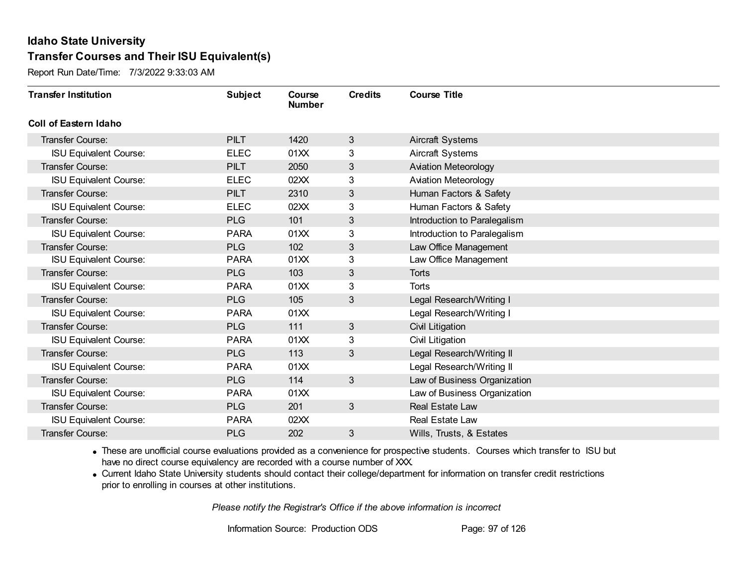## Idaho State University
## Transfer Courses and Their ISU Equivalent(s)

Report Run Date/Time: 7/3/2022 9:33:03 AM

| Transfer Institution | Subject | Course Number | Credits | Course Title |
|---|---|---|---|---|
| **Coll of Eastern Idaho** | | | | |
| Transfer Course: | PILT | 1420 | 3 | Aircraft Systems |
| ISU Equivalent Course: | ELEC | 01XX | 3 | Aircraft Systems |
| Transfer Course: | PILT | 2050 | 3 | Aviation Meteorology |
| ISU Equivalent Course: | ELEC | 02XX | 3 | Aviation Meteorology |
| Transfer Course: | PILT | 2310 | 3 | Human Factors & Safety |
| ISU Equivalent Course: | ELEC | 02XX | 3 | Human Factors & Safety |
| Transfer Course: | PLG | 101 | 3 | Introduction to Paralegalism |
| ISU Equivalent Course: | PARA | 01XX | 3 | Introduction to Paralegalism |
| Transfer Course: | PLG | 102 | 3 | Law Office Management |
| ISU Equivalent Course: | PARA | 01XX | 3 | Law Office Management |
| Transfer Course: | PLG | 103 | 3 | Torts |
| ISU Equivalent Course: | PARA | 01XX | 3 | Torts |
| Transfer Course: | PLG | 105 | 3 | Legal Research/Writing I |
| ISU Equivalent Course: | PARA | 01XX | | Legal Research/Writing I |
| Transfer Course: | PLG | 111 | 3 | Civil Litigation |
| ISU Equivalent Course: | PARA | 01XX | 3 | Civil Litigation |
| Transfer Course: | PLG | 113 | 3 | Legal Research/Writing II |
| ISU Equivalent Course: | PARA | 01XX | | Legal Research/Writing II |
| Transfer Course: | PLG | 114 | 3 | Law of Business Organization |
| ISU Equivalent Course: | PARA | 01XX | | Law of Business Organization |
| Transfer Course: | PLG | 201 | 3 | Real Estate Law |
| ISU Equivalent Course: | PARA | 02XX | | Real Estate Law |
| Transfer Course: | PLG | 202 | 3 | Wills, Trusts, & Estates |

- These are unofficial course evaluations provided as a convenience for prospective students. Courses which transfer to ISU but have no direct course equivalency are recorded with a course number of XXX.
- Current Idaho State University students should contact their college/department for information on transfer credit restrictions prior to enrolling in courses at other institutions.

*Please notify the Registrar's Office if the above information is incorrect*

Information Source: Production ODS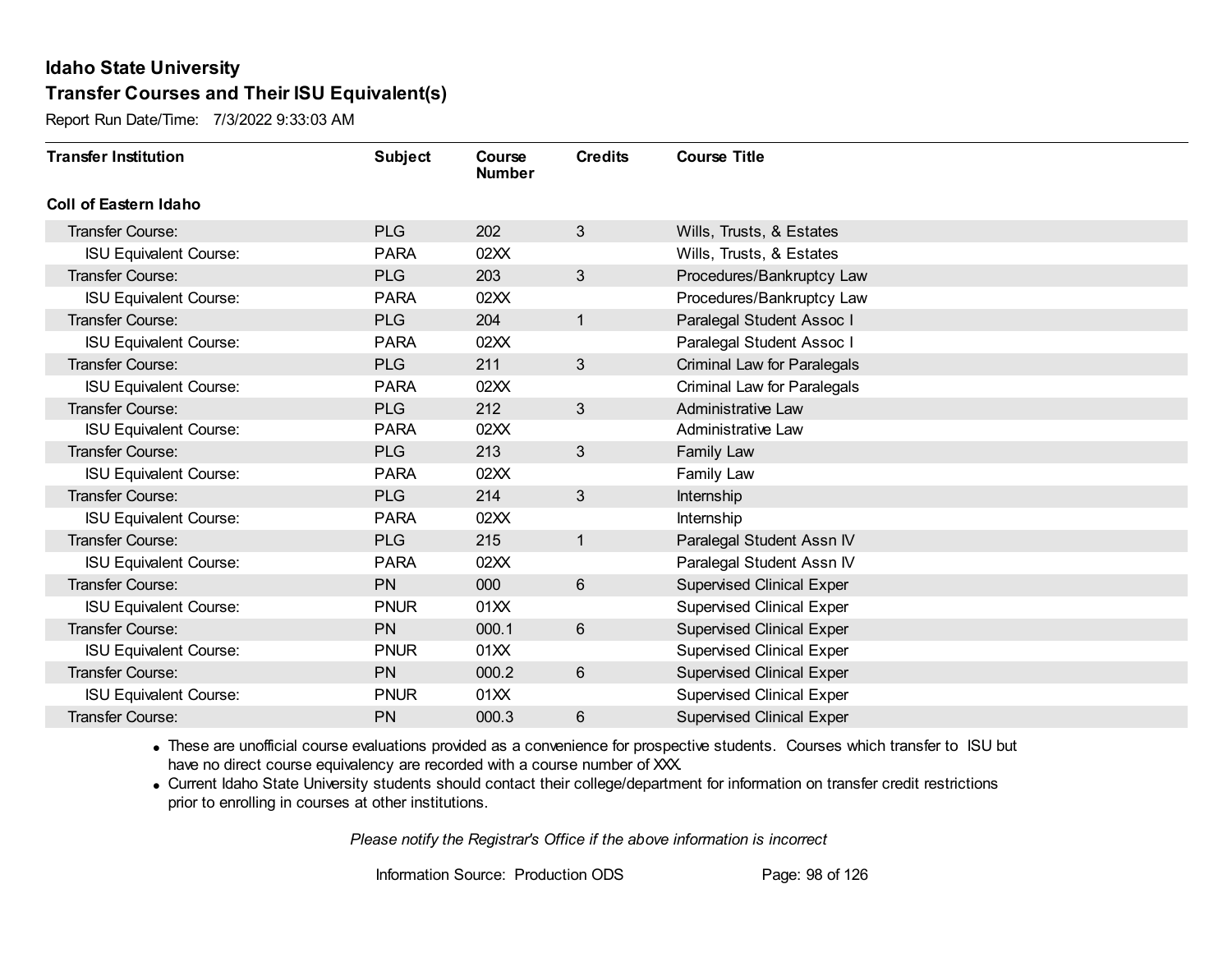# Idaho State University

## Transfer Courses and Their ISU Equivalent(s)

Report Run Date/Time: 7/3/2022 9:33:03 AM

| Transfer Institution | Subject | Course Number | Credits | Course Title |
|---|---|---|---|---|
| **Coll of Eastern Idaho** | | | | |
| Transfer Course: | PLG | 202 | 3 | Wills, Trusts, & Estates |
| ISU Equivalent Course: | PARA | 02XX | | Wills, Trusts, & Estates |
| Transfer Course: | PLG | 203 | 3 | Procedures/Bankruptcy Law |
| ISU Equivalent Course: | PARA | 02XX | | Procedures/Bankruptcy Law |
| Transfer Course: | PLG | 204 | 1 | Paralegal Student Assoc I |
| ISU Equivalent Course: | PARA | 02XX | | Paralegal Student Assoc I |
| Transfer Course: | PLG | 211 | 3 | Criminal Law for Paralegals |
| ISU Equivalent Course: | PARA | 02XX | | Criminal Law for Paralegals |
| Transfer Course: | PLG | 212 | 3 | Administrative Law |
| ISU Equivalent Course: | PARA | 02XX | | Administrative Law |
| Transfer Course: | PLG | 213 | 3 | Family Law |
| ISU Equivalent Course: | PARA | 02XX | | Family Law |
| Transfer Course: | PLG | 214 | 3 | Internship |
| ISU Equivalent Course: | PARA | 02XX | | Internship |
| Transfer Course: | PLG | 215 | 1 | Paralegal Student Assn IV |
| ISU Equivalent Course: | PARA | 02XX | | Paralegal Student Assn IV |
| Transfer Course: | PN | 000 | 6 | Supervised Clinical Exper |
| ISU Equivalent Course: | PNUR | 01XX | | Supervised Clinical Exper |
| Transfer Course: | PN | 000.1 | 6 | Supervised Clinical Exper |
| ISU Equivalent Course: | PNUR | 01XX | | Supervised Clinical Exper |
| Transfer Course: | PN | 000.2 | 6 | Supervised Clinical Exper |
| ISU Equivalent Course: | PNUR | 01XX | | Supervised Clinical Exper |
| Transfer Course: | PN | 000.3 | 6 | Supervised Clinical Exper |

- These are unofficial course evaluations provided as a convenience for prospective students. Courses which transfer to ISU but have no direct course equivalency are recorded with a course number of XXX.
- Current Idaho State University students should contact their college/department for information on transfer credit restrictions prior to enrolling in courses at other institutions.

*Please notify the Registrar's Office if the above information is incorrect*

Information Source: Production ODS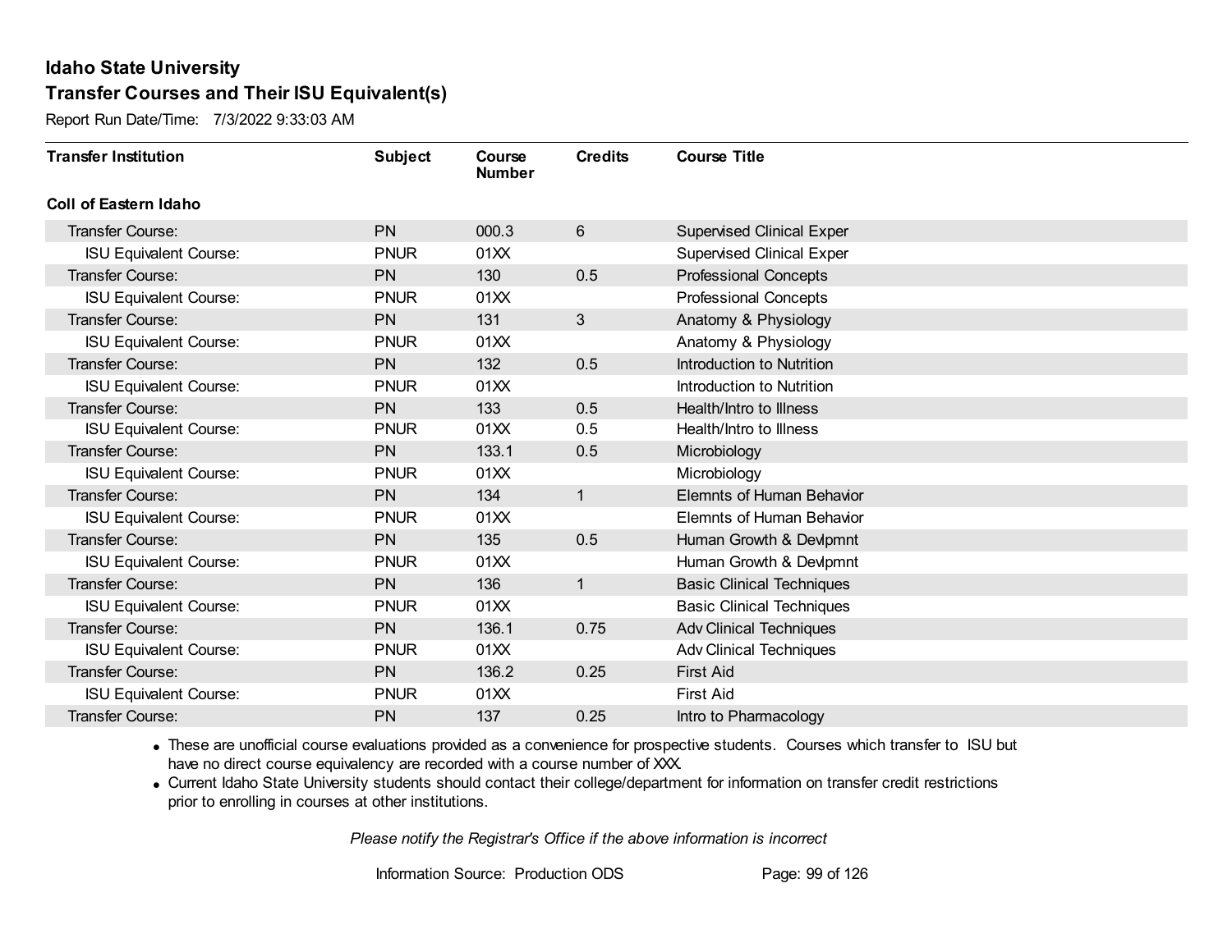# Idaho State University

## Transfer Courses and Their ISU Equivalent(s)

Report Run Date/Time: 7/3/2022 9:33:03 AM

| Transfer Institution | Subject | Course Number | Credits | Course Title |
|---|---|---|---|---|
| **Coll of Eastern Idaho** | | | | |
| Transfer Course: | PN | 000.3 | 6 | Supervised Clinical Exper |
| ISU Equivalent Course: | PNUR | 01XX | | Supervised Clinical Exper |
| Transfer Course: | PN | 130 | 0.5 | Professional Concepts |
| ISU Equivalent Course: | PNUR | 01XX | | Professional Concepts |
| Transfer Course: | PN | 131 | 3 | Anatomy & Physiology |
| ISU Equivalent Course: | PNUR | 01XX | | Anatomy & Physiology |
| Transfer Course: | PN | 132 | 0.5 | Introduction to Nutrition |
| ISU Equivalent Course: | PNUR | 01XX | | Introduction to Nutrition |
| Transfer Course: | PN | 133 | 0.5 | Health/Intro to Illness |
| ISU Equivalent Course: | PNUR | 01XX | 0.5 | Health/Intro to Illness |
| Transfer Course: | PN | 133.1 | 0.5 | Microbiology |
| ISU Equivalent Course: | PNUR | 01XX | | Microbiology |
| Transfer Course: | PN | 134 | 1 | Elemnts of Human Behavior |
| ISU Equivalent Course: | PNUR | 01XX | | Elemnts of Human Behavior |
| Transfer Course: | PN | 135 | 0.5 | Human Growth & Devlpmnt |
| ISU Equivalent Course: | PNUR | 01XX | | Human Growth & Devlpmnt |
| Transfer Course: | PN | 136 | 1 | Basic Clinical Techniques |
| ISU Equivalent Course: | PNUR | 01XX | | Basic Clinical Techniques |
| Transfer Course: | PN | 136.1 | 0.75 | Adv Clinical Techniques |
| ISU Equivalent Course: | PNUR | 01XX | | Adv Clinical Techniques |
| Transfer Course: | PN | 136.2 | 0.25 | First Aid |
| ISU Equivalent Course: | PNUR | 01XX | | First Aid |
| Transfer Course: | PN | 137 | 0.25 | Intro to Pharmacology |

- These are unofficial course evaluations provided as a convenience for prospective students. Courses which transfer to ISU but have no direct course equivalency are recorded with a course number of XXX.
- Current Idaho State University students should contact their college/department for information on transfer credit restrictions prior to enrolling in courses at other institutions.

*Please notify the Registrar's Office if the above information is incorrect*

Information Source: Production ODS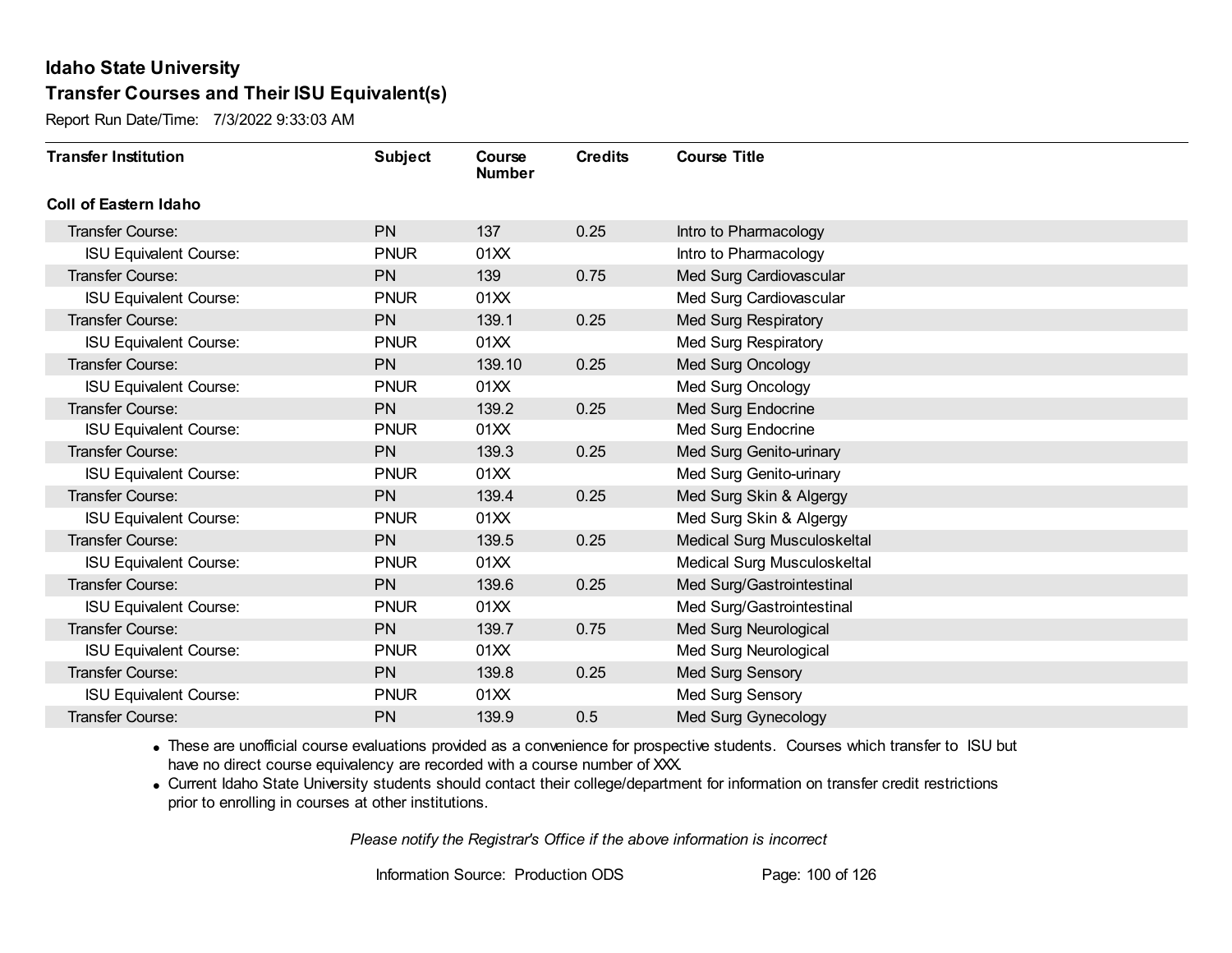# Idaho State University

## Transfer Courses and Their ISU Equivalent(s)

Report Run Date/Time: 7/3/2022 9:33:03 AM

| Transfer Institution | Subject | Course Number | Credits | Course Title |
|---|---|---|---|---|
| **Coll of Eastern Idaho** | | | | |
| Transfer Course: | PN | 137 | 0.25 | Intro to Pharmacology |
| ISU Equivalent Course: | PNUR | 01XX | | Intro to Pharmacology |
| Transfer Course: | PN | 139 | 0.75 | Med Surg Cardiovascular |
| ISU Equivalent Course: | PNUR | 01XX | | Med Surg Cardiovascular |
| Transfer Course: | PN | 139.1 | 0.25 | Med Surg Respiratory |
| ISU Equivalent Course: | PNUR | 01XX | | Med Surg Respiratory |
| Transfer Course: | PN | 139.10 | 0.25 | Med Surg Oncology |
| ISU Equivalent Course: | PNUR | 01XX | | Med Surg Oncology |
| Transfer Course: | PN | 139.2 | 0.25 | Med Surg Endocrine |
| ISU Equivalent Course: | PNUR | 01XX | | Med Surg Endocrine |
| Transfer Course: | PN | 139.3 | 0.25 | Med Surg Genito-urinary |
| ISU Equivalent Course: | PNUR | 01XX | | Med Surg Genito-urinary |
| Transfer Course: | PN | 139.4 | 0.25 | Med Surg Skin & Algergy |
| ISU Equivalent Course: | PNUR | 01XX | | Med Surg Skin & Algergy |
| Transfer Course: | PN | 139.5 | 0.25 | Medical Surg Musculoskeltal |
| ISU Equivalent Course: | PNUR | 01XX | | Medical Surg Musculoskeltal |
| Transfer Course: | PN | 139.6 | 0.25 | Med Surg/Gastrointestinal |
| ISU Equivalent Course: | PNUR | 01XX | | Med Surg/Gastrointestinal |
| Transfer Course: | PN | 139.7 | 0.75 | Med Surg Neurological |
| ISU Equivalent Course: | PNUR | 01XX | | Med Surg Neurological |
| Transfer Course: | PN | 139.8 | 0.25 | Med Surg Sensory |
| ISU Equivalent Course: | PNUR | 01XX | | Med Surg Sensory |
| Transfer Course: | PN | 139.9 | 0.5 | Med Surg Gynecology |

- These are unofficial course evaluations provided as a convenience for prospective students. Courses which transfer to ISU but have no direct course equivalency are recorded with a course number of XXX.
- Current Idaho State University students should contact their college/department for information on transfer credit restrictions prior to enrolling in courses at other institutions.

*Please notify the Registrar's Office if the above information is incorrect*

Information Source: Production ODS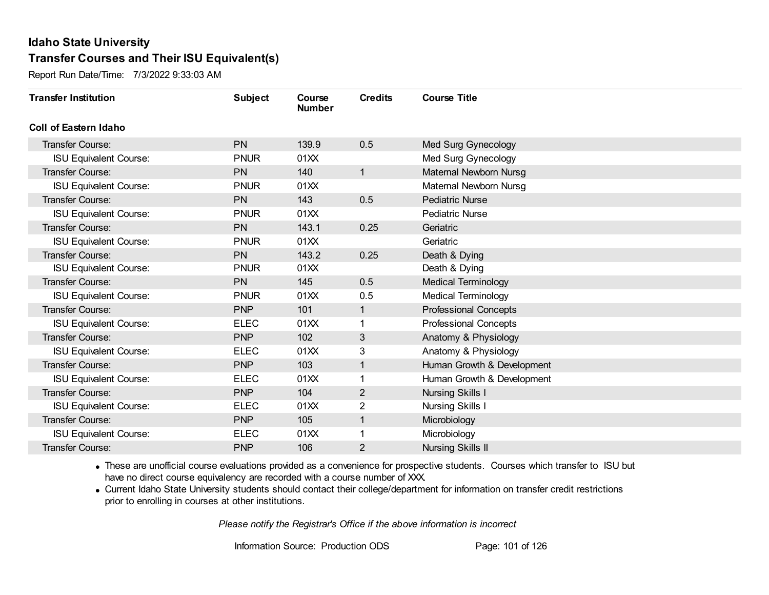# Idaho State University

## Transfer Courses and Their ISU Equivalent(s)

Report Run Date/Time: 7/3/2022 9:33:03 AM

| Transfer Institution | Subject | Course Number | Credits | Course Title |
|---|---|---|---|---|
| **Coll of Eastern Idaho** | | | | |
| Transfer Course: | PN | 139.9 | 0.5 | Med Surg Gynecology |
| ISU Equivalent Course: | PNUR | 01XX | | Med Surg Gynecology |
| Transfer Course: | PN | 140 | 1 | Maternal Newborn Nursg |
| ISU Equivalent Course: | PNUR | 01XX | | Maternal Newborn Nursg |
| Transfer Course: | PN | 143 | 0.5 | Pediatric Nurse |
| ISU Equivalent Course: | PNUR | 01XX | | Pediatric Nurse |
| Transfer Course: | PN | 143.1 | 0.25 | Geriatric |
| ISU Equivalent Course: | PNUR | 01XX | | Geriatric |
| Transfer Course: | PN | 143.2 | 0.25 | Death & Dying |
| ISU Equivalent Course: | PNUR | 01XX | | Death & Dying |
| Transfer Course: | PN | 145 | 0.5 | Medical Terminology |
| ISU Equivalent Course: | PNUR | 01XX | 0.5 | Medical Terminology |
| Transfer Course: | PNP | 101 | 1 | Professional Concepts |
| ISU Equivalent Course: | ELEC | 01XX | 1 | Professional Concepts |
| Transfer Course: | PNP | 102 | 3 | Anatomy & Physiology |
| ISU Equivalent Course: | ELEC | 01XX | 3 | Anatomy & Physiology |
| Transfer Course: | PNP | 103 | 1 | Human Growth & Development |
| ISU Equivalent Course: | ELEC | 01XX | 1 | Human Growth & Development |
| Transfer Course: | PNP | 104 | 2 | Nursing Skills I |
| ISU Equivalent Course: | ELEC | 01XX | 2 | Nursing Skills I |
| Transfer Course: | PNP | 105 | 1 | Microbiology |
| ISU Equivalent Course: | ELEC | 01XX | 1 | Microbiology |
| Transfer Course: | PNP | 106 | 2 | Nursing Skills II |

- These are unofficial course evaluations provided as a convenience for prospective students. Courses which transfer to ISU but have no direct course equivalency are recorded with a course number of XXX.
- Current Idaho State University students should contact their college/department for information on transfer credit restrictions prior to enrolling in courses at other institutions.

*Please notify the Registrar's Office if the above information is incorrect*

Information Source: Production ODS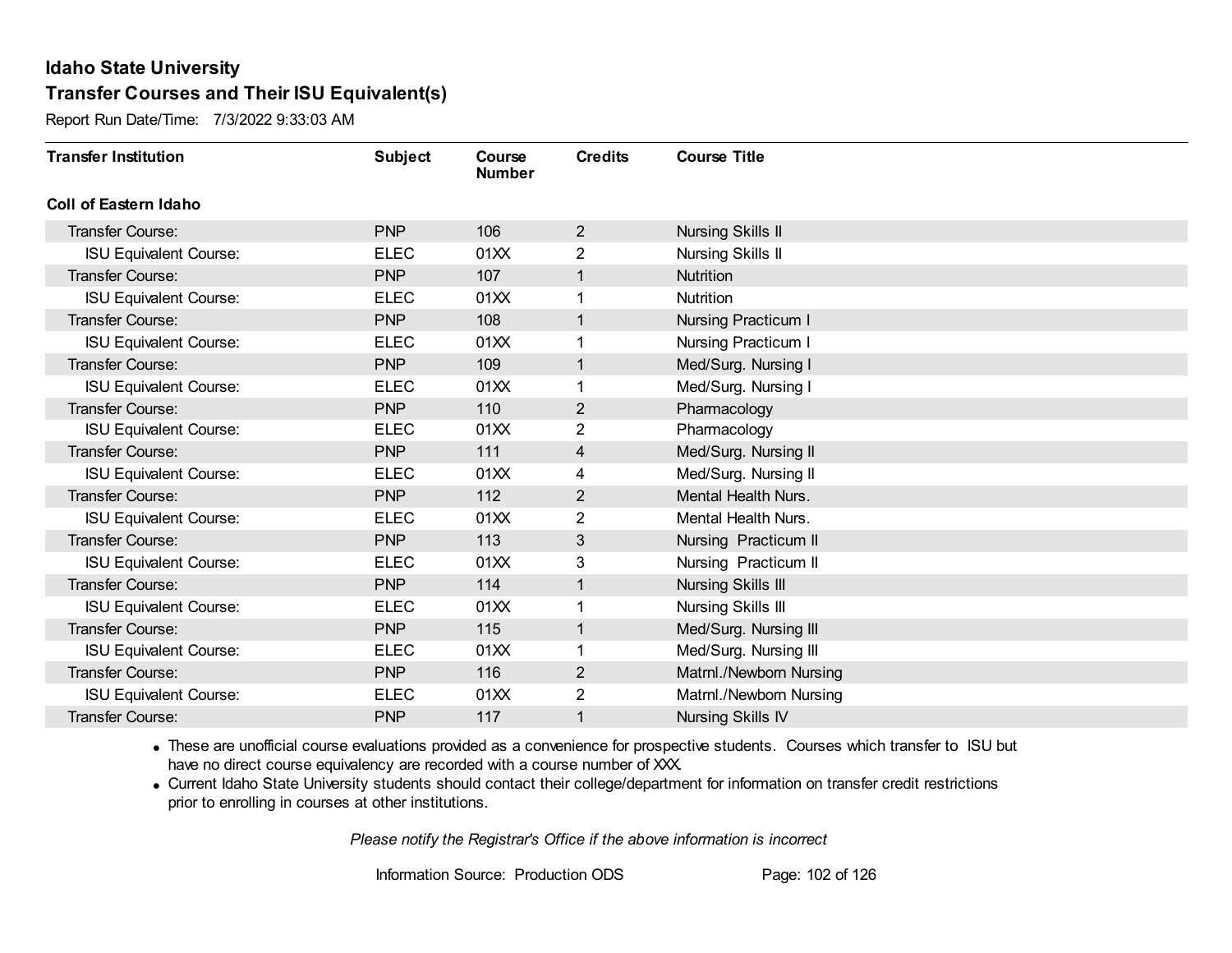## Idaho State University
## Transfer Courses and Their ISU Equivalent(s)

Report Run Date/Time: 7/3/2022 9:33:03 AM

| Transfer Institution | Subject | Course Number | Credits | Course Title |
|---|---|---|---|---|
| **Coll of Eastern Idaho** | | | | |
| Transfer Course: | PNP | 106 | 2 | Nursing Skills II |
| ISU Equivalent Course: | ELEC | 01XX | 2 | Nursing Skills II |
| Transfer Course: | PNP | 107 | 1 | Nutrition |
| ISU Equivalent Course: | ELEC | 01XX | 1 | Nutrition |
| Transfer Course: | PNP | 108 | 1 | Nursing Practicum I |
| ISU Equivalent Course: | ELEC | 01XX | 1 | Nursing Practicum I |
| Transfer Course: | PNP | 109 | 1 | Med/Surg. Nursing I |
| ISU Equivalent Course: | ELEC | 01XX | 1 | Med/Surg. Nursing I |
| Transfer Course: | PNP | 110 | 2 | Pharmacology |
| ISU Equivalent Course: | ELEC | 01XX | 2 | Pharmacology |
| Transfer Course: | PNP | 111 | 4 | Med/Surg. Nursing II |
| ISU Equivalent Course: | ELEC | 01XX | 4 | Med/Surg. Nursing II |
| Transfer Course: | PNP | 112 | 2 | Mental Health Nurs. |
| ISU Equivalent Course: | ELEC | 01XX | 2 | Mental Health Nurs. |
| Transfer Course: | PNP | 113 | 3 | Nursing Practicum II |
| ISU Equivalent Course: | ELEC | 01XX | 3 | Nursing Practicum II |
| Transfer Course: | PNP | 114 | 1 | Nursing Skills III |
| ISU Equivalent Course: | ELEC | 01XX | 1 | Nursing Skills III |
| Transfer Course: | PNP | 115 | 1 | Med/Surg. Nursing III |
| ISU Equivalent Course: | ELEC | 01XX | 1 | Med/Surg. Nursing III |
| Transfer Course: | PNP | 116 | 2 | Matrnl./Newborn Nursing |
| ISU Equivalent Course: | ELEC | 01XX | 2 | Matrnl./Newborn Nursing |
| Transfer Course: | PNP | 117 | 1 | Nursing Skills IV |

- These are unofficial course evaluations provided as a convenience for prospective students. Courses which transfer to ISU but have no direct course equivalency are recorded with a course number of XXX.
- Current Idaho State University students should contact their college/department for information on transfer credit restrictions prior to enrolling in courses at other institutions.

*Please notify the Registrar's Office if the above information is incorrect*

Information Source: Production ODS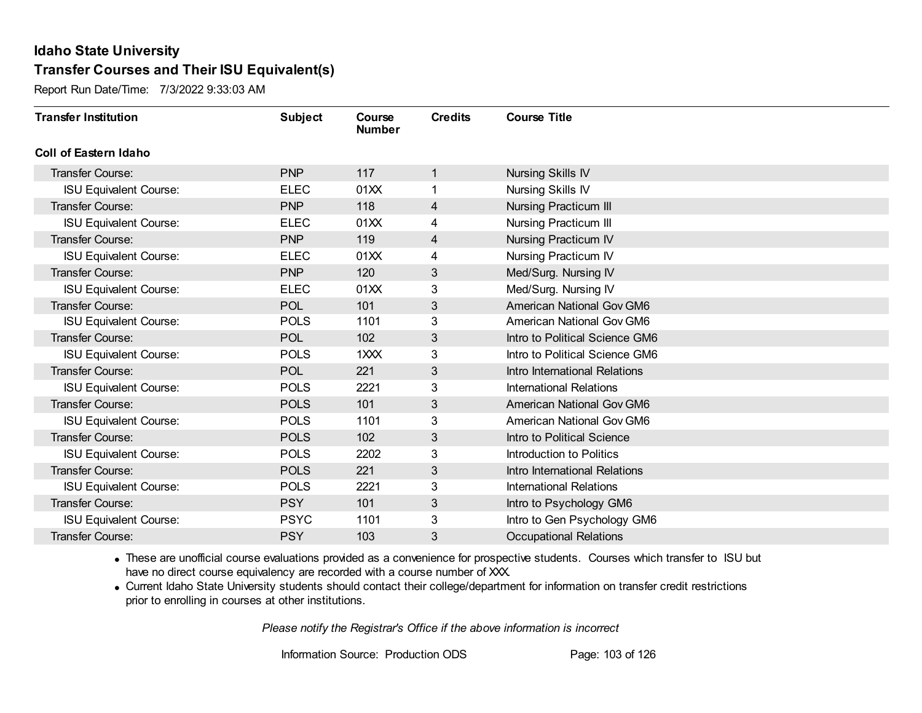# Idaho State University

## Transfer Courses and Their ISU Equivalent(s)

Report Run Date/Time: 7/3/2022 9:33:03 AM

| Transfer Institution | Subject | Course Number | Credits | Course Title |
|---|---|---|---|---|
| **Coll of Eastern Idaho** | | | | |
| Transfer Course: | PNP | 117 | 1 | Nursing Skills IV |
| ISU Equivalent Course: | ELEC | 01XX | 1 | Nursing Skills IV |
| Transfer Course: | PNP | 118 | 4 | Nursing Practicum III |
| ISU Equivalent Course: | ELEC | 01XX | 4 | Nursing Practicum III |
| Transfer Course: | PNP | 119 | 4 | Nursing Practicum IV |
| ISU Equivalent Course: | ELEC | 01XX | 4 | Nursing Practicum IV |
| Transfer Course: | PNP | 120 | 3 | Med/Surg. Nursing IV |
| ISU Equivalent Course: | ELEC | 01XX | 3 | Med/Surg. Nursing IV |
| Transfer Course: | POL | 101 | 3 | American National Gov GM6 |
| ISU Equivalent Course: | POLS | 1101 | 3 | American National Gov GM6 |
| Transfer Course: | POL | 102 | 3 | Intro to Political Science GM6 |
| ISU Equivalent Course: | POLS | 1XXX | 3 | Intro to Political Science GM6 |
| Transfer Course: | POL | 221 | 3 | Intro International Relations |
| ISU Equivalent Course: | POLS | 2221 | 3 | International Relations |
| Transfer Course: | POLS | 101 | 3 | American National Gov GM6 |
| ISU Equivalent Course: | POLS | 1101 | 3 | American National Gov GM6 |
| Transfer Course: | POLS | 102 | 3 | Intro to Political Science |
| ISU Equivalent Course: | POLS | 2202 | 3 | Introduction to Politics |
| Transfer Course: | POLS | 221 | 3 | Intro International Relations |
| ISU Equivalent Course: | POLS | 2221 | 3 | International Relations |
| Transfer Course: | PSY | 101 | 3 | Intro to Psychology GM6 |
| ISU Equivalent Course: | PSYC | 1101 | 3 | Intro to Gen Psychology GM6 |
| Transfer Course: | PSY | 103 | 3 | Occupational Relations |

- These are unofficial course evaluations provided as a convenience for prospective students. Courses which transfer to ISU but have no direct course equivalency are recorded with a course number of XXX.
- Current Idaho State University students should contact their college/department for information on transfer credit restrictions prior to enrolling in courses at other institutions.

*Please notify the Registrar's Office if the above information is incorrect*

Information Source: Production ODS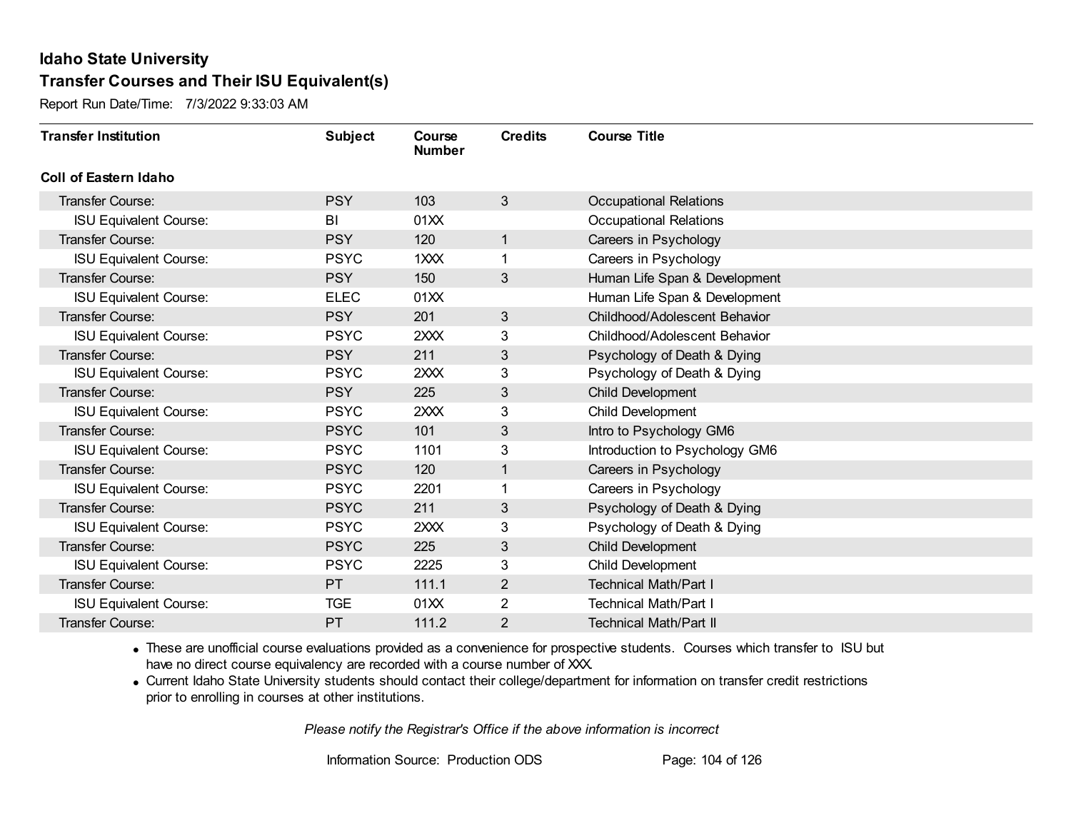**Idaho State University**

**Transfer Courses and Their ISU Equivalent(s)**

Report Run Date/Time: 7/3/2022 9:33:03 AM

| Transfer Institution | Subject | Course Number | Credits | Course Title |
|---|---|---|---|---|
| **Coll of Eastern Idaho** | | | | |
| Transfer Course: | PSY | 103 | 3 | Occupational Relations |
| ISU Equivalent Course: | BI | 01XX | | Occupational Relations |
| Transfer Course: | PSY | 120 | 1 | Careers in Psychology |
| ISU Equivalent Course: | PSYC | 1XXX | 1 | Careers in Psychology |
| Transfer Course: | PSY | 150 | 3 | Human Life Span & Development |
| ISU Equivalent Course: | ELEC | 01XX | | Human Life Span & Development |
| Transfer Course: | PSY | 201 | 3 | Childhood/Adolescent Behavior |
| ISU Equivalent Course: | PSYC | 2XXX | 3 | Childhood/Adolescent Behavior |
| Transfer Course: | PSY | 211 | 3 | Psychology of Death & Dying |
| ISU Equivalent Course: | PSYC | 2XXX | 3 | Psychology of Death & Dying |
| Transfer Course: | PSY | 225 | 3 | Child Development |
| ISU Equivalent Course: | PSYC | 2XXX | 3 | Child Development |
| Transfer Course: | PSYC | 101 | 3 | Intro to Psychology GM6 |
| ISU Equivalent Course: | PSYC | 1101 | 3 | Introduction to Psychology GM6 |
| Transfer Course: | PSYC | 120 | 1 | Careers in Psychology |
| ISU Equivalent Course: | PSYC | 2201 | 1 | Careers in Psychology |
| Transfer Course: | PSYC | 211 | 3 | Psychology of Death & Dying |
| ISU Equivalent Course: | PSYC | 2XXX | 3 | Psychology of Death & Dying |
| Transfer Course: | PSYC | 225 | 3 | Child Development |
| ISU Equivalent Course: | PSYC | 2225 | 3 | Child Development |
| Transfer Course: | PT | 111.1 | 2 | Technical Math/Part I |
| ISU Equivalent Course: | TGE | 01XX | 2 | Technical Math/Part I |
| Transfer Course: | PT | 111.2 | 2 | Technical Math/Part II |

- These are unofficial course evaluations provided as a convenience for prospective students. Courses which transfer to ISU but have no direct course equivalency are recorded with a course number of XXX.
- Current Idaho State University students should contact their college/department for information on transfer credit restrictions prior to enrolling in courses at other institutions.

*Please notify the Registrar's Office if the above information is incorrect*

Information Source: Production ODS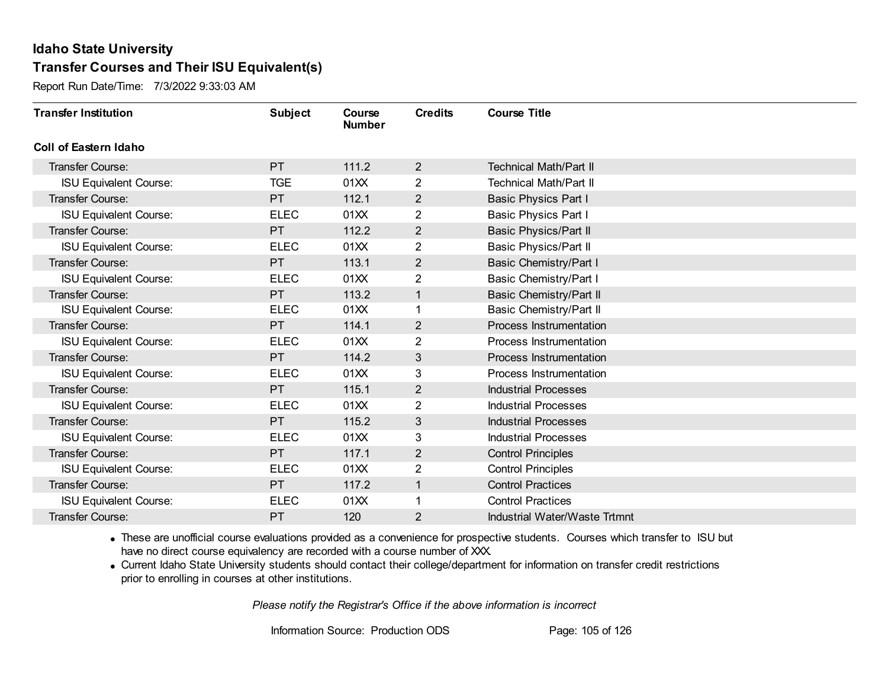# Idaho State University

## Transfer Courses and Their ISU Equivalent(s)

Report Run Date/Time: 7/3/2022 9:33:03 AM

| Transfer Institution | Subject | Course Number | Credits | Course Title |
|---|---|---|---|---|
| **Coll of Eastern Idaho** | | | | |
| Transfer Course: | PT | 111.2 | 2 | Technical Math/Part II |
| ISU Equivalent Course: | TGE | 01XX | 2 | Technical Math/Part II |
| Transfer Course: | PT | 112.1 | 2 | Basic Physics Part I |
| ISU Equivalent Course: | ELEC | 01XX | 2 | Basic Physics Part I |
| Transfer Course: | PT | 112.2 | 2 | Basic Physics/Part II |
| ISU Equivalent Course: | ELEC | 01XX | 2 | Basic Physics/Part II |
| Transfer Course: | PT | 113.1 | 2 | Basic Chemistry/Part I |
| ISU Equivalent Course: | ELEC | 01XX | 2 | Basic Chemistry/Part I |
| Transfer Course: | PT | 113.2 | 1 | Basic Chemistry/Part II |
| ISU Equivalent Course: | ELEC | 01XX | 1 | Basic Chemistry/Part II |
| Transfer Course: | PT | 114.1 | 2 | Process Instrumentation |
| ISU Equivalent Course: | ELEC | 01XX | 2 | Process Instrumentation |
| Transfer Course: | PT | 114.2 | 3 | Process Instrumentation |
| ISU Equivalent Course: | ELEC | 01XX | 3 | Process Instrumentation |
| Transfer Course: | PT | 115.1 | 2 | Industrial Processes |
| ISU Equivalent Course: | ELEC | 01XX | 2 | Industrial Processes |
| Transfer Course: | PT | 115.2 | 3 | Industrial Processes |
| ISU Equivalent Course: | ELEC | 01XX | 3 | Industrial Processes |
| Transfer Course: | PT | 117.1 | 2 | Control Principles |
| ISU Equivalent Course: | ELEC | 01XX | 2 | Control Principles |
| Transfer Course: | PT | 117.2 | 1 | Control Practices |
| ISU Equivalent Course: | ELEC | 01XX | 1 | Control Practices |
| Transfer Course: | PT | 120 | 2 | Industrial Water/Waste Trtmnt |

- These are unofficial course evaluations provided as a convenience for prospective students. Courses which transfer to ISU but have no direct course equivalency are recorded with a course number of XXX.
- Current Idaho State University students should contact their college/department for information on transfer credit restrictions prior to enrolling in courses at other institutions.

*Please notify the Registrar's Office if the above information is incorrect*

Information Source: Production ODS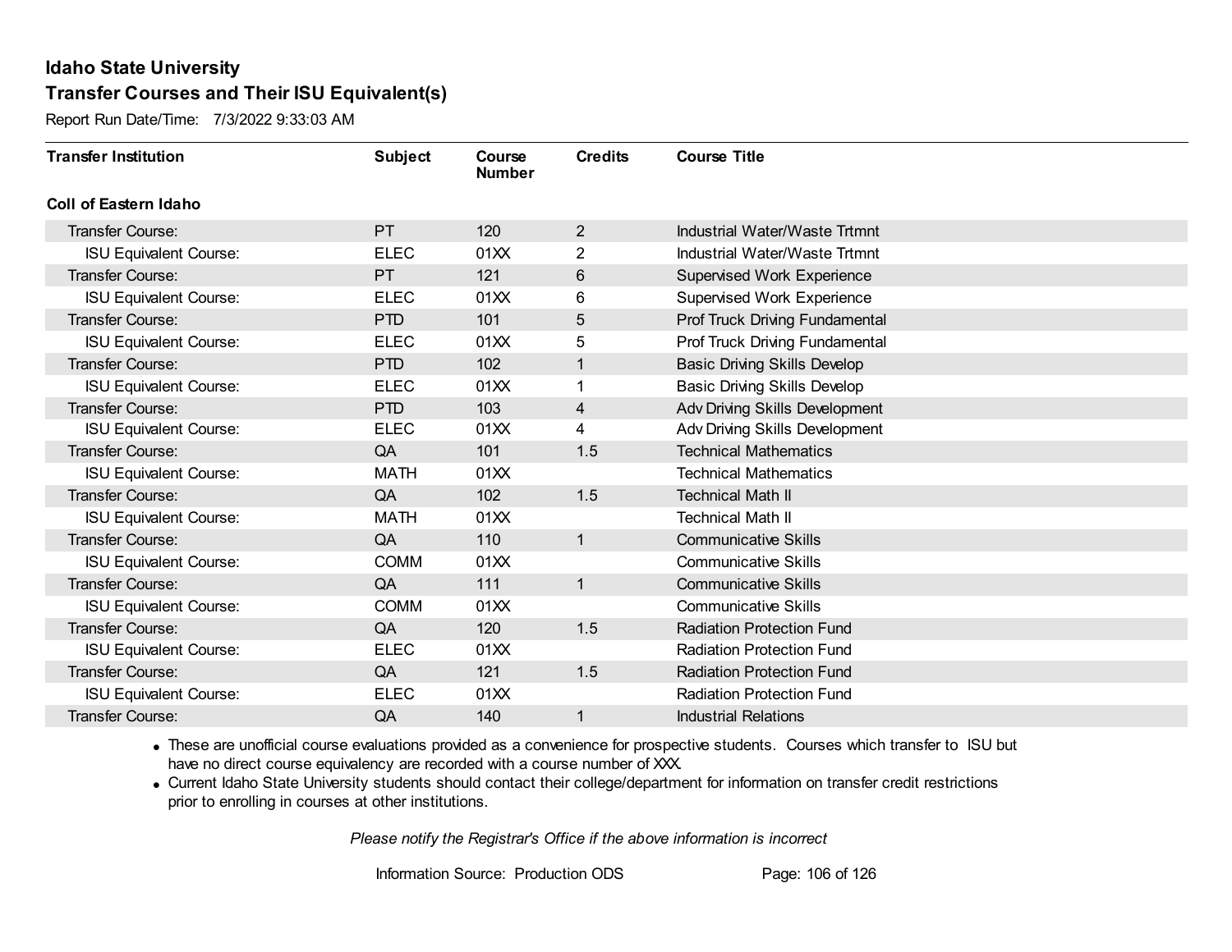# Idaho State University

## Transfer Courses and Their ISU Equivalent(s)

Report Run Date/Time: 7/3/2022 9:33:03 AM

| Transfer Institution | Subject | Course Number | Credits | Course Title |
|---|---|---|---|---|
| **Coll of Eastern Idaho** | | | | |
| Transfer Course: | PT | 120 | 2 | Industrial Water/Waste Trtmnt |
| ISU Equivalent Course: | ELEC | 01XX | 2 | Industrial Water/Waste Trtmnt |
| Transfer Course: | PT | 121 | 6 | Supervised Work Experience |
| ISU Equivalent Course: | ELEC | 01XX | 6 | Supervised Work Experience |
| Transfer Course: | PTD | 101 | 5 | Prof Truck Driving Fundamental |
| ISU Equivalent Course: | ELEC | 01XX | 5 | Prof Truck Driving Fundamental |
| Transfer Course: | PTD | 102 | 1 | Basic Driving Skills Develop |
| ISU Equivalent Course: | ELEC | 01XX | 1 | Basic Driving Skills Develop |
| Transfer Course: | PTD | 103 | 4 | Adv Driving Skills Development |
| ISU Equivalent Course: | ELEC | 01XX | 4 | Adv Driving Skills Development |
| Transfer Course: | QA | 101 | 1.5 | Technical Mathematics |
| ISU Equivalent Course: | MATH | 01XX | | Technical Mathematics |
| Transfer Course: | QA | 102 | 1.5 | Technical Math II |
| ISU Equivalent Course: | MATH | 01XX | | Technical Math II |
| Transfer Course: | QA | 110 | 1 | Communicative Skills |
| ISU Equivalent Course: | COMM | 01XX | | Communicative Skills |
| Transfer Course: | QA | 111 | 1 | Communicative Skills |
| ISU Equivalent Course: | COMM | 01XX | | Communicative Skills |
| Transfer Course: | QA | 120 | 1.5 | Radiation Protection Fund |
| ISU Equivalent Course: | ELEC | 01XX | | Radiation Protection Fund |
| Transfer Course: | QA | 121 | 1.5 | Radiation Protection Fund |
| ISU Equivalent Course: | ELEC | 01XX | | Radiation Protection Fund |
| Transfer Course: | QA | 140 | 1 | Industrial Relations |

- These are unofficial course evaluations provided as a convenience for prospective students. Courses which transfer to ISU but have no direct course equivalency are recorded with a course number of XXX.
- Current Idaho State University students should contact their college/department for information on transfer credit restrictions prior to enrolling in courses at other institutions.

*Please notify the Registrar's Office if the above information is incorrect*

Information Source: Production ODS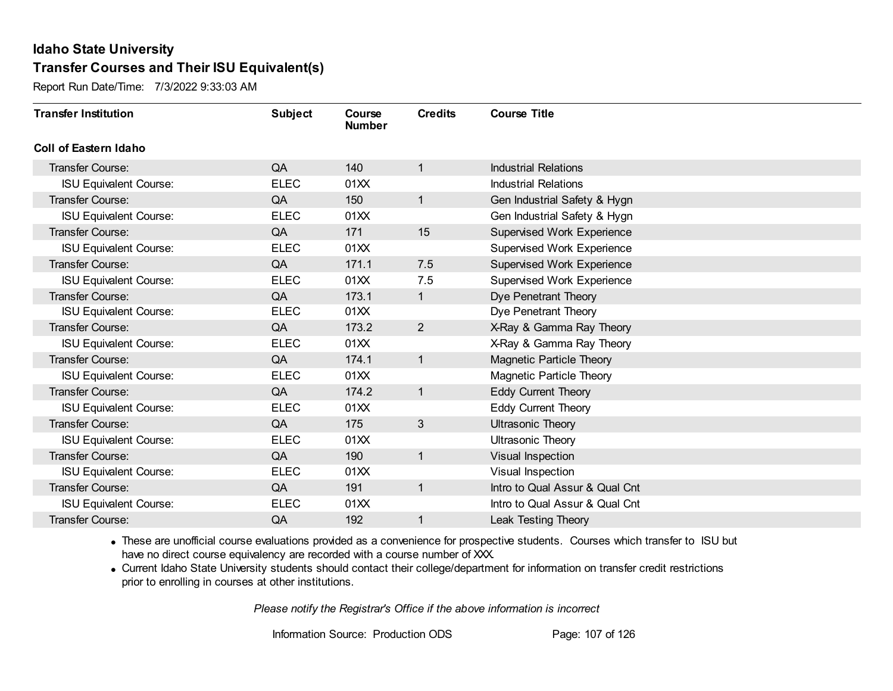# Idaho State University

## Transfer Courses and Their ISU Equivalent(s)

Report Run Date/Time: 7/3/2022 9:33:03 AM

| Transfer Institution | Subject | Course Number | Credits | Course Title |
|---|---|---|---|---|
| **Coll of Eastern Idaho** | | | | |
| Transfer Course: | QA | 140 | 1 | Industrial Relations |
| ISU Equivalent Course: | ELEC | 01XX | | Industrial Relations |
| Transfer Course: | QA | 150 | 1 | Gen Industrial Safety & Hygn |
| ISU Equivalent Course: | ELEC | 01XX | | Gen Industrial Safety & Hygn |
| Transfer Course: | QA | 171 | 15 | Supervised Work Experience |
| ISU Equivalent Course: | ELEC | 01XX | | Supervised Work Experience |
| Transfer Course: | QA | 171.1 | 7.5 | Supervised Work Experience |
| ISU Equivalent Course: | ELEC | 01XX | 7.5 | Supervised Work Experience |
| Transfer Course: | QA | 173.1 | 1 | Dye Penetrant Theory |
| ISU Equivalent Course: | ELEC | 01XX | | Dye Penetrant Theory |
| Transfer Course: | QA | 173.2 | 2 | X-Ray & Gamma Ray Theory |
| ISU Equivalent Course: | ELEC | 01XX | | X-Ray & Gamma Ray Theory |
| Transfer Course: | QA | 174.1 | 1 | Magnetic Particle Theory |
| ISU Equivalent Course: | ELEC | 01XX | | Magnetic Particle Theory |
| Transfer Course: | QA | 174.2 | 1 | Eddy Current Theory |
| ISU Equivalent Course: | ELEC | 01XX | | Eddy Current Theory |
| Transfer Course: | QA | 175 | 3 | Ultrasonic Theory |
| ISU Equivalent Course: | ELEC | 01XX | | Ultrasonic Theory |
| Transfer Course: | QA | 190 | 1 | Visual Inspection |
| ISU Equivalent Course: | ELEC | 01XX | | Visual Inspection |
| Transfer Course: | QA | 191 | 1 | Intro to Qual Assur & Qual Cnt |
| ISU Equivalent Course: | ELEC | 01XX | | Intro to Qual Assur & Qual Cnt |
| Transfer Course: | QA | 192 | 1 | Leak Testing Theory |

- These are unofficial course evaluations provided as a convenience for prospective students. Courses which transfer to ISU but have no direct course equivalency are recorded with a course number of XXX.
- Current Idaho State University students should contact their college/department for information on transfer credit restrictions prior to enrolling in courses at other institutions.

*Please notify the Registrar's Office if the above information is incorrect*

Information Source: Production ODS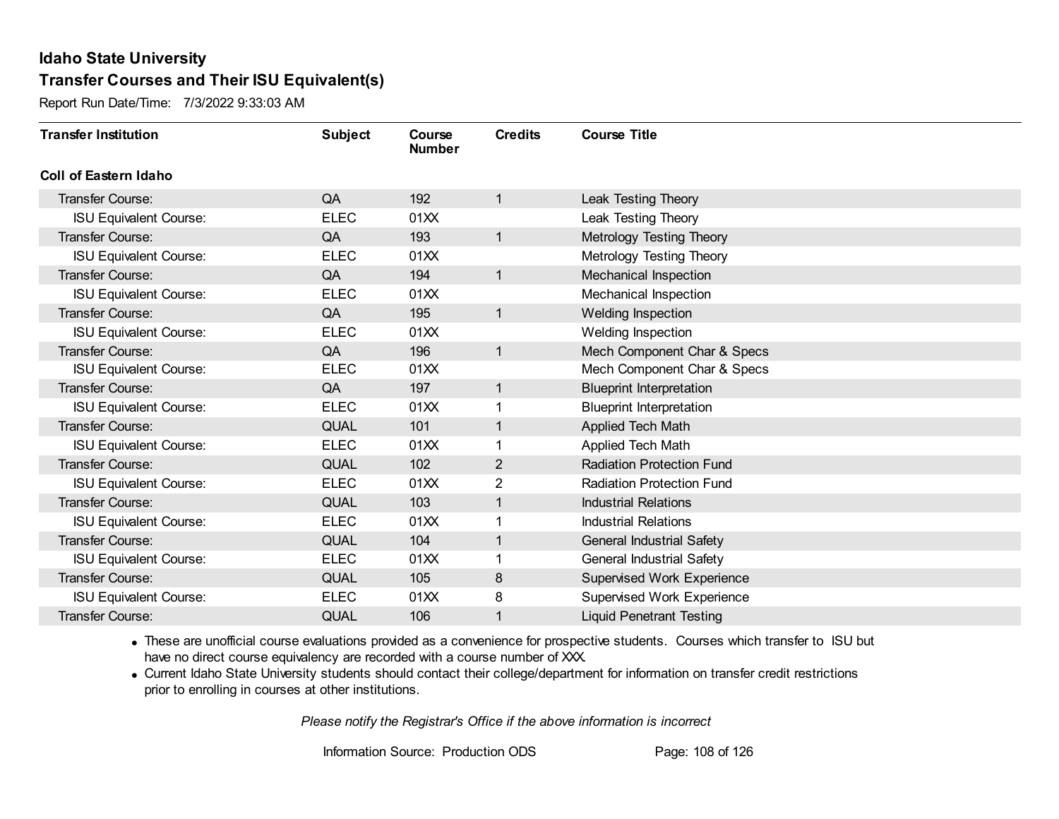## Idaho State University
## Transfer Courses and Their ISU Equivalent(s)

Report Run Date/Time: 7/3/2022 9:33:03 AM

| Transfer Institution | Subject | Course Number | Credits | Course Title |
|---|---|---|---|---|
| **Coll of Eastern Idaho** | | | | |
| Transfer Course: | QA | 192 | 1 | Leak Testing Theory |
| ISU Equivalent Course: | ELEC | 01XX | | Leak Testing Theory |
| Transfer Course: | QA | 193 | 1 | Metrology Testing Theory |
| ISU Equivalent Course: | ELEC | 01XX | | Metrology Testing Theory |
| Transfer Course: | QA | 194 | 1 | Mechanical Inspection |
| ISU Equivalent Course: | ELEC | 01XX | | Mechanical Inspection |
| Transfer Course: | QA | 195 | 1 | Welding Inspection |
| ISU Equivalent Course: | ELEC | 01XX | | Welding Inspection |
| Transfer Course: | QA | 196 | 1 | Mech Component Char & Specs |
| ISU Equivalent Course: | ELEC | 01XX | | Mech Component Char & Specs |
| Transfer Course: | QA | 197 | 1 | Blueprint Interpretation |
| ISU Equivalent Course: | ELEC | 01XX | 1 | Blueprint Interpretation |
| Transfer Course: | QUAL | 101 | 1 | Applied Tech Math |
| ISU Equivalent Course: | ELEC | 01XX | 1 | Applied Tech Math |
| Transfer Course: | QUAL | 102 | 2 | Radiation Protection Fund |
| ISU Equivalent Course: | ELEC | 01XX | 2 | Radiation Protection Fund |
| Transfer Course: | QUAL | 103 | 1 | Industrial Relations |
| ISU Equivalent Course: | ELEC | 01XX | 1 | Industrial Relations |
| Transfer Course: | QUAL | 104 | 1 | General Industrial Safety |
| ISU Equivalent Course: | ELEC | 01XX | 1 | General Industrial Safety |
| Transfer Course: | QUAL | 105 | 8 | Supervised Work Experience |
| ISU Equivalent Course: | ELEC | 01XX | 8 | Supervised Work Experience |
| Transfer Course: | QUAL | 106 | 1 | Liquid Penetrant Testing |

- These are unofficial course evaluations provided as a convenience for prospective students. Courses which transfer to ISU but have no direct course equivalency are recorded with a course number of XXX.
- Current Idaho State University students should contact their college/department for information on transfer credit restrictions prior to enrolling in courses at other institutions.

*Please notify the Registrar's Office if the above information is incorrect*

Information Source: Production ODS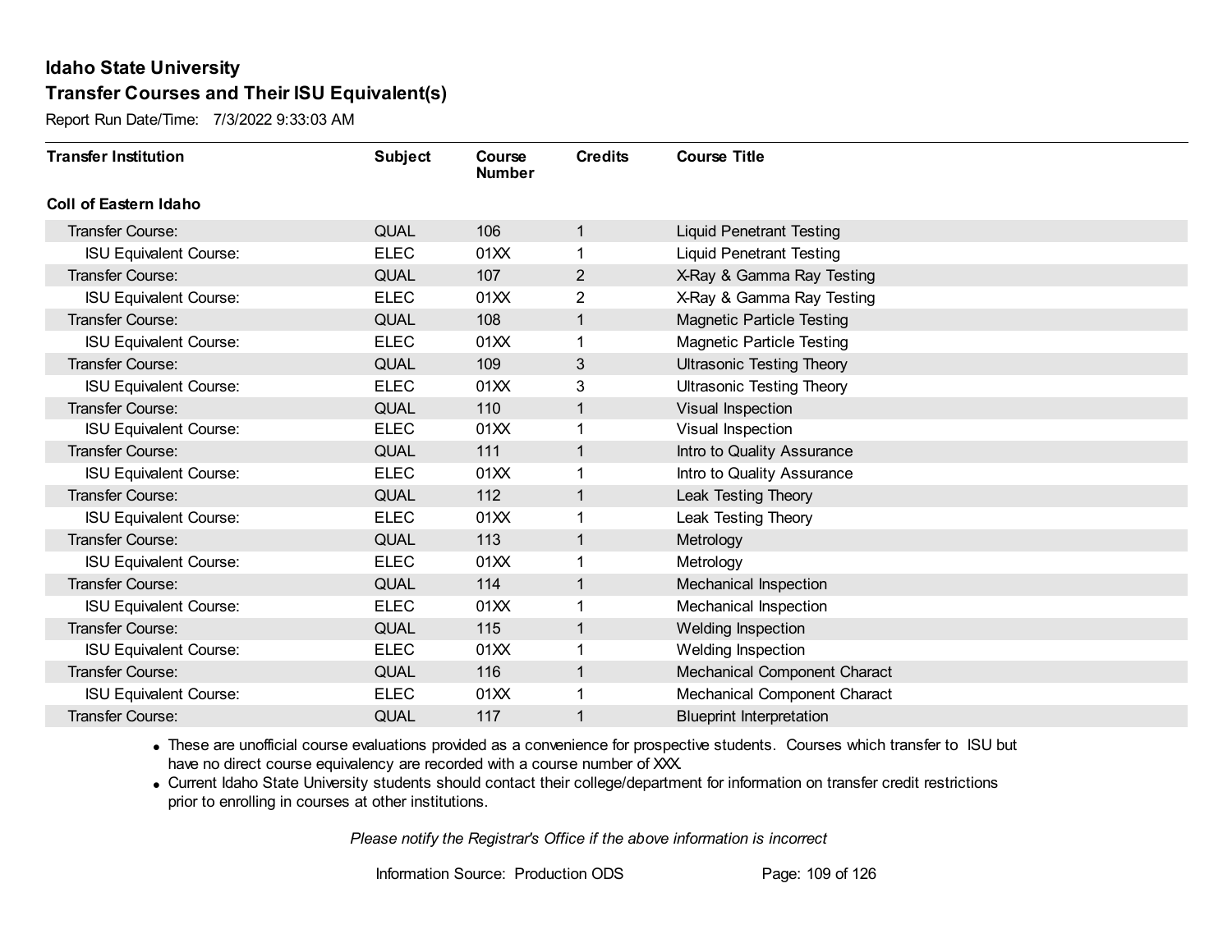# Idaho State University

## Transfer Courses and Their ISU Equivalent(s)

Report Run Date/Time: 7/3/2022 9:33:03 AM

| Transfer Institution | Subject | Course Number | Credits | Course Title |
|---|---|---|---|---|
| **Coll of Eastern Idaho** | | | | |
| Transfer Course: | QUAL | 106 | 1 | Liquid Penetrant Testing |
| ISU Equivalent Course: | ELEC | 01XX | 1 | Liquid Penetrant Testing |
| Transfer Course: | QUAL | 107 | 2 | X-Ray & Gamma Ray Testing |
| ISU Equivalent Course: | ELEC | 01XX | 2 | X-Ray & Gamma Ray Testing |
| Transfer Course: | QUAL | 108 | 1 | Magnetic Particle Testing |
| ISU Equivalent Course: | ELEC | 01XX | 1 | Magnetic Particle Testing |
| Transfer Course: | QUAL | 109 | 3 | Ultrasonic Testing Theory |
| ISU Equivalent Course: | ELEC | 01XX | 3 | Ultrasonic Testing Theory |
| Transfer Course: | QUAL | 110 | 1 | Visual Inspection |
| ISU Equivalent Course: | ELEC | 01XX | 1 | Visual Inspection |
| Transfer Course: | QUAL | 111 | 1 | Intro to Quality Assurance |
| ISU Equivalent Course: | ELEC | 01XX | 1 | Intro to Quality Assurance |
| Transfer Course: | QUAL | 112 | 1 | Leak Testing Theory |
| ISU Equivalent Course: | ELEC | 01XX | 1 | Leak Testing Theory |
| Transfer Course: | QUAL | 113 | 1 | Metrology |
| ISU Equivalent Course: | ELEC | 01XX | 1 | Metrology |
| Transfer Course: | QUAL | 114 | 1 | Mechanical Inspection |
| ISU Equivalent Course: | ELEC | 01XX | 1 | Mechanical Inspection |
| Transfer Course: | QUAL | 115 | 1 | Welding Inspection |
| ISU Equivalent Course: | ELEC | 01XX | 1 | Welding Inspection |
| Transfer Course: | QUAL | 116 | 1 | Mechanical Component Charact |
| ISU Equivalent Course: | ELEC | 01XX | 1 | Mechanical Component Charact |
| Transfer Course: | QUAL | 117 | 1 | Blueprint Interpretation |

- These are unofficial course evaluations provided as a convenience for prospective students. Courses which transfer to ISU but have no direct course equivalency are recorded with a course number of XXX.
- Current Idaho State University students should contact their college/department for information on transfer credit restrictions prior to enrolling in courses at other institutions.

*Please notify the Registrar's Office if the above information is incorrect*

Information Source: Production ODS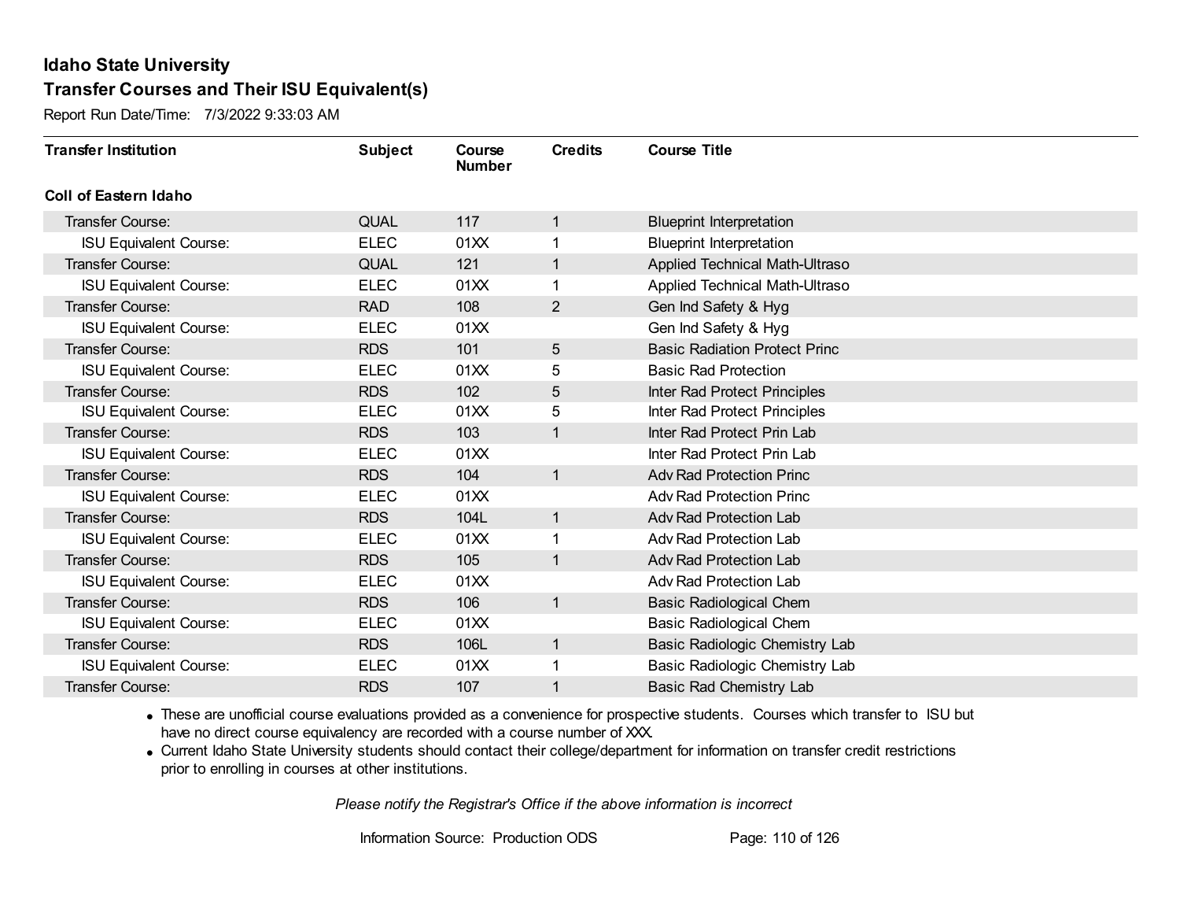# Idaho State University

## Transfer Courses and Their ISU Equivalent(s)

Report Run Date/Time: 7/3/2022 9:33:03 AM

| Transfer Institution | Subject | Course Number | Credits | Course Title |
|---|---|---|---|---|
| **Coll of Eastern Idaho** | | | | |
| Transfer Course: | QUAL | 117 | 1 | Blueprint Interpretation |
| ISU Equivalent Course: | ELEC | 01XX | 1 | Blueprint Interpretation |
| Transfer Course: | QUAL | 121 | 1 | Applied Technical Math-Ultraso |
| ISU Equivalent Course: | ELEC | 01XX | 1 | Applied Technical Math-Ultraso |
| Transfer Course: | RAD | 108 | 2 | Gen Ind Safety & Hyg |
| ISU Equivalent Course: | ELEC | 01XX | | Gen Ind Safety & Hyg |
| Transfer Course: | RDS | 101 | 5 | Basic Radiation Protect Princ |
| ISU Equivalent Course: | ELEC | 01XX | 5 | Basic Rad Protection |
| Transfer Course: | RDS | 102 | 5 | Inter Rad Protect Principles |
| ISU Equivalent Course: | ELEC | 01XX | 5 | Inter Rad Protect Principles |
| Transfer Course: | RDS | 103 | 1 | Inter Rad Protect Prin Lab |
| ISU Equivalent Course: | ELEC | 01XX | | Inter Rad Protect Prin Lab |
| Transfer Course: | RDS | 104 | 1 | Adv Rad Protection Princ |
| ISU Equivalent Course: | ELEC | 01XX | | Adv Rad Protection Princ |
| Transfer Course: | RDS | 104L | 1 | Adv Rad Protection Lab |
| ISU Equivalent Course: | ELEC | 01XX | 1 | Adv Rad Protection Lab |
| Transfer Course: | RDS | 105 | 1 | Adv Rad Protection Lab |
| ISU Equivalent Course: | ELEC | 01XX | | Adv Rad Protection Lab |
| Transfer Course: | RDS | 106 | 1 | Basic Radiological Chem |
| ISU Equivalent Course: | ELEC | 01XX | | Basic Radiological Chem |
| Transfer Course: | RDS | 106L | 1 | Basic Radiologic Chemistry Lab |
| ISU Equivalent Course: | ELEC | 01XX | 1 | Basic Radiologic Chemistry Lab |
| Transfer Course: | RDS | 107 | 1 | Basic Rad Chemistry Lab |

- These are unofficial course evaluations provided as a convenience for prospective students. Courses which transfer to ISU but have no direct course equivalency are recorded with a course number of XXX.
- Current Idaho State University students should contact their college/department for information on transfer credit restrictions prior to enrolling in courses at other institutions.

*Please notify the Registrar's Office if the above information is incorrect*

Information Source: Production ODS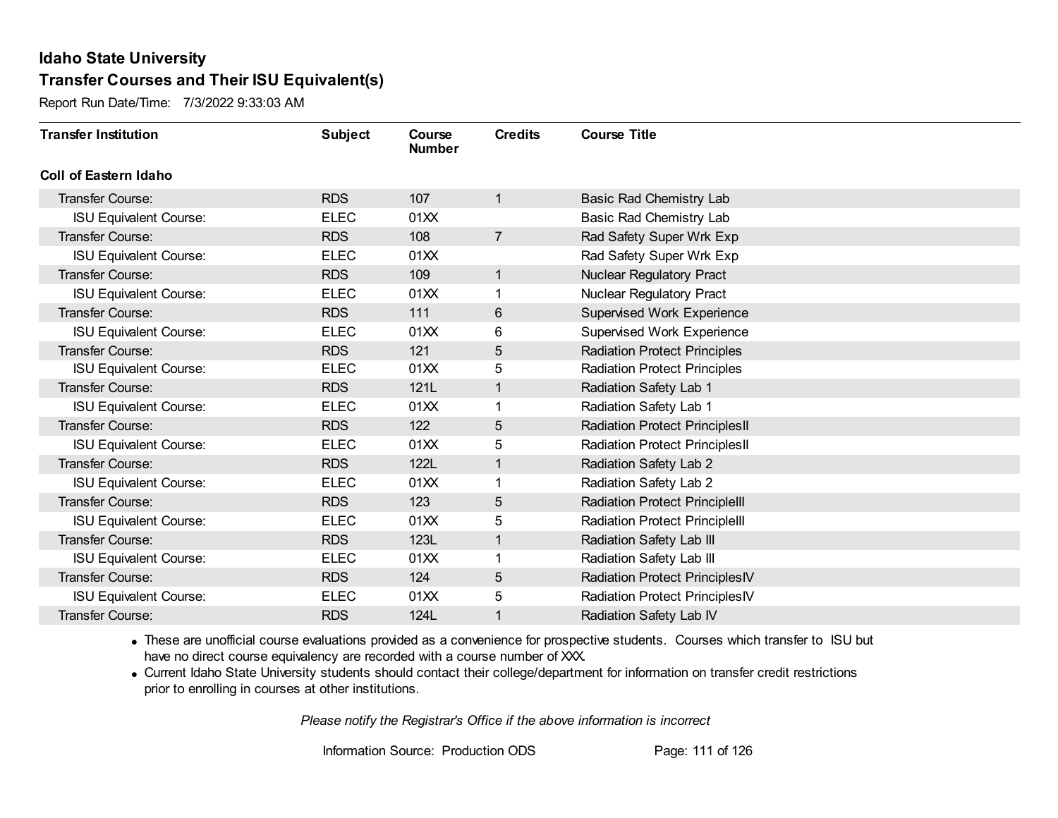# Idaho State University

## Transfer Courses and Their ISU Equivalent(s)

Report Run Date/Time: 7/3/2022 9:33:03 AM

| Transfer Institution | Subject | Course Number | Credits | Course Title |
|---|---|---|---|---|
| **Coll of Eastern Idaho** | | | | |
| Transfer Course: | RDS | 107 | 1 | Basic Rad Chemistry Lab |
| ISU Equivalent Course: | ELEC | 01XX | | Basic Rad Chemistry Lab |
| Transfer Course: | RDS | 108 | 7 | Rad Safety Super Wrk Exp |
| ISU Equivalent Course: | ELEC | 01XX | | Rad Safety Super Wrk Exp |
| Transfer Course: | RDS | 109 | 1 | Nuclear Regulatory Pract |
| ISU Equivalent Course: | ELEC | 01XX | 1 | Nuclear Regulatory Pract |
| Transfer Course: | RDS | 111 | 6 | Supervised Work Experience |
| ISU Equivalent Course: | ELEC | 01XX | 6 | Supervised Work Experience |
| Transfer Course: | RDS | 121 | 5 | Radiation Protect Principles |
| ISU Equivalent Course: | ELEC | 01XX | 5 | Radiation Protect Principles |
| Transfer Course: | RDS | 121L | 1 | Radiation Safety Lab 1 |
| ISU Equivalent Course: | ELEC | 01XX | 1 | Radiation Safety Lab 1 |
| Transfer Course: | RDS | 122 | 5 | Radiation Protect PrinciplesII |
| ISU Equivalent Course: | ELEC | 01XX | 5 | Radiation Protect PrinciplesII |
| Transfer Course: | RDS | 122L | 1 | Radiation Safety Lab 2 |
| ISU Equivalent Course: | ELEC | 01XX | 1 | Radiation Safety Lab 2 |
| Transfer Course: | RDS | 123 | 5 | Radiation Protect PrincipleIII |
| ISU Equivalent Course: | ELEC | 01XX | 5 | Radiation Protect PrincipleIII |
| Transfer Course: | RDS | 123L | 1 | Radiation Safety Lab III |
| ISU Equivalent Course: | ELEC | 01XX | 1 | Radiation Safety Lab III |
| Transfer Course: | RDS | 124 | 5 | Radiation Protect PrinciplesIV |
| ISU Equivalent Course: | ELEC | 01XX | 5 | Radiation Protect PrinciplesIV |
| Transfer Course: | RDS | 124L | 1 | Radiation Safety Lab IV |

- These are unofficial course evaluations provided as a convenience for prospective students. Courses which transfer to ISU but have no direct course equivalency are recorded with a course number of XXX.
- Current Idaho State University students should contact their college/department for information on transfer credit restrictions prior to enrolling in courses at other institutions.

*Please notify the Registrar's Office if the above information is incorrect*

Information Source: Production ODS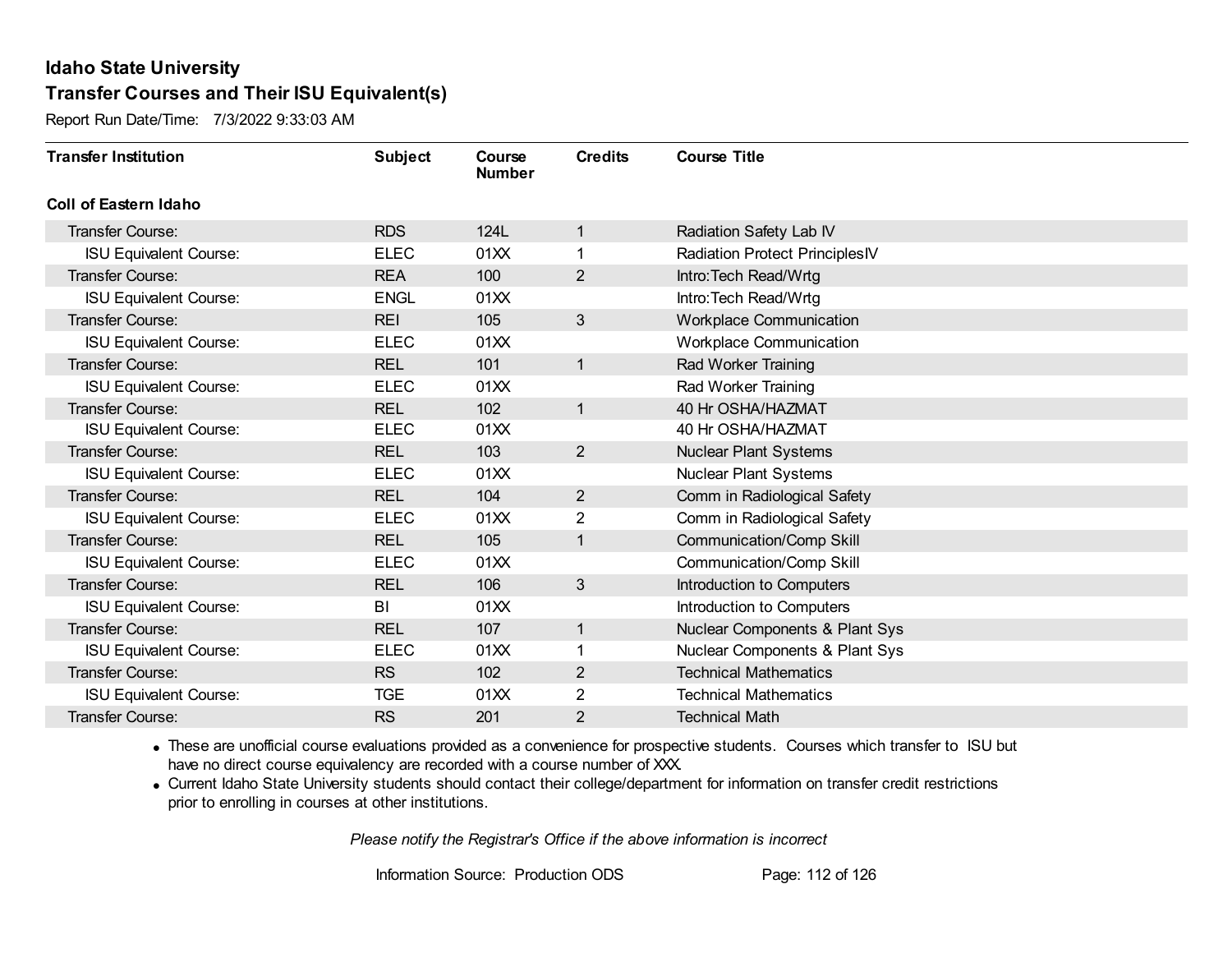# Idaho State University

## Transfer Courses and Their ISU Equivalent(s)

Report Run Date/Time: 7/3/2022 9:33:03 AM

| Transfer Institution | Subject | Course Number | Credits | Course Title |
|---|---|---|---|---|
| **Coll of Eastern Idaho** | | | | |
| Transfer Course: | RDS | 124L | 1 | Radiation Safety Lab IV |
| ISU Equivalent Course: | ELEC | 01XX | 1 | Radiation Protect PrinciplesIV |
| Transfer Course: | REA | 100 | 2 | Intro:Tech Read/Wrtg |
| ISU Equivalent Course: | ENGL | 01XX | | Intro:Tech Read/Wrtg |
| Transfer Course: | REI | 105 | 3 | Workplace Communication |
| ISU Equivalent Course: | ELEC | 01XX | | Workplace Communication |
| Transfer Course: | REL | 101 | 1 | Rad Worker Training |
| ISU Equivalent Course: | ELEC | 01XX | | Rad Worker Training |
| Transfer Course: | REL | 102 | 1 | 40 Hr OSHA/HAZMAT |
| ISU Equivalent Course: | ELEC | 01XX | | 40 Hr OSHA/HAZMAT |
| Transfer Course: | REL | 103 | 2 | Nuclear Plant Systems |
| ISU Equivalent Course: | ELEC | 01XX | | Nuclear Plant Systems |
| Transfer Course: | REL | 104 | 2 | Comm in Radiological Safety |
| ISU Equivalent Course: | ELEC | 01XX | 2 | Comm in Radiological Safety |
| Transfer Course: | REL | 105 | 1 | Communication/Comp Skill |
| ISU Equivalent Course: | ELEC | 01XX | | Communication/Comp Skill |
| Transfer Course: | REL | 106 | 3 | Introduction to Computers |
| ISU Equivalent Course: | BI | 01XX | | Introduction to Computers |
| Transfer Course: | REL | 107 | 1 | Nuclear Components & Plant Sys |
| ISU Equivalent Course: | ELEC | 01XX | 1 | Nuclear Components & Plant Sys |
| Transfer Course: | RS | 102 | 2 | Technical Mathematics |
| ISU Equivalent Course: | TGE | 01XX | 2 | Technical Mathematics |
| Transfer Course: | RS | 201 | 2 | Technical Math |

- These are unofficial course evaluations provided as a convenience for prospective students. Courses which transfer to ISU but have no direct course equivalency are recorded with a course number of XXX.
- Current Idaho State University students should contact their college/department for information on transfer credit restrictions prior to enrolling in courses at other institutions.

*Please notify the Registrar's Office if the above information is incorrect*

Information Source: Production ODS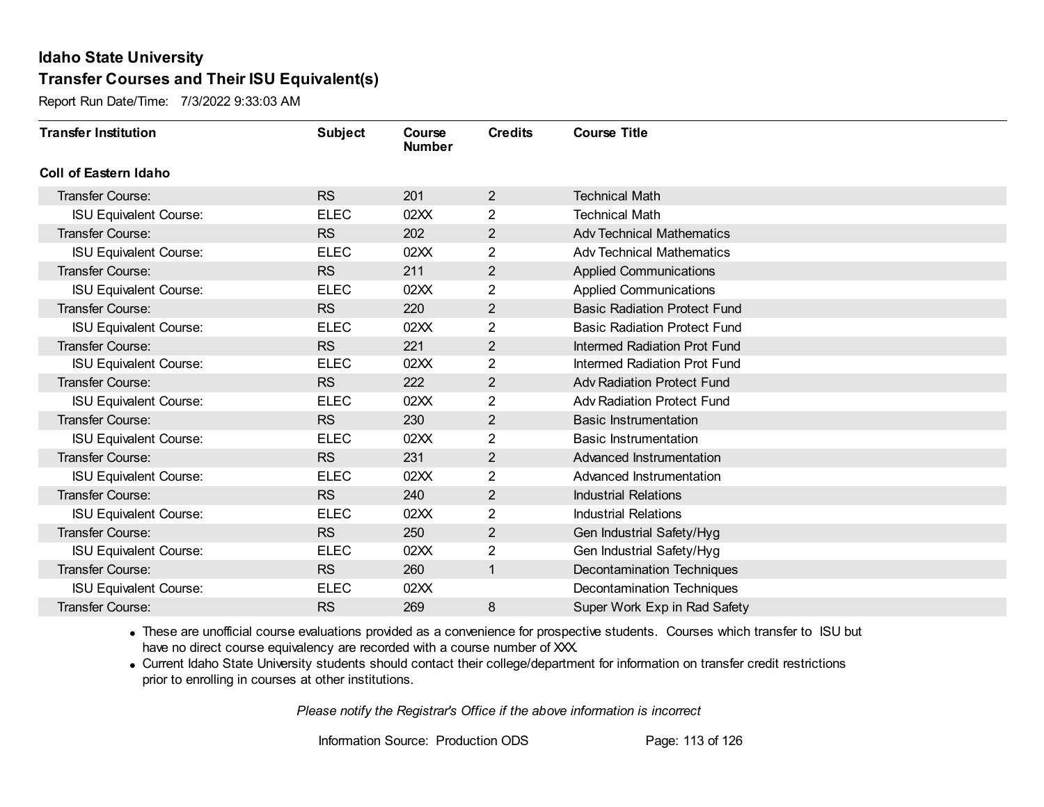## Idaho State University
## Transfer Courses and Their ISU Equivalent(s)

Report Run Date/Time: 7/3/2022 9:33:03 AM

| Transfer Institution | Subject | Course Number | Credits | Course Title |
|---|---|---|---|---|
| **Coll of Eastern Idaho** | | | | |
| Transfer Course: | RS | 201 | 2 | Technical Math |
| ISU Equivalent Course: | ELEC | 02XX | 2 | Technical Math |
| Transfer Course: | RS | 202 | 2 | Adv Technical Mathematics |
| ISU Equivalent Course: | ELEC | 02XX | 2 | Adv Technical Mathematics |
| Transfer Course: | RS | 211 | 2 | Applied Communications |
| ISU Equivalent Course: | ELEC | 02XX | 2 | Applied Communications |
| Transfer Course: | RS | 220 | 2 | Basic Radiation Protect Fund |
| ISU Equivalent Course: | ELEC | 02XX | 2 | Basic Radiation Protect Fund |
| Transfer Course: | RS | 221 | 2 | Intermed Radiation Prot Fund |
| ISU Equivalent Course: | ELEC | 02XX | 2 | Intermed Radiation Prot Fund |
| Transfer Course: | RS | 222 | 2 | Adv Radiation Protect Fund |
| ISU Equivalent Course: | ELEC | 02XX | 2 | Adv Radiation Protect Fund |
| Transfer Course: | RS | 230 | 2 | Basic Instrumentation |
| ISU Equivalent Course: | ELEC | 02XX | 2 | Basic Instrumentation |
| Transfer Course: | RS | 231 | 2 | Advanced Instrumentation |
| ISU Equivalent Course: | ELEC | 02XX | 2 | Advanced Instrumentation |
| Transfer Course: | RS | 240 | 2 | Industrial Relations |
| ISU Equivalent Course: | ELEC | 02XX | 2 | Industrial Relations |
| Transfer Course: | RS | 250 | 2 | Gen Industrial Safety/Hyg |
| ISU Equivalent Course: | ELEC | 02XX | 2 | Gen Industrial Safety/Hyg |
| Transfer Course: | RS | 260 | 1 | Decontamination Techniques |
| ISU Equivalent Course: | ELEC | 02XX | | Decontamination Techniques |
| Transfer Course: | RS | 269 | 8 | Super Work Exp in Rad Safety |

- These are unofficial course evaluations provided as a convenience for prospective students. Courses which transfer to ISU but have no direct course equivalency are recorded with a course number of XXX.
- Current Idaho State University students should contact their college/department for information on transfer credit restrictions prior to enrolling in courses at other institutions.

*Please notify the Registrar's Office if the above information is incorrect*

Information Source: Production ODS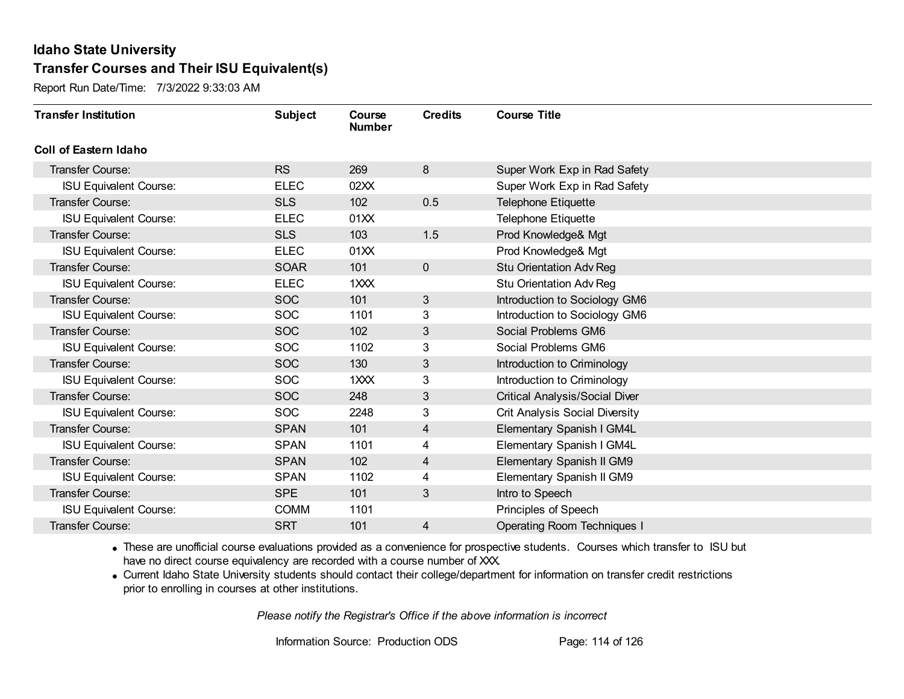# Idaho State University

## Transfer Courses and Their ISU Equivalent(s)

Report Run Date/Time: 7/3/2022 9:33:03 AM

| Transfer Institution | Subject | Course Number | Credits | Course Title |
|---|---|---|---|---|
| **Coll of Eastern Idaho** | | | | |
| Transfer Course: | RS | 269 | 8 | Super Work Exp in Rad Safety |
| ISU Equivalent Course: | ELEC | 02XX | | Super Work Exp in Rad Safety |
| Transfer Course: | SLS | 102 | 0.5 | Telephone Etiquette |
| ISU Equivalent Course: | ELEC | 01XX | | Telephone Etiquette |
| Transfer Course: | SLS | 103 | 1.5 | Prod Knowledge& Mgt |
| ISU Equivalent Course: | ELEC | 01XX | | Prod Knowledge& Mgt |
| Transfer Course: | SOAR | 101 | 0 | Stu Orientation Adv Reg |
| ISU Equivalent Course: | ELEC | 1XXX | | Stu Orientation Adv Reg |
| Transfer Course: | SOC | 101 | 3 | Introduction to Sociology GM6 |
| ISU Equivalent Course: | SOC | 1101 | 3 | Introduction to Sociology GM6 |
| Transfer Course: | SOC | 102 | 3 | Social Problems GM6 |
| ISU Equivalent Course: | SOC | 1102 | 3 | Social Problems GM6 |
| Transfer Course: | SOC | 130 | 3 | Introduction to Criminology |
| ISU Equivalent Course: | SOC | 1XXX | 3 | Introduction to Criminology |
| Transfer Course: | SOC | 248 | 3 | Critical Analysis/Social Diver |
| ISU Equivalent Course: | SOC | 2248 | 3 | Crit Analysis Social Diversity |
| Transfer Course: | SPAN | 101 | 4 | Elementary Spanish I GM4L |
| ISU Equivalent Course: | SPAN | 1101 | 4 | Elementary Spanish I GM4L |
| Transfer Course: | SPAN | 102 | 4 | Elementary Spanish II GM9 |
| ISU Equivalent Course: | SPAN | 1102 | 4 | Elementary Spanish II GM9 |
| Transfer Course: | SPE | 101 | 3 | Intro to Speech |
| ISU Equivalent Course: | COMM | 1101 | | Principles of Speech |
| Transfer Course: | SRT | 101 | 4 | Operating Room Techniques I |

- These are unofficial course evaluations provided as a convenience for prospective students. Courses which transfer to ISU but have no direct course equivalency are recorded with a course number of XXX.
- Current Idaho State University students should contact their college/department for information on transfer credit restrictions prior to enrolling in courses at other institutions.

*Please notify the Registrar's Office if the above information is incorrect*

Information Source: Production ODS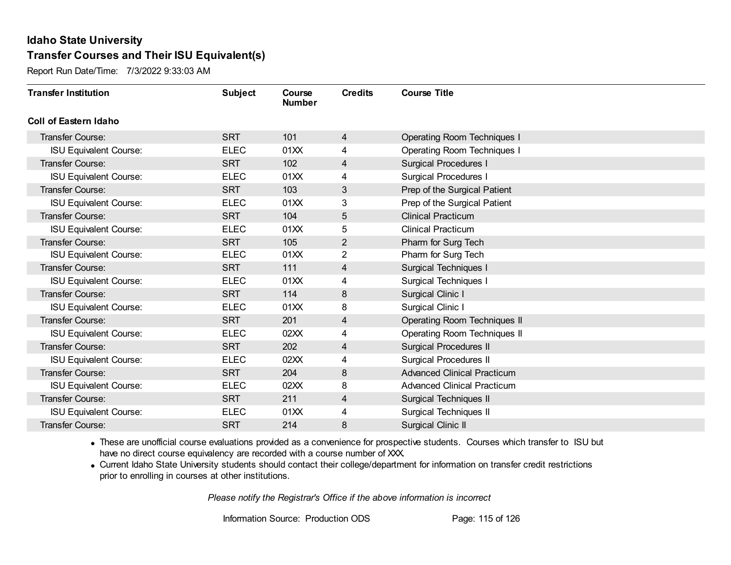# Idaho State University

## Transfer Courses and Their ISU Equivalent(s)

Report Run Date/Time: 7/3/2022 9:33:03 AM

| Transfer Institution | Subject | Course Number | Credits | Course Title |
|---|---|---|---|---|
| **Coll of Eastern Idaho** | | | | |
| Transfer Course: | SRT | 101 | 4 | Operating Room Techniques I |
| ISU Equivalent Course: | ELEC | 01XX | 4 | Operating Room Techniques I |
| Transfer Course: | SRT | 102 | 4 | Surgical Procedures I |
| ISU Equivalent Course: | ELEC | 01XX | 4 | Surgical Procedures I |
| Transfer Course: | SRT | 103 | 3 | Prep of the Surgical Patient |
| ISU Equivalent Course: | ELEC | 01XX | 3 | Prep of the Surgical Patient |
| Transfer Course: | SRT | 104 | 5 | Clinical Practicum |
| ISU Equivalent Course: | ELEC | 01XX | 5 | Clinical Practicum |
| Transfer Course: | SRT | 105 | 2 | Pharm for Surg Tech |
| ISU Equivalent Course: | ELEC | 01XX | 2 | Pharm for Surg Tech |
| Transfer Course: | SRT | 111 | 4 | Surgical Techniques I |
| ISU Equivalent Course: | ELEC | 01XX | 4 | Surgical Techniques I |
| Transfer Course: | SRT | 114 | 8 | Surgical Clinic I |
| ISU Equivalent Course: | ELEC | 01XX | 8 | Surgical Clinic I |
| Transfer Course: | SRT | 201 | 4 | Operating Room Techniques II |
| ISU Equivalent Course: | ELEC | 02XX | 4 | Operating Room Techniques II |
| Transfer Course: | SRT | 202 | 4 | Surgical Procedures II |
| ISU Equivalent Course: | ELEC | 02XX | 4 | Surgical Procedures II |
| Transfer Course: | SRT | 204 | 8 | Advanced Clinical Practicum |
| ISU Equivalent Course: | ELEC | 02XX | 8 | Advanced Clinical Practicum |
| Transfer Course: | SRT | 211 | 4 | Surgical Techniques II |
| ISU Equivalent Course: | ELEC | 01XX | 4 | Surgical Techniques II |
| Transfer Course: | SRT | 214 | 8 | Surgical Clinic II |

- These are unofficial course evaluations provided as a convenience for prospective students. Courses which transfer to ISU but have no direct course equivalency are recorded with a course number of XXX.
- Current Idaho State University students should contact their college/department for information on transfer credit restrictions prior to enrolling in courses at other institutions.

*Please notify the Registrar's Office if the above information is incorrect*

Information Source: Production ODS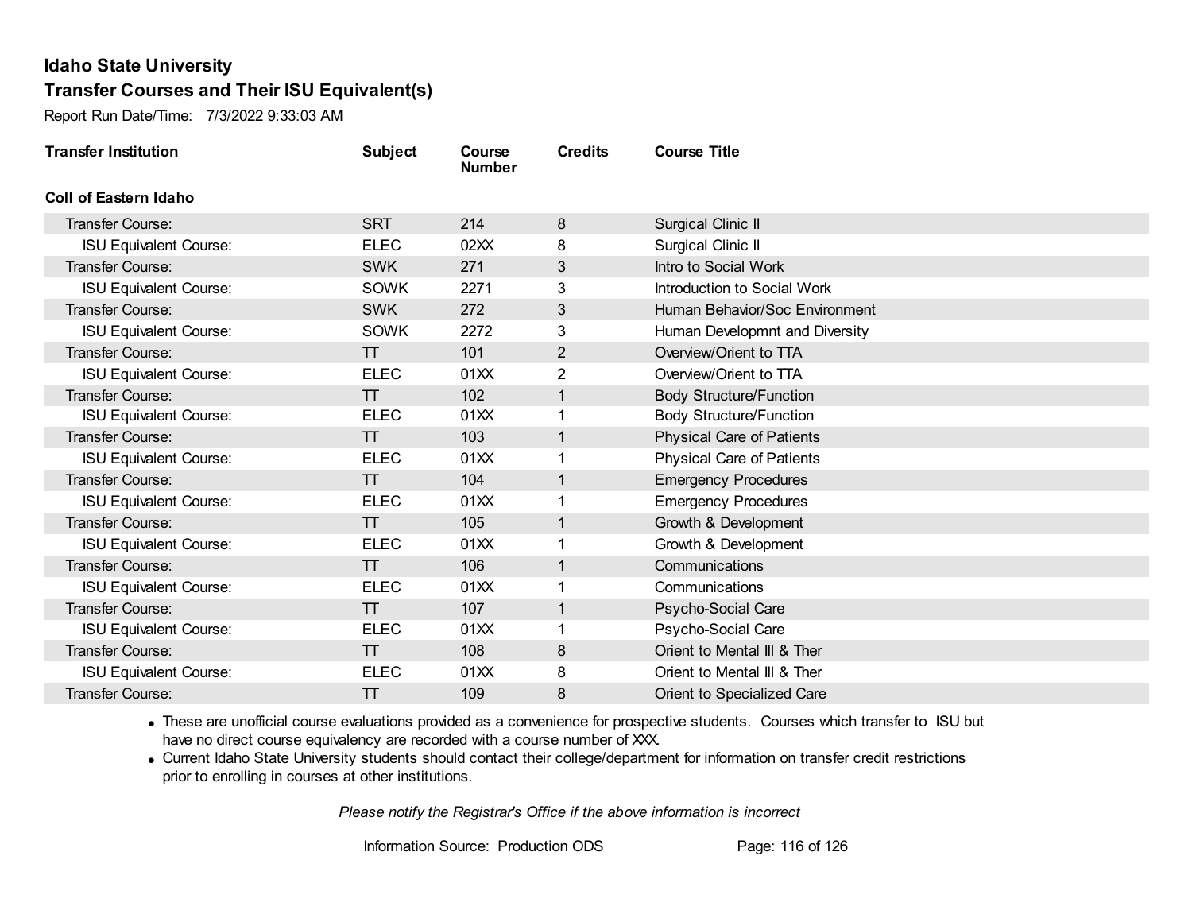# Idaho State University

## Transfer Courses and Their ISU Equivalent(s)

Report Run Date/Time: 7/3/2022 9:33:03 AM

| Transfer Institution | Subject | Course Number | Credits | Course Title |
|---|---|---|---|---|
| **Coll of Eastern Idaho** | | | | |
| Transfer Course: | SRT | 214 | 8 | Surgical Clinic II |
| ISU Equivalent Course: | ELEC | 02XX | 8 | Surgical Clinic II |
| Transfer Course: | SWK | 271 | 3 | Intro to Social Work |
| ISU Equivalent Course: | SOWK | 2271 | 3 | Introduction to Social Work |
| Transfer Course: | SWK | 272 | 3 | Human Behavior/Soc Environment |
| ISU Equivalent Course: | SOWK | 2272 | 3 | Human Developmnt and Diversity |
| Transfer Course: | TT | 101 | 2 | Overview/Orient to TTA |
| ISU Equivalent Course: | ELEC | 01XX | 2 | Overview/Orient to TTA |
| Transfer Course: | TT | 102 | 1 | Body Structure/Function |
| ISU Equivalent Course: | ELEC | 01XX | 1 | Body Structure/Function |
| Transfer Course: | TT | 103 | 1 | Physical Care of Patients |
| ISU Equivalent Course: | ELEC | 01XX | 1 | Physical Care of Patients |
| Transfer Course: | TT | 104 | 1 | Emergency Procedures |
| ISU Equivalent Course: | ELEC | 01XX | 1 | Emergency Procedures |
| Transfer Course: | TT | 105 | 1 | Growth & Development |
| ISU Equivalent Course: | ELEC | 01XX | 1 | Growth & Development |
| Transfer Course: | TT | 106 | 1 | Communications |
| ISU Equivalent Course: | ELEC | 01XX | 1 | Communications |
| Transfer Course: | TT | 107 | 1 | Psycho-Social Care |
| ISU Equivalent Course: | ELEC | 01XX | 1 | Psycho-Social Care |
| Transfer Course: | TT | 108 | 8 | Orient to Mental Ill & Ther |
| ISU Equivalent Course: | ELEC | 01XX | 8 | Orient to Mental Ill & Ther |
| Transfer Course: | TT | 109 | 8 | Orient to Specialized Care |

- These are unofficial course evaluations provided as a convenience for prospective students. Courses which transfer to ISU but have no direct course equivalency are recorded with a course number of XXX.
- Current Idaho State University students should contact their college/department for information on transfer credit restrictions prior to enrolling in courses at other institutions.

*Please notify the Registrar's Office if the above information is incorrect*

Information Source: Production ODS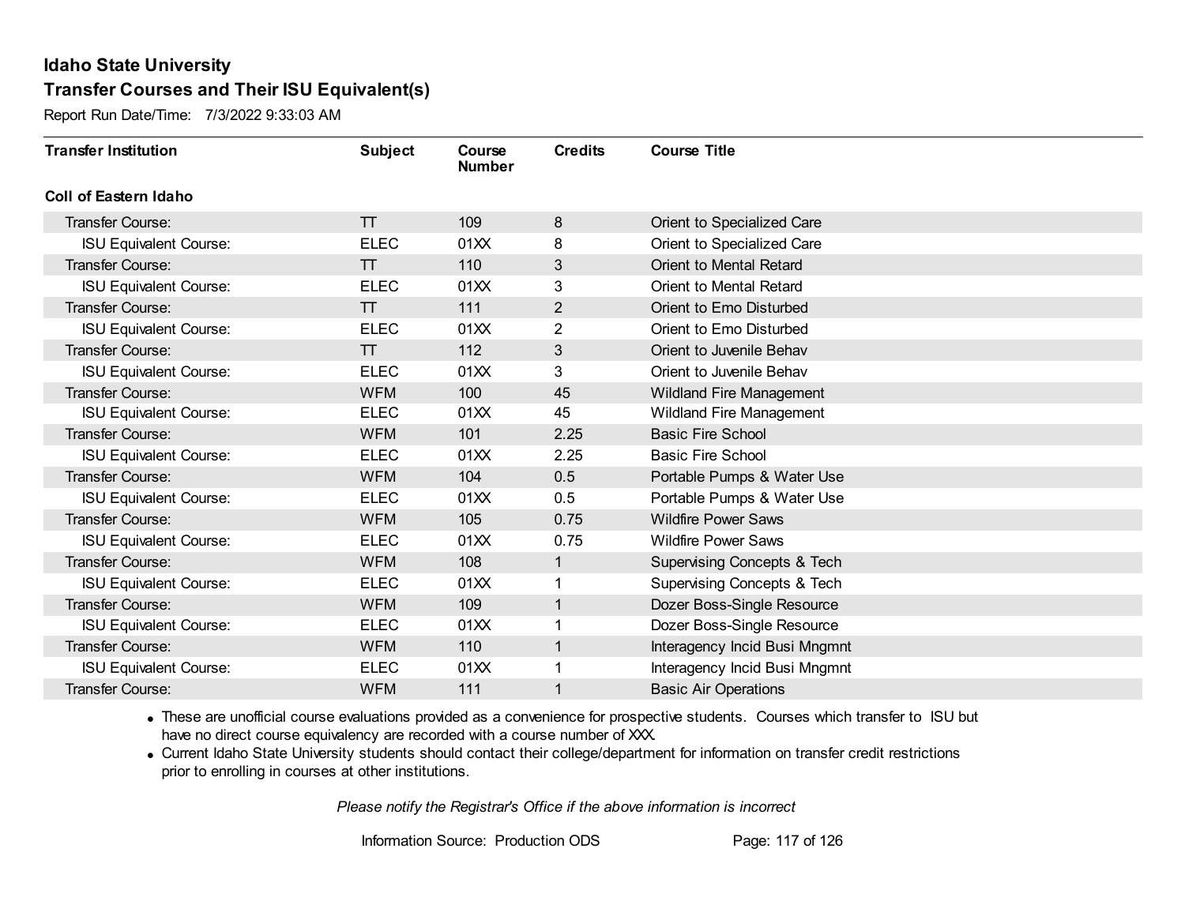# Idaho State University

## Transfer Courses and Their ISU Equivalent(s)

Report Run Date/Time: 7/3/2022 9:33:03 AM

| Transfer Institution | Subject | Course Number | Credits | Course Title |
|---|---|---|---|---|
| **Coll of Eastern Idaho** | | | | |
| Transfer Course: | TT | 109 | 8 | Orient to Specialized Care |
| ISU Equivalent Course: | ELEC | 01XX | 8 | Orient to Specialized Care |
| Transfer Course: | TT | 110 | 3 | Orient to Mental Retard |
| ISU Equivalent Course: | ELEC | 01XX | 3 | Orient to Mental Retard |
| Transfer Course: | TT | 111 | 2 | Orient to Emo Disturbed |
| ISU Equivalent Course: | ELEC | 01XX | 2 | Orient to Emo Disturbed |
| Transfer Course: | TT | 112 | 3 | Orient to Juvenile Behav |
| ISU Equivalent Course: | ELEC | 01XX | 3 | Orient to Juvenile Behav |
| Transfer Course: | WFM | 100 | 45 | Wildland Fire Management |
| ISU Equivalent Course: | ELEC | 01XX | 45 | Wildland Fire Management |
| Transfer Course: | WFM | 101 | 2.25 | Basic Fire School |
| ISU Equivalent Course: | ELEC | 01XX | 2.25 | Basic Fire School |
| Transfer Course: | WFM | 104 | 0.5 | Portable Pumps & Water Use |
| ISU Equivalent Course: | ELEC | 01XX | 0.5 | Portable Pumps & Water Use |
| Transfer Course: | WFM | 105 | 0.75 | Wildfire Power Saws |
| ISU Equivalent Course: | ELEC | 01XX | 0.75 | Wildfire Power Saws |
| Transfer Course: | WFM | 108 | 1 | Supervising Concepts & Tech |
| ISU Equivalent Course: | ELEC | 01XX | 1 | Supervising Concepts & Tech |
| Transfer Course: | WFM | 109 | 1 | Dozer Boss-Single Resource |
| ISU Equivalent Course: | ELEC | 01XX | 1 | Dozer Boss-Single Resource |
| Transfer Course: | WFM | 110 | 1 | Interagency Incid Busi Mngmnt |
| ISU Equivalent Course: | ELEC | 01XX | 1 | Interagency Incid Busi Mngmnt |
| Transfer Course: | WFM | 111 | 1 | Basic Air Operations |

- These are unofficial course evaluations provided as a convenience for prospective students. Courses which transfer to ISU but have no direct course equivalency are recorded with a course number of XXX.
- Current Idaho State University students should contact their college/department for information on transfer credit restrictions prior to enrolling in courses at other institutions.

*Please notify the Registrar's Office if the above information is incorrect*

Information Source: Production ODS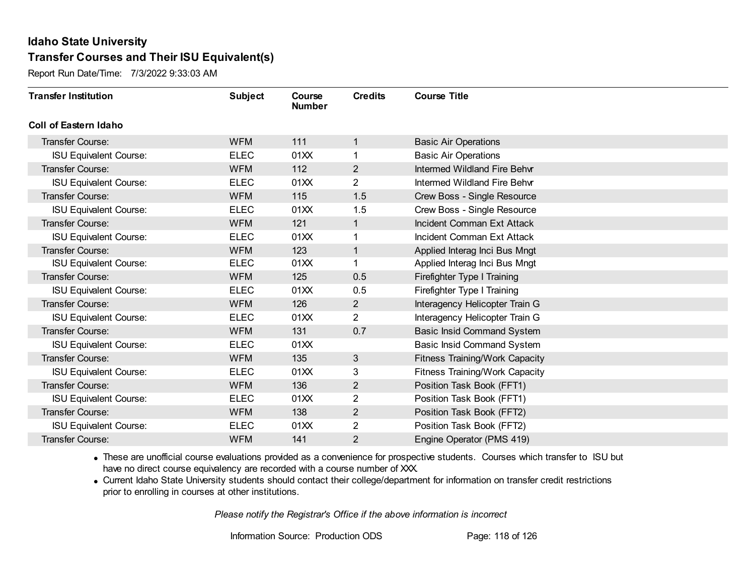# Idaho State University

## Transfer Courses and Their ISU Equivalent(s)

Report Run Date/Time: 7/3/2022 9:33:03 AM

| Transfer Institution | Subject | Course Number | Credits | Course Title |
|---|---|---|---|---|
| **Coll of Eastern Idaho** | | | | |
| Transfer Course: | WFM | 111 | 1 | Basic Air Operations |
| ISU Equivalent Course: | ELEC | 01XX | 1 | Basic Air Operations |
| Transfer Course: | WFM | 112 | 2 | Intermed Wildland Fire Behvr |
| ISU Equivalent Course: | ELEC | 01XX | 2 | Intermed Wildland Fire Behvr |
| Transfer Course: | WFM | 115 | 1.5 | Crew Boss - Single Resource |
| ISU Equivalent Course: | ELEC | 01XX | 1.5 | Crew Boss - Single Resource |
| Transfer Course: | WFM | 121 | 1 | Incident Comman Ext Attack |
| ISU Equivalent Course: | ELEC | 01XX | 1 | Incident Comman Ext Attack |
| Transfer Course: | WFM | 123 | 1 | Applied Interag Inci Bus Mngt |
| ISU Equivalent Course: | ELEC | 01XX | 1 | Applied Interag Inci Bus Mngt |
| Transfer Course: | WFM | 125 | 0.5 | Firefighter Type I Training |
| ISU Equivalent Course: | ELEC | 01XX | 0.5 | Firefighter Type I Training |
| Transfer Course: | WFM | 126 | 2 | Interagency Helicopter Train G |
| ISU Equivalent Course: | ELEC | 01XX | 2 | Interagency Helicopter Train G |
| Transfer Course: | WFM | 131 | 0.7 | Basic Insid Command System |
| ISU Equivalent Course: | ELEC | 01XX | | Basic Insid Command System |
| Transfer Course: | WFM | 135 | 3 | Fitness Training/Work Capacity |
| ISU Equivalent Course: | ELEC | 01XX | 3 | Fitness Training/Work Capacity |
| Transfer Course: | WFM | 136 | 2 | Position Task Book (FFT1) |
| ISU Equivalent Course: | ELEC | 01XX | 2 | Position Task Book (FFT1) |
| Transfer Course: | WFM | 138 | 2 | Position Task Book (FFT2) |
| ISU Equivalent Course: | ELEC | 01XX | 2 | Position Task Book (FFT2) |
| Transfer Course: | WFM | 141 | 2 | Engine Operator (PMS 419) |

- These are unofficial course evaluations provided as a convenience for prospective students. Courses which transfer to ISU but have no direct course equivalency are recorded with a course number of XXX.
- Current Idaho State University students should contact their college/department for information on transfer credit restrictions prior to enrolling in courses at other institutions.

*Please notify the Registrar's Office if the above information is incorrect*

Information Source: Production ODS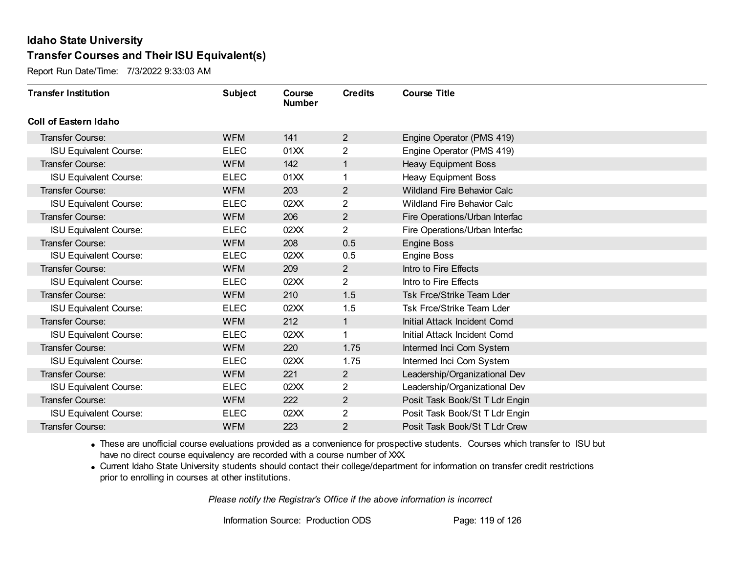# Idaho State University

## Transfer Courses and Their ISU Equivalent(s)

Report Run Date/Time: 7/3/2022 9:33:03 AM

| Transfer Institution | Subject | Course Number | Credits | Course Title |
|---|---|---|---|---|
| **Coll of Eastern Idaho** | | | | |
| Transfer Course: | WFM | 141 | 2 | Engine Operator (PMS 419) |
| ISU Equivalent Course: | ELEC | 01XX | 2 | Engine Operator (PMS 419) |
| Transfer Course: | WFM | 142 | 1 | Heavy Equipment Boss |
| ISU Equivalent Course: | ELEC | 01XX | 1 | Heavy Equipment Boss |
| Transfer Course: | WFM | 203 | 2 | Wildland Fire Behavior Calc |
| ISU Equivalent Course: | ELEC | 02XX | 2 | Wildland Fire Behavior Calc |
| Transfer Course: | WFM | 206 | 2 | Fire Operations/Urban Interfac |
| ISU Equivalent Course: | ELEC | 02XX | 2 | Fire Operations/Urban Interfac |
| Transfer Course: | WFM | 208 | 0.5 | Engine Boss |
| ISU Equivalent Course: | ELEC | 02XX | 0.5 | Engine Boss |
| Transfer Course: | WFM | 209 | 2 | Intro to Fire Effects |
| ISU Equivalent Course: | ELEC | 02XX | 2 | Intro to Fire Effects |
| Transfer Course: | WFM | 210 | 1.5 | Tsk Frce/Strike Team Lder |
| ISU Equivalent Course: | ELEC | 02XX | 1.5 | Tsk Frce/Strike Team Lder |
| Transfer Course: | WFM | 212 | 1 | Initial Attack Incident Comd |
| ISU Equivalent Course: | ELEC | 02XX | 1 | Initial Attack Incident Comd |
| Transfer Course: | WFM | 220 | 1.75 | Intermed Inci Com System |
| ISU Equivalent Course: | ELEC | 02XX | 1.75 | Intermed Inci Com System |
| Transfer Course: | WFM | 221 | 2 | Leadership/Organizational Dev |
| ISU Equivalent Course: | ELEC | 02XX | 2 | Leadership/Organizational Dev |
| Transfer Course: | WFM | 222 | 2 | Posit Task Book/St T Ldr Engin |
| ISU Equivalent Course: | ELEC | 02XX | 2 | Posit Task Book/St T Ldr Engin |
| Transfer Course: | WFM | 223 | 2 | Posit Task Book/St T Ldr Crew |

- These are unofficial course evaluations provided as a convenience for prospective students. Courses which transfer to ISU but have no direct course equivalency are recorded with a course number of XXX.
- Current Idaho State University students should contact their college/department for information on transfer credit restrictions prior to enrolling in courses at other institutions.

*Please notify the Registrar's Office if the above information is incorrect*

Information Source: Production ODS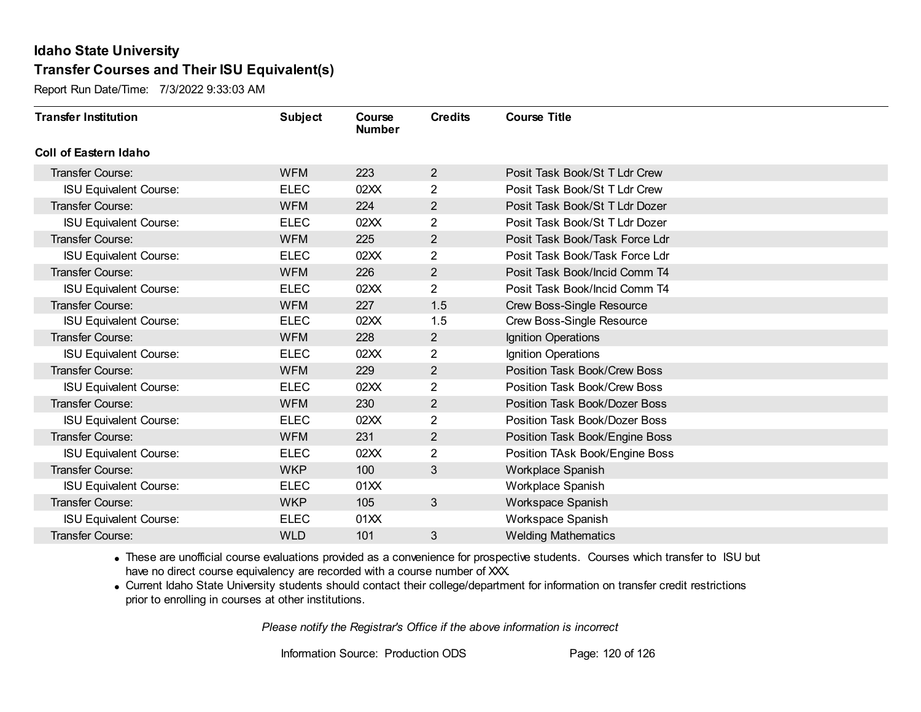# Idaho State University

## Transfer Courses and Their ISU Equivalent(s)

Report Run Date/Time: 7/3/2022 9:33:03 AM

| Transfer Institution | Subject | Course Number | Credits | Course Title |
|---|---|---|---|---|
| **Coll of Eastern Idaho** | | | | |
| Transfer Course: | WFM | 223 | 2 | Posit Task Book/St T Ldr Crew |
| ISU Equivalent Course: | ELEC | 02XX | 2 | Posit Task Book/St T Ldr Crew |
| Transfer Course: | WFM | 224 | 2 | Posit Task Book/St T Ldr Dozer |
| ISU Equivalent Course: | ELEC | 02XX | 2 | Posit Task Book/St T Ldr Dozer |
| Transfer Course: | WFM | 225 | 2 | Posit Task Book/Task Force Ldr |
| ISU Equivalent Course: | ELEC | 02XX | 2 | Posit Task Book/Task Force Ldr |
| Transfer Course: | WFM | 226 | 2 | Posit Task Book/Incid Comm T4 |
| ISU Equivalent Course: | ELEC | 02XX | 2 | Posit Task Book/Incid Comm T4 |
| Transfer Course: | WFM | 227 | 1.5 | Crew Boss-Single Resource |
| ISU Equivalent Course: | ELEC | 02XX | 1.5 | Crew Boss-Single Resource |
| Transfer Course: | WFM | 228 | 2 | Ignition Operations |
| ISU Equivalent Course: | ELEC | 02XX | 2 | Ignition Operations |
| Transfer Course: | WFM | 229 | 2 | Position Task Book/Crew Boss |
| ISU Equivalent Course: | ELEC | 02XX | 2 | Position Task Book/Crew Boss |
| Transfer Course: | WFM | 230 | 2 | Position Task Book/Dozer Boss |
| ISU Equivalent Course: | ELEC | 02XX | 2 | Position Task Book/Dozer Boss |
| Transfer Course: | WFM | 231 | 2 | Position Task Book/Engine Boss |
| ISU Equivalent Course: | ELEC | 02XX | 2 | Position TAsk Book/Engine Boss |
| Transfer Course: | WKP | 100 | 3 | Workplace Spanish |
| ISU Equivalent Course: | ELEC | 01XX | | Workplace Spanish |
| Transfer Course: | WKP | 105 | 3 | Workspace Spanish |
| ISU Equivalent Course: | ELEC | 01XX | | Workspace Spanish |
| Transfer Course: | WLD | 101 | 3 | Welding Mathematics |

- These are unofficial course evaluations provided as a convenience for prospective students. Courses which transfer to ISU but have no direct course equivalency are recorded with a course number of XXX.
- Current Idaho State University students should contact their college/department for information on transfer credit restrictions prior to enrolling in courses at other institutions.

*Please notify the Registrar's Office if the above information is incorrect*

Information Source: Production ODS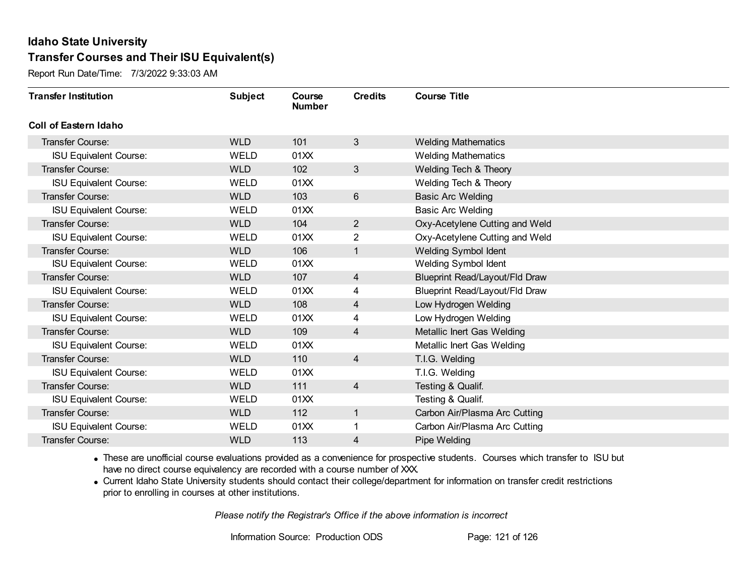# Idaho State University

## Transfer Courses and Their ISU Equivalent(s)

Report Run Date/Time: 7/3/2022 9:33:03 AM

| Transfer Institution | Subject | Course Number | Credits | Course Title |
|---|---|---|---|---|
| **Coll of Eastern Idaho** | | | | |
| Transfer Course: | WLD | 101 | 3 | Welding Mathematics |
| ISU Equivalent Course: | WELD | 01XX | | Welding Mathematics |
| Transfer Course: | WLD | 102 | 3 | Welding Tech & Theory |
| ISU Equivalent Course: | WELD | 01XX | | Welding Tech & Theory |
| Transfer Course: | WLD | 103 | 6 | Basic Arc Welding |
| ISU Equivalent Course: | WELD | 01XX | | Basic Arc Welding |
| Transfer Course: | WLD | 104 | 2 | Oxy-Acetylene Cutting and Weld |
| ISU Equivalent Course: | WELD | 01XX | 2 | Oxy-Acetylene Cutting and Weld |
| Transfer Course: | WLD | 106 | 1 | Welding Symbol Ident |
| ISU Equivalent Course: | WELD | 01XX | | Welding Symbol Ident |
| Transfer Course: | WLD | 107 | 4 | Blueprint Read/Layout/Fld Draw |
| ISU Equivalent Course: | WELD | 01XX | 4 | Blueprint Read/Layout/Fld Draw |
| Transfer Course: | WLD | 108 | 4 | Low Hydrogen Welding |
| ISU Equivalent Course: | WELD | 01XX | 4 | Low Hydrogen Welding |
| Transfer Course: | WLD | 109 | 4 | Metallic Inert Gas Welding |
| ISU Equivalent Course: | WELD | 01XX | | Metallic Inert Gas Welding |
| Transfer Course: | WLD | 110 | 4 | T.I.G. Welding |
| ISU Equivalent Course: | WELD | 01XX | | T.I.G. Welding |
| Transfer Course: | WLD | 111 | 4 | Testing & Qualif. |
| ISU Equivalent Course: | WELD | 01XX | | Testing & Qualif. |
| Transfer Course: | WLD | 112 | 1 | Carbon Air/Plasma Arc Cutting |
| ISU Equivalent Course: | WELD | 01XX | 1 | Carbon Air/Plasma Arc Cutting |
| Transfer Course: | WLD | 113 | 4 | Pipe Welding |

- These are unofficial course evaluations provided as a convenience for prospective students. Courses which transfer to ISU but have no direct course equivalency are recorded with a course number of XXX.
- Current Idaho State University students should contact their college/department for information on transfer credit restrictions prior to enrolling in courses at other institutions.

*Please notify the Registrar's Office if the above information is incorrect*

Information Source: Production ODS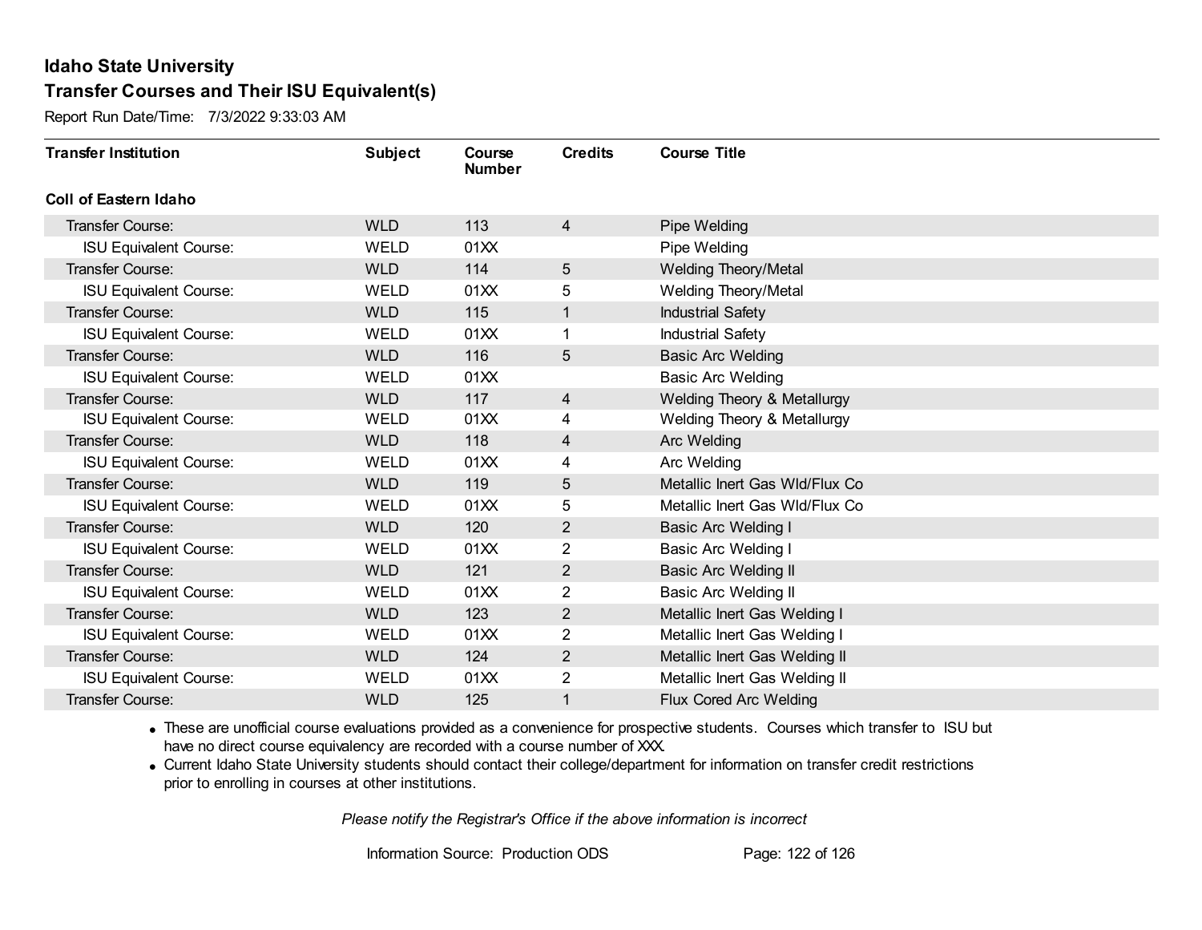## Idaho State University
## Transfer Courses and Their ISU Equivalent(s)

Report Run Date/Time: 7/3/2022 9:33:03 AM

| Transfer Institution | Subject | Course Number | Credits | Course Title |
|---|---|---|---|---|
| **Coll of Eastern Idaho** | | | | |
| Transfer Course: | WLD | 113 | 4 | Pipe Welding |
| ISU Equivalent Course: | WELD | 01XX | | Pipe Welding |
| Transfer Course: | WLD | 114 | 5 | Welding Theory/Metal |
| ISU Equivalent Course: | WELD | 01XX | 5 | Welding Theory/Metal |
| Transfer Course: | WLD | 115 | 1 | Industrial Safety |
| ISU Equivalent Course: | WELD | 01XX | 1 | Industrial Safety |
| Transfer Course: | WLD | 116 | 5 | Basic Arc Welding |
| ISU Equivalent Course: | WELD | 01XX | | Basic Arc Welding |
| Transfer Course: | WLD | 117 | 4 | Welding Theory & Metallurgy |
| ISU Equivalent Course: | WELD | 01XX | 4 | Welding Theory & Metallurgy |
| Transfer Course: | WLD | 118 | 4 | Arc Welding |
| ISU Equivalent Course: | WELD | 01XX | 4 | Arc Welding |
| Transfer Course: | WLD | 119 | 5 | Metallic Inert Gas Wld/Flux Co |
| ISU Equivalent Course: | WELD | 01XX | 5 | Metallic Inert Gas Wld/Flux Co |
| Transfer Course: | WLD | 120 | 2 | Basic Arc Welding I |
| ISU Equivalent Course: | WELD | 01XX | 2 | Basic Arc Welding I |
| Transfer Course: | WLD | 121 | 2 | Basic Arc Welding II |
| ISU Equivalent Course: | WELD | 01XX | 2 | Basic Arc Welding II |
| Transfer Course: | WLD | 123 | 2 | Metallic Inert Gas Welding I |
| ISU Equivalent Course: | WELD | 01XX | 2 | Metallic Inert Gas Welding I |
| Transfer Course: | WLD | 124 | 2 | Metallic Inert Gas Welding II |
| ISU Equivalent Course: | WELD | 01XX | 2 | Metallic Inert Gas Welding II |
| Transfer Course: | WLD | 125 | 1 | Flux Cored Arc Welding |

- These are unofficial course evaluations provided as a convenience for prospective students. Courses which transfer to ISU but have no direct course equivalency are recorded with a course number of XXX.
- Current Idaho State University students should contact their college/department for information on transfer credit restrictions prior to enrolling in courses at other institutions.

*Please notify the Registrar's Office if the above information is incorrect*

Information Source: Production ODS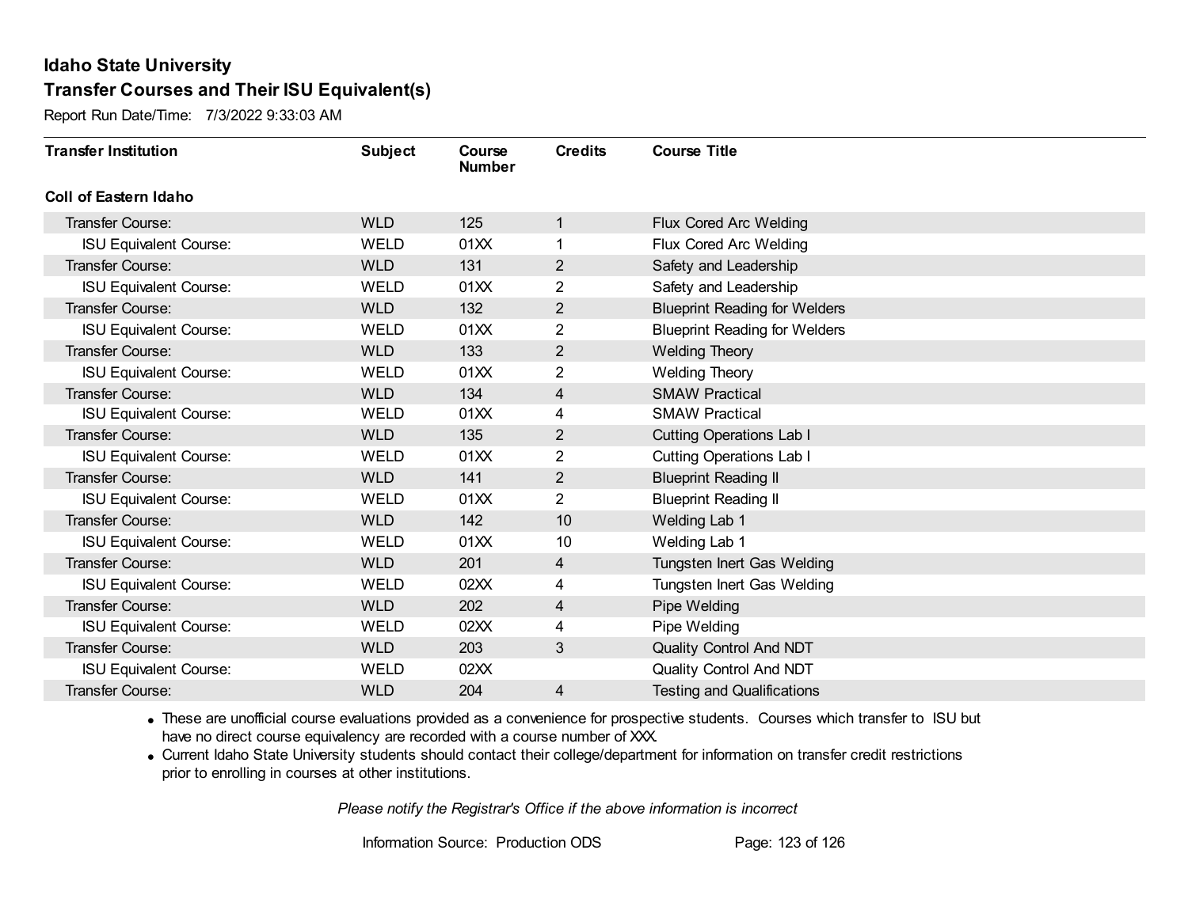# Idaho State University

## Transfer Courses and Their ISU Equivalent(s)

Report Run Date/Time: 7/3/2022 9:33:03 AM

| Transfer Institution | Subject | Course Number | Credits | Course Title |
|---|---|---|---|---|
| **Coll of Eastern Idaho** | | | | |
| Transfer Course: | WLD | 125 | 1 | Flux Cored Arc Welding |
| ISU Equivalent Course: | WELD | 01XX | 1 | Flux Cored Arc Welding |
| Transfer Course: | WLD | 131 | 2 | Safety and Leadership |
| ISU Equivalent Course: | WELD | 01XX | 2 | Safety and Leadership |
| Transfer Course: | WLD | 132 | 2 | Blueprint Reading for Welders |
| ISU Equivalent Course: | WELD | 01XX | 2 | Blueprint Reading for Welders |
| Transfer Course: | WLD | 133 | 2 | Welding Theory |
| ISU Equivalent Course: | WELD | 01XX | 2 | Welding Theory |
| Transfer Course: | WLD | 134 | 4 | SMAW Practical |
| ISU Equivalent Course: | WELD | 01XX | 4 | SMAW Practical |
| Transfer Course: | WLD | 135 | 2 | Cutting Operations Lab I |
| ISU Equivalent Course: | WELD | 01XX | 2 | Cutting Operations Lab I |
| Transfer Course: | WLD | 141 | 2 | Blueprint Reading II |
| ISU Equivalent Course: | WELD | 01XX | 2 | Blueprint Reading II |
| Transfer Course: | WLD | 142 | 10 | Welding Lab 1 |
| ISU Equivalent Course: | WELD | 01XX | 10 | Welding Lab 1 |
| Transfer Course: | WLD | 201 | 4 | Tungsten Inert Gas Welding |
| ISU Equivalent Course: | WELD | 02XX | 4 | Tungsten Inert Gas Welding |
| Transfer Course: | WLD | 202 | 4 | Pipe Welding |
| ISU Equivalent Course: | WELD | 02XX | 4 | Pipe Welding |
| Transfer Course: | WLD | 203 | 3 | Quality Control And NDT |
| ISU Equivalent Course: | WELD | 02XX | | Quality Control And NDT |
| Transfer Course: | WLD | 204 | 4 | Testing and Qualifications |

- These are unofficial course evaluations provided as a convenience for prospective students. Courses which transfer to ISU but have no direct course equivalency are recorded with a course number of XXX.
- Current Idaho State University students should contact their college/department for information on transfer credit restrictions prior to enrolling in courses at other institutions.

*Please notify the Registrar's Office if the above information is incorrect*

Information Source: Production ODS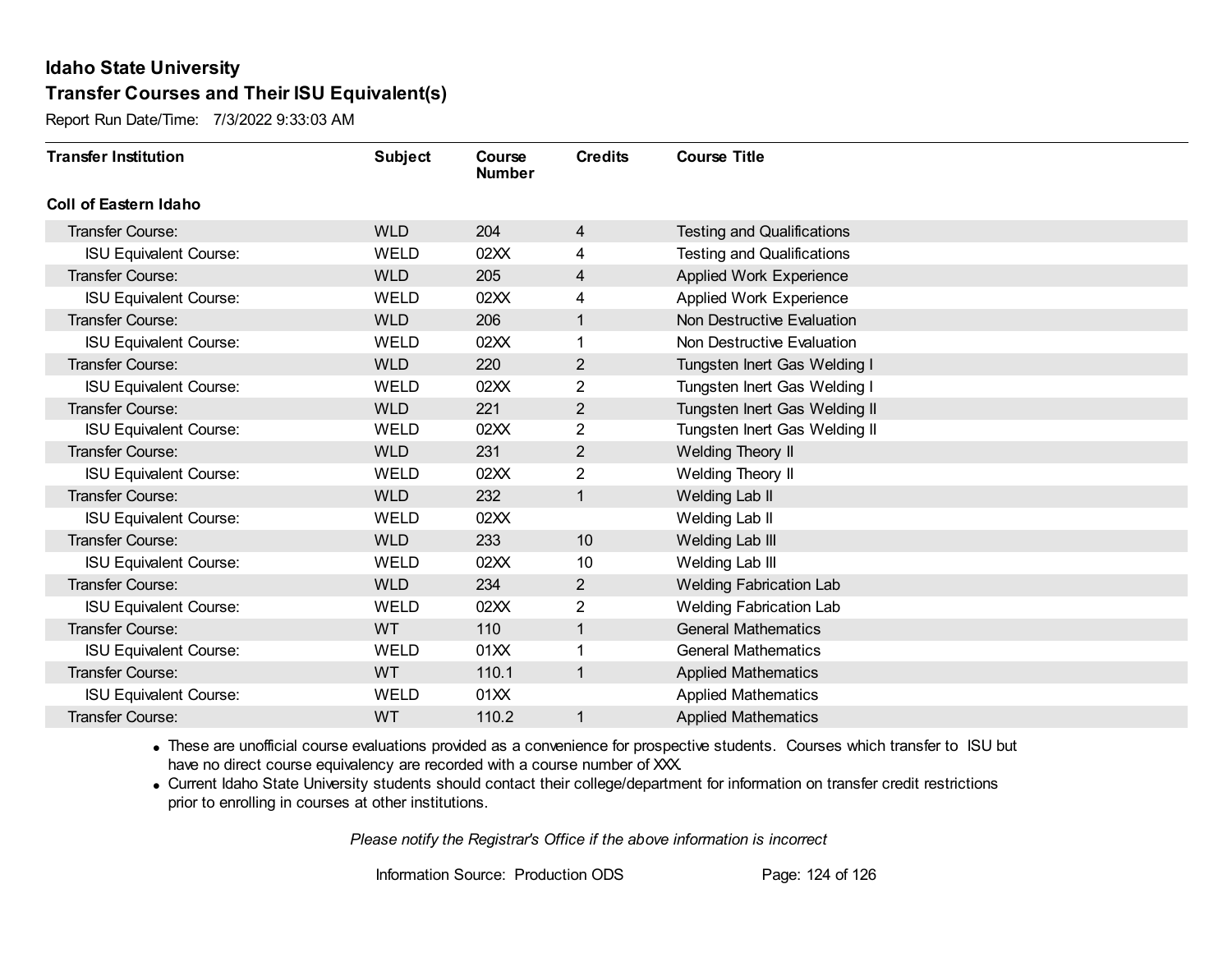# Idaho State University

## Transfer Courses and Their ISU Equivalent(s)

Report Run Date/Time: 7/3/2022 9:33:03 AM

| Transfer Institution | Subject | Course Number | Credits | Course Title |
|---|---|---|---|---|
| **Coll of Eastern Idaho** | | | | |
| Transfer Course: | WLD | 204 | 4 | Testing and Qualifications |
| ISU Equivalent Course: | WELD | 02XX | 4 | Testing and Qualifications |
| Transfer Course: | WLD | 205 | 4 | Applied Work Experience |
| ISU Equivalent Course: | WELD | 02XX | 4 | Applied Work Experience |
| Transfer Course: | WLD | 206 | 1 | Non Destructive Evaluation |
| ISU Equivalent Course: | WELD | 02XX | 1 | Non Destructive Evaluation |
| Transfer Course: | WLD | 220 | 2 | Tungsten Inert Gas Welding I |
| ISU Equivalent Course: | WELD | 02XX | 2 | Tungsten Inert Gas Welding I |
| Transfer Course: | WLD | 221 | 2 | Tungsten Inert Gas Welding II |
| ISU Equivalent Course: | WELD | 02XX | 2 | Tungsten Inert Gas Welding II |
| Transfer Course: | WLD | 231 | 2 | Welding Theory II |
| ISU Equivalent Course: | WELD | 02XX | 2 | Welding Theory II |
| Transfer Course: | WLD | 232 | 1 | Welding Lab II |
| ISU Equivalent Course: | WELD | 02XX | | Welding Lab II |
| Transfer Course: | WLD | 233 | 10 | Welding Lab III |
| ISU Equivalent Course: | WELD | 02XX | 10 | Welding Lab III |
| Transfer Course: | WLD | 234 | 2 | Welding Fabrication Lab |
| ISU Equivalent Course: | WELD | 02XX | 2 | Welding Fabrication Lab |
| Transfer Course: | WT | 110 | 1 | General Mathematics |
| ISU Equivalent Course: | WELD | 01XX | 1 | General Mathematics |
| Transfer Course: | WT | 110.1 | 1 | Applied Mathematics |
| ISU Equivalent Course: | WELD | 01XX | | Applied Mathematics |
| Transfer Course: | WT | 110.2 | 1 | Applied Mathematics |

- These are unofficial course evaluations provided as a convenience for prospective students. Courses which transfer to ISU but have no direct course equivalency are recorded with a course number of XXX.
- Current Idaho State University students should contact their college/department for information on transfer credit restrictions prior to enrolling in courses at other institutions.

*Please notify the Registrar's Office if the above information is incorrect*

Information Source: Production ODS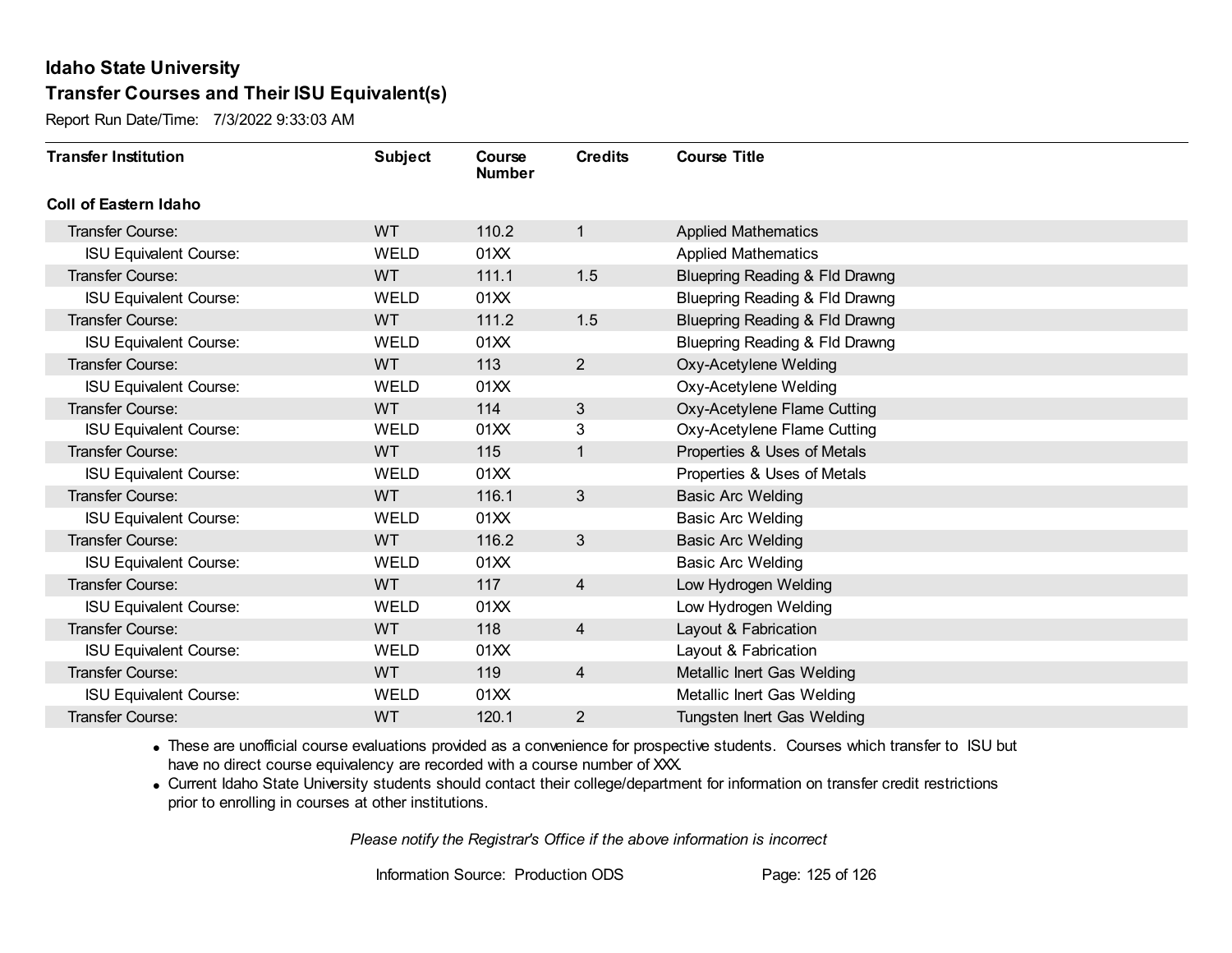# Idaho State University

## Transfer Courses and Their ISU Equivalent(s)

Report Run Date/Time: 7/3/2022 9:33:03 AM

| Transfer Institution | Subject | Course Number | Credits | Course Title |
|---|---|---|---|---|
| **Coll of Eastern Idaho** | | | | |
| Transfer Course: | WT | 110.2 | 1 | Applied Mathematics |
| ISU Equivalent Course: | WELD | 01XX | | Applied Mathematics |
| Transfer Course: | WT | 111.1 | 1.5 | Bluepring Reading & Fld Drawng |
| ISU Equivalent Course: | WELD | 01XX | | Bluepring Reading & Fld Drawng |
| Transfer Course: | WT | 111.2 | 1.5 | Bluepring Reading & Fld Drawng |
| ISU Equivalent Course: | WELD | 01XX | | Bluepring Reading & Fld Drawng |
| Transfer Course: | WT | 113 | 2 | Oxy-Acetylene Welding |
| ISU Equivalent Course: | WELD | 01XX | | Oxy-Acetylene Welding |
| Transfer Course: | WT | 114 | 3 | Oxy-Acetylene Flame Cutting |
| ISU Equivalent Course: | WELD | 01XX | 3 | Oxy-Acetylene Flame Cutting |
| Transfer Course: | WT | 115 | 1 | Properties & Uses of Metals |
| ISU Equivalent Course: | WELD | 01XX | | Properties & Uses of Metals |
| Transfer Course: | WT | 116.1 | 3 | Basic Arc Welding |
| ISU Equivalent Course: | WELD | 01XX | | Basic Arc Welding |
| Transfer Course: | WT | 116.2 | 3 | Basic Arc Welding |
| ISU Equivalent Course: | WELD | 01XX | | Basic Arc Welding |
| Transfer Course: | WT | 117 | 4 | Low Hydrogen Welding |
| ISU Equivalent Course: | WELD | 01XX | | Low Hydrogen Welding |
| Transfer Course: | WT | 118 | 4 | Layout & Fabrication |
| ISU Equivalent Course: | WELD | 01XX | | Layout & Fabrication |
| Transfer Course: | WT | 119 | 4 | Metallic Inert Gas Welding |
| ISU Equivalent Course: | WELD | 01XX | | Metallic Inert Gas Welding |
| Transfer Course: | WT | 120.1 | 2 | Tungsten Inert Gas Welding |

- These are unofficial course evaluations provided as a convenience for prospective students. Courses which transfer to ISU but have no direct course equivalency are recorded with a course number of XXX.
- Current Idaho State University students should contact their college/department for information on transfer credit restrictions prior to enrolling in courses at other institutions.

*Please notify the Registrar's Office if the above information is incorrect*

Information Source: Production ODS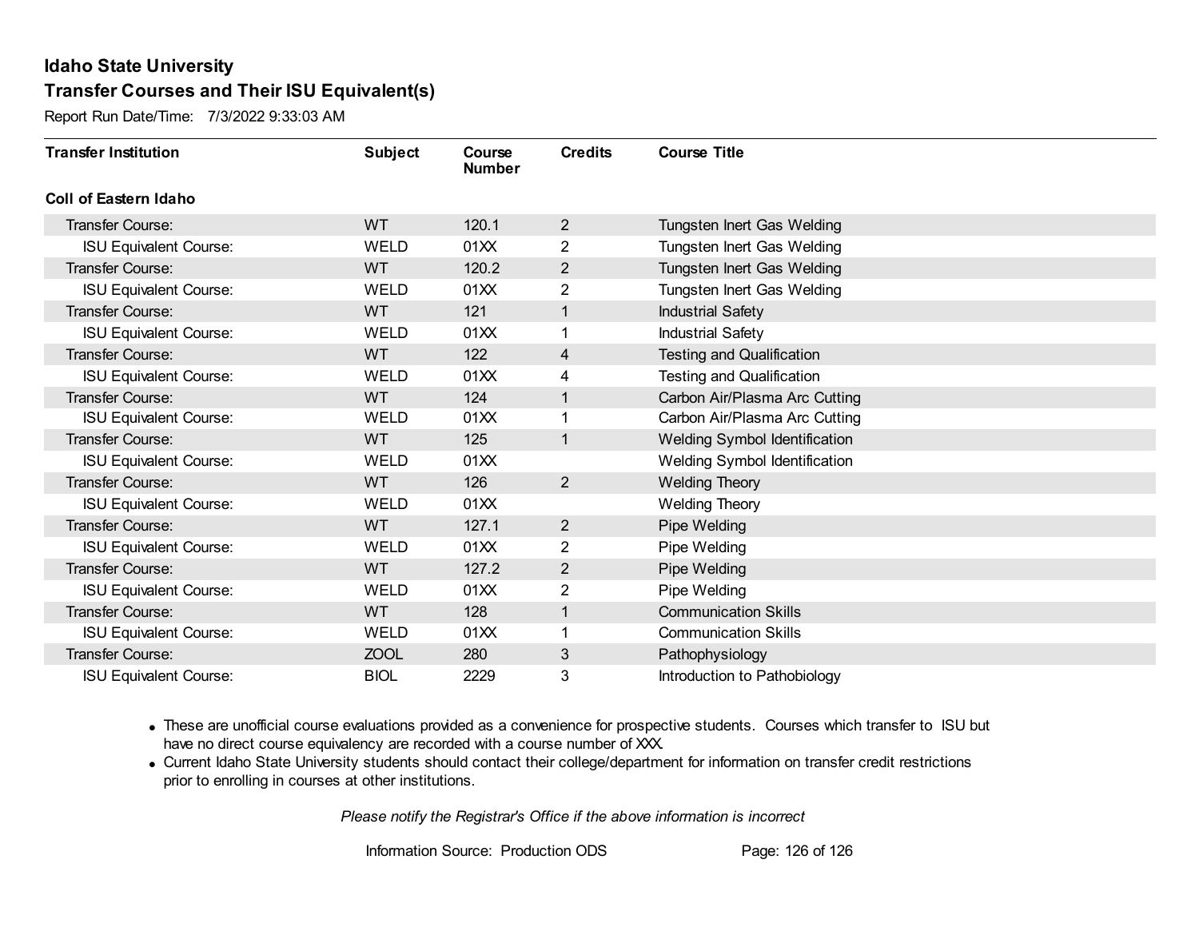# Idaho State University

## Transfer Courses and Their ISU Equivalent(s)

Report Run Date/Time: 7/3/2022 9:33:03 AM

| Transfer Institution | Subject | Course Number | Credits | Course Title |
| --- | --- | --- | --- | --- |
| **Coll of Eastern Idaho** | | | | |
| Transfer Course: | WT | 120.1 | 2 | Tungsten Inert Gas Welding |
| ISU Equivalent Course: | WELD | 01XX | 2 | Tungsten Inert Gas Welding |
| Transfer Course: | WT | 120.2 | 2 | Tungsten Inert Gas Welding |
| ISU Equivalent Course: | WELD | 01XX | 2 | Tungsten Inert Gas Welding |
| Transfer Course: | WT | 121 | 1 | Industrial Safety |
| ISU Equivalent Course: | WELD | 01XX | 1 | Industrial Safety |
| Transfer Course: | WT | 122 | 4 | Testing and Qualification |
| ISU Equivalent Course: | WELD | 01XX | 4 | Testing and Qualification |
| Transfer Course: | WT | 124 | 1 | Carbon Air/Plasma Arc Cutting |
| ISU Equivalent Course: | WELD | 01XX | 1 | Carbon Air/Plasma Arc Cutting |
| Transfer Course: | WT | 125 | 1 | Welding Symbol Identification |
| ISU Equivalent Course: | WELD | 01XX | | Welding Symbol Identification |
| Transfer Course: | WT | 126 | 2 | Welding Theory |
| ISU Equivalent Course: | WELD | 01XX | | Welding Theory |
| Transfer Course: | WT | 127.1 | 2 | Pipe Welding |
| ISU Equivalent Course: | WELD | 01XX | 2 | Pipe Welding |
| Transfer Course: | WT | 127.2 | 2 | Pipe Welding |
| ISU Equivalent Course: | WELD | 01XX | 2 | Pipe Welding |
| Transfer Course: | WT | 128 | 1 | Communication Skills |
| ISU Equivalent Course: | WELD | 01XX | 1 | Communication Skills |
| Transfer Course: | ZOOL | 280 | 3 | Pathophysiology |
| ISU Equivalent Course: | BIOL | 2229 | 3 | Introduction to Pathobiology |

- These are unofficial course evaluations provided as a convenience for prospective students. Courses which transfer to ISU but have no direct course equivalency are recorded with a course number of XXX.
- Current Idaho State University students should contact their college/department for information on transfer credit restrictions prior to enrolling in courses at other institutions.

*Please notify the Registrar's Office if the above information is incorrect*

Information Source: Production ODS